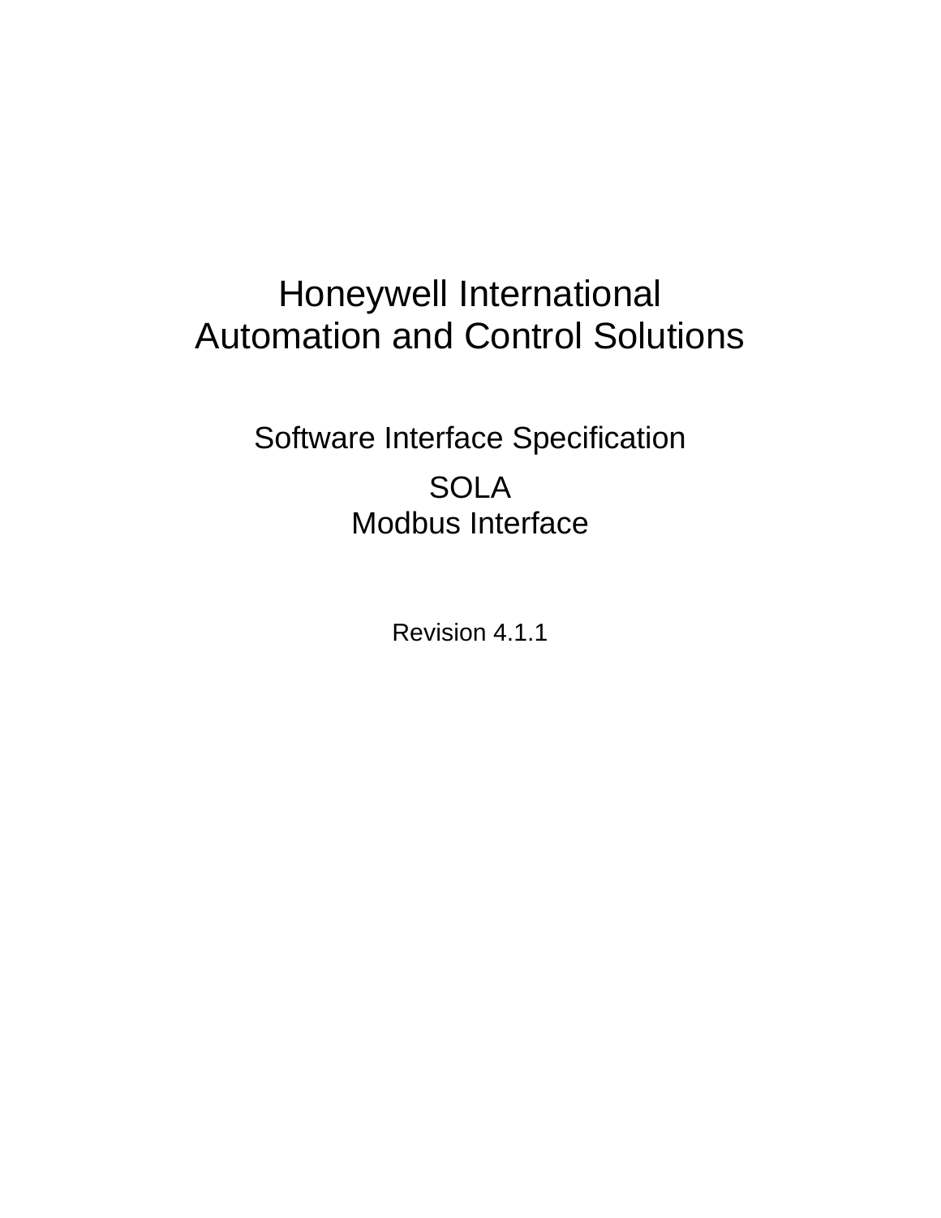# Honeywell International
# Automation and Control Solutions

## Software Interface Specification

## SOLA
## Modbus Interface

Revision 4.1.1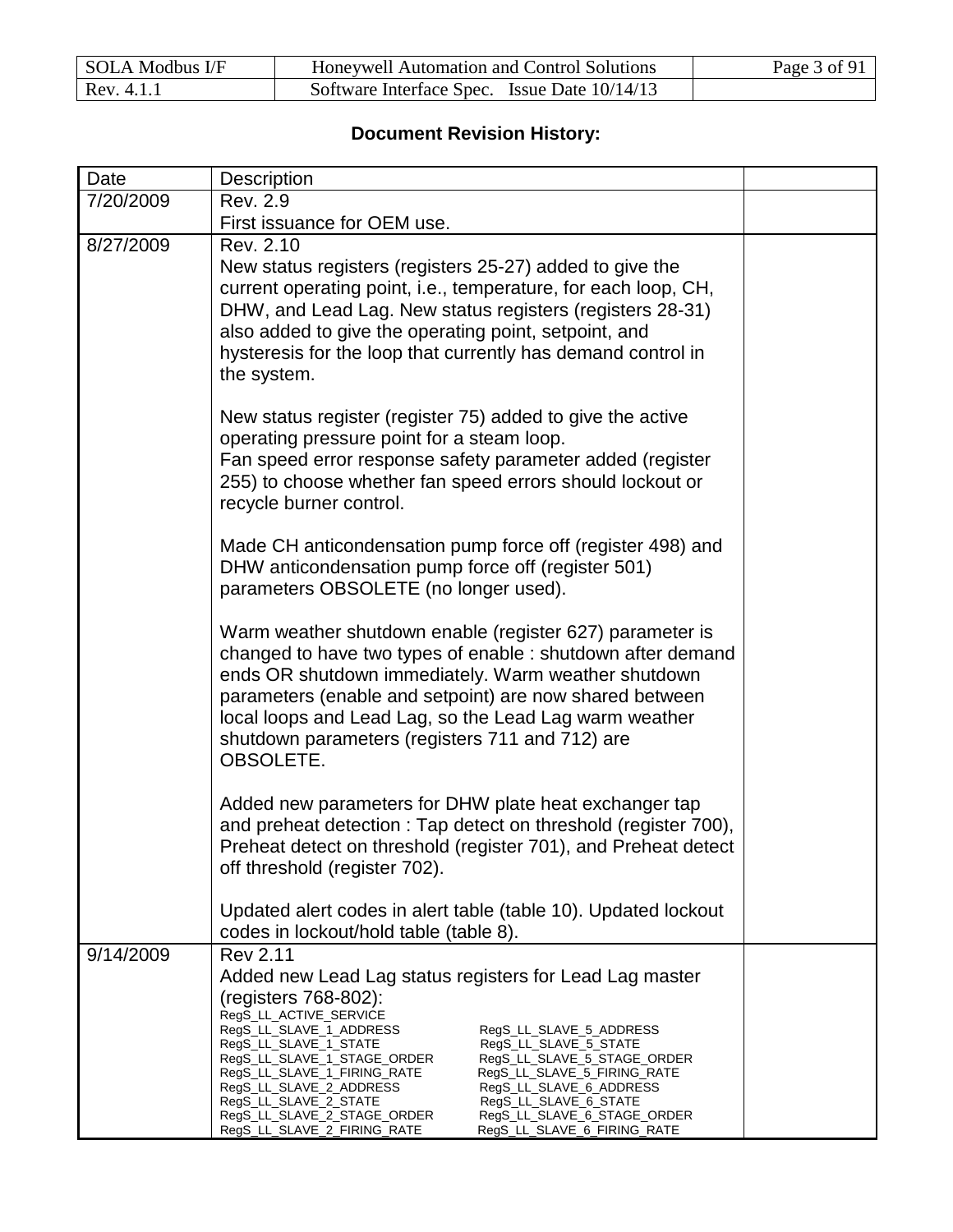**Document Revision History:**

| Date | Description | |
|---|---|---|
| 7/20/2009 | Rev. 2.9<br>First issuance for OEM use. | |
| 8/27/2009 | Rev. 2.10<br>New status registers (registers 25-27) added to give the current operating point, i.e., temperature, for each loop, CH, DHW, and Lead Lag. New status registers (registers 28-31) also added to give the operating point, setpoint, and hysteresis for the loop that currently has demand control in the system.<br><br>New status register (register 75) added to give the active operating pressure point for a steam loop.<br>Fan speed error response safety parameter added (register 255) to choose whether fan speed errors should lockout or recycle burner control.<br><br>Made CH anticondensation pump force off (register 498) and DHW anticondensation pump force off (register 501) parameters OBSOLETE (no longer used).<br><br>Warm weather shutdown enable (register 627) parameter is changed to have two types of enable : shutdown after demand ends OR shutdown immediately. Warm weather shutdown parameters (enable and setpoint) are now shared between local loops and Lead Lag, so the Lead Lag warm weather shutdown parameters (registers 711 and 712) are OBSOLETE.<br><br>Added new parameters for DHW plate heat exchanger tap and preheat detection : Tap detect on threshold (register 700), Preheat detect on threshold (register 701), and Preheat detect off threshold (register 702).<br><br>Updated alert codes in alert table (table 10). Updated lockout codes in lockout/hold table (table 8). | |
| 9/14/2009 | Rev 2.11<br>Added new Lead Lag status registers for Lead Lag master (registers 768-802):<br>RegS_LL_ACTIVE_SERVICE<br>RegS_LL_SLAVE_1_ADDRESS RegS_LL_SLAVE_5_ADDRESS<br>RegS_LL_SLAVE_1_STATE RegS_LL_SLAVE_5_STATE<br>RegS_LL_SLAVE_1_STAGE_ORDER RegS_LL_SLAVE_5_STAGE_ORDER<br>RegS_LL_SLAVE_1_FIRING_RATE RegS_LL_SLAVE_5_FIRING_RATE<br>RegS_LL_SLAVE_2_ADDRESS RegS_LL_SLAVE_6_ADDRESS<br>RegS_LL_SLAVE_2_STATE RegS_LL_SLAVE_6_STATE<br>RegS_LL_SLAVE_2_STAGE_ORDER RegS_LL_SLAVE_6_STAGE_ORDER<br>RegS_LL_SLAVE_2_FIRING_RATE RegS_LL_SLAVE_6_FIRING_RATE | |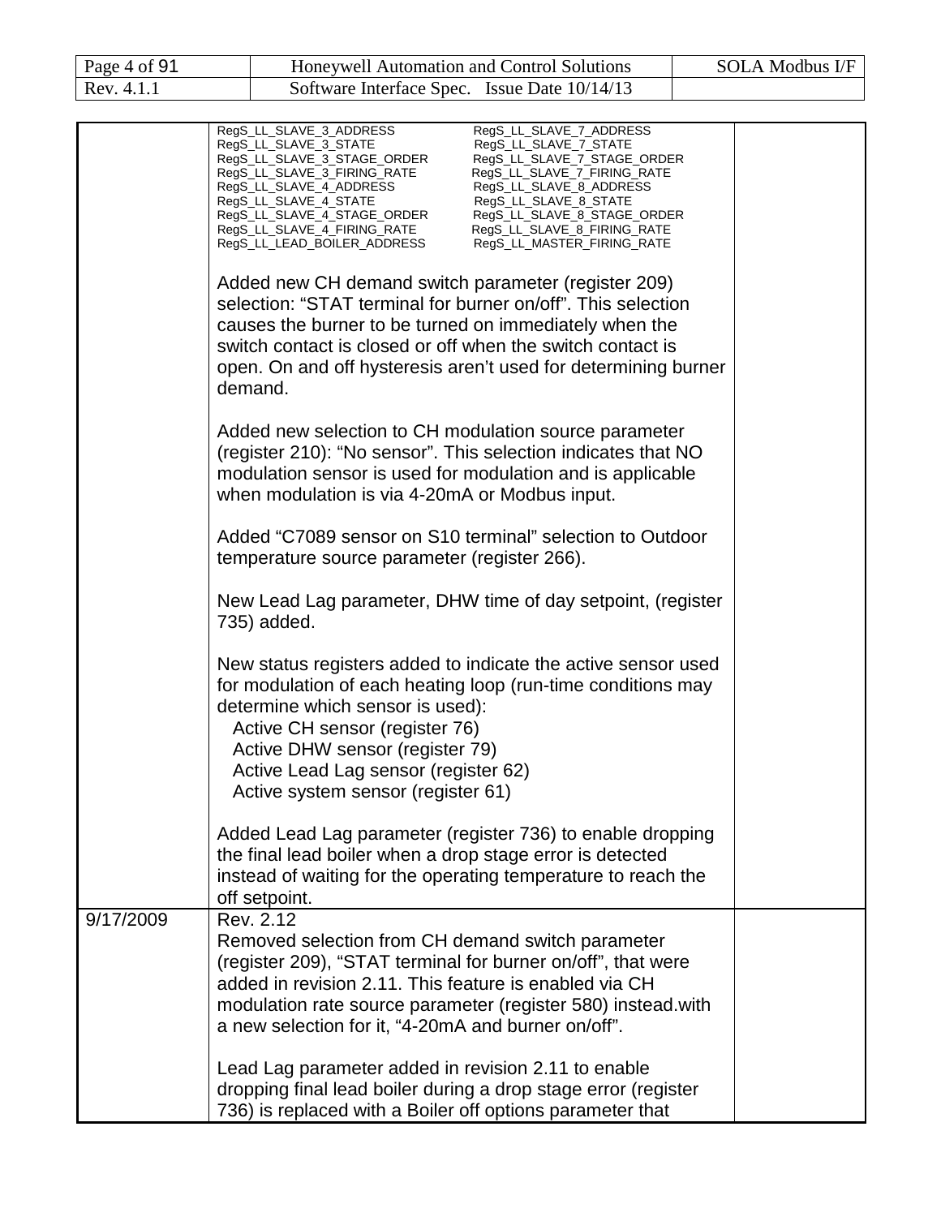| | | |
|---|---|---|
| | RegS_LL_SLAVE_3_ADDRESS<br>RegS_LL_SLAVE_3_STATE<br>RegS_LL_SLAVE_3_STAGE_ORDER<br>RegS_LL_SLAVE_3_FIRING_RATE<br>RegS_LL_SLAVE_4_ADDRESS<br>RegS_LL_SLAVE_4_STATE<br>RegS_LL_SLAVE_4_STAGE_ORDER<br>RegS_LL_SLAVE_4_FIRING_RATE<br>RegS_LL_LEAD_BOILER_ADDRESS<br>RegS_LL_SLAVE_7_ADDRESS<br>RegS_LL_SLAVE_7_STATE<br>RegS_LL_SLAVE_7_STAGE_ORDER<br>RegS_LL_SLAVE_7_FIRING_RATE<br>RegS_LL_SLAVE_8_ADDRESS<br>RegS_LL_SLAVE_8_STATE<br>RegS_LL_SLAVE_8_STAGE_ORDER<br>RegS_LL_SLAVE_8_FIRING_RATE<br>RegS_LL_MASTER_FIRING_RATE<br><br>Added new CH demand switch parameter (register 209) selection: "STAT terminal for burner on/off". This selection causes the burner to be turned on immediately when the switch contact is closed or off when the switch contact is open. On and off hysteresis aren't used for determining burner demand.<br><br>Added new selection to CH modulation source parameter (register 210): "No sensor". This selection indicates that NO modulation sensor is used for modulation and is applicable when modulation is via 4-20mA or Modbus input.<br><br>Added "C7089 sensor on S10 terminal" selection to Outdoor temperature source parameter (register 266).<br><br>New Lead Lag parameter, DHW time of day setpoint, (register 735) added.<br><br>New status registers added to indicate the active sensor used for modulation of each heating loop (run-time conditions may determine which sensor is used):<br>Active CH sensor (register 76)<br>Active DHW sensor (register 79)<br>Active Lead Lag sensor (register 62)<br>Active system sensor (register 61)<br><br>Added Lead Lag parameter (register 736) to enable dropping the final lead boiler when a drop stage error is detected instead of waiting for the operating temperature to reach the off setpoint. | |
| 9/17/2009 | Rev. 2.12<br>Removed selection from CH demand switch parameter (register 209), "STAT terminal for burner on/off", that were added in revision 2.11. This feature is enabled via CH modulation rate source parameter (register 580) instead.with a new selection for it, "4-20mA and burner on/off".<br><br>Lead Lag parameter added in revision 2.11 to enable dropping final lead boiler during a drop stage error (register 736) is replaced with a Boiler off options parameter that | |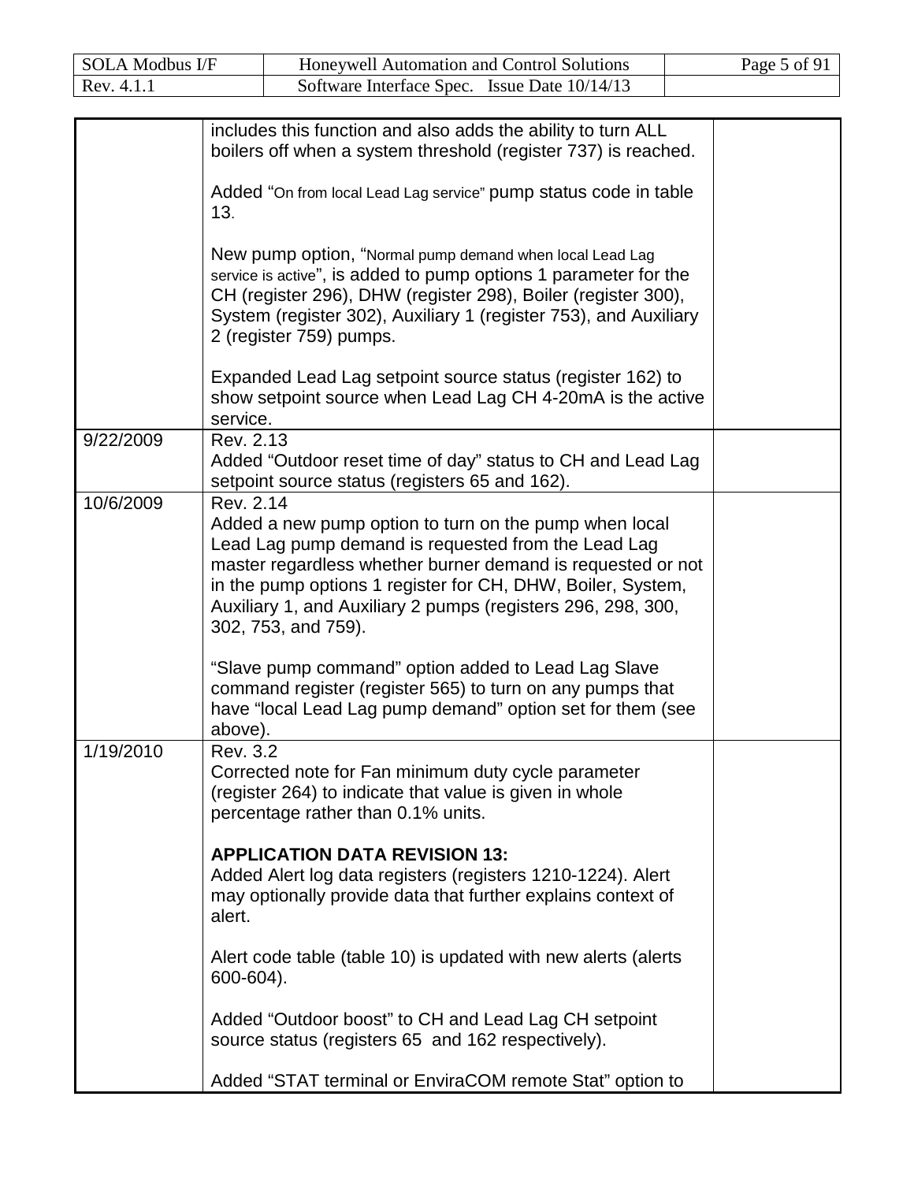|  |  |  |
|---|---|---|
|  | includes this function and also adds the ability to turn ALL boilers off when a system threshold (register 737) is reached.<br><br>Added "On from local Lead Lag service" pump status code in table 13.<br><br>New pump option, "Normal pump demand when local Lead Lag service is active", is added to pump options 1 parameter for the CH (register 296), DHW (register 298), Boiler (register 300), System (register 302), Auxiliary 1 (register 753), and Auxiliary 2 (register 759) pumps.<br><br>Expanded Lead Lag setpoint source status (register 162) to show setpoint source when Lead Lag CH 4-20mA is the active service. |  |
| 9/22/2009 | Rev. 2.13<br>Added "Outdoor reset time of day" status to CH and Lead Lag setpoint source status (registers 65 and 162). |  |
| 10/6/2009 | Rev. 2.14<br>Added a new pump option to turn on the pump when local Lead Lag pump demand is requested from the Lead Lag master regardless whether burner demand is requested or not in the pump options 1 register for CH, DHW, Boiler, System, Auxiliary 1, and Auxiliary 2 pumps (registers 296, 298, 300, 302, 753, and 759).<br><br>"Slave pump command" option added to Lead Lag Slave command register (register 565) to turn on any pumps that have "local Lead Lag pump demand" option set for them (see above). |  |
| 1/19/2010 | Rev. 3.2<br>Corrected note for Fan minimum duty cycle parameter (register 264) to indicate that value is given in whole percentage rather than 0.1% units.<br><br>**APPLICATION DATA REVISION 13:**<br>Added Alert log data registers (registers 1210-1224). Alert may optionally provide data that further explains context of alert.<br><br>Alert code table (table 10) is updated with new alerts (alerts 600-604).<br><br>Added "Outdoor boost" to CH and Lead Lag CH setpoint source status (registers 65 and 162 respectively).<br><br>Added "STAT terminal or EnviraCOM remote Stat" option to |  |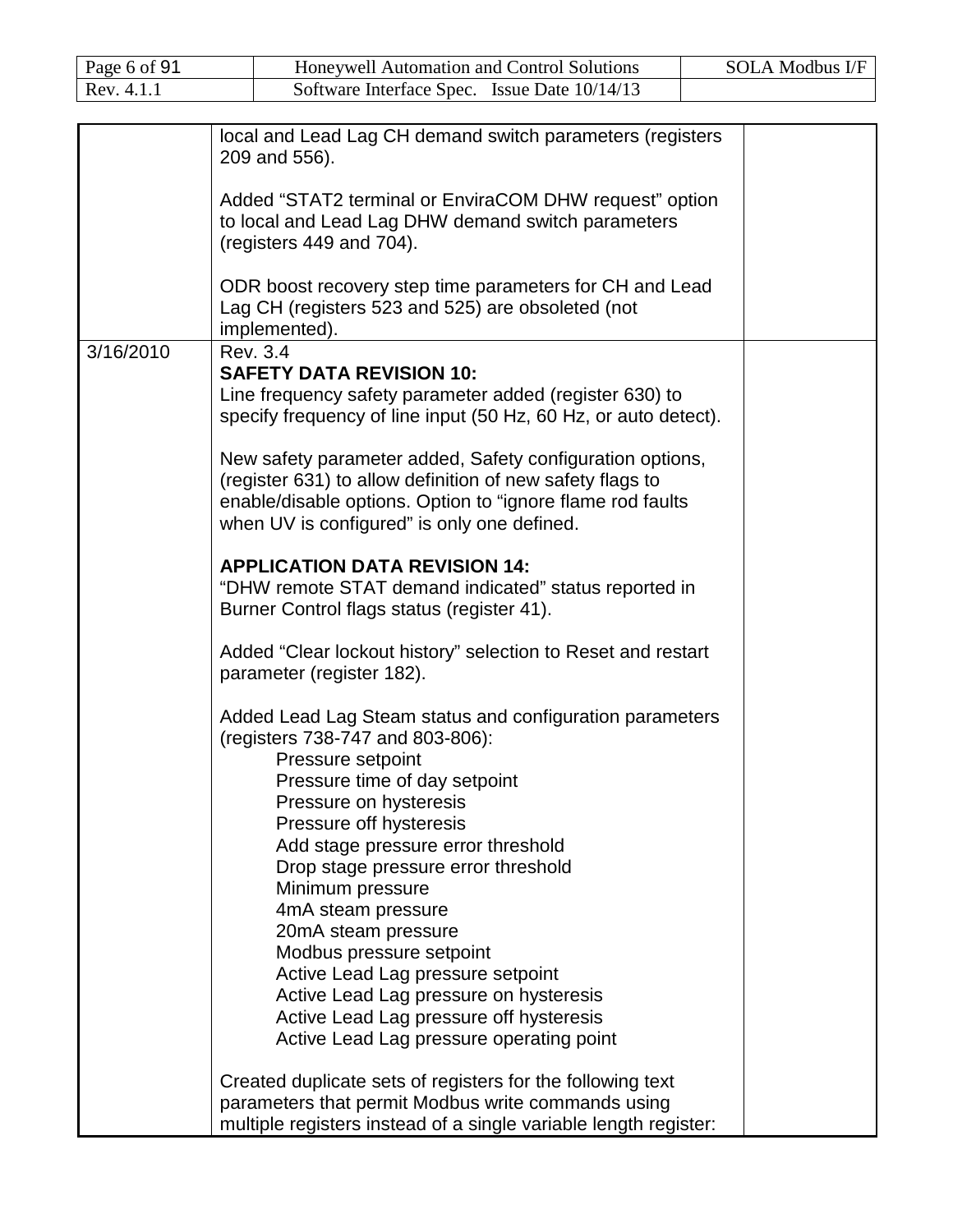| | | |
|---|---|---|
| | local and Lead Lag CH demand switch parameters (registers 209 and 556).<br><br>Added “STAT2 terminal or EnviraCOM DHW request” option to local and Lead Lag DHW demand switch parameters (registers 449 and 704).<br><br>ODR boost recovery step time parameters for CH and Lead Lag CH (registers 523 and 525) are obsoleted (not implemented). | |
| 3/16/2010 | Rev. 3.4<br>**SAFETY DATA REVISION 10:**<br>Line frequency safety parameter added (register 630) to specify frequency of line input (50 Hz, 60 Hz, or auto detect).<br><br>New safety parameter added, Safety configuration options, (register 631) to allow definition of new safety flags to enable/disable options. Option to “ignore flame rod faults when UV is configured” is only one defined.<br><br>**APPLICATION DATA REVISION 14:**<br>“DHW remote STAT demand indicated” status reported in Burner Control flags status (register 41).<br><br>Added “Clear lockout history” selection to Reset and restart parameter (register 182).<br><br>Added Lead Lag Steam status and configuration parameters (registers 738-747 and 803-806):<br>Pressure setpoint<br>Pressure time of day setpoint<br>Pressure on hysteresis<br>Pressure off hysteresis<br>Add stage pressure error threshold<br>Drop stage pressure error threshold<br>Minimum pressure<br>4mA steam pressure<br>20mA steam pressure<br>Modbus pressure setpoint<br>Active Lead Lag pressure setpoint<br>Active Lead Lag pressure on hysteresis<br>Active Lead Lag pressure off hysteresis<br>Active Lead Lag pressure operating point<br><br>Created duplicate sets of registers for the following text parameters that permit Modbus write commands using multiple registers instead of a single variable length register: | |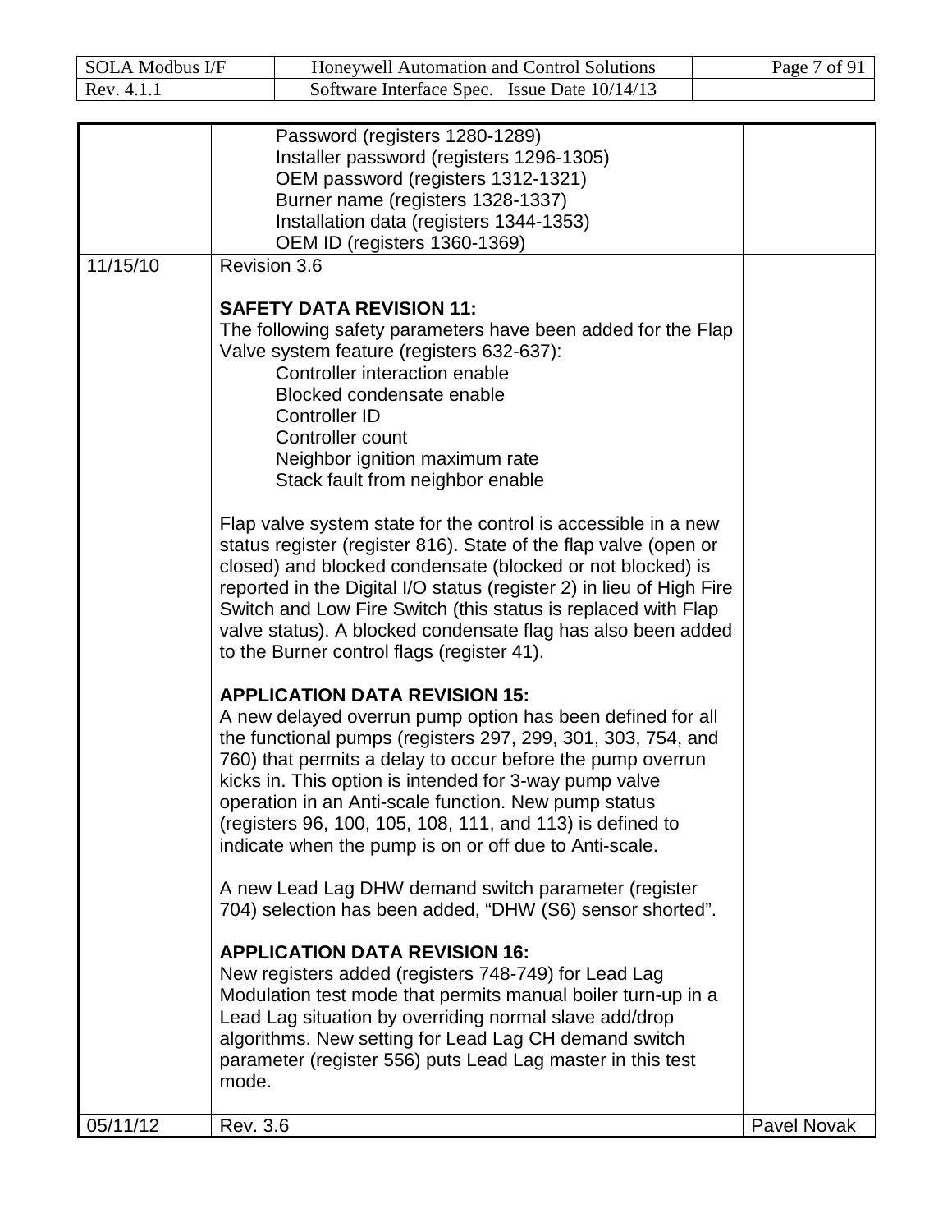| | | |
|---|---|---|
| | Password (registers 1280-1289)<br>Installer password (registers 1296-1305)<br>OEM password (registers 1312-1321)<br>Burner name (registers 1328-1337)<br>Installation data (registers 1344-1353)<br>OEM ID (registers 1360-1369) | |
| 11/15/10 | Revision 3.6<br><br>**SAFETY DATA REVISION 11:**<br>The following safety parameters have been added for the Flap Valve system feature (registers 632-637):<br>Controller interaction enable<br>Blocked condensate enable<br>Controller ID<br>Controller count<br>Neighbor ignition maximum rate<br>Stack fault from neighbor enable<br><br>Flap valve system state for the control is accessible in a new status register (register 816). State of the flap valve (open or closed) and blocked condensate (blocked or not blocked) is reported in the Digital I/O status (register 2) in lieu of High Fire Switch and Low Fire Switch (this status is replaced with Flap valve status). A blocked condensate flag has also been added to the Burner control flags (register 41).<br><br>**APPLICATION DATA REVISION 15:**<br>A new delayed overrun pump option has been defined for all the functional pumps (registers 297, 299, 301, 303, 754, and 760) that permits a delay to occur before the pump overrun kicks in. This option is intended for 3-way pump valve operation in an Anti-scale function. New pump status (registers 96, 100, 105, 108, 111, and 113) is defined to indicate when the pump is on or off due to Anti-scale.<br><br>A new Lead Lag DHW demand switch parameter (register 704) selection has been added, "DHW (S6) sensor shorted".<br><br>**APPLICATION DATA REVISION 16:**<br>New registers added (registers 748-749) for Lead Lag Modulation test mode that permits manual boiler turn-up in a Lead Lag situation by overriding normal slave add/drop algorithms. New setting for Lead Lag CH demand switch parameter (register 556) puts Lead Lag master in this test mode. | |
| 05/11/12 | Rev. 3.6 | Pavel Novak |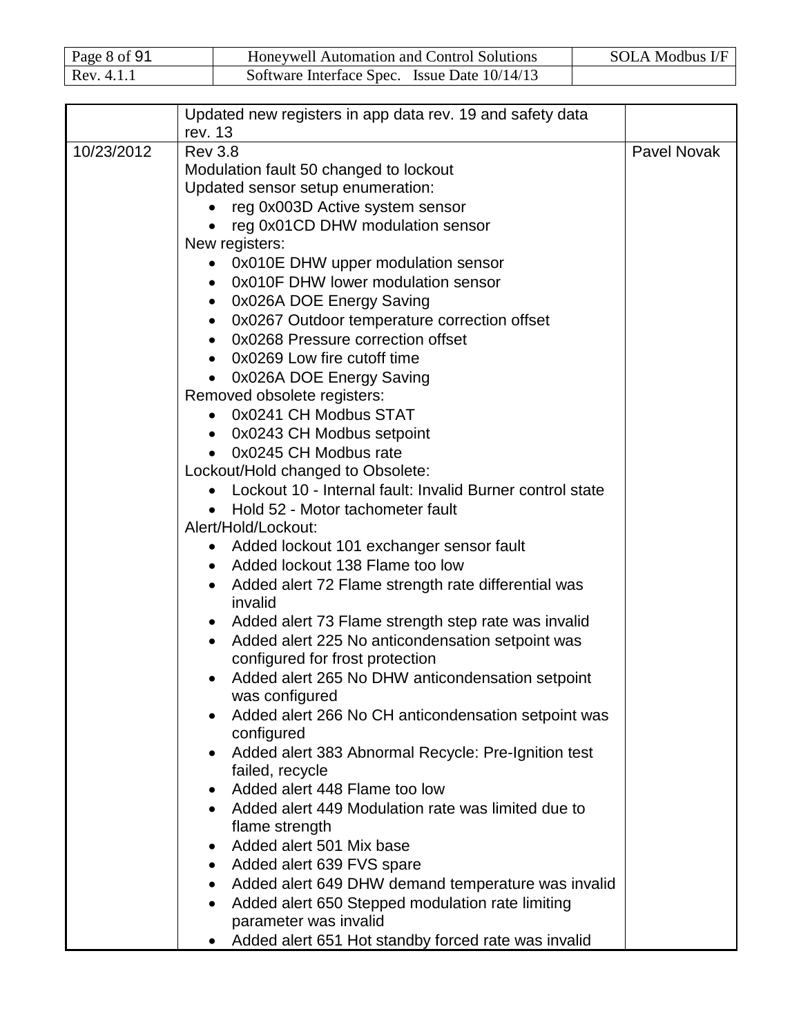|  |  |  |
|---|---|---|
|  | Updated new registers in app data rev. 19 and safety data rev. 13 |  |
| 10/23/2012 | Rev 3.8<br>Modulation fault 50 changed to lockout<br>Updated sensor setup enumeration:<br>• reg 0x003D Active system sensor<br>• reg 0x01CD DHW modulation sensor<br>New registers:<br>• 0x010E DHW upper modulation sensor<br>• 0x010F DHW lower modulation sensor<br>• 0x026A DOE Energy Saving<br>• 0x0267 Outdoor temperature correction offset<br>• 0x0268 Pressure correction offset<br>• 0x0269 Low fire cutoff time<br>• 0x026A DOE Energy Saving<br>Removed obsolete registers:<br>• 0x0241 CH Modbus STAT<br>• 0x0243 CH Modbus setpoint<br>• 0x0245 CH Modbus rate<br>Lockout/Hold changed to Obsolete:<br>• Lockout 10 - Internal fault: Invalid Burner control state<br>• Hold 52 - Motor tachometer fault<br>Alert/Hold/Lockout:<br>• Added lockout 101 exchanger sensor fault<br>• Added lockout 138 Flame too low<br>• Added alert 72 Flame strength rate differential was invalid<br>• Added alert 73 Flame strength step rate was invalid<br>• Added alert 225 No anticondensation setpoint was configured for frost protection<br>• Added alert 265 No DHW anticondensation setpoint was configured<br>• Added alert 266 No CH anticondensation setpoint was configured<br>• Added alert 383 Abnormal Recycle: Pre-Ignition test failed, recycle<br>• Added alert 448 Flame too low<br>• Added alert 449 Modulation rate was limited due to flame strength<br>• Added alert 501 Mix base<br>• Added alert 639 FVS spare<br>• Added alert 649 DHW demand temperature was invalid<br>• Added alert 650 Stepped modulation rate limiting parameter was invalid<br>• Added alert 651 Hot standby forced rate was invalid | Pavel Novak |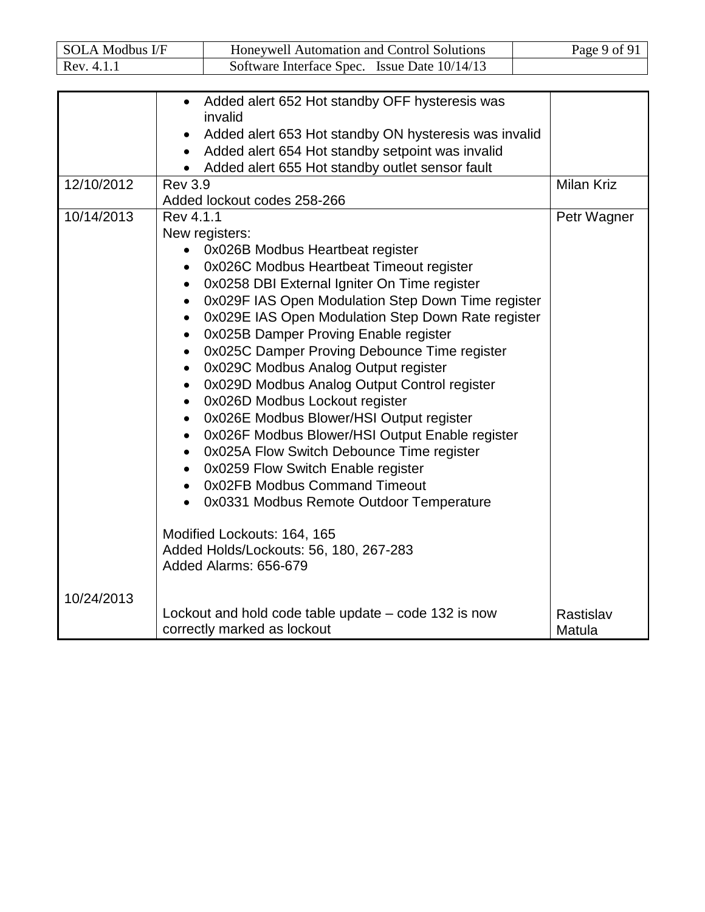| | | |
|---|---|---|
| | • Added alert 652 Hot standby OFF hysteresis was invalid<br>• Added alert 653 Hot standby ON hysteresis was invalid<br>• Added alert 654 Hot standby setpoint was invalid<br>• Added alert 655 Hot standby outlet sensor fault | |
| 12/10/2012 | Rev 3.9<br>Added lockout codes 258-266 | Milan Kriz |
| 10/14/2013 | Rev 4.1.1<br>New registers:<br>• 0x026B Modbus Heartbeat register<br>• 0x026C Modbus Heartbeat Timeout register<br>• 0x0258 DBI External Igniter On Time register<br>• 0x029F IAS Open Modulation Step Down Time register<br>• 0x029E IAS Open Modulation Step Down Rate register<br>• 0x025B Damper Proving Enable register<br>• 0x025C Damper Proving Debounce Time register<br>• 0x029C Modbus Analog Output register<br>• 0x029D Modbus Analog Output Control register<br>• 0x026D Modbus Lockout register<br>• 0x026E Modbus Blower/HSI Output register<br>• 0x026F Modbus Blower/HSI Output Enable register<br>• 0x025A Flow Switch Debounce Time register<br>• 0x0259 Flow Switch Enable register<br>• 0x02FB Modbus Command Timeout<br>• 0x0331 Modbus Remote Outdoor Temperature<br><br>Modified Lockouts: 164, 165<br>Added Holds/Lockouts: 56, 180, 267-283<br>Added Alarms: 656-679 | Petr Wagner |
| 10/24/2013 | Lockout and hold code table update – code 132 is now correctly marked as lockout | Rastislav Matula |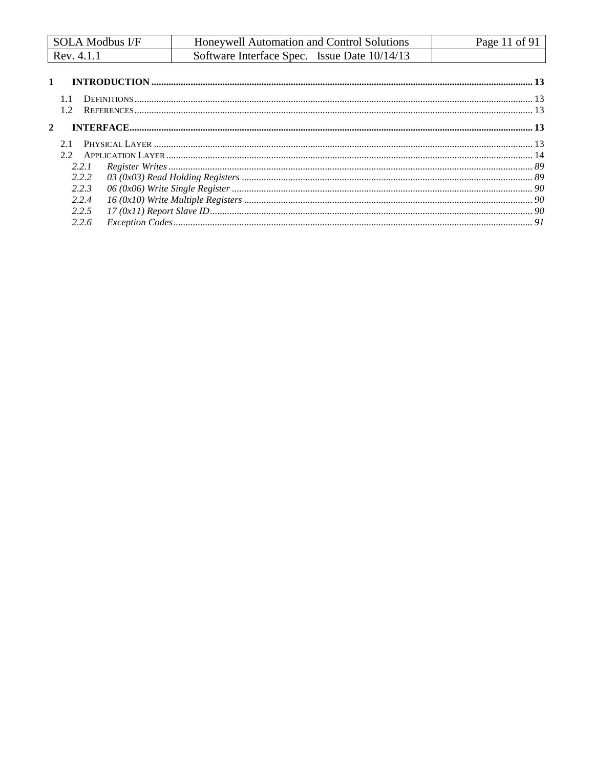1 **INTRODUCTION** .......... 13

 1.1 DEFINITIONS .......... 13
 1.2 REFERENCES .......... 13

2 **INTERFACE** .......... 13

 2.1 PHYSICAL LAYER .......... 13
 2.2 APPLICATION LAYER .......... 14
  *2.2.1 Register Writes* .......... *89*
  *2.2.2 03 (0x03) Read Holding Registers* .......... *89*
  *2.2.3 06 (0x06) Write Single Register* .......... *90*
  *2.2.4 16 (0x10) Write Multiple Registers* .......... *90*
  *2.2.5 17 (0x11) Report Slave ID* .......... *90*
  *2.2.6 Exception Codes* .......... *91*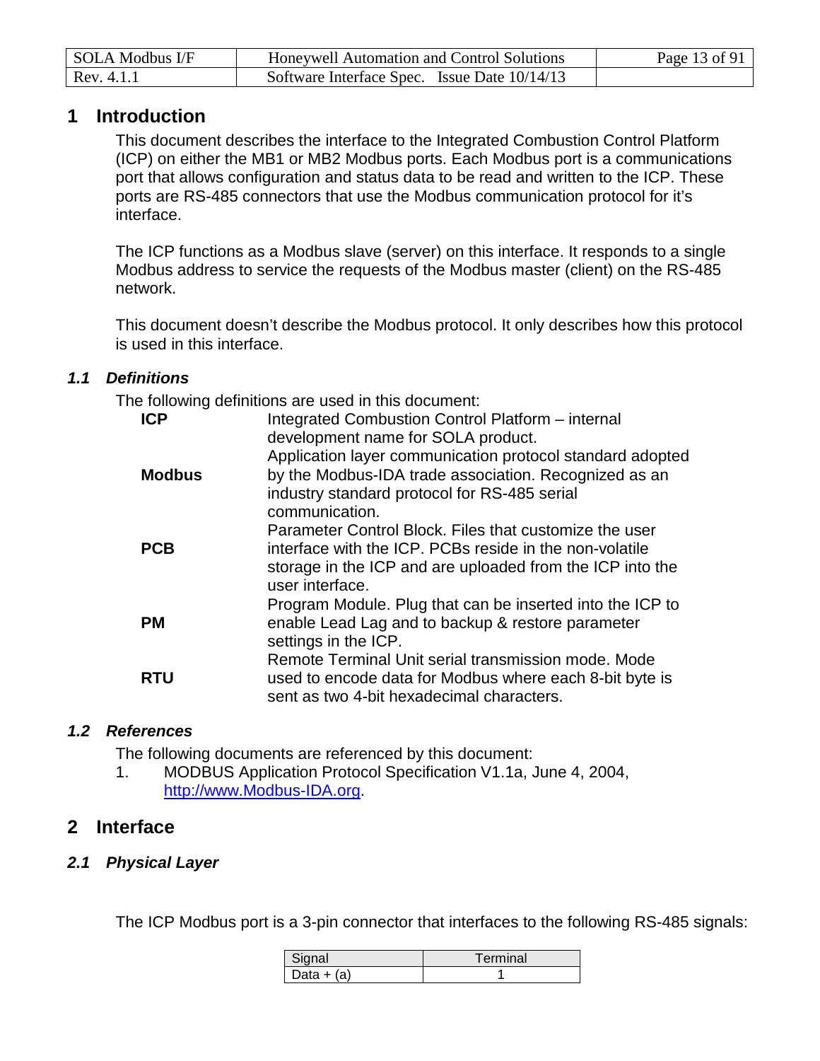# 1 Introduction

This document describes the interface to the Integrated Combustion Control Platform (ICP) on either the MB1 or MB2 Modbus ports. Each Modbus port is a communications port that allows configuration and status data to be read and written to the ICP. These ports are RS-485 connectors that use the Modbus communication protocol for it's interface.

The ICP functions as a Modbus slave (server) on this interface. It responds to a single Modbus address to service the requests of the Modbus master (client) on the RS-485 network.

This document doesn't describe the Modbus protocol. It only describes how this protocol is used in this interface.

## 1.1 Definitions

The following definitions are used in this document:

| | |
|---|---|
| **ICP** | Integrated Combustion Control Platform – internal development name for SOLA product. |
| **Modbus** | Application layer communication protocol standard adopted by the Modbus-IDA trade association. Recognized as an industry standard protocol for RS-485 serial communication. |
| **PCB** | Parameter Control Block. Files that customize the user interface with the ICP. PCBs reside in the non-volatile storage in the ICP and are uploaded from the ICP into the user interface. |
| **PM** | Program Module. Plug that can be inserted into the ICP to enable Lead Lag and to backup & restore parameter settings in the ICP. |
| **RTU** | Remote Terminal Unit serial transmission mode. Mode used to encode data for Modbus where each 8-bit byte is sent as two 4-bit hexadecimal characters. |

## 1.2 References

The following documents are referenced by this document:

1. MODBUS Application Protocol Specification V1.1a, June 4, 2004, http://www.Modbus-IDA.org.

# 2 Interface

## 2.1 Physical Layer

The ICP Modbus port is a 3-pin connector that interfaces to the following RS-485 signals:

| Signal | Terminal |
|---|---|
| Data + (a) | 1 |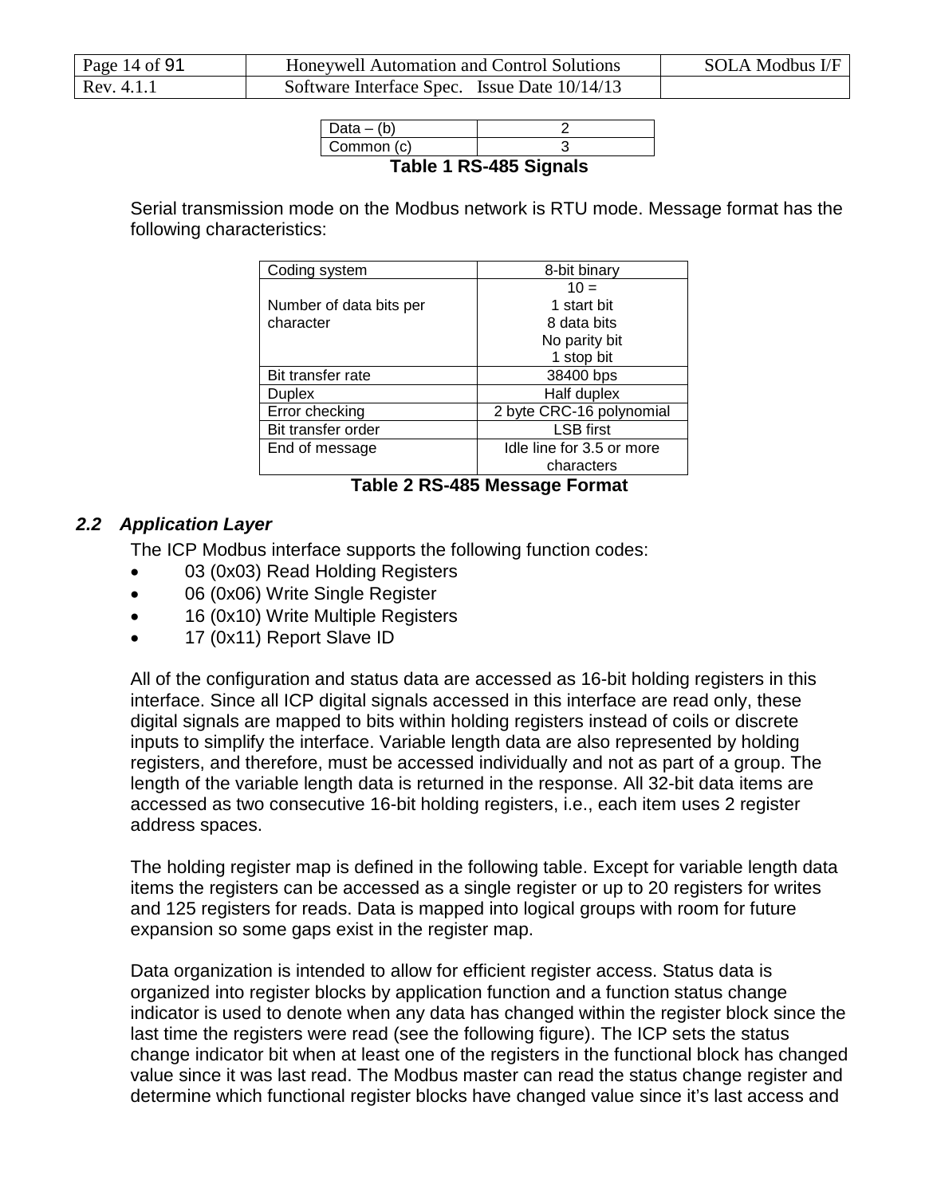| | |
|---|---|
| Data – (b) | 2 |
| Common (c) | 3 |

**Table 1 RS-485 Signals**

Serial transmission mode on the Modbus network is RTU mode. Message format has the following characteristics:

| | |
|---|---|
| Coding system | 8-bit binary |
| Number of data bits per character | 10 =<br>1 start bit<br>8 data bits<br>No parity bit<br>1 stop bit |
| Bit transfer rate | 38400 bps |
| Duplex | Half duplex |
| Error checking | 2 byte CRC-16 polynomial |
| Bit transfer order | LSB first |
| End of message | Idle line for 3.5 or more characters |

**Table 2 RS-485 Message Format**

### *2.2 Application Layer*

The ICP Modbus interface supports the following function codes:

- 03 (0x03) Read Holding Registers
- 06 (0x06) Write Single Register
- 16 (0x10) Write Multiple Registers
- 17 (0x11) Report Slave ID

All of the configuration and status data are accessed as 16-bit holding registers in this interface. Since all ICP digital signals accessed in this interface are read only, these digital signals are mapped to bits within holding registers instead of coils or discrete inputs to simplify the interface. Variable length data are also represented by holding registers, and therefore, must be accessed individually and not as part of a group. The length of the variable length data is returned in the response. All 32-bit data items are accessed as two consecutive 16-bit holding registers, i.e., each item uses 2 register address spaces.

The holding register map is defined in the following table. Except for variable length data items the registers can be accessed as a single register or up to 20 registers for writes and 125 registers for reads. Data is mapped into logical groups with room for future expansion so some gaps exist in the register map.

Data organization is intended to allow for efficient register access. Status data is organized into register blocks by application function and a function status change indicator is used to denote when any data has changed within the register block since the last time the registers were read (see the following figure). The ICP sets the status change indicator bit when at least one of the registers in the functional block has changed value since it was last read. The Modbus master can read the status change register and determine which functional register blocks have changed value since it's last access and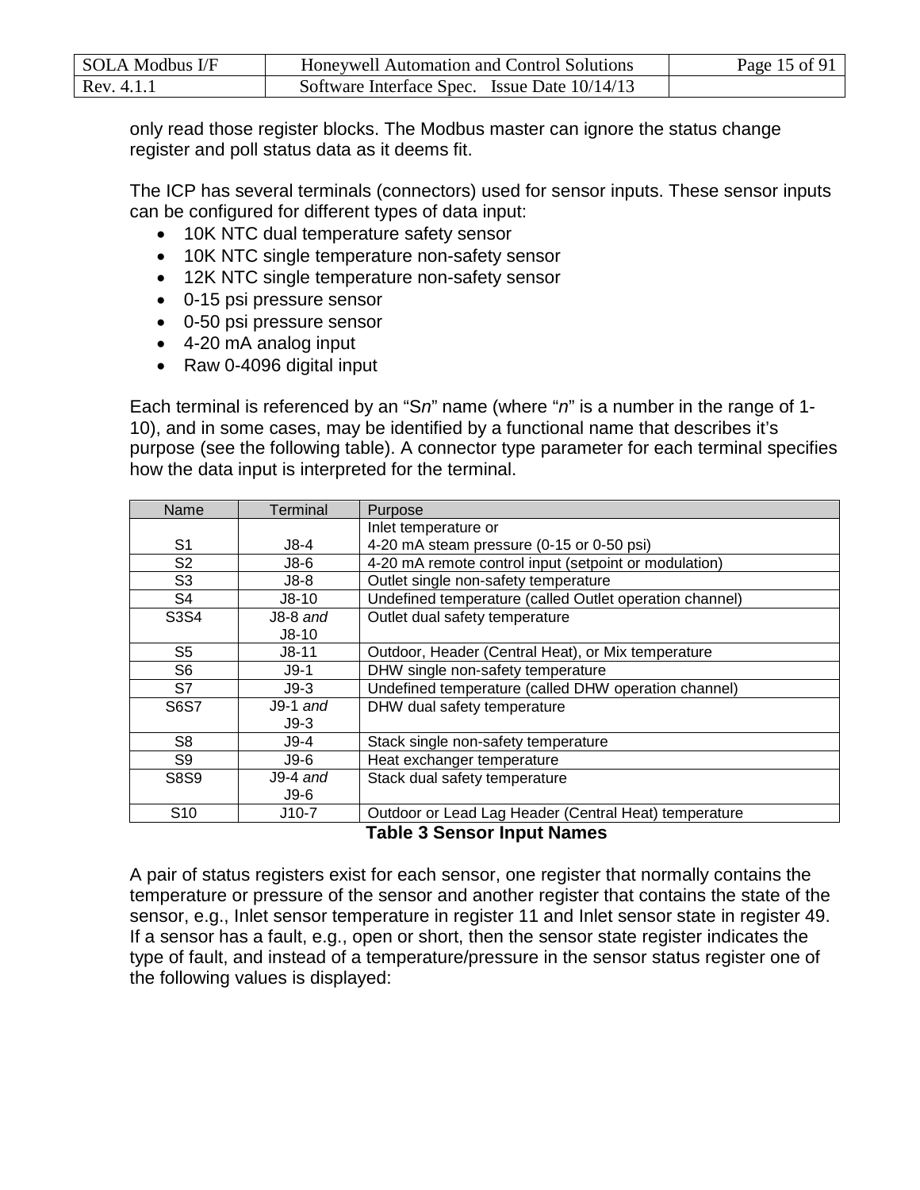only read those register blocks. The Modbus master can ignore the status change register and poll status data as it deems fit.

The ICP has several terminals (connectors) used for sensor inputs. These sensor inputs can be configured for different types of data input:

- 10K NTC dual temperature safety sensor
- 10K NTC single temperature non-safety sensor
- 12K NTC single temperature non-safety sensor
- 0-15 psi pressure sensor
- 0-50 psi pressure sensor
- 4-20 mA analog input
- Raw 0-4096 digital input

Each terminal is referenced by an "S*n*" name (where "*n*" is a number in the range of 1-10), and in some cases, may be identified by a functional name that describes it's purpose (see the following table). A connector type parameter for each terminal specifies how the data input is interpreted for the terminal.

| Name | Terminal | Purpose |
|---|---|---|
| S1 | J8-4 | Inlet temperature or 4-20 mA steam pressure (0-15 or 0-50 psi) |
| S2 | J8-6 | 4-20 mA remote control input (setpoint or modulation) |
| S3 | J8-8 | Outlet single non-safety temperature |
| S4 | J8-10 | Undefined temperature (called Outlet operation channel) |
| S3S4 | J8-8 *and* J8-10 | Outlet dual safety temperature |
| S5 | J8-11 | Outdoor, Header (Central Heat), or Mix temperature |
| S6 | J9-1 | DHW single non-safety temperature |
| S7 | J9-3 | Undefined temperature (called DHW operation channel) |
| S6S7 | J9-1 *and* J9-3 | DHW dual safety temperature |
| S8 | J9-4 | Stack single non-safety temperature |
| S9 | J9-6 | Heat exchanger temperature |
| S8S9 | J9-4 *and* J9-6 | Stack dual safety temperature |
| S10 | J10-7 | Outdoor or Lead Lag Header (Central Heat) temperature |

**Table 3 Sensor Input Names**

A pair of status registers exist for each sensor, one register that normally contains the temperature or pressure of the sensor and another register that contains the state of the sensor, e.g., Inlet sensor temperature in register 11 and Inlet sensor state in register 49. If a sensor has a fault, e.g., open or short, then the sensor state register indicates the type of fault, and instead of a temperature/pressure in the sensor status register one of the following values is displayed: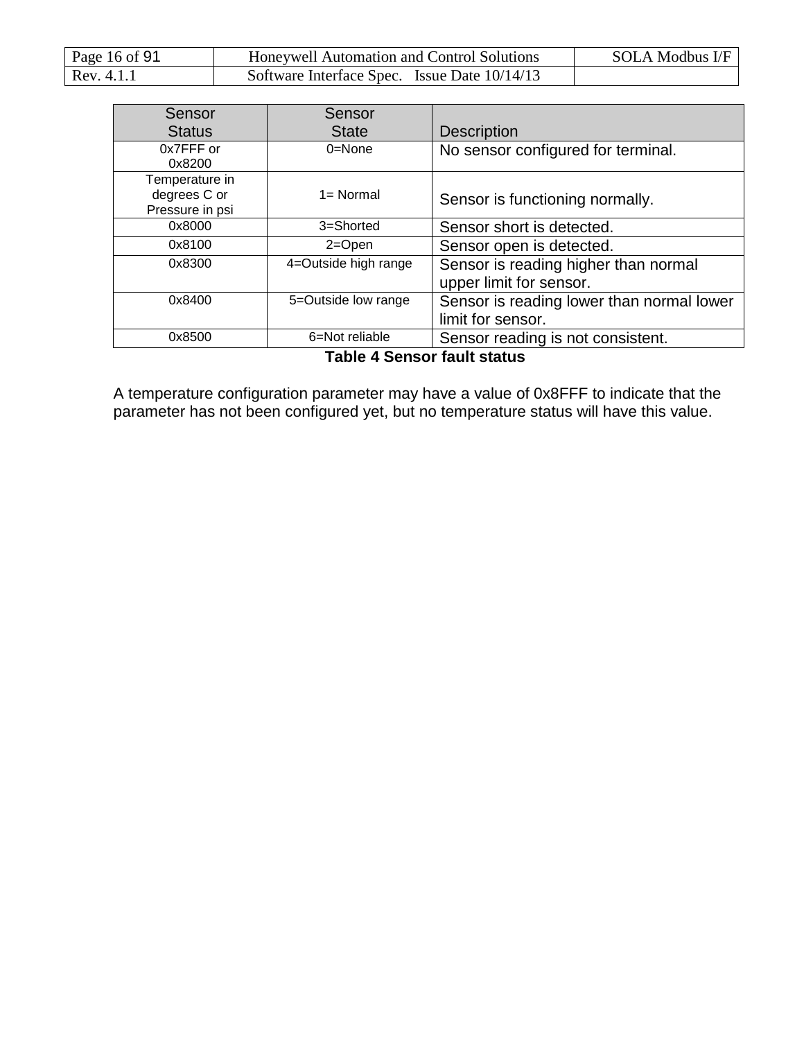| Sensor Status | Sensor State | Description |
|---|---|---|
| 0x7FFF or 0x8200 | 0=None | No sensor configured for terminal. |
| Temperature in degrees C or Pressure in psi | 1= Normal | Sensor is functioning normally. |
| 0x8000 | 3=Shorted | Sensor short is detected. |
| 0x8100 | 2=Open | Sensor open is detected. |
| 0x8300 | 4=Outside high range | Sensor is reading higher than normal upper limit for sensor. |
| 0x8400 | 5=Outside low range | Sensor is reading lower than normal lower limit for sensor. |
| 0x8500 | 6=Not reliable | Sensor reading is not consistent. |

**Table 4 Sensor fault status**

A temperature configuration parameter may have a value of 0x8FFF to indicate that the parameter has not been configured yet, but no temperature status will have this value.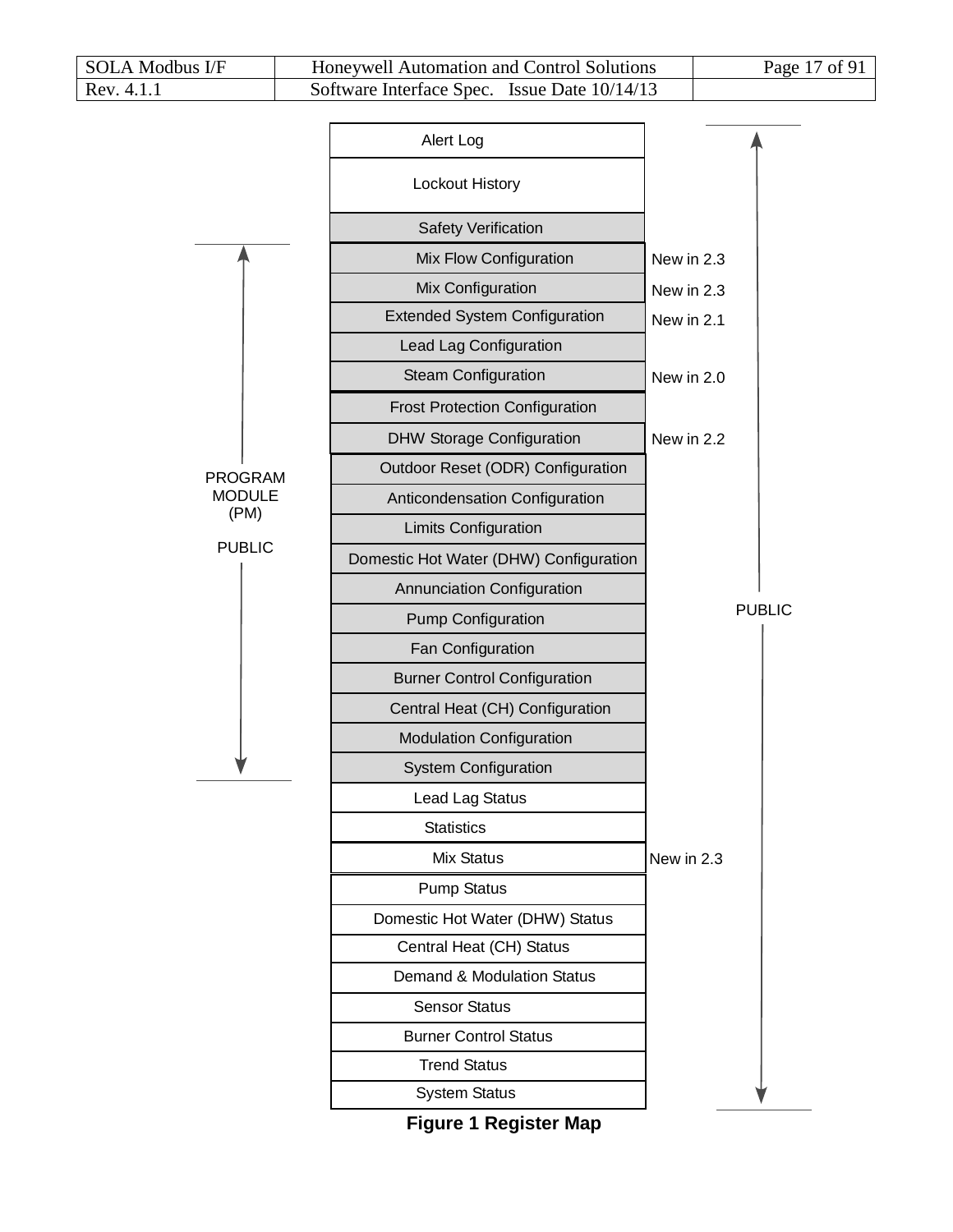| Register Block | Version | Scope |
|---|---|---|
| Alert Log | | PUBLIC |
| Lockout History | | PUBLIC |
| Safety Verification | | PUBLIC |
| Mix Flow Configuration | New in 2.3 | PROGRAM MODULE (PM) PUBLIC; PUBLIC |
| Mix Configuration | New in 2.3 | PROGRAM MODULE (PM) PUBLIC; PUBLIC |
| Extended System Configuration | New in 2.1 | PROGRAM MODULE (PM) PUBLIC; PUBLIC |
| Lead Lag Configuration | | PROGRAM MODULE (PM) PUBLIC; PUBLIC |
| Steam Configuration | New in 2.0 | PROGRAM MODULE (PM) PUBLIC; PUBLIC |
| Frost Protection Configuration | | PROGRAM MODULE (PM) PUBLIC; PUBLIC |
| DHW Storage Configuration | New in 2.2 | PROGRAM MODULE (PM) PUBLIC; PUBLIC |
| Outdoor Reset (ODR) Configuration | | PROGRAM MODULE (PM) PUBLIC; PUBLIC |
| Anticondensation Configuration | | PROGRAM MODULE (PM) PUBLIC; PUBLIC |
| Limits Configuration | | PROGRAM MODULE (PM) PUBLIC; PUBLIC |
| Domestic Hot Water (DHW) Configuration | | PROGRAM MODULE (PM) PUBLIC; PUBLIC |
| Annunciation Configuration | | PROGRAM MODULE (PM) PUBLIC; PUBLIC |
| Pump Configuration | | PROGRAM MODULE (PM) PUBLIC; PUBLIC |
| Fan Configuration | | PROGRAM MODULE (PM) PUBLIC; PUBLIC |
| Burner Control Configuration | | PROGRAM MODULE (PM) PUBLIC; PUBLIC |
| Central Heat (CH) Configuration | | PROGRAM MODULE (PM) PUBLIC; PUBLIC |
| Modulation Configuration | | PROGRAM MODULE (PM) PUBLIC; PUBLIC |
| System Configuration | | PROGRAM MODULE (PM) PUBLIC; PUBLIC |
| Lead Lag Status | | PUBLIC |
| Statistics | | PUBLIC |
| Mix Status | New in 2.3 | PUBLIC |
| Pump Status | | PUBLIC |
| Domestic Hot Water (DHW) Status | | PUBLIC |
| Central Heat (CH) Status | | PUBLIC |
| Demand & Modulation Status | | PUBLIC |
| Sensor Status | | PUBLIC |
| Burner Control Status | | PUBLIC |
| Trend Status | | PUBLIC |
| System Status | | PUBLIC |

**Figure 1 Register Map**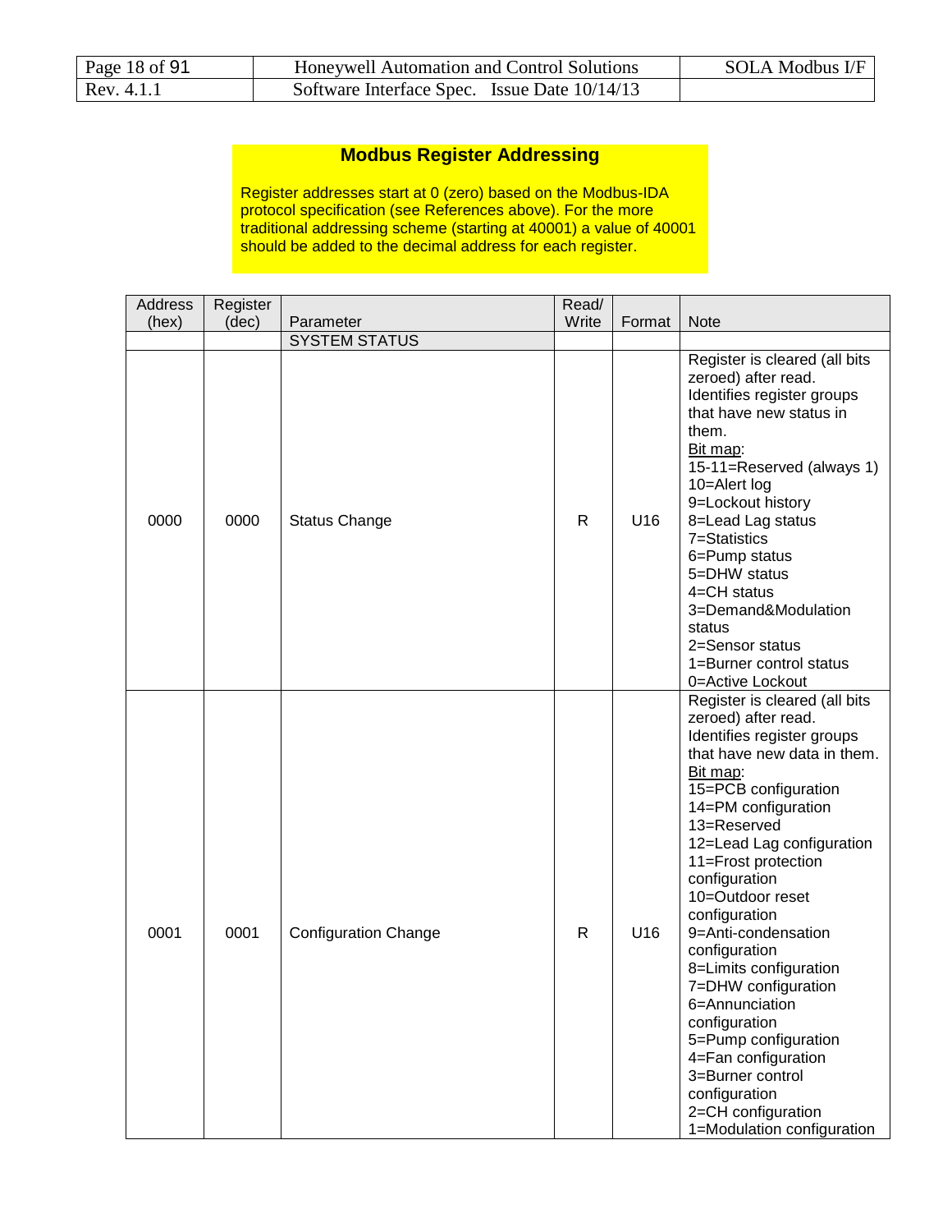## Modbus Register Addressing

Register addresses start at 0 (zero) based on the Modbus-IDA protocol specification (see References above). For the more traditional addressing scheme (starting at 40001) a value of 40001 should be added to the decimal address for each register.

| Address (hex) | Register (dec) | Parameter | Read/ Write | Format | Note |
|---|---|---|---|---|---|
| | | SYSTEM STATUS | | | |
| 0000 | 0000 | Status Change | R | U16 | Register is cleared (all bits zeroed) after read. Identifies register groups that have new status in them. <br>Bit map: <br>15-11=Reserved (always 1) <br>10=Alert log <br>9=Lockout history <br>8=Lead Lag status <br>7=Statistics <br>6=Pump status <br>5=DHW status <br>4=CH status <br>3=Demand&Modulation status <br>2=Sensor status <br>1=Burner control status <br>0=Active Lockout |
| 0001 | 0001 | Configuration Change | R | U16 | Register is cleared (all bits zeroed) after read. Identifies register groups that have new data in them. <br>Bit map: <br>15=PCB configuration <br>14=PM configuration <br>13=Reserved <br>12=Lead Lag configuration <br>11=Frost protection configuration <br>10=Outdoor reset configuration <br>9=Anti-condensation configuration <br>8=Limits configuration <br>7=DHW configuration <br>6=Annunciation configuration <br>5=Pump configuration <br>4=Fan configuration <br>3=Burner control configuration <br>2=CH configuration <br>1=Modulation configuration |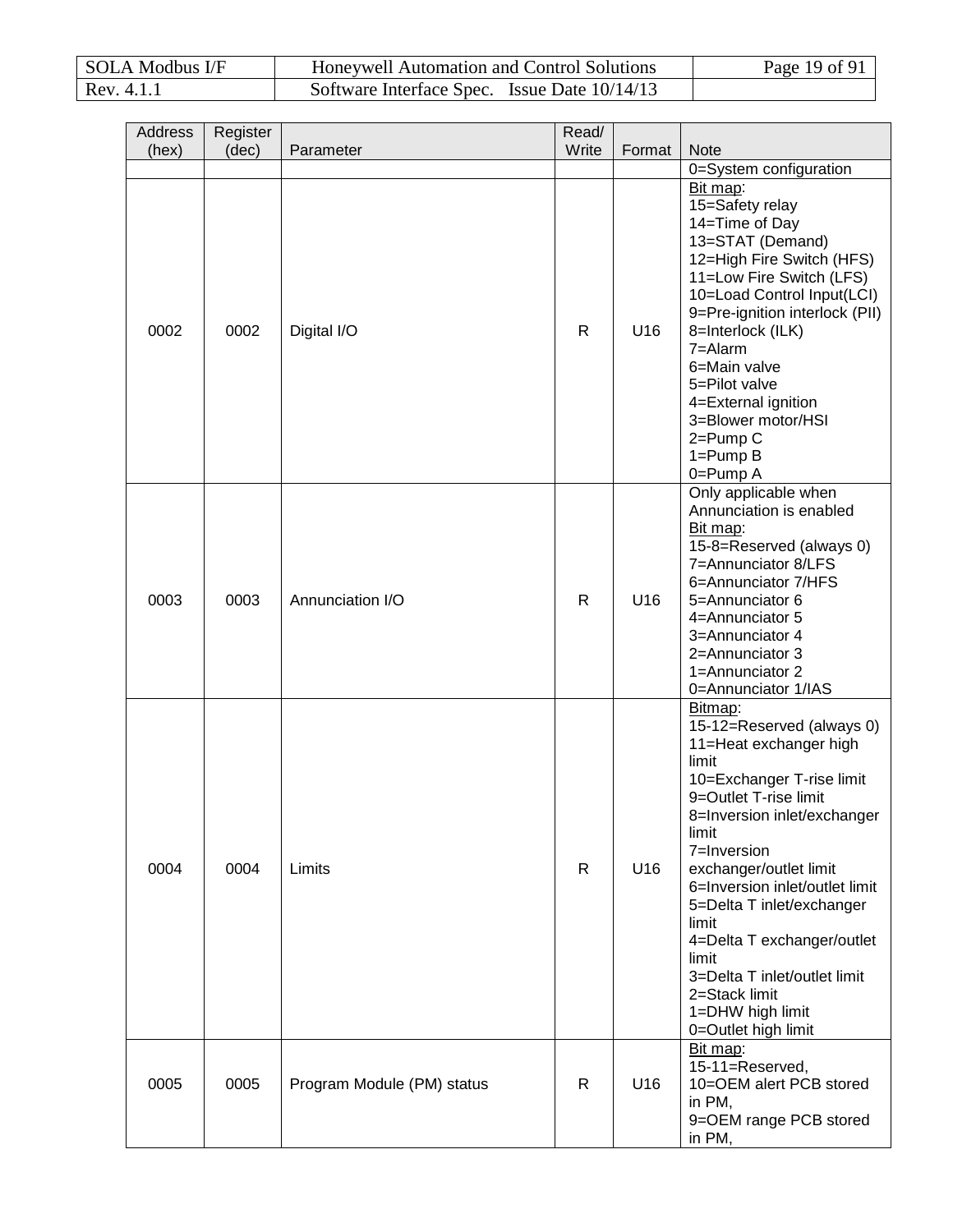| Address (hex) | Register (dec) | Parameter | Read/ Write | Format | Note |
|---|---|---|---|---|---|
| | | | | | 0=System configuration |
| 0002 | 0002 | Digital I/O | R | U16 | Bit map:<br>15=Safety relay<br>14=Time of Day<br>13=STAT (Demand)<br>12=High Fire Switch (HFS)<br>11=Low Fire Switch (LFS)<br>10=Load Control Input(LCI)<br>9=Pre-ignition interlock (PII)<br>8=Interlock (ILK)<br>7=Alarm<br>6=Main valve<br>5=Pilot valve<br>4=External ignition<br>3=Blower motor/HSI<br>2=Pump C<br>1=Pump B<br>0=Pump A |
| 0003 | 0003 | Annunciation I/O | R | U16 | Only applicable when Annunciation is enabled<br>Bit map:<br>15-8=Reserved (always 0)<br>7=Annunciator 8/LFS<br>6=Annunciator 7/HFS<br>5=Annunciator 6<br>4=Annunciator 5<br>3=Annunciator 4<br>2=Annunciator 3<br>1=Annunciator 2<br>0=Annunciator 1/IAS |
| 0004 | 0004 | Limits | R | U16 | Bitmap:<br>15-12=Reserved (always 0)<br>11=Heat exchanger high limit<br>10=Exchanger T-rise limit<br>9=Outlet T-rise limit<br>8=Inversion inlet/exchanger limit<br>7=Inversion exchanger/outlet limit<br>6=Inversion inlet/outlet limit<br>5=Delta T inlet/exchanger limit<br>4=Delta T exchanger/outlet limit<br>3=Delta T inlet/outlet limit<br>2=Stack limit<br>1=DHW high limit<br>0=Outlet high limit |
| 0005 | 0005 | Program Module (PM) status | R | U16 | Bit map:<br>15-11=Reserved,<br>10=OEM alert PCB stored in PM,<br>9=OEM range PCB stored in PM, |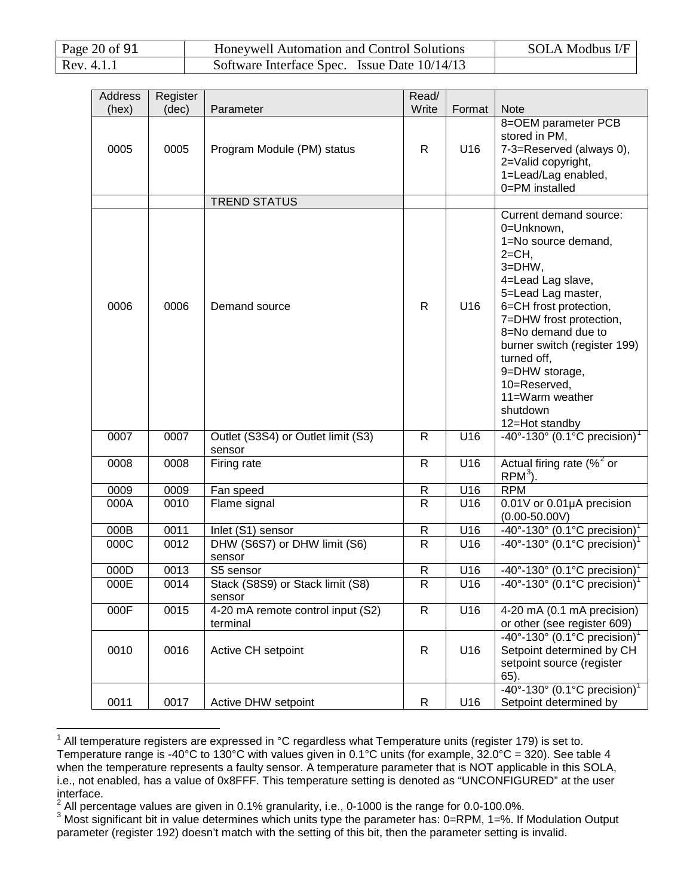| Address (hex) | Register (dec) | Parameter | Read/ Write | Format | Note |
|---|---|---|---|---|---|
| 0005 | 0005 | Program Module (PM) status | R | U16 | 8=OEM parameter PCB stored in PM, 7-3=Reserved (always 0), 2=Valid copyright, 1=Lead/Lag enabled, 0=PM installed |
| | | TREND STATUS | | | |
| 0006 | 0006 | Demand source | R | U16 | Current demand source: 0=Unknown, 1=No source demand, 2=CH, 3=DHW, 4=Lead Lag slave, 5=Lead Lag master, 6=CH frost protection, 7=DHW frost protection, 8=No demand due to burner switch (register 199) turned off, 9=DHW storage, 10=Reserved, 11=Warm weather shutdown 12=Hot standby |
| 0007 | 0007 | Outlet (S3S4) or Outlet limit (S3) sensor | R | U16 | -40°-130° (0.1°C precision)[1] |
| 0008 | 0008 | Firing rate | R | U16 | Actual firing rate (%[2] or RPM[3]). |
| 0009 | 0009 | Fan speed | R | U16 | RPM |
| 000A | 0010 | Flame signal | R | U16 | 0.01V or 0.01µA precision (0.00-50.00V) |
| 000B | 0011 | Inlet (S1) sensor | R | U16 | -40°-130° (0.1°C precision)[1] |
| 000C | 0012 | DHW (S6S7) or DHW limit (S6) sensor | R | U16 | -40°-130° (0.1°C precision)[1] |
| 000D | 0013 | S5 sensor | R | U16 | -40°-130° (0.1°C precision)[1] |
| 000E | 0014 | Stack (S8S9) or Stack limit (S8) sensor | R | U16 | -40°-130° (0.1°C precision)[1] |
| 000F | 0015 | 4-20 mA remote control input (S2) terminal | R | U16 | 4-20 mA (0.1 mA precision) or other (see register 609) |
| 0010 | 0016 | Active CH setpoint | R | U16 | -40°-130° (0.1°C precision)[1] Setpoint determined by CH setpoint source (register 65). |
| 0011 | 0017 | Active DHW setpoint | R | U16 | -40°-130° (0.1°C precision)[1] Setpoint determined by |

[1] All temperature registers are expressed in °C regardless what Temperature units (register 179) is set to. Temperature range is -40°C to 130°C with values given in 0.1°C units (for example, 32.0°C = 320). See table 4 when the temperature represents a faulty sensor. A temperature parameter that is NOT applicable in this SOLA, i.e., not enabled, has a value of 0x8FFF. This temperature setting is denoted as "UNCONFIGURED" at the user interface.

[2] All percentage values are given in 0.1% granularity, i.e., 0-1000 is the range for 0.0-100.0%.

[3] Most significant bit in value determines which units type the parameter has: 0=RPM, 1=%. If Modulation Output parameter (register 192) doesn't match with the setting of this bit, then the parameter setting is invalid.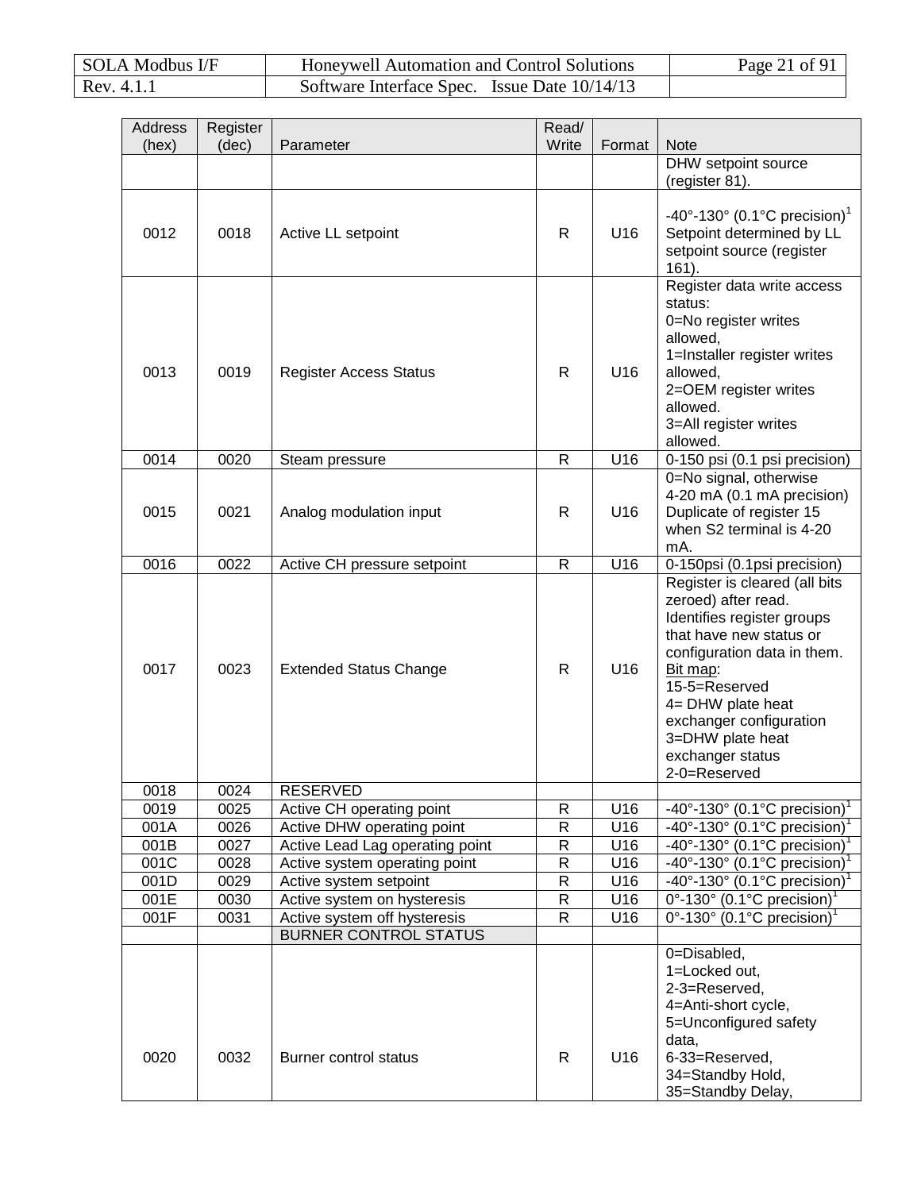| Address (hex) | Register (dec) | Parameter | Read/ Write | Format | Note |
|---|---|---|---|---|---|
| | | | | | DHW setpoint source (register 81). |
| 0012 | 0018 | Active LL setpoint | R | U16 | -40°-130° (0.1°C precision)[1] Setpoint determined by LL setpoint source (register 161). |
| 0013 | 0019 | Register Access Status | R | U16 | Register data write access status:<br>0=No register writes allowed,<br>1=Installer register writes allowed,<br>2=OEM register writes allowed.<br>3=All register writes allowed. |
| 0014 | 0020 | Steam pressure | R | U16 | 0-150 psi (0.1 psi precision) |
| 0015 | 0021 | Analog modulation input | R | U16 | 0=No signal, otherwise 4-20 mA (0.1 mA precision) Duplicate of register 15 when S2 terminal is 4-20 mA. |
| 0016 | 0022 | Active CH pressure setpoint | R | U16 | 0-150psi (0.1psi precision) |
| 0017 | 0023 | Extended Status Change | R | U16 | Register is cleared (all bits zeroed) after read. Identifies register groups that have new status or configuration data in them.<br>Bit map:<br>15-5=Reserved<br>4= DHW plate heat exchanger configuration<br>3=DHW plate heat exchanger status<br>2-0=Reserved |
| 0018 | 0024 | RESERVED | | | |
| 0019 | 0025 | Active CH operating point | R | U16 | -40°-130° (0.1°C precision)[1] |
| 001A | 0026 | Active DHW operating point | R | U16 | -40°-130° (0.1°C precision)[1] |
| 001B | 0027 | Active Lead Lag operating point | R | U16 | -40°-130° (0.1°C precision)[1] |
| 001C | 0028 | Active system operating point | R | U16 | -40°-130° (0.1°C precision)[1] |
| 001D | 0029 | Active system setpoint | R | U16 | -40°-130° (0.1°C precision)[1] |
| 001E | 0030 | Active system on hysteresis | R | U16 | 0°-130° (0.1°C precision)[1] |
| 001F | 0031 | Active system off hysteresis | R | U16 | 0°-130° (0.1°C precision)[1] |
| | | BURNER CONTROL STATUS | | | |
| 0020 | 0032 | Burner control status | R | U16 | 0=Disabled,<br>1=Locked out,<br>2-3=Reserved,<br>4=Anti-short cycle,<br>5=Unconfigured safety data,<br>6-33=Reserved,<br>34=Standby Hold,<br>35=Standby Delay, |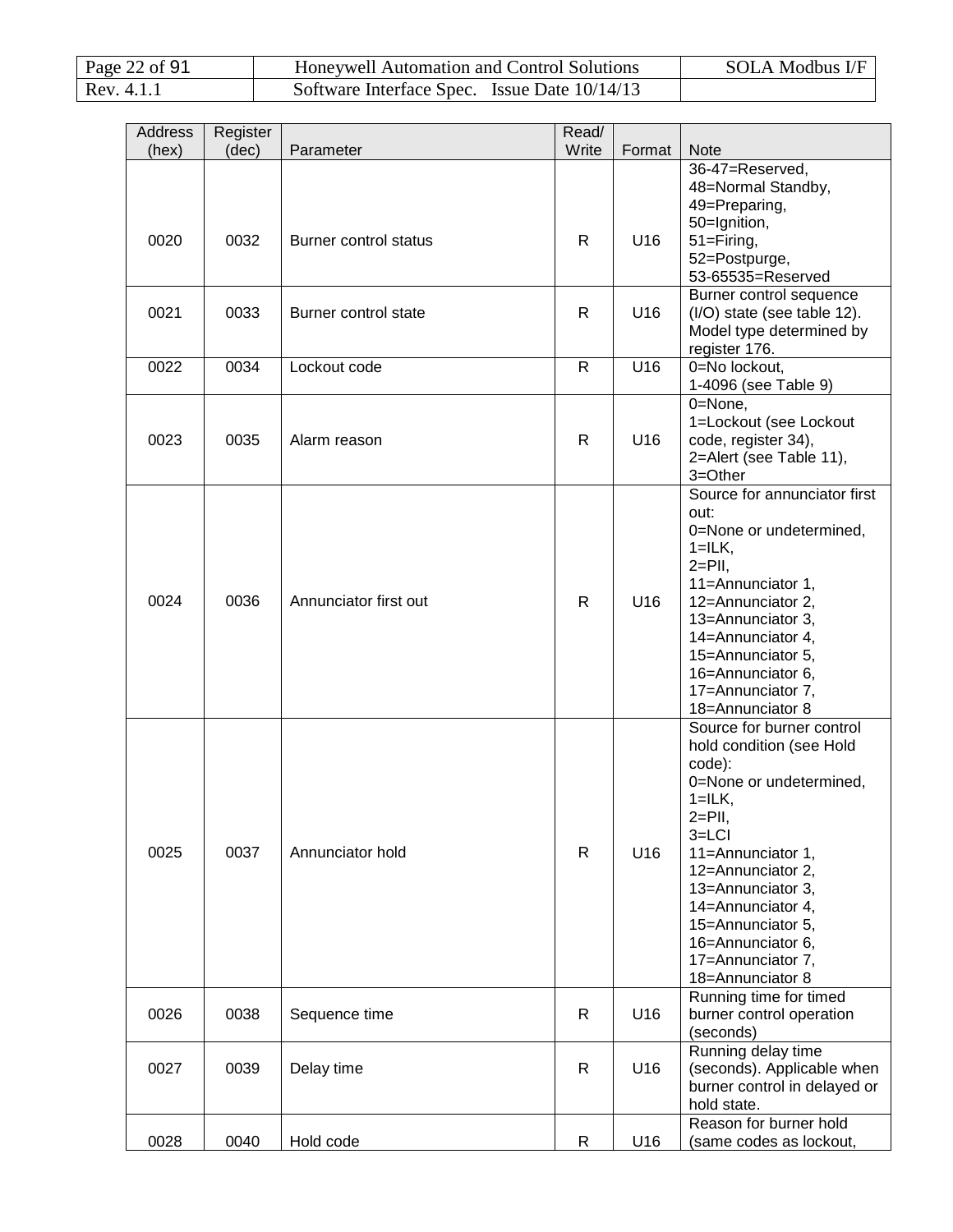| Address (hex) | Register (dec) | Parameter | Read/ Write | Format | Note |
|---|---|---|---|---|---|
| 0020 | 0032 | Burner control status | R | U16 | 36-47=Reserved, 48=Normal Standby, 49=Preparing, 50=Ignition, 51=Firing, 52=Postpurge, 53-65535=Reserved |
| 0021 | 0033 | Burner control state | R | U16 | Burner control sequence (I/O) state (see table 12). Model type determined by register 176. |
| 0022 | 0034 | Lockout code | R | U16 | 0=No lockout, 1-4096 (see Table 9) |
| 0023 | 0035 | Alarm reason | R | U16 | 0=None, 1=Lockout (see Lockout code, register 34), 2=Alert (see Table 11), 3=Other |
| 0024 | 0036 | Annunciator first out | R | U16 | Source for annunciator first out: 0=None or undetermined, 1=ILK, 2=PII, 11=Annunciator 1, 12=Annunciator 2, 13=Annunciator 3, 14=Annunciator 4, 15=Annunciator 5, 16=Annunciator 6, 17=Annunciator 7, 18=Annunciator 8 |
| 0025 | 0037 | Annunciator hold | R | U16 | Source for burner control hold condition (see Hold code): 0=None or undetermined, 1=ILK, 2=PII, 3=LCI 11=Annunciator 1, 12=Annunciator 2, 13=Annunciator 3, 14=Annunciator 4, 15=Annunciator 5, 16=Annunciator 6, 17=Annunciator 7, 18=Annunciator 8 |
| 0026 | 0038 | Sequence time | R | U16 | Running time for timed burner control operation (seconds) |
| 0027 | 0039 | Delay time | R | U16 | Running delay time (seconds). Applicable when burner control in delayed or hold state. |
| 0028 | 0040 | Hold code | R | U16 | Reason for burner hold (same codes as lockout, |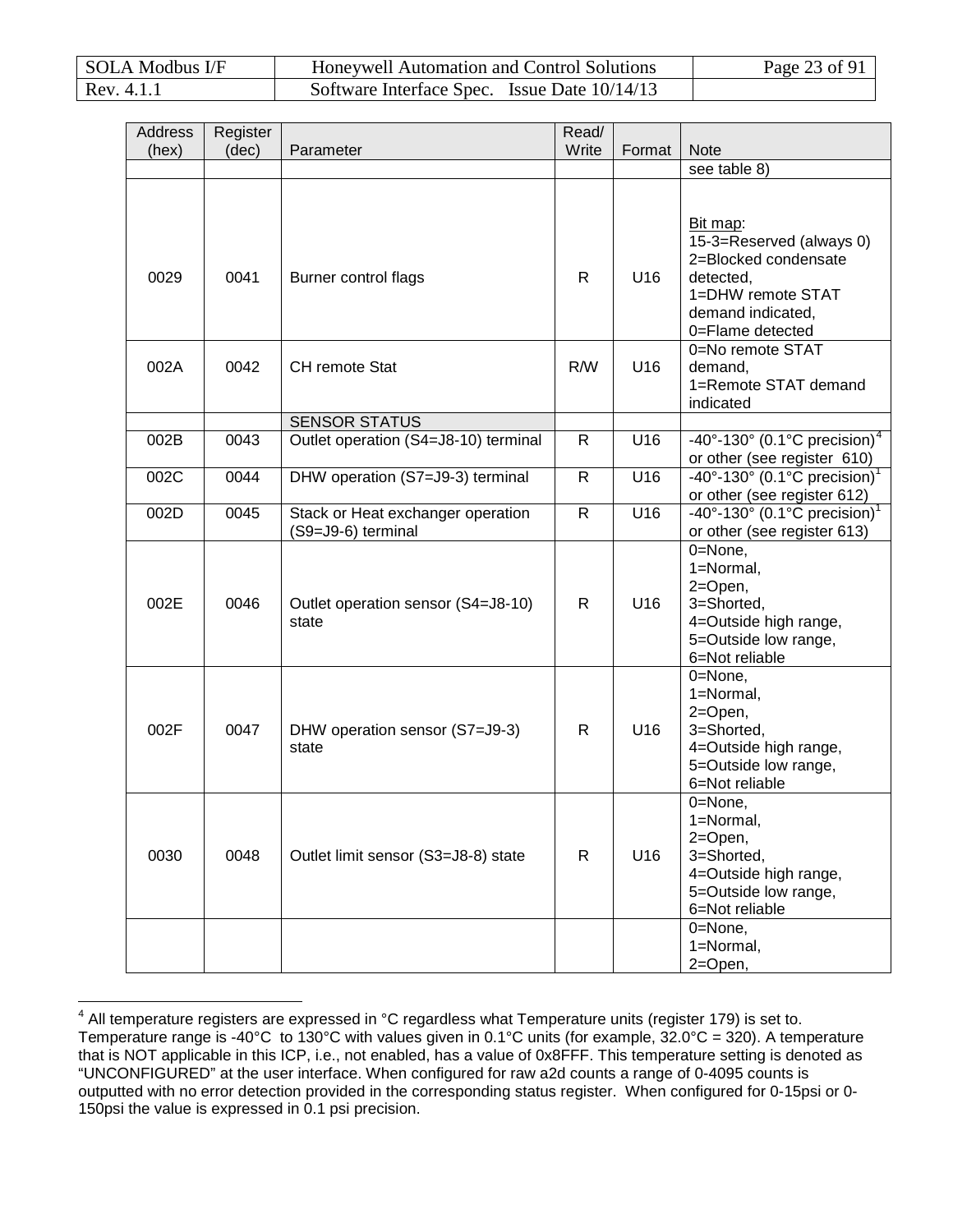| Address (hex) | Register (dec) | Parameter | Read/ Write | Format | Note |
|---|---|---|---|---|---|
| | | | | | see table 8) |
| 0029 | 0041 | Burner control flags | R | U16 | Bit map:<br>15-3=Reserved (always 0)<br>2=Blocked condensate detected,<br>1=DHW remote STAT demand indicated,<br>0=Flame detected |
| 002A | 0042 | CH remote Stat | R/W | U16 | 0=No remote STAT demand,<br>1=Remote STAT demand indicated |
| | | SENSOR STATUS | | | |
| 002B | 0043 | Outlet operation (S4=J8-10) terminal | R | U16 | -40°-130° (0.1°C precision)[4] or other (see register 610) |
| 002C | 0044 | DHW operation (S7=J9-3) terminal | R | U16 | -40°-130° (0.1°C precision)[1] or other (see register 612) |
| 002D | 0045 | Stack or Heat exchanger operation (S9=J9-6) terminal | R | U16 | -40°-130° (0.1°C precision)[1] or other (see register 613) |
| 002E | 0046 | Outlet operation sensor (S4=J8-10) state | R | U16 | 0=None,<br>1=Normal,<br>2=Open,<br>3=Shorted,<br>4=Outside high range,<br>5=Outside low range,<br>6=Not reliable |
| 002F | 0047 | DHW operation sensor (S7=J9-3) state | R | U16 | 0=None,<br>1=Normal,<br>2=Open,<br>3=Shorted,<br>4=Outside high range,<br>5=Outside low range,<br>6=Not reliable |
| 0030 | 0048 | Outlet limit sensor (S3=J8-8) state | R | U16 | 0=None,<br>1=Normal,<br>2=Open,<br>3=Shorted,<br>4=Outside high range,<br>5=Outside low range,<br>6=Not reliable |
| | | | | | 0=None,<br>1=Normal,<br>2=Open, |

[4] All temperature registers are expressed in °C regardless what Temperature units (register 179) is set to. Temperature range is -40°C to 130°C with values given in 0.1°C units (for example, 32.0°C = 320). A temperature that is NOT applicable in this ICP, i.e., not enabled, has a value of 0x8FFF. This temperature setting is denoted as "UNCONFIGURED" at the user interface. When configured for raw a2d counts a range of 0-4095 counts is outputted with no error detection provided in the corresponding status register. When configured for 0-15psi or 0-150psi the value is expressed in 0.1 psi precision.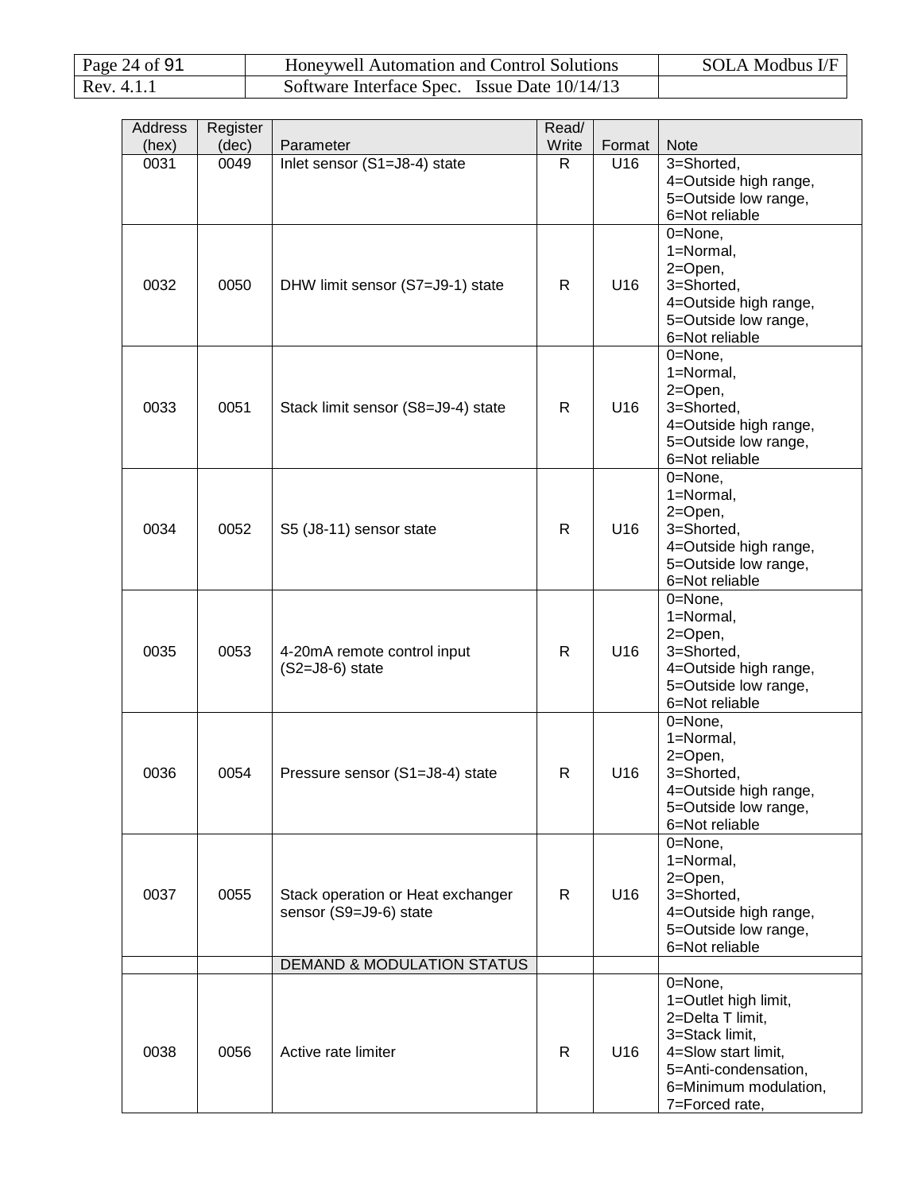| Address (hex) | Register (dec) | Parameter | Read/ Write | Format | Note |
|---|---|---|---|---|---|
| 0031 | 0049 | Inlet sensor (S1=J8-4) state | R | U16 | 3=Shorted, 4=Outside high range, 5=Outside low range, 6=Not reliable |
| 0032 | 0050 | DHW limit sensor (S7=J9-1) state | R | U16 | 0=None, 1=Normal, 2=Open, 3=Shorted, 4=Outside high range, 5=Outside low range, 6=Not reliable |
| 0033 | 0051 | Stack limit sensor (S8=J9-4) state | R | U16 | 0=None, 1=Normal, 2=Open, 3=Shorted, 4=Outside high range, 5=Outside low range, 6=Not reliable |
| 0034 | 0052 | S5 (J8-11) sensor state | R | U16 | 0=None, 1=Normal, 2=Open, 3=Shorted, 4=Outside high range, 5=Outside low range, 6=Not reliable |
| 0035 | 0053 | 4-20mA remote control input (S2=J8-6) state | R | U16 | 0=None, 1=Normal, 2=Open, 3=Shorted, 4=Outside high range, 5=Outside low range, 6=Not reliable |
| 0036 | 0054 | Pressure sensor (S1=J8-4) state | R | U16 | 0=None, 1=Normal, 2=Open, 3=Shorted, 4=Outside high range, 5=Outside low range, 6=Not reliable |
| 0037 | 0055 | Stack operation or Heat exchanger sensor (S9=J9-6) state | R | U16 | 0=None, 1=Normal, 2=Open, 3=Shorted, 4=Outside high range, 5=Outside low range, 6=Not reliable |
| | | DEMAND & MODULATION STATUS | | | |
| 0038 | 0056 | Active rate limiter | R | U16 | 0=None, 1=Outlet high limit, 2=Delta T limit, 3=Stack limit, 4=Slow start limit, 5=Anti-condensation, 6=Minimum modulation, 7=Forced rate, |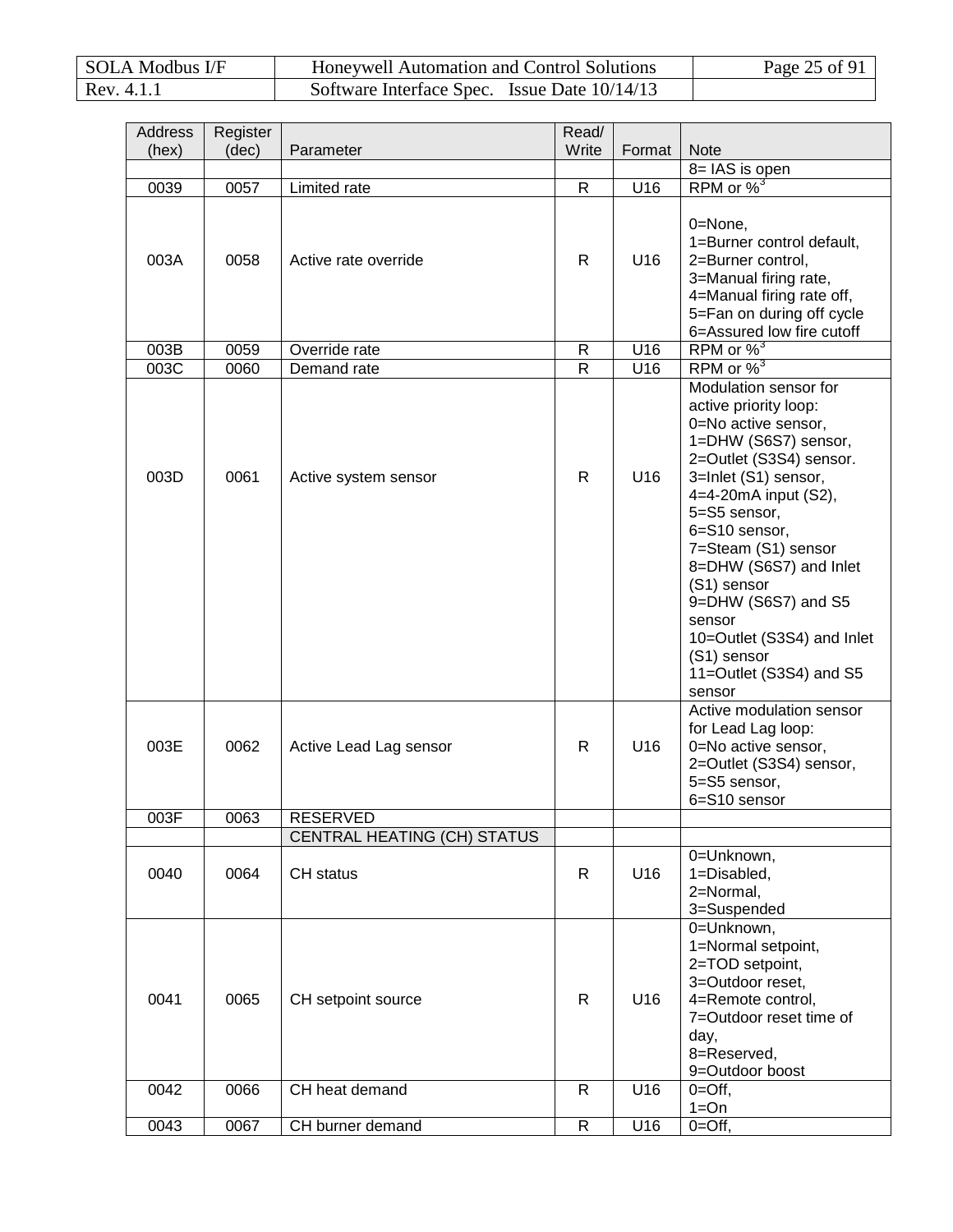| Address (hex) | Register (dec) | Parameter | Read/ Write | Format | Note |
|---|---|---|---|---|---|
| | | | | | 8= IAS is open |
| 0039 | 0057 | Limited rate | R | U16 | RPM or %[3] |
| 003A | 0058 | Active rate override | R | U16 | 0=None,<br>1=Burner control default,<br>2=Burner control,<br>3=Manual firing rate,<br>4=Manual firing rate off,<br>5=Fan on during off cycle<br>6=Assured low fire cutoff |
| 003B | 0059 | Override rate | R | U16 | RPM or %[3] |
| 003C | 0060 | Demand rate | R | U16 | RPM or %[3] |
| 003D | 0061 | Active system sensor | R | U16 | Modulation sensor for active priority loop:<br>0=No active sensor,<br>1=DHW (S6S7) sensor,<br>2=Outlet (S3S4) sensor.<br>3=Inlet (S1) sensor,<br>4=4-20mA input (S2),<br>5=S5 sensor,<br>6=S10 sensor,<br>7=Steam (S1) sensor<br>8=DHW (S6S7) and Inlet (S1) sensor<br>9=DHW (S6S7) and S5 sensor<br>10=Outlet (S3S4) and Inlet (S1) sensor<br>11=Outlet (S3S4) and S5 sensor |
| 003E | 0062 | Active Lead Lag sensor | R | U16 | Active modulation sensor for Lead Lag loop:<br>0=No active sensor,<br>2=Outlet (S3S4) sensor,<br>5=S5 sensor,<br>6=S10 sensor |
| 003F | 0063 | RESERVED | | | |
| | | CENTRAL HEATING (CH) STATUS | | | |
| 0040 | 0064 | CH status | R | U16 | 0=Unknown,<br>1=Disabled,<br>2=Normal,<br>3=Suspended |
| 0041 | 0065 | CH setpoint source | R | U16 | 0=Unknown,<br>1=Normal setpoint,<br>2=TOD setpoint,<br>3=Outdoor reset,<br>4=Remote control,<br>7=Outdoor reset time of day,<br>8=Reserved,<br>9=Outdoor boost |
| 0042 | 0066 | CH heat demand | R | U16 | 0=Off,<br>1=On |
| 0043 | 0067 | CH burner demand | R | U16 | 0=Off, |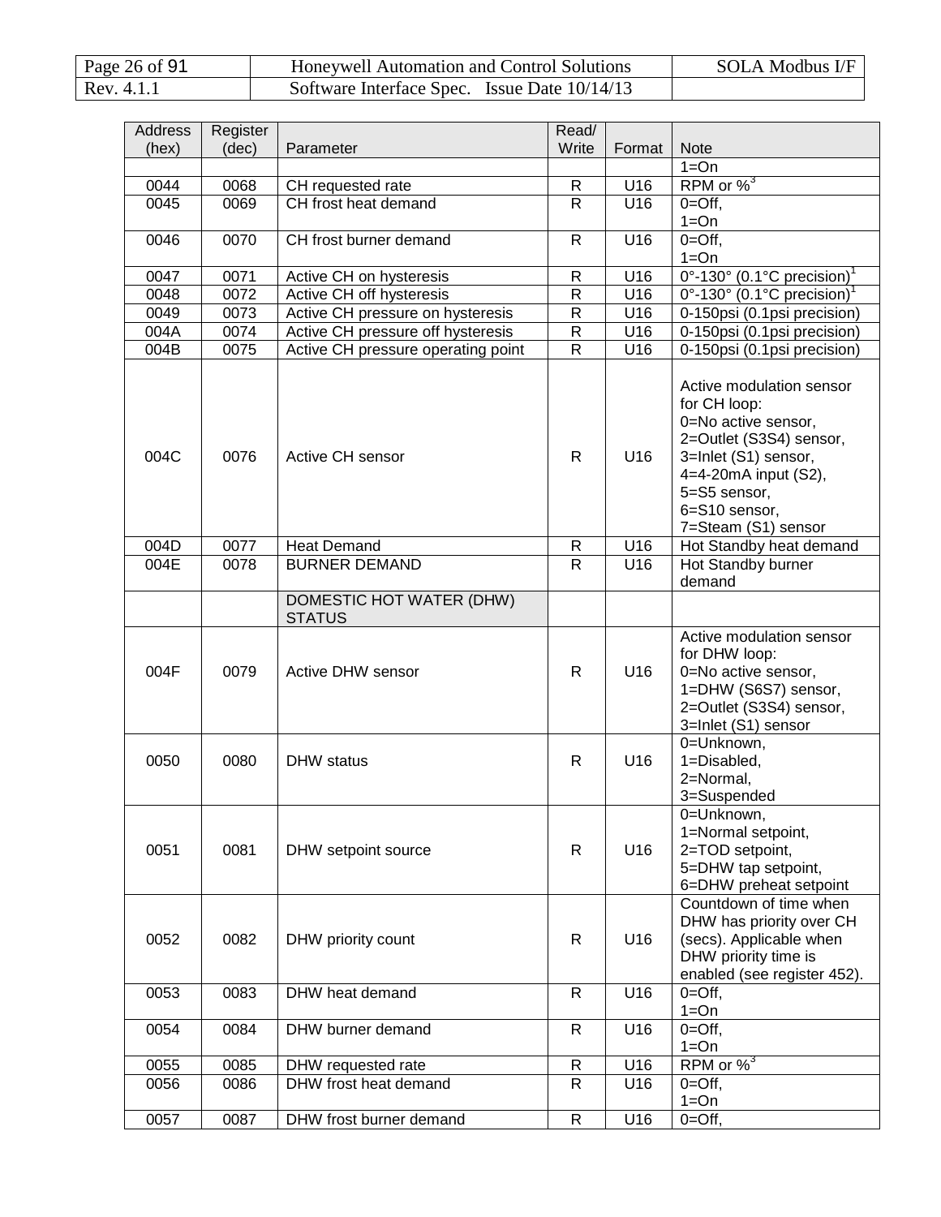| Address (hex) | Register (dec) | Parameter | Read/ Write | Format | Note |
|---|---|---|---|---|---|
| | | | | | 1=On |
| 0044 | 0068 | CH requested rate | R | U16 | RPM or %[3] |
| 0045 | 0069 | CH frost heat demand | R | U16 | 0=Off, 1=On |
| 0046 | 0070 | CH frost burner demand | R | U16 | 0=Off, 1=On |
| 0047 | 0071 | Active CH on hysteresis | R | U16 | 0°-130° (0.1°C precision)[1] |
| 0048 | 0072 | Active CH off hysteresis | R | U16 | 0°-130° (0.1°C precision)[1] |
| 0049 | 0073 | Active CH pressure on hysteresis | R | U16 | 0-150psi (0.1psi precision) |
| 004A | 0074 | Active CH pressure off hysteresis | R | U16 | 0-150psi (0.1psi precision) |
| 004B | 0075 | Active CH pressure operating point | R | U16 | 0-150psi (0.1psi precision) |
| 004C | 0076 | Active CH sensor | R | U16 | Active modulation sensor for CH loop: 0=No active sensor, 2=Outlet (S3S4) sensor, 3=Inlet (S1) sensor, 4=4-20mA input (S2), 5=S5 sensor, 6=S10 sensor, 7=Steam (S1) sensor |
| 004D | 0077 | Heat Demand | R | U16 | Hot Standby heat demand |
| 004E | 0078 | BURNER DEMAND | R | U16 | Hot Standby burner demand |
| | | DOMESTIC HOT WATER (DHW) STATUS | | | |
| 004F | 0079 | Active DHW sensor | R | U16 | Active modulation sensor for DHW loop: 0=No active sensor, 1=DHW (S6S7) sensor, 2=Outlet (S3S4) sensor, 3=Inlet (S1) sensor |
| 0050 | 0080 | DHW status | R | U16 | 0=Unknown, 1=Disabled, 2=Normal, 3=Suspended |
| 0051 | 0081 | DHW setpoint source | R | U16 | 0=Unknown, 1=Normal setpoint, 2=TOD setpoint, 5=DHW tap setpoint, 6=DHW preheat setpoint |
| 0052 | 0082 | DHW priority count | R | U16 | Countdown of time when DHW has priority over CH (secs). Applicable when DHW priority time is enabled (see register 452). |
| 0053 | 0083 | DHW heat demand | R | U16 | 0=Off, 1=On |
| 0054 | 0084 | DHW burner demand | R | U16 | 0=Off, 1=On |
| 0055 | 0085 | DHW requested rate | R | U16 | RPM or %[3] |
| 0056 | 0086 | DHW frost heat demand | R | U16 | 0=Off, 1=On |
| 0057 | 0087 | DHW frost burner demand | R | U16 | 0=Off, |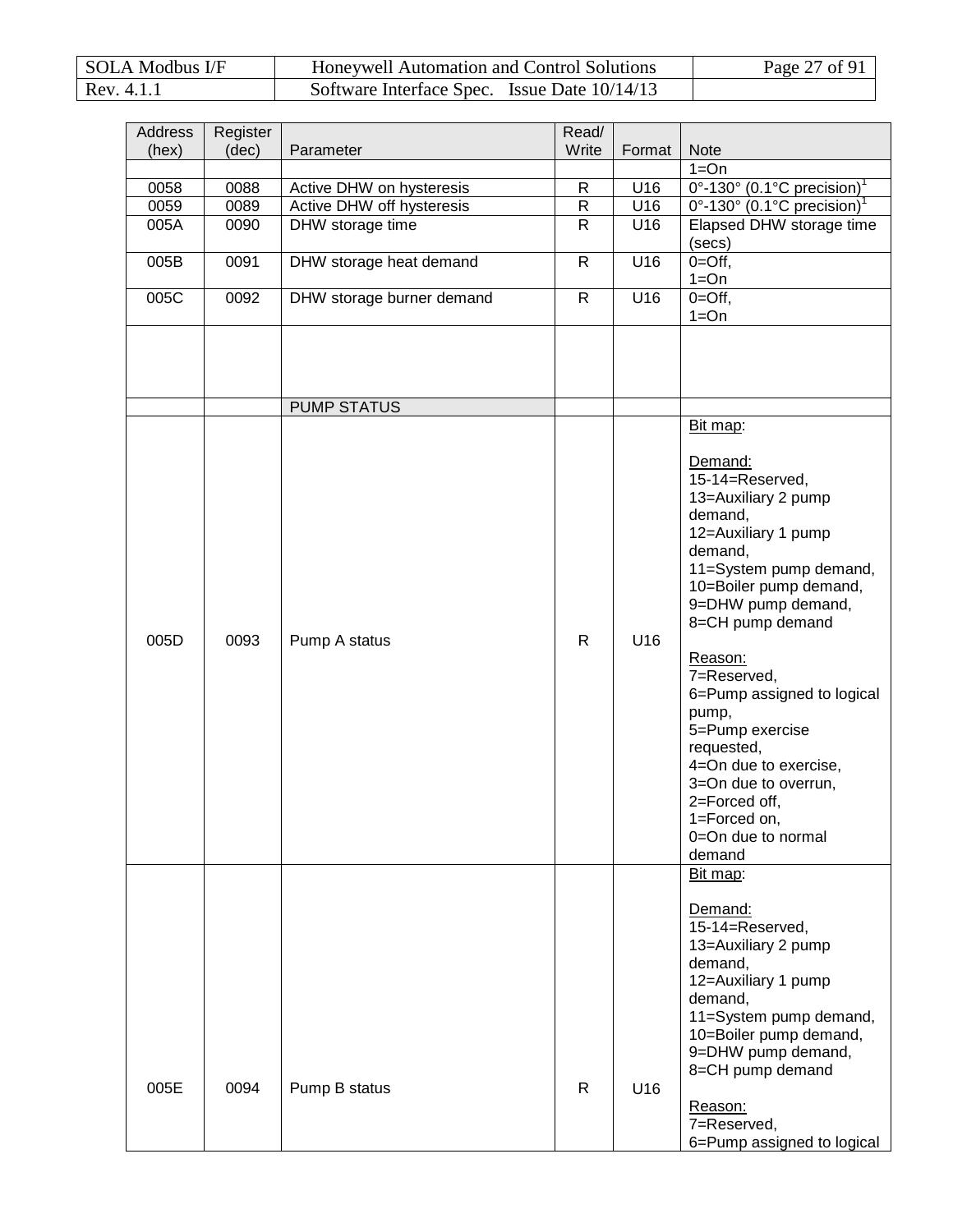| Address (hex) | Register (dec) | Parameter | Read/ Write | Format | Note |
|---|---|---|---|---|---|
| | | | | | 1=On |
| 0058 | 0088 | Active DHW on hysteresis | R | U16 | 0°-130° (0.1°C precision)[1] |
| 0059 | 0089 | Active DHW off hysteresis | R | U16 | 0°-130° (0.1°C precision)[1] |
| 005A | 0090 | DHW storage time | R | U16 | Elapsed DHW storage time (secs) |
| 005B | 0091 | DHW storage heat demand | R | U16 | 0=Off, 1=On |
| 005C | 0092 | DHW storage burner demand | R | U16 | 0=Off, 1=On |
| | | | | | |
| | | PUMP STATUS | | | |
| 005D | 0093 | Pump A status | R | U16 | Bit map: Demand: 15-14=Reserved, 13=Auxiliary 2 pump demand, 12=Auxiliary 1 pump demand, 11=System pump demand, 10=Boiler pump demand, 9=DHW pump demand, 8=CH pump demand Reason: 7=Reserved, 6=Pump assigned to logical pump, 5=Pump exercise requested, 4=On due to exercise, 3=On due to overrun, 2=Forced off, 1=Forced on, 0=On due to normal demand |
| 005E | 0094 | Pump B status | R | U16 | Bit map: Demand: 15-14=Reserved, 13=Auxiliary 2 pump demand, 12=Auxiliary 1 pump demand, 11=System pump demand, 10=Boiler pump demand, 9=DHW pump demand, 8=CH pump demand Reason: 7=Reserved, 6=Pump assigned to logical |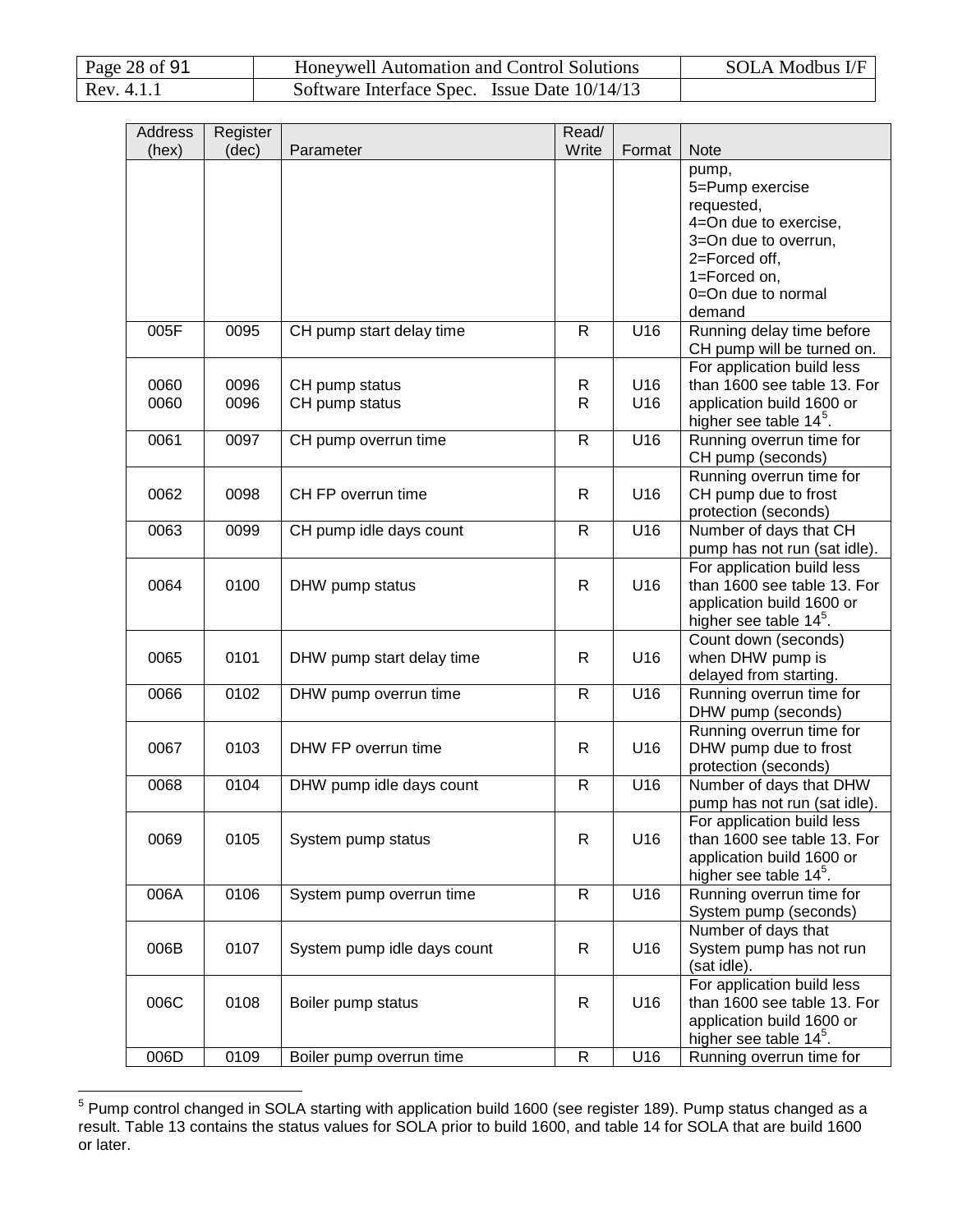| Address (hex) | Register (dec) | Parameter | Read/ Write | Format | Note |
|---|---|---|---|---|---|
| | | | | | pump, 5=Pump exercise requested, 4=On due to exercise, 3=On due to overrun, 2=Forced off, 1=Forced on, 0=On due to normal demand |
| 005F | 0095 | CH pump start delay time | R | U16 | Running delay time before CH pump will be turned on. |
| 0060 0060 | 0096 0096 | CH pump status CH pump status | R R | U16 U16 | For application build less than 1600 see table 13. For application build 1600 or higher see table 14[5]. |
| 0061 | 0097 | CH pump overrun time | R | U16 | Running overrun time for CH pump (seconds) |
| 0062 | 0098 | CH FP overrun time | R | U16 | Running overrun time for CH pump due to frost protection (seconds) |
| 0063 | 0099 | CH pump idle days count | R | U16 | Number of days that CH pump has not run (sat idle). |
| 0064 | 0100 | DHW pump status | R | U16 | For application build less than 1600 see table 13. For application build 1600 or higher see table 14[5]. |
| 0065 | 0101 | DHW pump start delay time | R | U16 | Count down (seconds) when DHW pump is delayed from starting. |
| 0066 | 0102 | DHW pump overrun time | R | U16 | Running overrun time for DHW pump (seconds) |
| 0067 | 0103 | DHW FP overrun time | R | U16 | Running overrun time for DHW pump due to frost protection (seconds) |
| 0068 | 0104 | DHW pump idle days count | R | U16 | Number of days that DHW pump has not run (sat idle). |
| 0069 | 0105 | System pump status | R | U16 | For application build less than 1600 see table 13. For application build 1600 or higher see table 14[5]. |
| 006A | 0106 | System pump overrun time | R | U16 | Running overrun time for System pump (seconds) |
| 006B | 0107 | System pump idle days count | R | U16 | Number of days that System pump has not run (sat idle). |
| 006C | 0108 | Boiler pump status | R | U16 | For application build less than 1600 see table 13. For application build 1600 or higher see table 14[5]. |
| 006D | 0109 | Boiler pump overrun time | R | U16 | Running overrun time for |

[5] Pump control changed in SOLA starting with application build 1600 (see register 189). Pump status changed as a result. Table 13 contains the status values for SOLA prior to build 1600, and table 14 for SOLA that are build 1600 or later.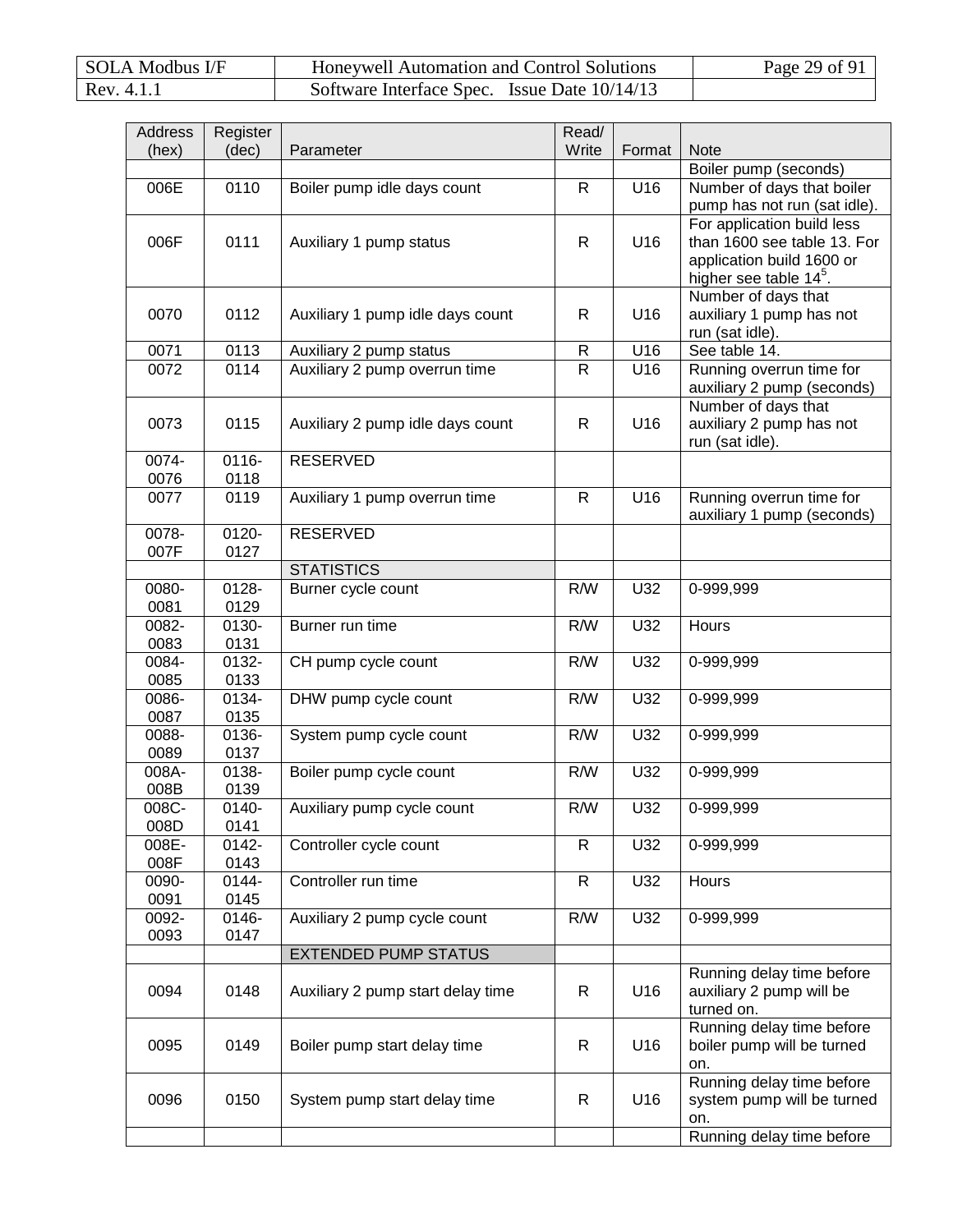| Address (hex) | Register (dec) | Parameter | Read/ Write | Format | Note |
|---|---|---|---|---|---|
| | | | | | Boiler pump (seconds) |
| 006E | 0110 | Boiler pump idle days count | R | U16 | Number of days that boiler pump has not run (sat idle). |
| 006F | 0111 | Auxiliary 1 pump status | R | U16 | For application build less than 1600 see table 13. For application build 1600 or higher see table 14[5]. |
| 0070 | 0112 | Auxiliary 1 pump idle days count | R | U16 | Number of days that auxiliary 1 pump has not run (sat idle). |
| 0071 | 0113 | Auxiliary 2 pump status | R | U16 | See table 14. |
| 0072 | 0114 | Auxiliary 2 pump overrun time | R | U16 | Running overrun time for auxiliary 2 pump (seconds) |
| 0073 | 0115 | Auxiliary 2 pump idle days count | R | U16 | Number of days that auxiliary 2 pump has not run (sat idle). |
| 0074-0076 | 0116-0118 | RESERVED | | | |
| 0077 | 0119 | Auxiliary 1 pump overrun time | R | U16 | Running overrun time for auxiliary 1 pump (seconds) |
| 0078-007F | 0120-0127 | RESERVED | | | |
| | | STATISTICS | | | |
| 0080-0081 | 0128-0129 | Burner cycle count | R/W | U32 | 0-999,999 |
| 0082-0083 | 0130-0131 | Burner run time | R/W | U32 | Hours |
| 0084-0085 | 0132-0133 | CH pump cycle count | R/W | U32 | 0-999,999 |
| 0086-0087 | 0134-0135 | DHW pump cycle count | R/W | U32 | 0-999,999 |
| 0088-0089 | 0136-0137 | System pump cycle count | R/W | U32 | 0-999,999 |
| 008A-008B | 0138-0139 | Boiler pump cycle count | R/W | U32 | 0-999,999 |
| 008C-008D | 0140-0141 | Auxiliary pump cycle count | R/W | U32 | 0-999,999 |
| 008E-008F | 0142-0143 | Controller cycle count | R | U32 | 0-999,999 |
| 0090-0091 | 0144-0145 | Controller run time | R | U32 | Hours |
| 0092-0093 | 0146-0147 | Auxiliary 2 pump cycle count | R/W | U32 | 0-999,999 |
| | | EXTENDED PUMP STATUS | | | |
| 0094 | 0148 | Auxiliary 2 pump start delay time | R | U16 | Running delay time before auxiliary 2 pump will be turned on. |
| 0095 | 0149 | Boiler pump start delay time | R | U16 | Running delay time before boiler pump will be turned on. |
| 0096 | 0150 | System pump start delay time | R | U16 | Running delay time before system pump will be turned on. |
| | | | | | Running delay time before |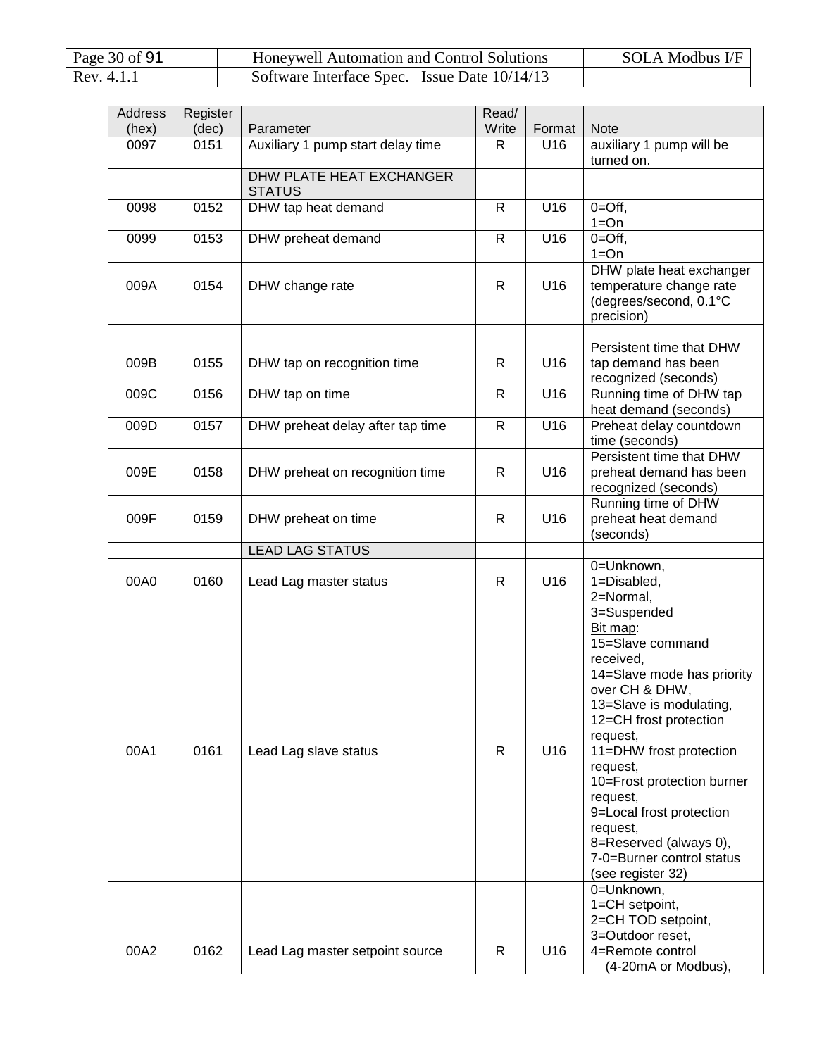| Address (hex) | Register (dec) | Parameter | Read/ Write | Format | Note |
|---|---|---|---|---|---|
| 0097 | 0151 | Auxiliary 1 pump start delay time | R | U16 | auxiliary 1 pump will be turned on. |
| | | DHW PLATE HEAT EXCHANGER STATUS | | | |
| 0098 | 0152 | DHW tap heat demand | R | U16 | 0=Off, 1=On |
| 0099 | 0153 | DHW preheat demand | R | U16 | 0=Off, 1=On |
| 009A | 0154 | DHW change rate | R | U16 | DHW plate heat exchanger temperature change rate (degrees/second, 0.1°C precision) |
| 009B | 0155 | DHW tap on recognition time | R | U16 | Persistent time that DHW tap demand has been recognized (seconds) |
| 009C | 0156 | DHW tap on time | R | U16 | Running time of DHW tap heat demand (seconds) |
| 009D | 0157 | DHW preheat delay after tap time | R | U16 | Preheat delay countdown time (seconds) |
| 009E | 0158 | DHW preheat on recognition time | R | U16 | Persistent time that DHW preheat demand has been recognized (seconds) |
| 009F | 0159 | DHW preheat on time | R | U16 | Running time of DHW preheat heat demand (seconds) |
| | | LEAD LAG STATUS | | | |
| 00A0 | 0160 | Lead Lag master status | R | U16 | 0=Unknown, 1=Disabled, 2=Normal, 3=Suspended |
| 00A1 | 0161 | Lead Lag slave status | R | U16 | Bit map: 15=Slave command received, 14=Slave mode has priority over CH & DHW, 13=Slave is modulating, 12=CH frost protection request, 11=DHW frost protection request, 10=Frost protection burner request, 9=Local frost protection request, 8=Reserved (always 0), 7-0=Burner control status (see register 32) |
| 00A2 | 0162 | Lead Lag master setpoint source | R | U16 | 0=Unknown, 1=CH setpoint, 2=CH TOD setpoint, 3=Outdoor reset, 4=Remote control (4-20mA or Modbus), |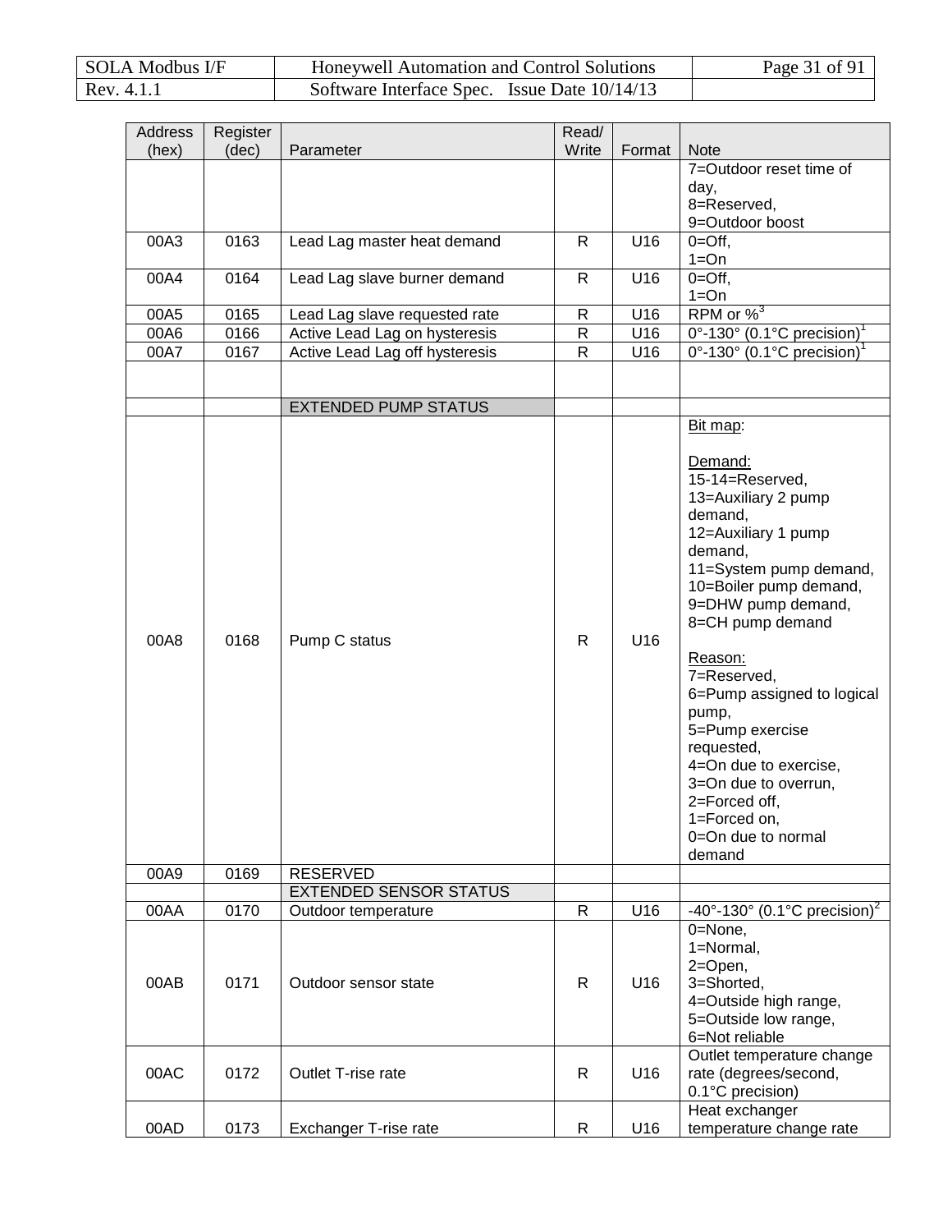| Address (hex) | Register (dec) | Parameter | Read/ Write | Format | Note |
|---|---|---|---|---|---|
| | | | | | 7=Outdoor reset time of day, 8=Reserved, 9=Outdoor boost |
| 00A3 | 0163 | Lead Lag master heat demand | R | U16 | 0=Off, 1=On |
| 00A4 | 0164 | Lead Lag slave burner demand | R | U16 | 0=Off, 1=On |
| 00A5 | 0165 | Lead Lag slave requested rate | R | U16 | RPM or %[3] |
| 00A6 | 0166 | Active Lead Lag on hysteresis | R | U16 | 0°-130° (0.1°C precision)[1] |
| 00A7 | 0167 | Active Lead Lag off hysteresis | R | U16 | 0°-130° (0.1°C precision)[1] |
| | | | | | |
| | | EXTENDED PUMP STATUS | | | |
| 00A8 | 0168 | Pump C status | R | U16 | Bit map: Demand: 15-14=Reserved, 13=Auxiliary 2 pump demand, 12=Auxiliary 1 pump demand, 11=System pump demand, 10=Boiler pump demand, 9=DHW pump demand, 8=CH pump demand Reason: 7=Reserved, 6=Pump assigned to logical pump, 5=Pump exercise requested, 4=On due to exercise, 3=On due to overrun, 2=Forced off, 1=Forced on, 0=On due to normal demand |
| 00A9 | 0169 | RESERVED | | | |
| | | EXTENDED SENSOR STATUS | | | |
| 00AA | 0170 | Outdoor temperature | R | U16 | -40°-130° (0.1°C precision)[2] |
| 00AB | 0171 | Outdoor sensor state | R | U16 | 0=None, 1=Normal, 2=Open, 3=Shorted, 4=Outside high range, 5=Outside low range, 6=Not reliable |
| 00AC | 0172 | Outlet T-rise rate | R | U16 | Outlet temperature change rate (degrees/second, 0.1°C precision) |
| 00AD | 0173 | Exchanger T-rise rate | R | U16 | Heat exchanger temperature change rate |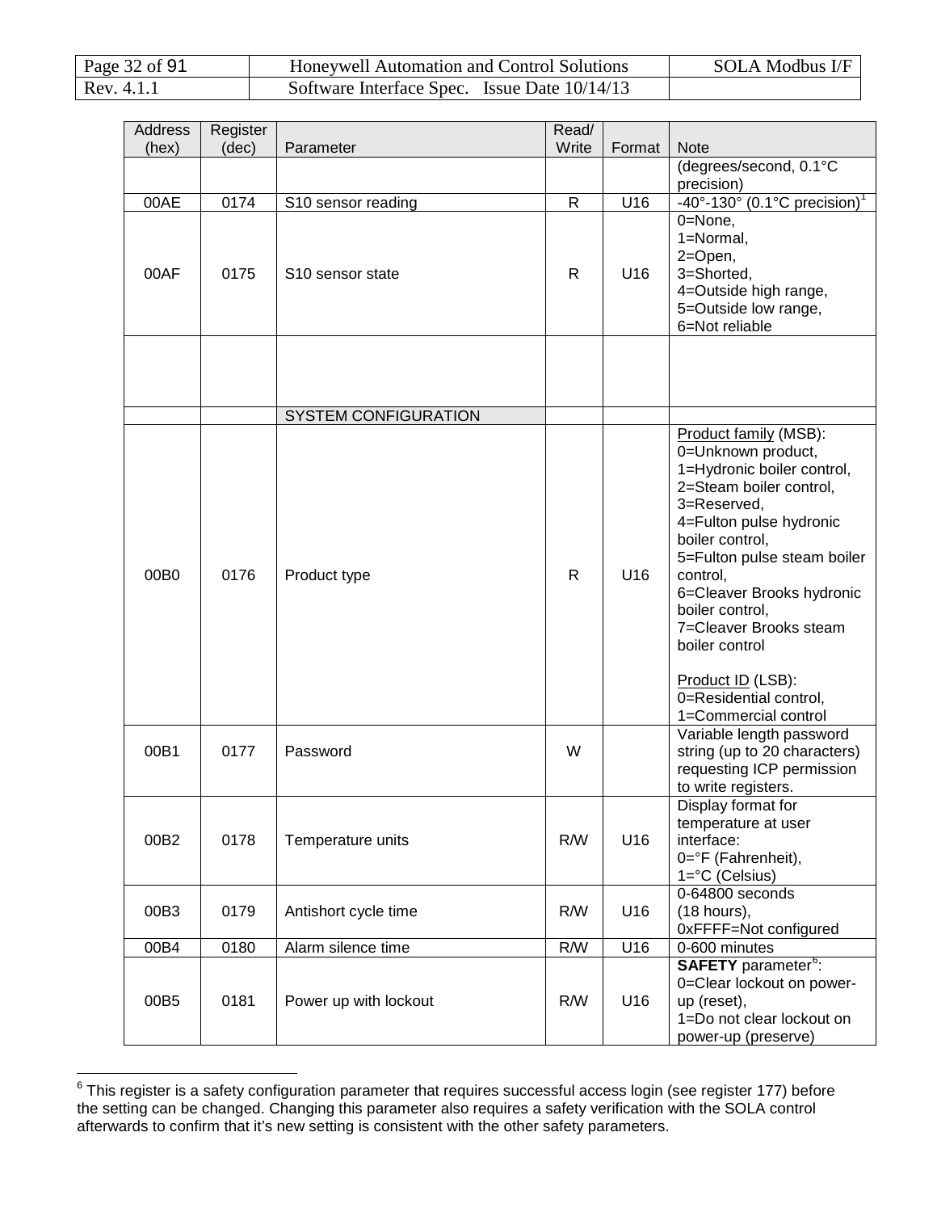| Address (hex) | Register (dec) | Parameter | Read/ Write | Format | Note |
|---|---|---|---|---|---|
| | | | | | (degrees/second, 0.1°C precision) |
| 00AE | 0174 | S10 sensor reading | R | U16 | -40°-130° (0.1°C precision)[1] |
| 00AF | 0175 | S10 sensor state | R | U16 | 0=None, 1=Normal, 2=Open, 3=Shorted, 4=Outside high range, 5=Outside low range, 6=Not reliable |
| | | | | | |
| | | SYSTEM CONFIGURATION | | | |
| 00B0 | 0176 | Product type | R | U16 | Product family (MSB): 0=Unknown product, 1=Hydronic boiler control, 2=Steam boiler control, 3=Reserved, 4=Fulton pulse hydronic boiler control, 5=Fulton pulse steam boiler control, 6=Cleaver Brooks hydronic boiler control, 7=Cleaver Brooks steam boiler control<br><br>Product ID (LSB): 0=Residential control, 1=Commercial control |
| 00B1 | 0177 | Password | W | | Variable length password string (up to 20 characters) requesting ICP permission to write registers. |
| 00B2 | 0178 | Temperature units | R/W | U16 | Display format for temperature at user interface: 0=°F (Fahrenheit), 1=°C (Celsius) |
| 00B3 | 0179 | Antishort cycle time | R/W | U16 | 0-64800 seconds (18 hours), 0xFFFF=Not configured |
| 00B4 | 0180 | Alarm silence time | R/W | U16 | 0-600 minutes |
| 00B5 | 0181 | Power up with lockout | R/W | U16 | **SAFETY** parameter[6]: 0=Clear lockout on power-up (reset), 1=Do not clear lockout on power-up (preserve) |

[6] This register is a safety configuration parameter that requires successful access login (see register 177) before the setting can be changed. Changing this parameter also requires a safety verification with the SOLA control afterwards to confirm that it's new setting is consistent with the other safety parameters.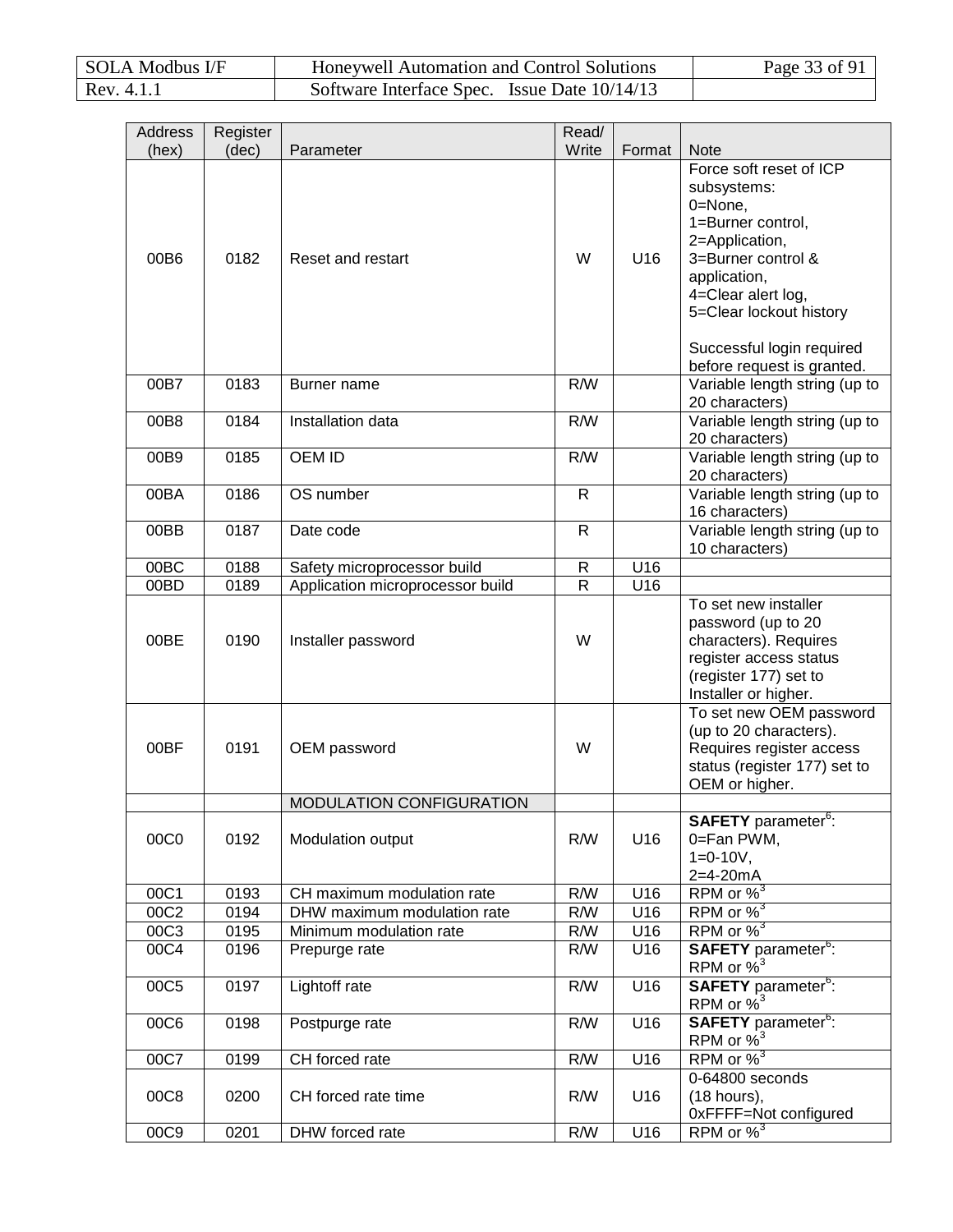| Address (hex) | Register (dec) | Parameter | Read/ Write | Format | Note |
|---|---|---|---|---|---|
| 00B6 | 0182 | Reset and restart | W | U16 | Force soft reset of ICP subsystems: 0=None, 1=Burner control, 2=Application, 3=Burner control & application, 4=Clear alert log, 5=Clear lockout history<br><br>Successful login required before request is granted. |
| 00B7 | 0183 | Burner name | R/W | | Variable length string (up to 20 characters) |
| 00B8 | 0184 | Installation data | R/W | | Variable length string (up to 20 characters) |
| 00B9 | 0185 | OEM ID | R/W | | Variable length string (up to 20 characters) |
| 00BA | 0186 | OS number | R | | Variable length string (up to 16 characters) |
| 00BB | 0187 | Date code | R | | Variable length string (up to 10 characters) |
| 00BC | 0188 | Safety microprocessor build | R | U16 | |
| 00BD | 0189 | Application microprocessor build | R | U16 | |
| 00BE | 0190 | Installer password | W | | To set new installer password (up to 20 characters). Requires register access status (register 177) set to Installer or higher. |
| 00BF | 0191 | OEM password | W | | To set new OEM password (up to 20 characters). Requires register access status (register 177) set to OEM or higher. |
| | | MODULATION CONFIGURATION | | | |
| 00C0 | 0192 | Modulation output | R/W | U16 | **SAFETY** parameter[6]: 0=Fan PWM, 1=0-10V, 2=4-20mA |
| 00C1 | 0193 | CH maximum modulation rate | R/W | U16 | RPM or %[3] |
| 00C2 | 0194 | DHW maximum modulation rate | R/W | U16 | RPM or %[3] |
| 00C3 | 0195 | Minimum modulation rate | R/W | U16 | RPM or %[3] |
| 00C4 | 0196 | Prepurge rate | R/W | U16 | **SAFETY** parameter[6]: RPM or %[3] |
| 00C5 | 0197 | Lightoff rate | R/W | U16 | **SAFETY** parameter[6]: RPM or %[3] |
| 00C6 | 0198 | Postpurge rate | R/W | U16 | **SAFETY** parameter[6]: RPM or %[3] |
| 00C7 | 0199 | CH forced rate | R/W | U16 | RPM or %[3] |
| 00C8 | 0200 | CH forced rate time | R/W | U16 | 0-64800 seconds (18 hours), 0xFFFF=Not configured |
| 00C9 | 0201 | DHW forced rate | R/W | U16 | RPM or %[3] |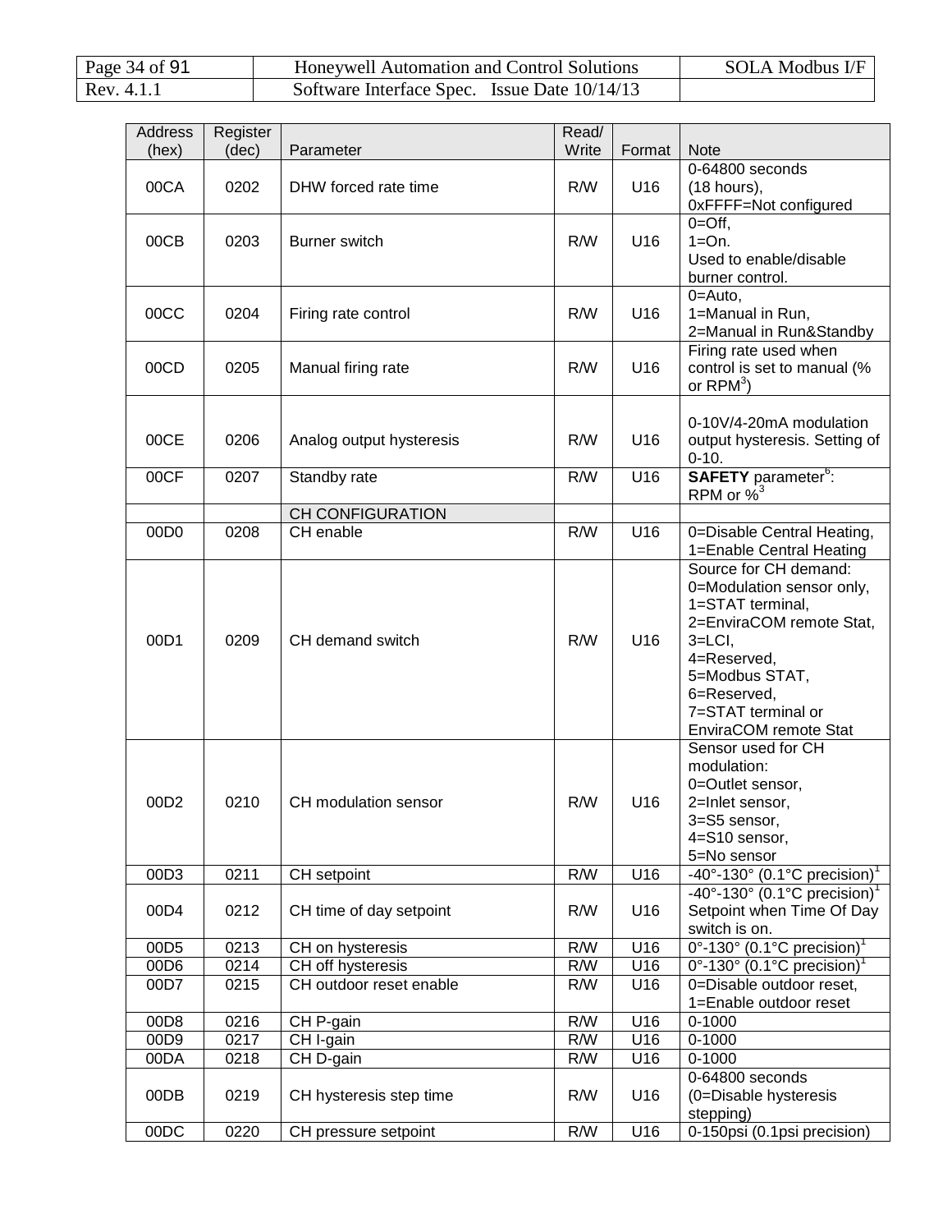| Address (hex) | Register (dec) | Parameter | Read/ Write | Format | Note |
|---|---|---|---|---|---|
| 00CA | 0202 | DHW forced rate time | R/W | U16 | 0-64800 seconds (18 hours), 0xFFFF=Not configured |
| 00CB | 0203 | Burner switch | R/W | U16 | 0=Off, 1=On. Used to enable/disable burner control. |
| 00CC | 0204 | Firing rate control | R/W | U16 | 0=Auto, 1=Manual in Run, 2=Manual in Run&Standby |
| 00CD | 0205 | Manual firing rate | R/W | U16 | Firing rate used when control is set to manual (% or RPM[3]) |
| 00CE | 0206 | Analog output hysteresis | R/W | U16 | 0-10V/4-20mA modulation output hysteresis. Setting of 0-10. |
| 00CF | 0207 | Standby rate | R/W | U16 | **SAFETY** parameter[6]: RPM or %[3] |
| | | CH CONFIGURATION | | | |
| 00D0 | 0208 | CH enable | R/W | U16 | 0=Disable Central Heating, 1=Enable Central Heating |
| 00D1 | 0209 | CH demand switch | R/W | U16 | Source for CH demand: 0=Modulation sensor only, 1=STAT terminal, 2=EnviraCOM remote Stat, 3=LCI, 4=Reserved, 5=Modbus STAT, 6=Reserved, 7=STAT terminal or EnviraCOM remote Stat |
| 00D2 | 0210 | CH modulation sensor | R/W | U16 | Sensor used for CH modulation: 0=Outlet sensor, 2=Inlet sensor, 3=S5 sensor, 4=S10 sensor, 5=No sensor |
| 00D3 | 0211 | CH setpoint | R/W | U16 | -40°-130° (0.1°C precision)[1] |
| 00D4 | 0212 | CH time of day setpoint | R/W | U16 | -40°-130° (0.1°C precision)[1] Setpoint when Time Of Day switch is on. |
| 00D5 | 0213 | CH on hysteresis | R/W | U16 | 0°-130° (0.1°C precision)[1] |
| 00D6 | 0214 | CH off hysteresis | R/W | U16 | 0°-130° (0.1°C precision)[1] |
| 00D7 | 0215 | CH outdoor reset enable | R/W | U16 | 0=Disable outdoor reset, 1=Enable outdoor reset |
| 00D8 | 0216 | CH P-gain | R/W | U16 | 0-1000 |
| 00D9 | 0217 | CH I-gain | R/W | U16 | 0-1000 |
| 00DA | 0218 | CH D-gain | R/W | U16 | 0-1000 |
| 00DB | 0219 | CH hysteresis step time | R/W | U16 | 0-64800 seconds (0=Disable hysteresis stepping) |
| 00DC | 0220 | CH pressure setpoint | R/W | U16 | 0-150psi (0.1psi precision) |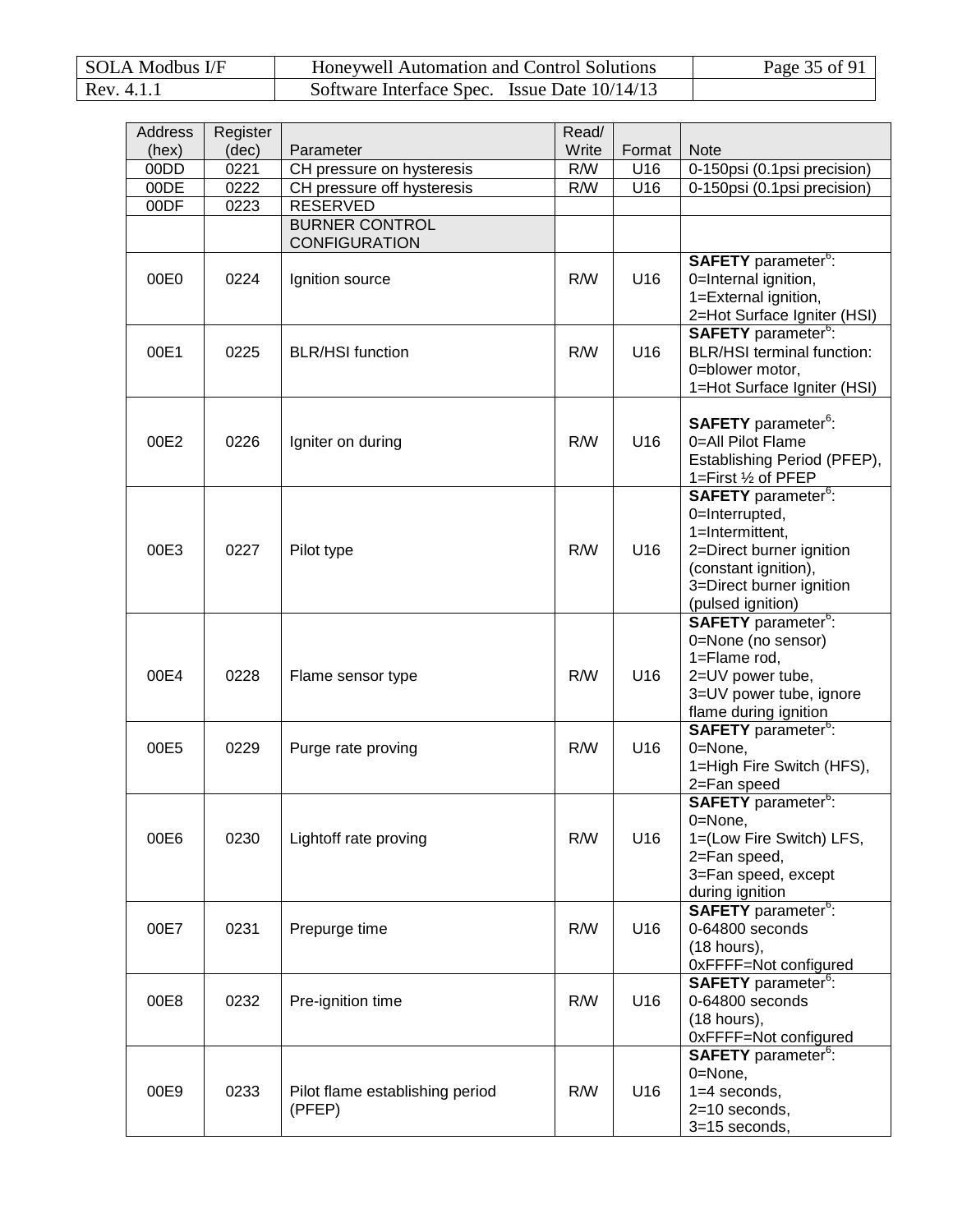| Address (hex) | Register (dec) | Parameter | Read/ Write | Format | Note |
|---|---|---|---|---|---|
| 00DD | 0221 | CH pressure on hysteresis | R/W | U16 | 0-150psi (0.1psi precision) |
| 00DE | 0222 | CH pressure off hysteresis | R/W | U16 | 0-150psi (0.1psi precision) |
| 00DF | 0223 | RESERVED | | | |
| | | BURNER CONTROL CONFIGURATION | | | |
| 00E0 | 0224 | Ignition source | R/W | U16 | **SAFETY** parameter[6]: 0=Internal ignition, 1=External ignition, 2=Hot Surface Igniter (HSI) |
| 00E1 | 0225 | BLR/HSI function | R/W | U16 | **SAFETY** parameter[6]: BLR/HSI terminal function: 0=blower motor, 1=Hot Surface Igniter (HSI) |
| 00E2 | 0226 | Igniter on during | R/W | U16 | **SAFETY** parameter[6]: 0=All Pilot Flame Establishing Period (PFEP), 1=First ½ of PFEP |
| 00E3 | 0227 | Pilot type | R/W | U16 | **SAFETY** parameter[6]: 0=Interrupted, 1=Intermittent, 2=Direct burner ignition (constant ignition), 3=Direct burner ignition (pulsed ignition) |
| 00E4 | 0228 | Flame sensor type | R/W | U16 | **SAFETY** parameter[6]: 0=None (no sensor) 1=Flame rod, 2=UV power tube, 3=UV power tube, ignore flame during ignition |
| 00E5 | 0229 | Purge rate proving | R/W | U16 | **SAFETY** parameter[6]: 0=None, 1=High Fire Switch (HFS), 2=Fan speed |
| 00E6 | 0230 | Lightoff rate proving | R/W | U16 | **SAFETY** parameter[6]: 0=None, 1=(Low Fire Switch) LFS, 2=Fan speed, 3=Fan speed, except during ignition |
| 00E7 | 0231 | Prepurge time | R/W | U16 | **SAFETY** parameter[6]: 0-64800 seconds (18 hours), 0xFFFF=Not configured |
| 00E8 | 0232 | Pre-ignition time | R/W | U16 | **SAFETY** parameter[6]: 0-64800 seconds (18 hours), 0xFFFF=Not configured |
| 00E9 | 0233 | Pilot flame establishing period (PFEP) | R/W | U16 | **SAFETY** parameter[6]: 0=None, 1=4 seconds, 2=10 seconds, 3=15 seconds, |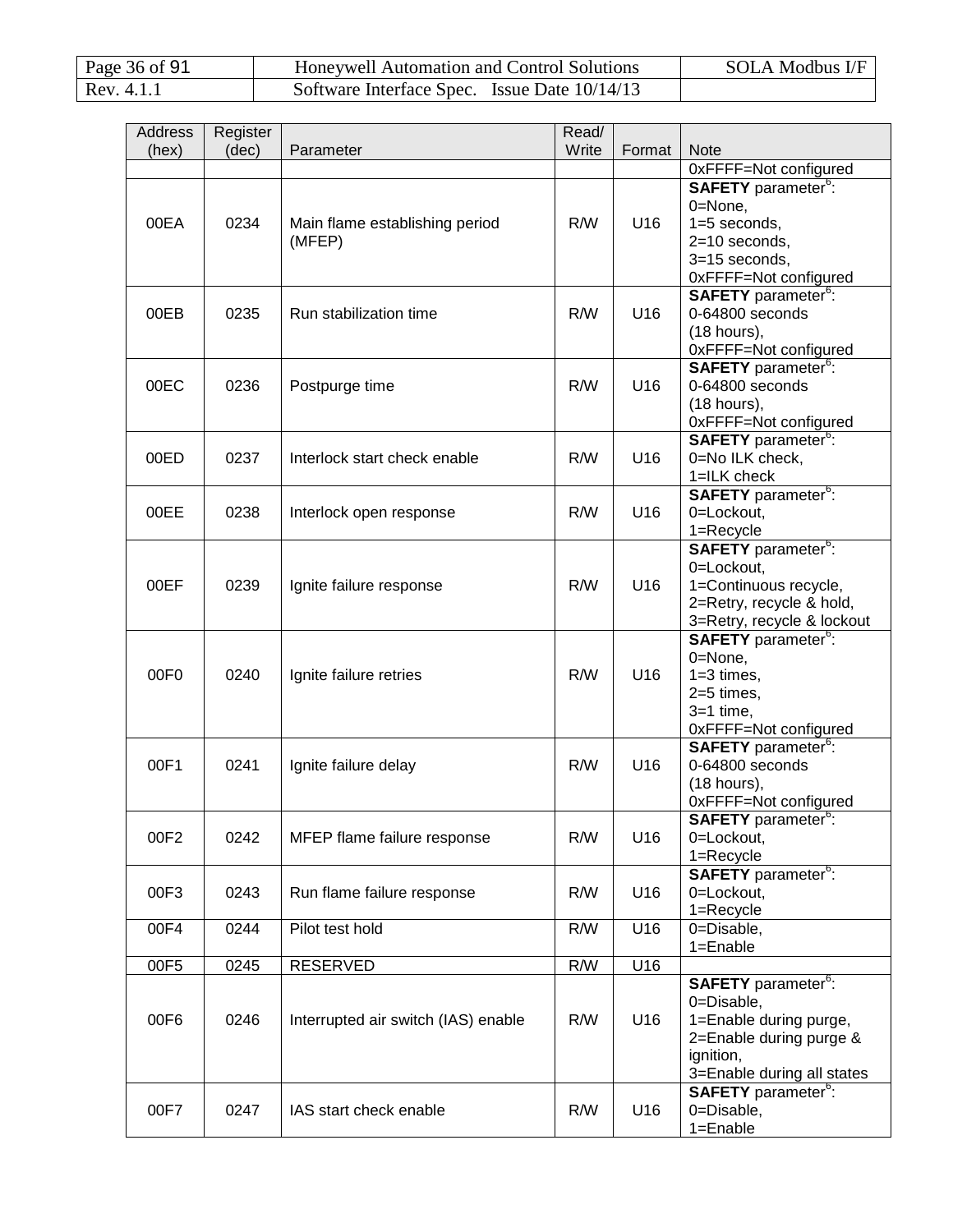| Address (hex) | Register (dec) | Parameter | Read/ Write | Format | Note |
|---|---|---|---|---|---|
| | | | | | 0xFFFF=Not configured |
| 00EA | 0234 | Main flame establishing period (MFEP) | R/W | U16 | **SAFETY** parameter[6]: 0=None, 1=5 seconds, 2=10 seconds, 3=15 seconds, 0xFFFF=Not configured |
| 00EB | 0235 | Run stabilization time | R/W | U16 | **SAFETY** parameter[6]: 0-64800 seconds (18 hours), 0xFFFF=Not configured |
| 00EC | 0236 | Postpurge time | R/W | U16 | **SAFETY** parameter[6]: 0-64800 seconds (18 hours), 0xFFFF=Not configured |
| 00ED | 0237 | Interlock start check enable | R/W | U16 | **SAFETY** parameter[6]: 0=No ILK check, 1=ILK check |
| 00EE | 0238 | Interlock open response | R/W | U16 | **SAFETY** parameter[6]: 0=Lockout, 1=Recycle |
| 00EF | 0239 | Ignite failure response | R/W | U16 | **SAFETY** parameter[6]: 0=Lockout, 1=Continuous recycle, 2=Retry, recycle & hold, 3=Retry, recycle & lockout |
| 00F0 | 0240 | Ignite failure retries | R/W | U16 | **SAFETY** parameter[6]: 0=None, 1=3 times, 2=5 times, 3=1 time, 0xFFFF=Not configured |
| 00F1 | 0241 | Ignite failure delay | R/W | U16 | **SAFETY** parameter[6]: 0-64800 seconds (18 hours), 0xFFFF=Not configured |
| 00F2 | 0242 | MFEP flame failure response | R/W | U16 | **SAFETY** parameter[6]: 0=Lockout, 1=Recycle |
| 00F3 | 0243 | Run flame failure response | R/W | U16 | **SAFETY** parameter[6]: 0=Lockout, 1=Recycle |
| 00F4 | 0244 | Pilot test hold | R/W | U16 | 0=Disable, 1=Enable |
| 00F5 | 0245 | RESERVED | R/W | U16 | |
| 00F6 | 0246 | Interrupted air switch (IAS) enable | R/W | U16 | **SAFETY** parameter[6]: 0=Disable, 1=Enable during purge, 2=Enable during purge & ignition, 3=Enable during all states |
| 00F7 | 0247 | IAS start check enable | R/W | U16 | **SAFETY** parameter[6]: 0=Disable, 1=Enable |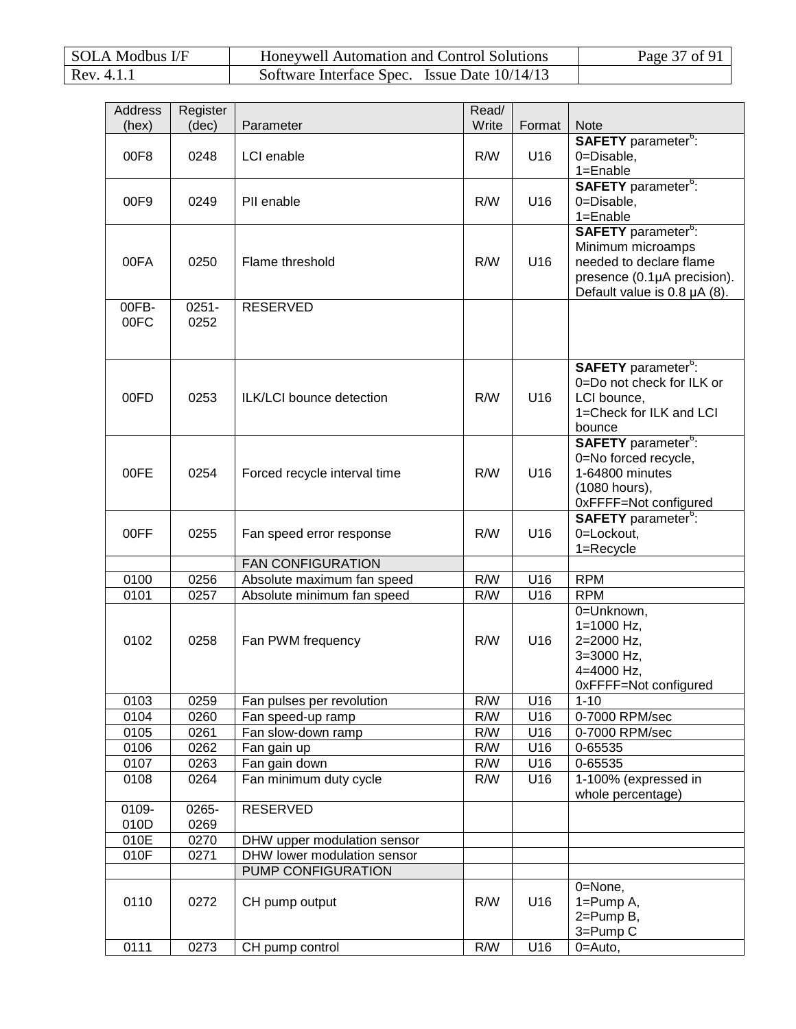| Address (hex) | Register (dec) | Parameter | Read/ Write | Format | Note |
|---|---|---|---|---|---|
| 00F8 | 0248 | LCI enable | R/W | U16 | **SAFETY** parameter[6]: 0=Disable, 1=Enable |
| 00F9 | 0249 | PII enable | R/W | U16 | **SAFETY** parameter[6]: 0=Disable, 1=Enable |
| 00FA | 0250 | Flame threshold | R/W | U16 | **SAFETY** parameter[6]: Minimum microamps needed to declare flame presence (0.1μA precision). Default value is 0.8 μA (8). |
| 00FB-00FC | 0251-0252 | RESERVED | | | |
| 00FD | 0253 | ILK/LCI bounce detection | R/W | U16 | **SAFETY** parameter[6]: 0=Do not check for ILK or LCI bounce, 1=Check for ILK and LCI bounce |
| 00FE | 0254 | Forced recycle interval time | R/W | U16 | **SAFETY** parameter[6]: 0=No forced recycle, 1-64800 minutes (1080 hours), 0xFFFF=Not configured |
| 00FF | 0255 | Fan speed error response | R/W | U16 | **SAFETY** parameter[6]: 0=Lockout, 1=Recycle |
| | | FAN CONFIGURATION | | | |
| 0100 | 0256 | Absolute maximum fan speed | R/W | U16 | RPM |
| 0101 | 0257 | Absolute minimum fan speed | R/W | U16 | RPM |
| 0102 | 0258 | Fan PWM frequency | R/W | U16 | 0=Unknown, 1=1000 Hz, 2=2000 Hz, 3=3000 Hz, 4=4000 Hz, 0xFFFF=Not configured |
| 0103 | 0259 | Fan pulses per revolution | R/W | U16 | 1-10 |
| 0104 | 0260 | Fan speed-up ramp | R/W | U16 | 0-7000 RPM/sec |
| 0105 | 0261 | Fan slow-down ramp | R/W | U16 | 0-7000 RPM/sec |
| 0106 | 0262 | Fan gain up | R/W | U16 | 0-65535 |
| 0107 | 0263 | Fan gain down | R/W | U16 | 0-65535 |
| 0108 | 0264 | Fan minimum duty cycle | R/W | U16 | 1-100% (expressed in whole percentage) |
| 0109-010D | 0265-0269 | RESERVED | | | |
| 010E | 0270 | DHW upper modulation sensor | | | |
| 010F | 0271 | DHW lower modulation sensor | | | |
| | | PUMP CONFIGURATION | | | |
| 0110 | 0272 | CH pump output | R/W | U16 | 0=None, 1=Pump A, 2=Pump B, 3=Pump C |
| 0111 | 0273 | CH pump control | R/W | U16 | 0=Auto, |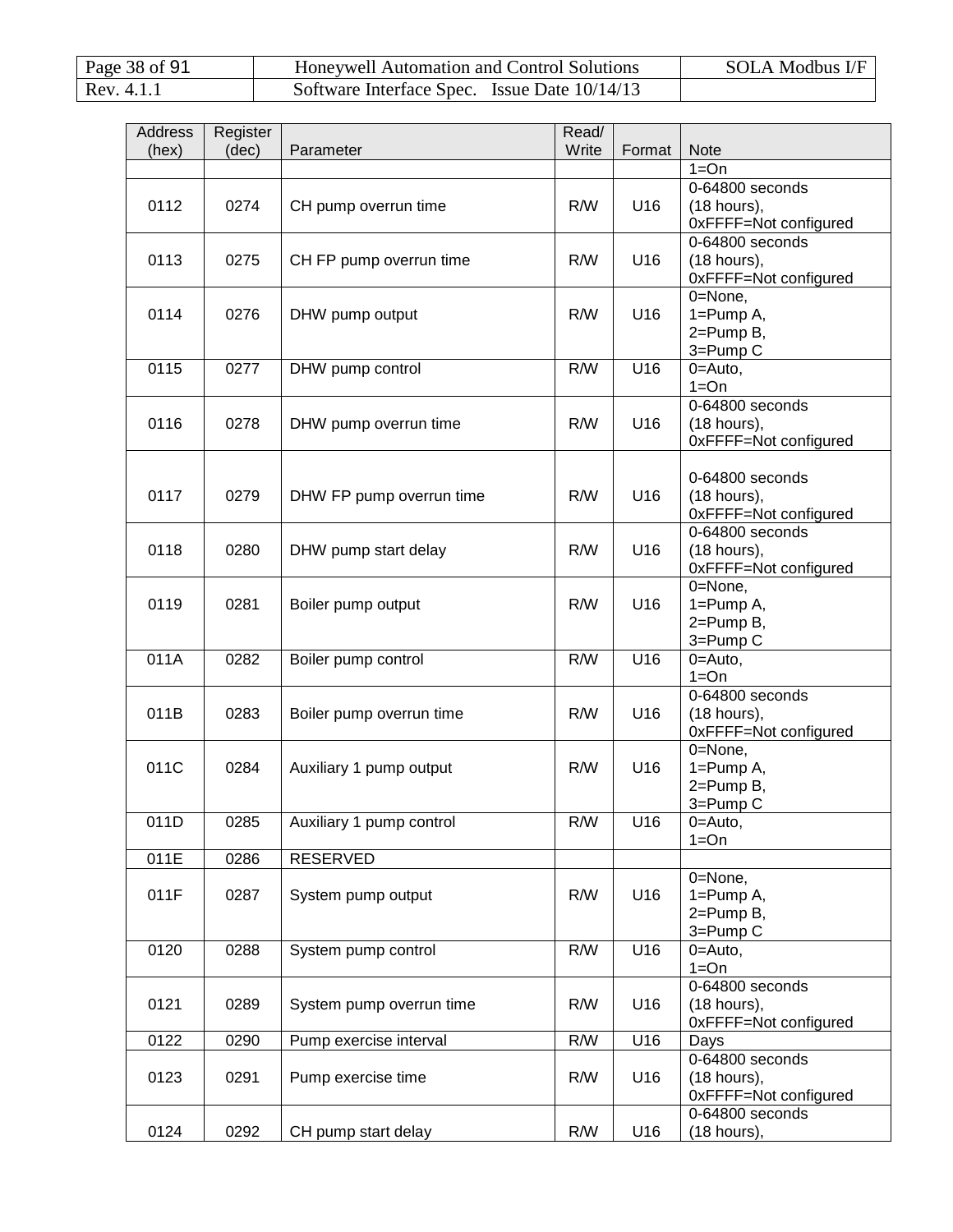| Address (hex) | Register (dec) | Parameter | Read/ Write | Format | Note |
|---|---|---|---|---|---|
| | | | | | 1=On |
| 0112 | 0274 | CH pump overrun time | R/W | U16 | 0-64800 seconds (18 hours), 0xFFFF=Not configured |
| 0113 | 0275 | CH FP pump overrun time | R/W | U16 | 0-64800 seconds (18 hours), 0xFFFF=Not configured |
| 0114 | 0276 | DHW pump output | R/W | U16 | 0=None, 1=Pump A, 2=Pump B, 3=Pump C |
| 0115 | 0277 | DHW pump control | R/W | U16 | 0=Auto, 1=On |
| 0116 | 0278 | DHW pump overrun time | R/W | U16 | 0-64800 seconds (18 hours), 0xFFFF=Not configured |
| 0117 | 0279 | DHW FP pump overrun time | R/W | U16 | 0-64800 seconds (18 hours), 0xFFFF=Not configured |
| 0118 | 0280 | DHW pump start delay | R/W | U16 | 0-64800 seconds (18 hours), 0xFFFF=Not configured |
| 0119 | 0281 | Boiler pump output | R/W | U16 | 0=None, 1=Pump A, 2=Pump B, 3=Pump C |
| 011A | 0282 | Boiler pump control | R/W | U16 | 0=Auto, 1=On |
| 011B | 0283 | Boiler pump overrun time | R/W | U16 | 0-64800 seconds (18 hours), 0xFFFF=Not configured |
| 011C | 0284 | Auxiliary 1 pump output | R/W | U16 | 0=None, 1=Pump A, 2=Pump B, 3=Pump C |
| 011D | 0285 | Auxiliary 1 pump control | R/W | U16 | 0=Auto, 1=On |
| 011E | 0286 | RESERVED | | | |
| 011F | 0287 | System pump output | R/W | U16 | 0=None, 1=Pump A, 2=Pump B, 3=Pump C |
| 0120 | 0288 | System pump control | R/W | U16 | 0=Auto, 1=On |
| 0121 | 0289 | System pump overrun time | R/W | U16 | 0-64800 seconds (18 hours), 0xFFFF=Not configured |
| 0122 | 0290 | Pump exercise interval | R/W | U16 | Days |
| 0123 | 0291 | Pump exercise time | R/W | U16 | 0-64800 seconds (18 hours), 0xFFFF=Not configured |
| 0124 | 0292 | CH pump start delay | R/W | U16 | 0-64800 seconds (18 hours), |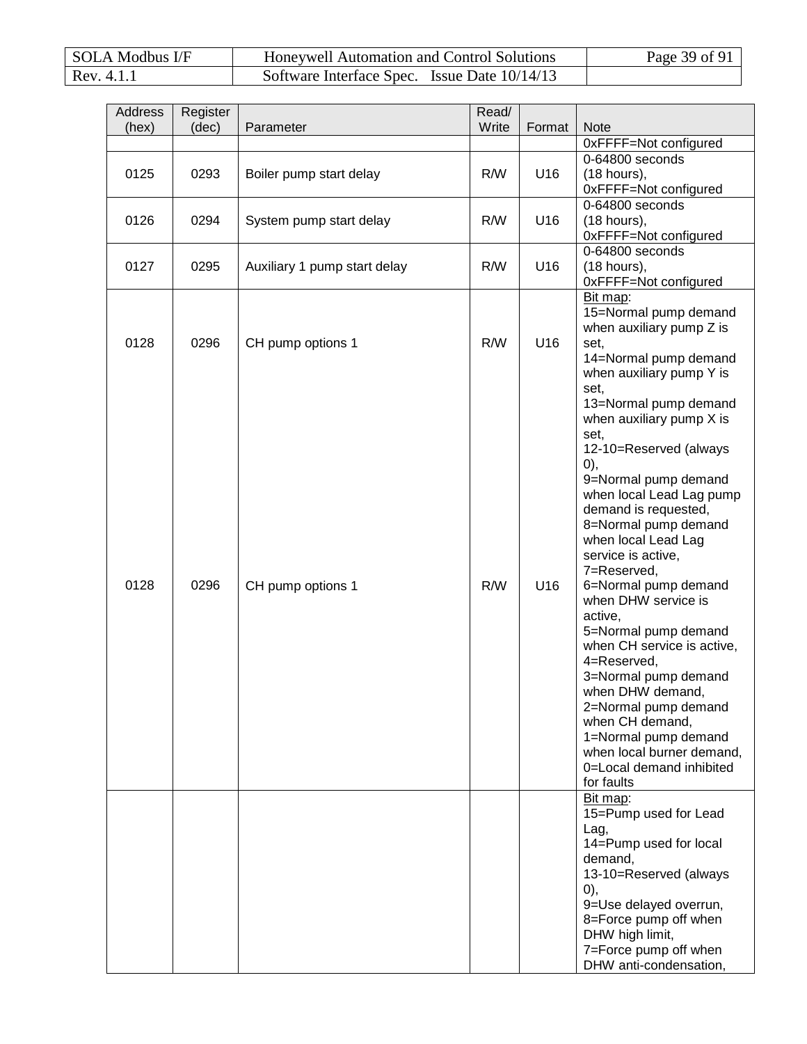| Address (hex) | Register (dec) | Parameter | Read/ Write | Format | Note |
|---|---|---|---|---|---|
| | | | | | 0xFFFF=Not configured |
| 0125 | 0293 | Boiler pump start delay | R/W | U16 | 0-64800 seconds (18 hours), 0xFFFF=Not configured |
| 0126 | 0294 | System pump start delay | R/W | U16 | 0-64800 seconds (18 hours), 0xFFFF=Not configured |
| 0127 | 0295 | Auxiliary 1 pump start delay | R/W | U16 | 0-64800 seconds (18 hours), 0xFFFF=Not configured |
| 0128 | 0296 | CH pump options 1 | R/W | U16 | Bit map: 15=Normal pump demand when auxiliary pump Z is set, 14=Normal pump demand when auxiliary pump Y is set, 13=Normal pump demand when auxiliary pump X is set, 12-10=Reserved (always 0), 9=Normal pump demand when local Lead Lag pump demand is requested, 8=Normal pump demand when local Lead Lag service is active, 7=Reserved, 6=Normal pump demand when DHW service is active, 5=Normal pump demand when CH service is active, 4=Reserved, 3=Normal pump demand when DHW demand, 2=Normal pump demand when CH demand, 1=Normal pump demand when local burner demand, 0=Local demand inhibited for faults |
| | | | | | Bit map: 15=Pump used for Lead Lag, 14=Pump used for local demand, 13-10=Reserved (always 0), 9=Use delayed overrun, 8=Force pump off when DHW high limit, 7=Force pump off when DHW anti-condensation, |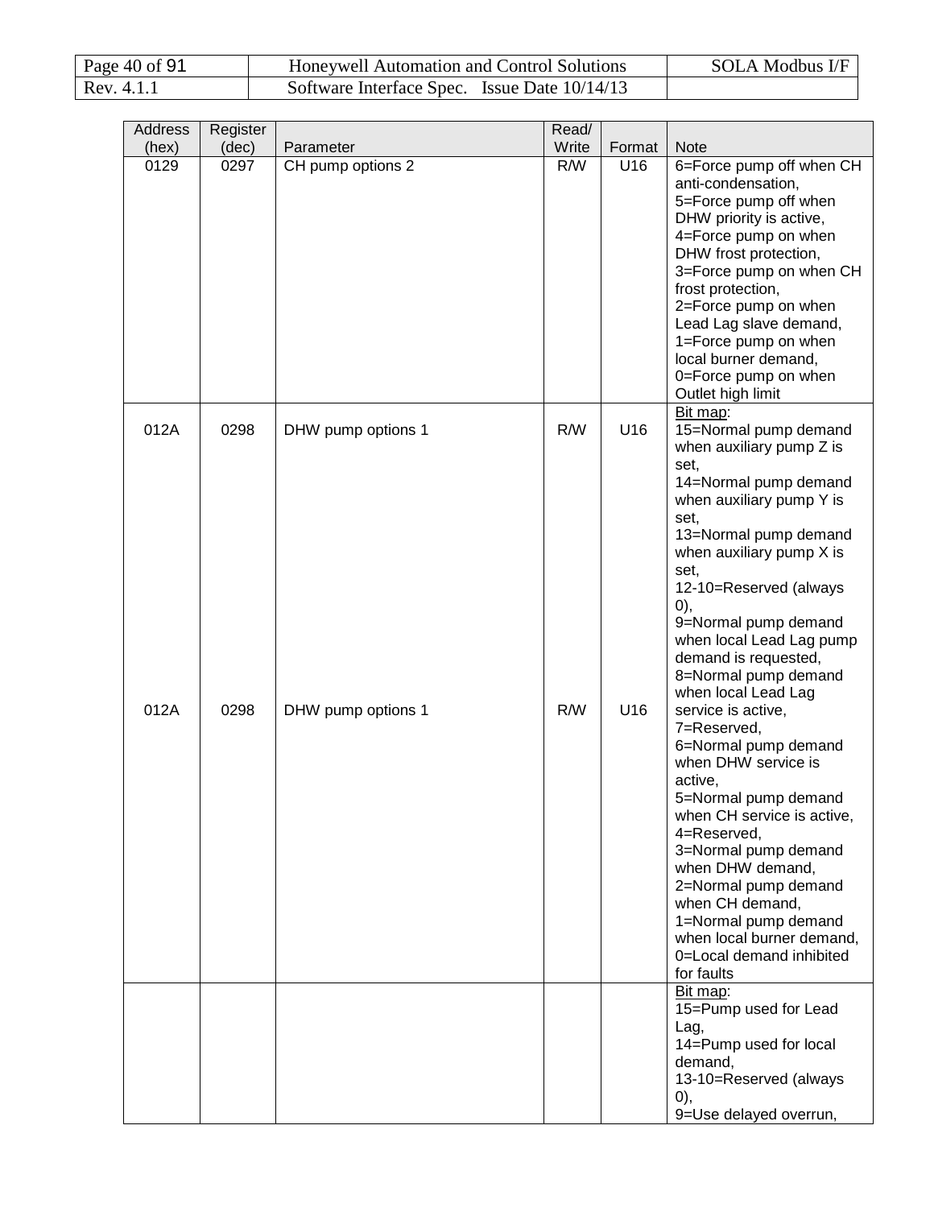| Address (hex) | Register (dec) | Parameter | Read/ Write | Format | Note |
|---|---|---|---|---|---|
| 0129 | 0297 | CH pump options 2 | R/W | U16 | 6=Force pump off when CH anti-condensation, 5=Force pump off when DHW priority is active, 4=Force pump on when DHW frost protection, 3=Force pump on when CH frost protection, 2=Force pump on when Lead Lag slave demand, 1=Force pump on when local burner demand, 0=Force pump on when Outlet high limit |
| 012A | 0298 | DHW pump options 1 | R/W | U16 | Bit map: 15=Normal pump demand when auxiliary pump Z is set, 14=Normal pump demand when auxiliary pump Y is set, 13=Normal pump demand when auxiliary pump X is set, 12-10=Reserved (always 0), 9=Normal pump demand when local Lead Lag pump demand is requested, 8=Normal pump demand when local Lead Lag service is active, 7=Reserved, 6=Normal pump demand when DHW service is active, 5=Normal pump demand when CH service is active, 4=Reserved, 3=Normal pump demand when DHW demand, 2=Normal pump demand when CH demand, 1=Normal pump demand when local burner demand, 0=Local demand inhibited for faults |
| | | | | | Bit map: 15=Pump used for Lead Lag, 14=Pump used for local demand, 13-10=Reserved (always 0), 9=Use delayed overrun, |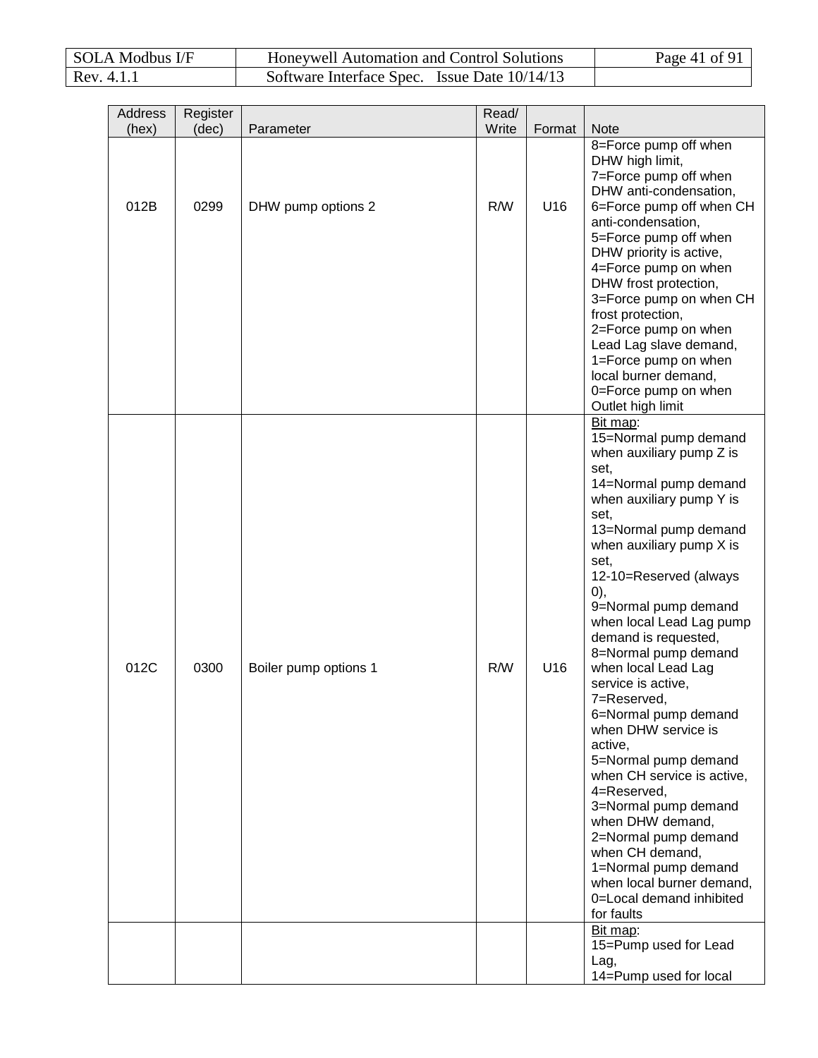| Address (hex) | Register (dec) | Parameter | Read/ Write | Format | Note |
|---|---|---|---|---|---|
| 012B | 0299 | DHW pump options 2 | R/W | U16 | 8=Force pump off when DHW high limit, 7=Force pump off when DHW anti-condensation, 6=Force pump off when CH anti-condensation, 5=Force pump off when DHW priority is active, 4=Force pump on when DHW frost protection, 3=Force pump on when CH frost protection, 2=Force pump on when Lead Lag slave demand, 1=Force pump on when local burner demand, 0=Force pump on when Outlet high limit |
| 012C | 0300 | Boiler pump options 1 | R/W | U16 | Bit map: 15=Normal pump demand when auxiliary pump Z is set, 14=Normal pump demand when auxiliary pump Y is set, 13=Normal pump demand when auxiliary pump X is set, 12-10=Reserved (always 0), 9=Normal pump demand when local Lead Lag pump demand is requested, 8=Normal pump demand when local Lead Lag service is active, 7=Reserved, 6=Normal pump demand when DHW service is active, 5=Normal pump demand when CH service is active, 4=Reserved, 3=Normal pump demand when DHW demand, 2=Normal pump demand when CH demand, 1=Normal pump demand when local burner demand, 0=Local demand inhibited for faults |
| | | | | | Bit map: 15=Pump used for Lead Lag, 14=Pump used for local |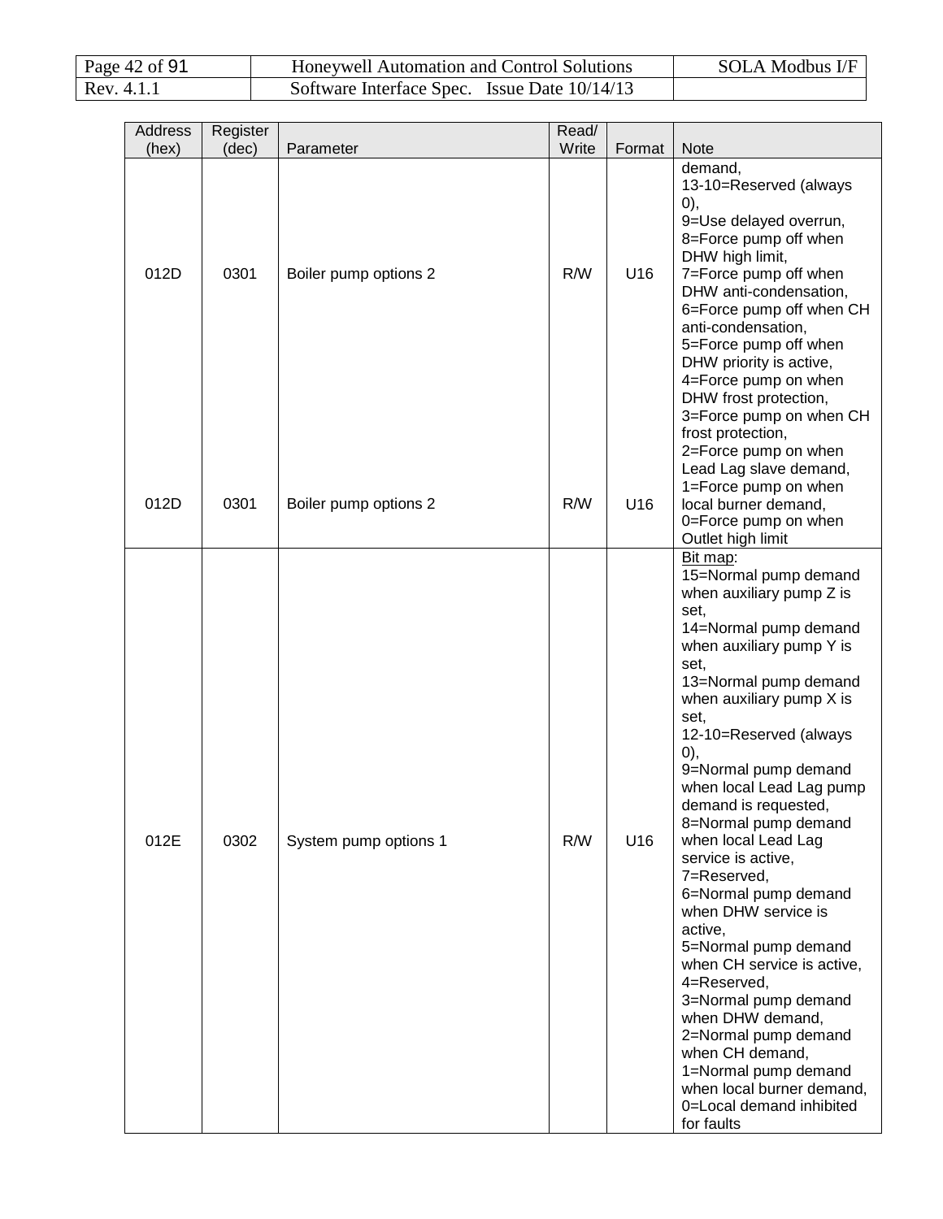| Address (hex) | Register (dec) | Parameter | Read/ Write | Format | Note |
|---|---|---|---|---|---|
| 012D | 0301 | Boiler pump options 2 | R/W | U16 | demand,<br>13-10=Reserved (always 0),<br>9=Use delayed overrun,<br>8=Force pump off when DHW high limit,<br>7=Force pump off when DHW anti-condensation,<br>6=Force pump off when CH anti-condensation,<br>5=Force pump off when DHW priority is active,<br>4=Force pump on when DHW frost protection,<br>3=Force pump on when CH frost protection,<br>2=Force pump on when Lead Lag slave demand,<br>1=Force pump on when local burner demand,<br>0=Force pump on when Outlet high limit |
| 012D | 0301 | Boiler pump options 2 | R/W | U16 | |
| 012E | 0302 | System pump options 1 | R/W | U16 | Bit map:<br>15=Normal pump demand when auxiliary pump Z is set,<br>14=Normal pump demand when auxiliary pump Y is set,<br>13=Normal pump demand when auxiliary pump X is set,<br>12-10=Reserved (always 0),<br>9=Normal pump demand when local Lead Lag pump demand is requested,<br>8=Normal pump demand when local Lead Lag service is active,<br>7=Reserved,<br>6=Normal pump demand when DHW service is active,<br>5=Normal pump demand when CH service is active,<br>4=Reserved,<br>3=Normal pump demand when DHW demand,<br>2=Normal pump demand when CH demand,<br>1=Normal pump demand when local burner demand,<br>0=Local demand inhibited for faults |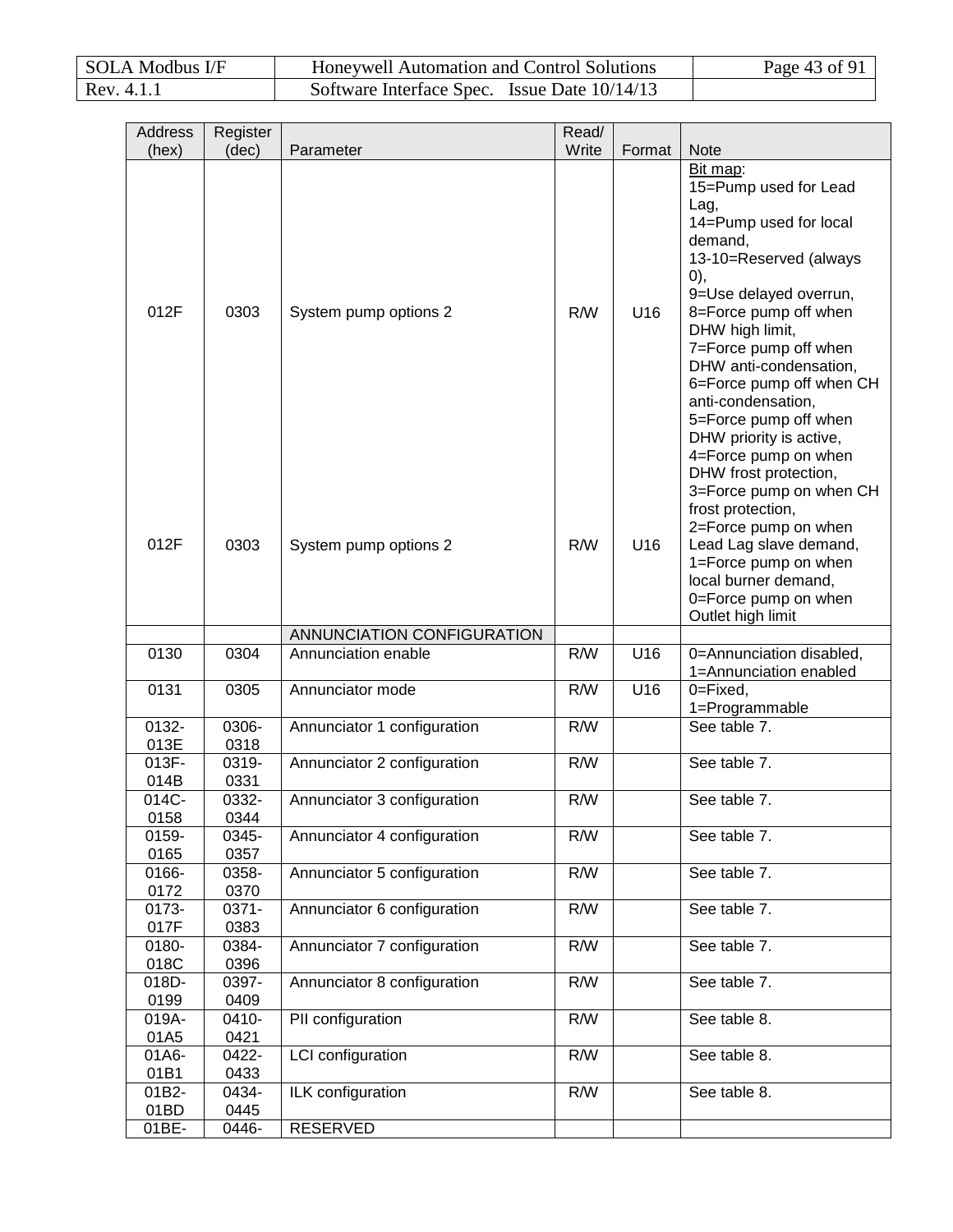| Address (hex) | Register (dec) | Parameter | Read/ Write | Format | Note |
|---|---|---|---|---|---|
| 012F | 0303 | System pump options 2 | R/W | U16 | Bit map: 15=Pump used for Lead Lag, 14=Pump used for local demand, 13-10=Reserved (always 0), 9=Use delayed overrun, 8=Force pump off when DHW high limit, 7=Force pump off when DHW anti-condensation, 6=Force pump off when CH anti-condensation, 5=Force pump off when DHW priority is active, 4=Force pump on when DHW frost protection, 3=Force pump on when CH frost protection, 2=Force pump on when Lead Lag slave demand, 1=Force pump on when local burner demand, 0=Force pump on when Outlet high limit |
| 012F | 0303 | System pump options 2 | R/W | U16 | |
| | | ANNUNCIATION CONFIGURATION | | | |
| 0130 | 0304 | Annunciation enable | R/W | U16 | 0=Annunciation disabled, 1=Annunciation enabled |
| 0131 | 0305 | Annunciator mode | R/W | U16 | 0=Fixed, 1=Programmable |
| 0132-013E | 0306-0318 | Annunciator 1 configuration | R/W | | See table 7. |
| 013F-014B | 0319-0331 | Annunciator 2 configuration | R/W | | See table 7. |
| 014C-0158 | 0332-0344 | Annunciator 3 configuration | R/W | | See table 7. |
| 0159-0165 | 0345-0357 | Annunciator 4 configuration | R/W | | See table 7. |
| 0166-0172 | 0358-0370 | Annunciator 5 configuration | R/W | | See table 7. |
| 0173-017F | 0371-0383 | Annunciator 6 configuration | R/W | | See table 7. |
| 0180-018C | 0384-0396 | Annunciator 7 configuration | R/W | | See table 7. |
| 018D-0199 | 0397-0409 | Annunciator 8 configuration | R/W | | See table 7. |
| 019A-01A5 | 0410-0421 | PII configuration | R/W | | See table 8. |
| 01A6-01B1 | 0422-0433 | LCI configuration | R/W | | See table 8. |
| 01B2-01BD | 0434-0445 | ILK configuration | R/W | | See table 8. |
| 01BE- | 0446- | RESERVED | | | |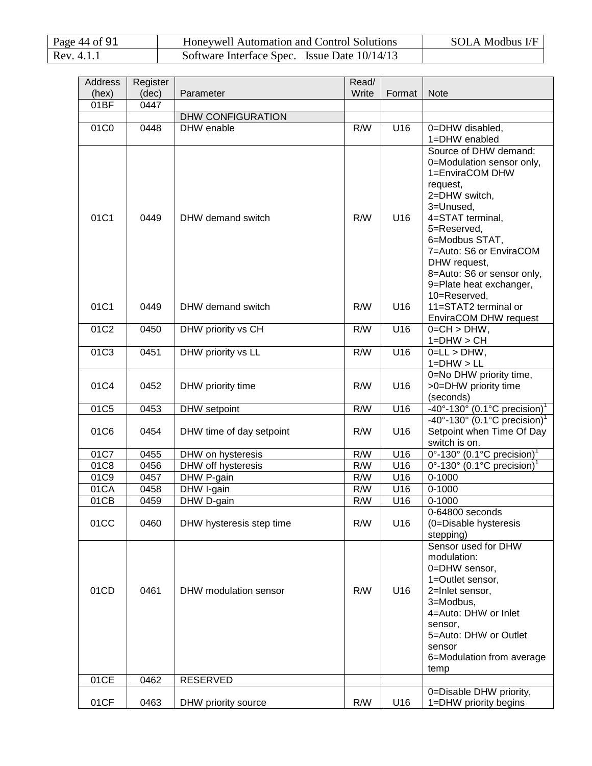| Address (hex) | Register (dec) | Parameter | Read/ Write | Format | Note |
|---|---|---|---|---|---|
| 01BF | 0447 | | | | |
| | | DHW CONFIGURATION | | | |
| 01C0 | 0448 | DHW enable | R/W | U16 | 0=DHW disabled, 1=DHW enabled |
| 01C1 | 0449 | DHW demand switch | R/W | U16 | Source of DHW demand: 0=Modulation sensor only, 1=EnviraCOM DHW request, 2=DHW switch, 3=Unused, 4=STAT terminal, 5=Reserved, 6=Modbus STAT, 7=Auto: S6 or EnviraCOM DHW request, 8=Auto: S6 or sensor only, 9=Plate heat exchanger, 10=Reserved, |
| 01C1 | 0449 | DHW demand switch | R/W | U16 | 11=STAT2 terminal or EnviraCOM DHW request |
| 01C2 | 0450 | DHW priority vs CH | R/W | U16 | 0=CH > DHW, 1=DHW > CH |
| 01C3 | 0451 | DHW priority vs LL | R/W | U16 | 0=LL > DHW, 1=DHW > LL |
| 01C4 | 0452 | DHW priority time | R/W | U16 | 0=No DHW priority time, >0=DHW priority time (seconds) |
| 01C5 | 0453 | DHW setpoint | R/W | U16 | -40°-130° (0.1°C precision)[1] |
| 01C6 | 0454 | DHW time of day setpoint | R/W | U16 | -40°-130° (0.1°C precision)[1] Setpoint when Time Of Day switch is on. |
| 01C7 | 0455 | DHW on hysteresis | R/W | U16 | 0°-130° (0.1°C precision)[1] |
| 01C8 | 0456 | DHW off hysteresis | R/W | U16 | 0°-130° (0.1°C precision)[1] |
| 01C9 | 0457 | DHW P-gain | R/W | U16 | 0-1000 |
| 01CA | 0458 | DHW I-gain | R/W | U16 | 0-1000 |
| 01CB | 0459 | DHW D-gain | R/W | U16 | 0-1000 |
| 01CC | 0460 | DHW hysteresis step time | R/W | U16 | 0-64800 seconds (0=Disable hysteresis stepping) |
| 01CD | 0461 | DHW modulation sensor | R/W | U16 | Sensor used for DHW modulation: 0=DHW sensor, 1=Outlet sensor, 2=Inlet sensor, 3=Modbus, 4=Auto: DHW or Inlet sensor, 5=Auto: DHW or Outlet sensor 6=Modulation from average temp |
| 01CE | 0462 | RESERVED | | | |
| 01CF | 0463 | DHW priority source | R/W | U16 | 0=Disable DHW priority, 1=DHW priority begins |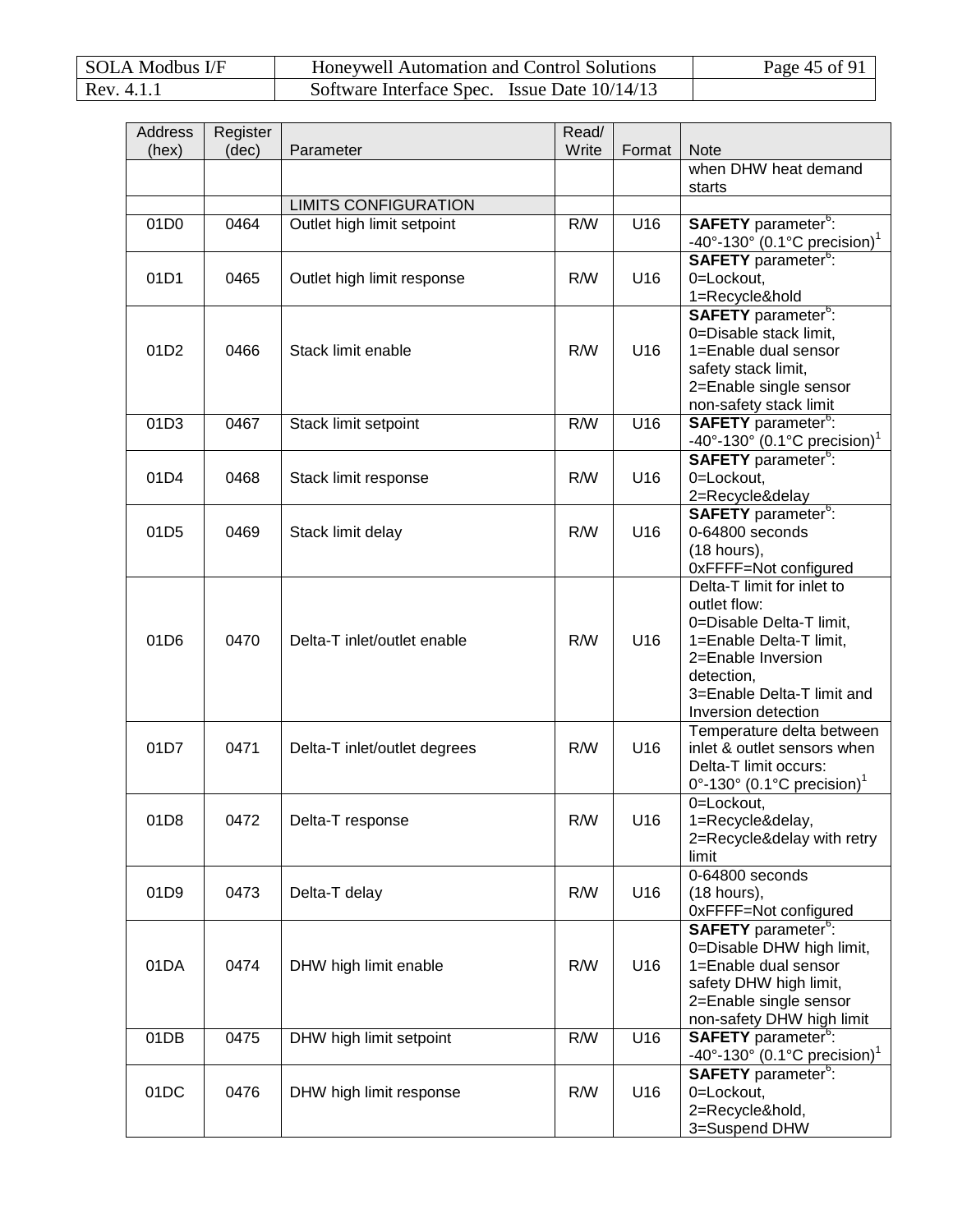| Address (hex) | Register (dec) | Parameter | Read/ Write | Format | Note |
|---|---|---|---|---|---|
| | | | | | when DHW heat demand starts |
| | | LIMITS CONFIGURATION | | | |
| 01D0 | 0464 | Outlet high limit setpoint | R/W | U16 | **SAFETY** parameter[6]: -40°-130° (0.1°C precision)[1] |
| 01D1 | 0465 | Outlet high limit response | R/W | U16 | **SAFETY** parameter[6]: 0=Lockout, 1=Recycle&hold |
| 01D2 | 0466 | Stack limit enable | R/W | U16 | **SAFETY** parameter[6]: 0=Disable stack limit, 1=Enable dual sensor safety stack limit, 2=Enable single sensor non-safety stack limit |
| 01D3 | 0467 | Stack limit setpoint | R/W | U16 | **SAFETY** parameter[6]: -40°-130° (0.1°C precision)[1] |
| 01D4 | 0468 | Stack limit response | R/W | U16 | **SAFETY** parameter[6]: 0=Lockout, 2=Recycle&delay |
| 01D5 | 0469 | Stack limit delay | R/W | U16 | **SAFETY** parameter[6]: 0-64800 seconds (18 hours), 0xFFFF=Not configured |
| 01D6 | 0470 | Delta-T inlet/outlet enable | R/W | U16 | Delta-T limit for inlet to outlet flow: 0=Disable Delta-T limit, 1=Enable Delta-T limit, 2=Enable Inversion detection, 3=Enable Delta-T limit and Inversion detection |
| 01D7 | 0471 | Delta-T inlet/outlet degrees | R/W | U16 | Temperature delta between inlet & outlet sensors when Delta-T limit occurs: 0°-130° (0.1°C precision)[1] |
| 01D8 | 0472 | Delta-T response | R/W | U16 | 0=Lockout, 1=Recycle&delay, 2=Recycle&delay with retry limit |
| 01D9 | 0473 | Delta-T delay | R/W | U16 | 0-64800 seconds (18 hours), 0xFFFF=Not configured |
| 01DA | 0474 | DHW high limit enable | R/W | U16 | **SAFETY** parameter[6]: 0=Disable DHW high limit, 1=Enable dual sensor safety DHW high limit, 2=Enable single sensor non-safety DHW high limit |
| 01DB | 0475 | DHW high limit setpoint | R/W | U16 | **SAFETY** parameter[6]: -40°-130° (0.1°C precision)[1] |
| 01DC | 0476 | DHW high limit response | R/W | U16 | **SAFETY** parameter[6]: 0=Lockout, 2=Recycle&hold, 3=Suspend DHW |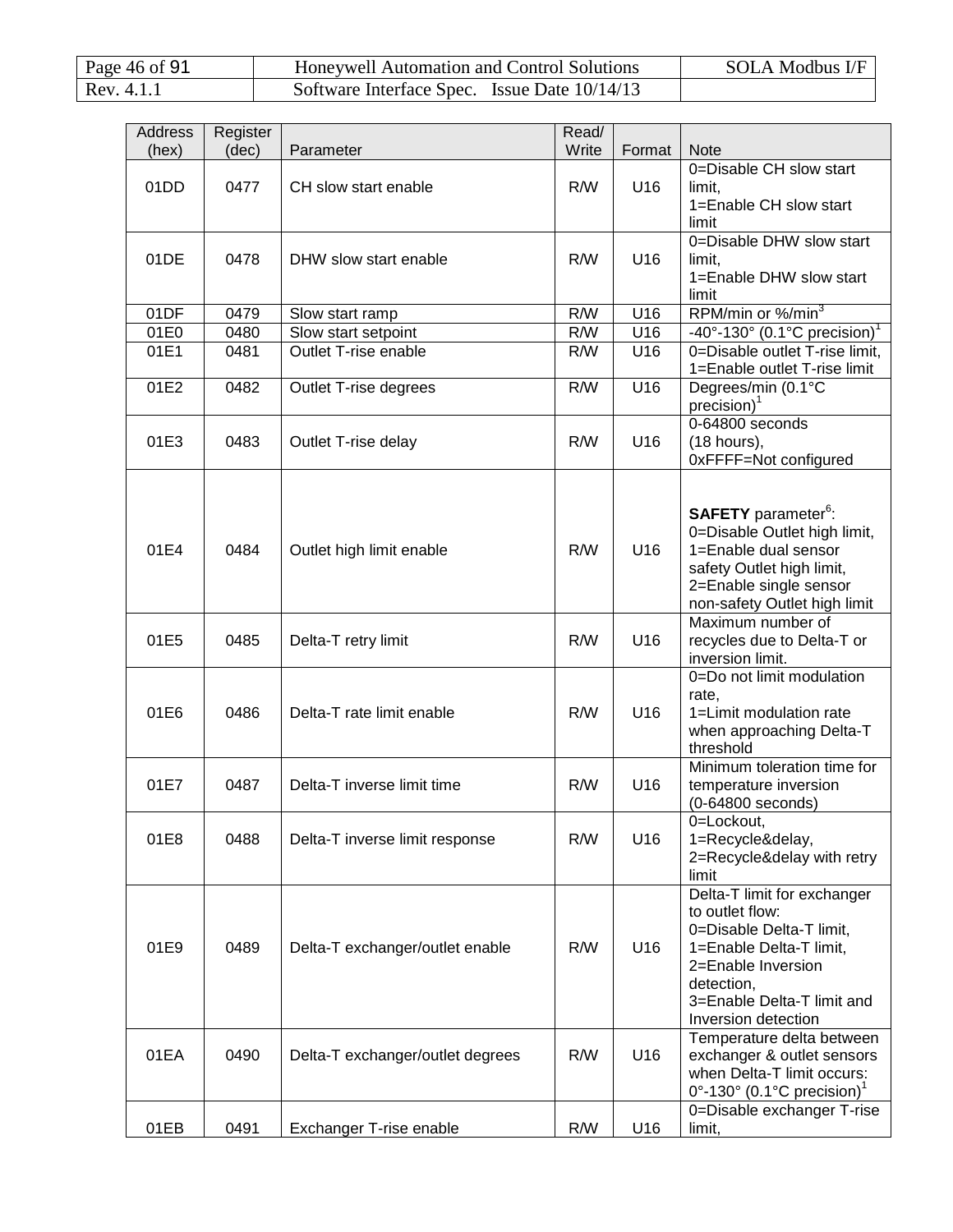| Address (hex) | Register (dec) | Parameter | Read/ Write | Format | Note |
|---|---|---|---|---|---|
| 01DD | 0477 | CH slow start enable | R/W | U16 | 0=Disable CH slow start limit,<br>1=Enable CH slow start limit |
| 01DE | 0478 | DHW slow start enable | R/W | U16 | 0=Disable DHW slow start limit,<br>1=Enable DHW slow start limit |
| 01DF | 0479 | Slow start ramp | R/W | U16 | RPM/min or %/min[3] |
| 01E0 | 0480 | Slow start setpoint | R/W | U16 | -40°-130° (0.1°C precision)[1] |
| 01E1 | 0481 | Outlet T-rise enable | R/W | U16 | 0=Disable outlet T-rise limit,<br>1=Enable outlet T-rise limit |
| 01E2 | 0482 | Outlet T-rise degrees | R/W | U16 | Degrees/min (0.1°C precision)[1] |
| 01E3 | 0483 | Outlet T-rise delay | R/W | U16 | 0-64800 seconds (18 hours),<br>0xFFFF=Not configured |
| 01E4 | 0484 | Outlet high limit enable | R/W | U16 | **SAFETY** parameter[6]:<br>0=Disable Outlet high limit,<br>1=Enable dual sensor safety Outlet high limit,<br>2=Enable single sensor non-safety Outlet high limit |
| 01E5 | 0485 | Delta-T retry limit | R/W | U16 | Maximum number of recycles due to Delta-T or inversion limit. |
| 01E6 | 0486 | Delta-T rate limit enable | R/W | U16 | 0=Do not limit modulation rate,<br>1=Limit modulation rate when approaching Delta-T threshold |
| 01E7 | 0487 | Delta-T inverse limit time | R/W | U16 | Minimum toleration time for temperature inversion (0-64800 seconds) |
| 01E8 | 0488 | Delta-T inverse limit response | R/W | U16 | 0=Lockout,<br>1=Recycle&delay,<br>2=Recycle&delay with retry limit |
| 01E9 | 0489 | Delta-T exchanger/outlet enable | R/W | U16 | Delta-T limit for exchanger to outlet flow:<br>0=Disable Delta-T limit,<br>1=Enable Delta-T limit,<br>2=Enable Inversion detection,<br>3=Enable Delta-T limit and Inversion detection |
| 01EA | 0490 | Delta-T exchanger/outlet degrees | R/W | U16 | Temperature delta between exchanger & outlet sensors when Delta-T limit occurs: 0°-130° (0.1°C precision)[1] |
| 01EB | 0491 | Exchanger T-rise enable | R/W | U16 | 0=Disable exchanger T-rise limit, |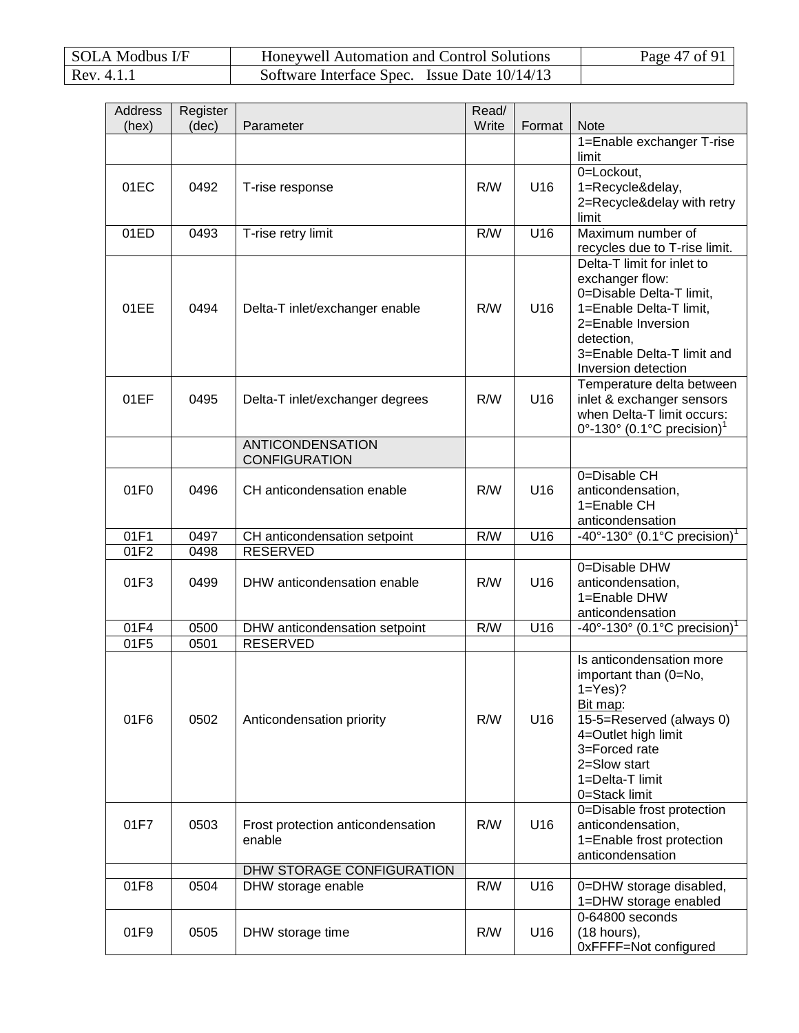| Address (hex) | Register (dec) | Parameter | Read/ Write | Format | Note |
|---|---|---|---|---|---|
| | | | | | 1=Enable exchanger T-rise limit |
| 01EC | 0492 | T-rise response | R/W | U16 | 0=Lockout, 1=Recycle&delay, 2=Recycle&delay with retry limit |
| 01ED | 0493 | T-rise retry limit | R/W | U16 | Maximum number of recycles due to T-rise limit. |
| 01EE | 0494 | Delta-T inlet/exchanger enable | R/W | U16 | Delta-T limit for inlet to exchanger flow: 0=Disable Delta-T limit, 1=Enable Delta-T limit, 2=Enable Inversion detection, 3=Enable Delta-T limit and Inversion detection |
| 01EF | 0495 | Delta-T inlet/exchanger degrees | R/W | U16 | Temperature delta between inlet & exchanger sensors when Delta-T limit occurs: 0°-130° (0.1°C precision)[1] |
| | | ANTICONDENSATION CONFIGURATION | | | |
| 01F0 | 0496 | CH anticondensation enable | R/W | U16 | 0=Disable CH anticondensation, 1=Enable CH anticondensation |
| 01F1 | 0497 | CH anticondensation setpoint | R/W | U16 | -40°-130° (0.1°C precision)[1] |
| 01F2 | 0498 | RESERVED | | | |
| 01F3 | 0499 | DHW anticondensation enable | R/W | U16 | 0=Disable DHW anticondensation, 1=Enable DHW anticondensation |
| 01F4 | 0500 | DHW anticondensation setpoint | R/W | U16 | -40°-130° (0.1°C precision)[1] |
| 01F5 | 0501 | RESERVED | | | |
| 01F6 | 0502 | Anticondensation priority | R/W | U16 | Is anticondensation more important than (0=No, 1=Yes)? <u>Bit map</u>: 15-5=Reserved (always 0) 4=Outlet high limit 3=Forced rate 2=Slow start 1=Delta-T limit 0=Stack limit |
| 01F7 | 0503 | Frost protection anticondensation enable | R/W | U16 | 0=Disable frost protection anticondensation, 1=Enable frost protection anticondensation |
| | | DHW STORAGE CONFIGURATION | | | |
| 01F8 | 0504 | DHW storage enable | R/W | U16 | 0=DHW storage disabled, 1=DHW storage enabled |
| 01F9 | 0505 | DHW storage time | R/W | U16 | 0-64800 seconds (18 hours), 0xFFFF=Not configured |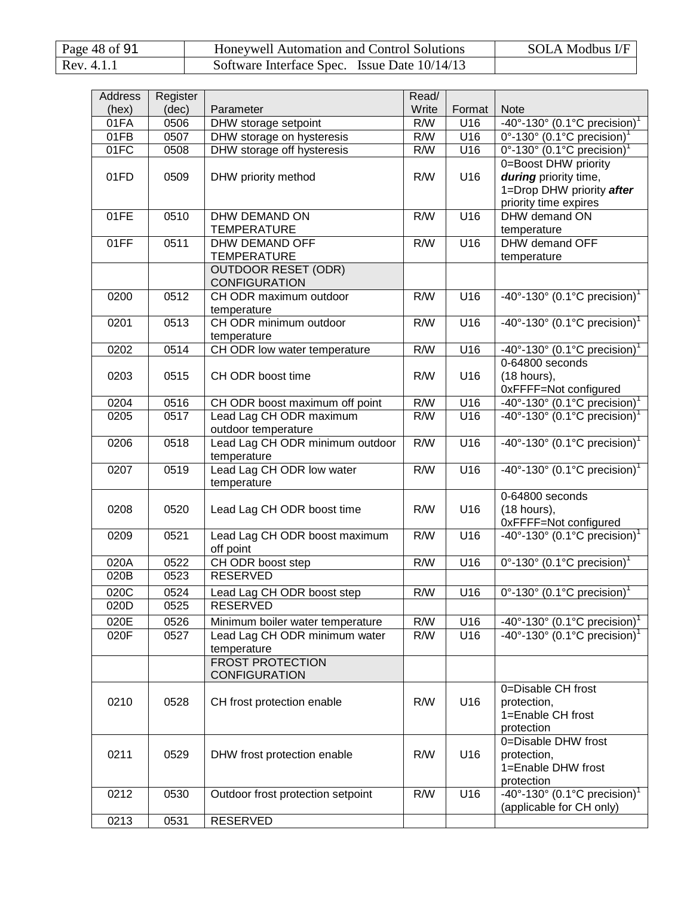| Address (hex) | Register (dec) | Parameter | Read/ Write | Format | Note |
|---|---|---|---|---|---|
| 01FA | 0506 | DHW storage setpoint | R/W | U16 | -40°-130° (0.1°C precision)[1] |
| 01FB | 0507 | DHW storage on hysteresis | R/W | U16 | 0°-130° (0.1°C precision)[1] |
| 01FC | 0508 | DHW storage off hysteresis | R/W | U16 | 0°-130° (0.1°C precision)[1] |
| 01FD | 0509 | DHW priority method | R/W | U16 | 0=Boost DHW priority ***during*** priority time, 1=Drop DHW priority ***after*** priority time expires |
| 01FE | 0510 | DHW DEMAND ON TEMPERATURE | R/W | U16 | DHW demand ON temperature |
| 01FF | 0511 | DHW DEMAND OFF TEMPERATURE | R/W | U16 | DHW demand OFF temperature |
| | | OUTDOOR RESET (ODR) CONFIGURATION | | | |
| 0200 | 0512 | CH ODR maximum outdoor temperature | R/W | U16 | -40°-130° (0.1°C precision)[1] |
| 0201 | 0513 | CH ODR minimum outdoor temperature | R/W | U16 | -40°-130° (0.1°C precision)[1] |
| 0202 | 0514 | CH ODR low water temperature | R/W | U16 | -40°-130° (0.1°C precision)[1] |
| 0203 | 0515 | CH ODR boost time | R/W | U16 | 0-64800 seconds (18 hours), 0xFFFF=Not configured |
| 0204 | 0516 | CH ODR boost maximum off point | R/W | U16 | -40°-130° (0.1°C precision)[1] |
| 0205 | 0517 | Lead Lag CH ODR maximum outdoor temperature | R/W | U16 | -40°-130° (0.1°C precision)[1] |
| 0206 | 0518 | Lead Lag CH ODR minimum outdoor temperature | R/W | U16 | -40°-130° (0.1°C precision)[1] |
| 0207 | 0519 | Lead Lag CH ODR low water temperature | R/W | U16 | -40°-130° (0.1°C precision)[1] |
| 0208 | 0520 | Lead Lag CH ODR boost time | R/W | U16 | 0-64800 seconds (18 hours), 0xFFFF=Not configured |
| 0209 | 0521 | Lead Lag CH ODR boost maximum off point | R/W | U16 | -40°-130° (0.1°C precision)[1] |
| 020A | 0522 | CH ODR boost step | R/W | U16 | 0°-130° (0.1°C precision)[1] |
| 020B | 0523 | RESERVED | | | |
| 020C | 0524 | Lead Lag CH ODR boost step | R/W | U16 | 0°-130° (0.1°C precision)[1] |
| 020D | 0525 | RESERVED | | | |
| 020E | 0526 | Minimum boiler water temperature | R/W | U16 | -40°-130° (0.1°C precision)[1] |
| 020F | 0527 | Lead Lag CH ODR minimum water temperature | R/W | U16 | -40°-130° (0.1°C precision)[1] |
| | | FROST PROTECTION CONFIGURATION | | | |
| 0210 | 0528 | CH frost protection enable | R/W | U16 | 0=Disable CH frost protection, 1=Enable CH frost protection |
| 0211 | 0529 | DHW frost protection enable | R/W | U16 | 0=Disable DHW frost protection, 1=Enable DHW frost protection |
| 0212 | 0530 | Outdoor frost protection setpoint | R/W | U16 | -40°-130° (0.1°C precision)[1] (applicable for CH only) |
| 0213 | 0531 | RESERVED | | | |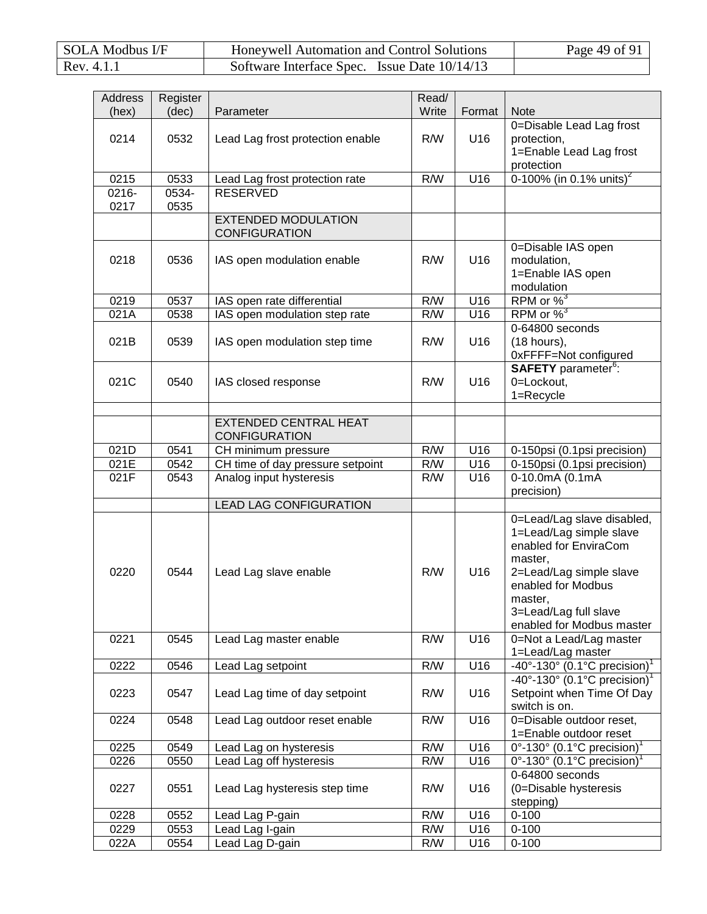| Address (hex) | Register (dec) | Parameter | Read/ Write | Format | Note |
|---|---|---|---|---|---|
| 0214 | 0532 | Lead Lag frost protection enable | R/W | U16 | 0=Disable Lead Lag frost protection, 1=Enable Lead Lag frost protection |
| 0215 | 0533 | Lead Lag frost protection rate | R/W | U16 | 0-100% (in 0.1% units)[2] |
| 0216-0217 | 0534-0535 | RESERVED | | | |
| | | EXTENDED MODULATION CONFIGURATION | | | |
| 0218 | 0536 | IAS open modulation enable | R/W | U16 | 0=Disable IAS open modulation, 1=Enable IAS open modulation |
| 0219 | 0537 | IAS open rate differential | R/W | U16 | RPM or %[3] |
| 021A | 0538 | IAS open modulation step rate | R/W | U16 | RPM or %[3] |
| 021B | 0539 | IAS open modulation step time | R/W | U16 | 0-64800 seconds (18 hours), 0xFFFF=Not configured |
| 021C | 0540 | IAS closed response | R/W | U16 | **SAFETY** parameter[6]: 0=Lockout, 1=Recycle |
| | | | | | |
| | | EXTENDED CENTRAL HEAT CONFIGURATION | | | |
| 021D | 0541 | CH minimum pressure | R/W | U16 | 0-150psi (0.1psi precision) |
| 021E | 0542 | CH time of day pressure setpoint | R/W | U16 | 0-150psi (0.1psi precision) |
| 021F | 0543 | Analog input hysteresis | R/W | U16 | 0-10.0mA (0.1mA precision) |
| | | LEAD LAG CONFIGURATION | | | |
| 0220 | 0544 | Lead Lag slave enable | R/W | U16 | 0=Lead/Lag slave disabled, 1=Lead/Lag simple slave enabled for EnviraCom master, 2=Lead/Lag simple slave enabled for Modbus master, 3=Lead/Lag full slave enabled for Modbus master |
| 0221 | 0545 | Lead Lag master enable | R/W | U16 | 0=Not a Lead/Lag master 1=Lead/Lag master |
| 0222 | 0546 | Lead Lag setpoint | R/W | U16 | -40°-130° (0.1°C precision)[1] |
| 0223 | 0547 | Lead Lag time of day setpoint | R/W | U16 | -40°-130° (0.1°C precision)[1] Setpoint when Time Of Day switch is on. |
| 0224 | 0548 | Lead Lag outdoor reset enable | R/W | U16 | 0=Disable outdoor reset, 1=Enable outdoor reset |
| 0225 | 0549 | Lead Lag on hysteresis | R/W | U16 | 0°-130° (0.1°C precision)[1] |
| 0226 | 0550 | Lead Lag off hysteresis | R/W | U16 | 0°-130° (0.1°C precision)[1] |
| 0227 | 0551 | Lead Lag hysteresis step time | R/W | U16 | 0-64800 seconds (0=Disable hysteresis stepping) |
| 0228 | 0552 | Lead Lag P-gain | R/W | U16 | 0-100 |
| 0229 | 0553 | Lead Lag I-gain | R/W | U16 | 0-100 |
| 022A | 0554 | Lead Lag D-gain | R/W | U16 | 0-100 |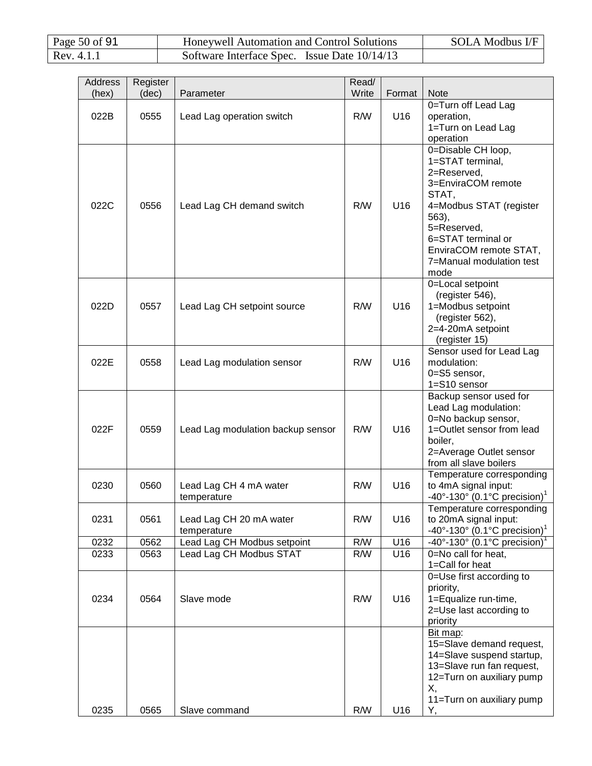| Address (hex) | Register (dec) | Parameter | Read/ Write | Format | Note |
|---|---|---|---|---|---|
| 022B | 0555 | Lead Lag operation switch | R/W | U16 | 0=Turn off Lead Lag operation, 1=Turn on Lead Lag operation |
| 022C | 0556 | Lead Lag CH demand switch | R/W | U16 | 0=Disable CH loop, 1=STAT terminal, 2=Reserved, 3=EnviraCOM remote STAT, 4=Modbus STAT (register 563), 5=Reserved, 6=STAT terminal or EnviraCOM remote STAT, 7=Manual modulation test mode |
| 022D | 0557 | Lead Lag CH setpoint source | R/W | U16 | 0=Local setpoint (register 546), 1=Modbus setpoint (register 562), 2=4-20mA setpoint (register 15) |
| 022E | 0558 | Lead Lag modulation sensor | R/W | U16 | Sensor used for Lead Lag modulation: 0=S5 sensor, 1=S10 sensor |
| 022F | 0559 | Lead Lag modulation backup sensor | R/W | U16 | Backup sensor used for Lead Lag modulation: 0=No backup sensor, 1=Outlet sensor from lead boiler, 2=Average Outlet sensor from all slave boilers |
| 0230 | 0560 | Lead Lag CH 4 mA water temperature | R/W | U16 | Temperature corresponding to 4mA signal input: -40°-130° (0.1°C precision)[1] |
| 0231 | 0561 | Lead Lag CH 20 mA water temperature | R/W | U16 | Temperature corresponding to 20mA signal input: -40°-130° (0.1°C precision)[1] |
| 0232 | 0562 | Lead Lag CH Modbus setpoint | R/W | U16 | -40°-130° (0.1°C precision)[1] |
| 0233 | 0563 | Lead Lag CH Modbus STAT | R/W | U16 | 0=No call for heat, 1=Call for heat |
| 0234 | 0564 | Slave mode | R/W | U16 | 0=Use first according to priority, 1=Equalize run-time, 2=Use last according to priority |
| 0235 | 0565 | Slave command | R/W | U16 | Bit map: 15=Slave demand request, 14=Slave suspend startup, 13=Slave run fan request, 12=Turn on auxiliary pump X, 11=Turn on auxiliary pump Y, |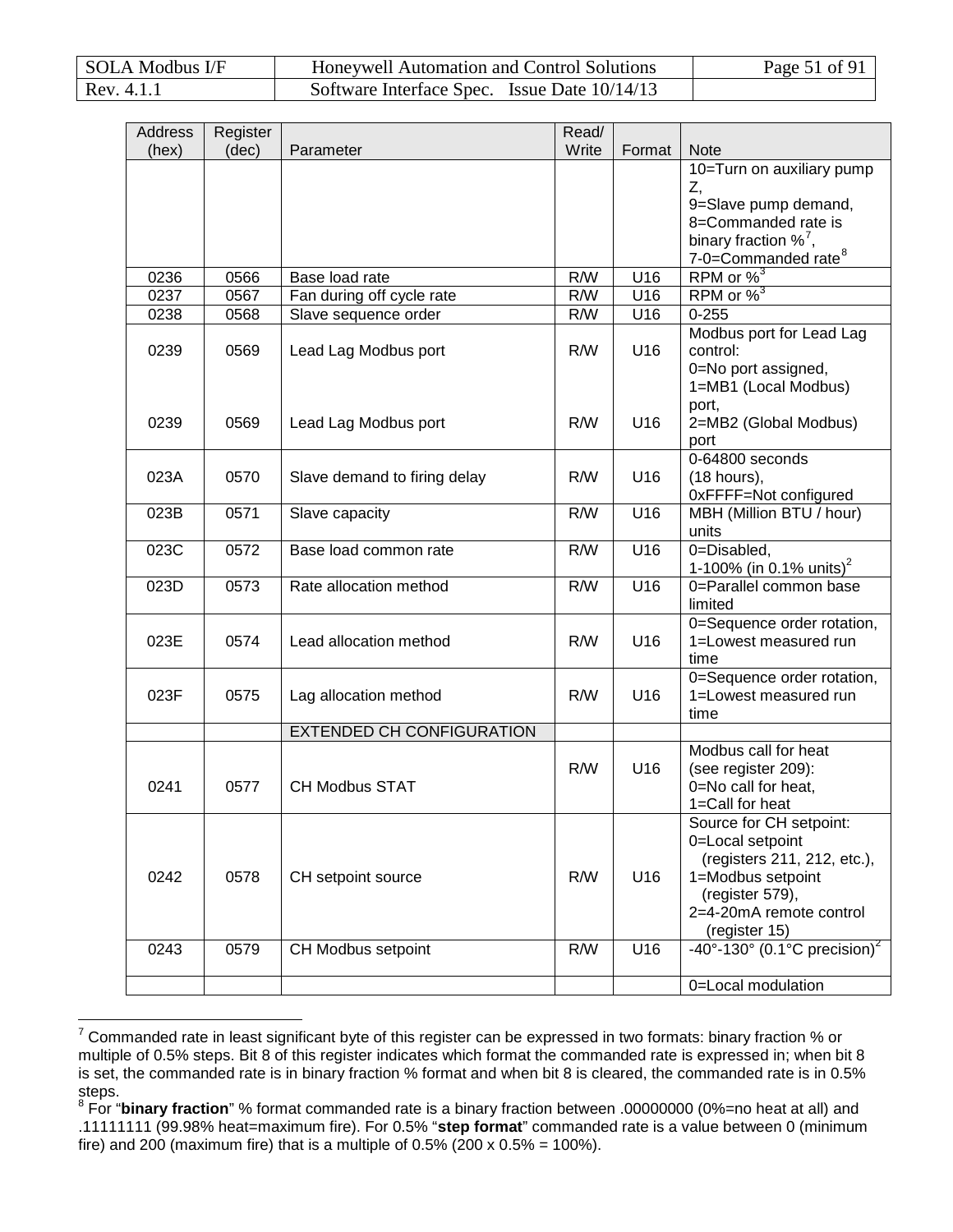| Address (hex) | Register (dec) | Parameter | Read/ Write | Format | Note |
|---|---|---|---|---|---|
| | | | | | 10=Turn on auxiliary pump Z, 9=Slave pump demand, 8=Commanded rate is binary fraction %[7], 7-0=Commanded rate[8] |
| 0236 | 0566 | Base load rate | R/W | U16 | RPM or %[3] |
| 0237 | 0567 | Fan during off cycle rate | R/W | U16 | RPM or %[3] |
| 0238 | 0568 | Slave sequence order | R/W | U16 | 0-255 |
| 0239 | 0569 | Lead Lag Modbus port | R/W | U16 | Modbus port for Lead Lag control: 0=No port assigned, 1=MB1 (Local Modbus) port, |
| 0239 | 0569 | Lead Lag Modbus port | R/W | U16 | 2=MB2 (Global Modbus) port |
| 023A | 0570 | Slave demand to firing delay | R/W | U16 | 0-64800 seconds (18 hours), 0xFFFF=Not configured |
| 023B | 0571 | Slave capacity | R/W | U16 | MBH (Million BTU / hour) units |
| 023C | 0572 | Base load common rate | R/W | U16 | 0=Disabled, 1-100% (in 0.1% units)[2] |
| 023D | 0573 | Rate allocation method | R/W | U16 | 0=Parallel common base limited |
| 023E | 0574 | Lead allocation method | R/W | U16 | 0=Sequence order rotation, 1=Lowest measured run time |
| 023F | 0575 | Lag allocation method | R/W | U16 | 0=Sequence order rotation, 1=Lowest measured run time |
| | | EXTENDED CH CONFIGURATION | | | |
| 0241 | 0577 | CH Modbus STAT | R/W | U16 | Modbus call for heat (see register 209): 0=No call for heat, 1=Call for heat |
| 0242 | 0578 | CH setpoint source | R/W | U16 | Source for CH setpoint: 0=Local setpoint (registers 211, 212, etc.), 1=Modbus setpoint (register 579), 2=4-20mA remote control (register 15) |
| 0243 | 0579 | CH Modbus setpoint | R/W | U16 | -40°-130° (0.1°C precision)[2] |
| | | | | | 0=Local modulation |

[7] Commanded rate in least significant byte of this register can be expressed in two formats: binary fraction % or multiple of 0.5% steps. Bit 8 of this register indicates which format the commanded rate is expressed in; when bit 8 is set, the commanded rate is in binary fraction % format and when bit 8 is cleared, the commanded rate is in 0.5% steps.

[8] For "**binary fraction**" % format commanded rate is a binary fraction between .00000000 (0%=no heat at all) and .11111111 (99.98% heat=maximum fire). For 0.5% "**step format**" commanded rate is a value between 0 (minimum fire) and 200 (maximum fire) that is a multiple of 0.5% (200 x 0.5% = 100%).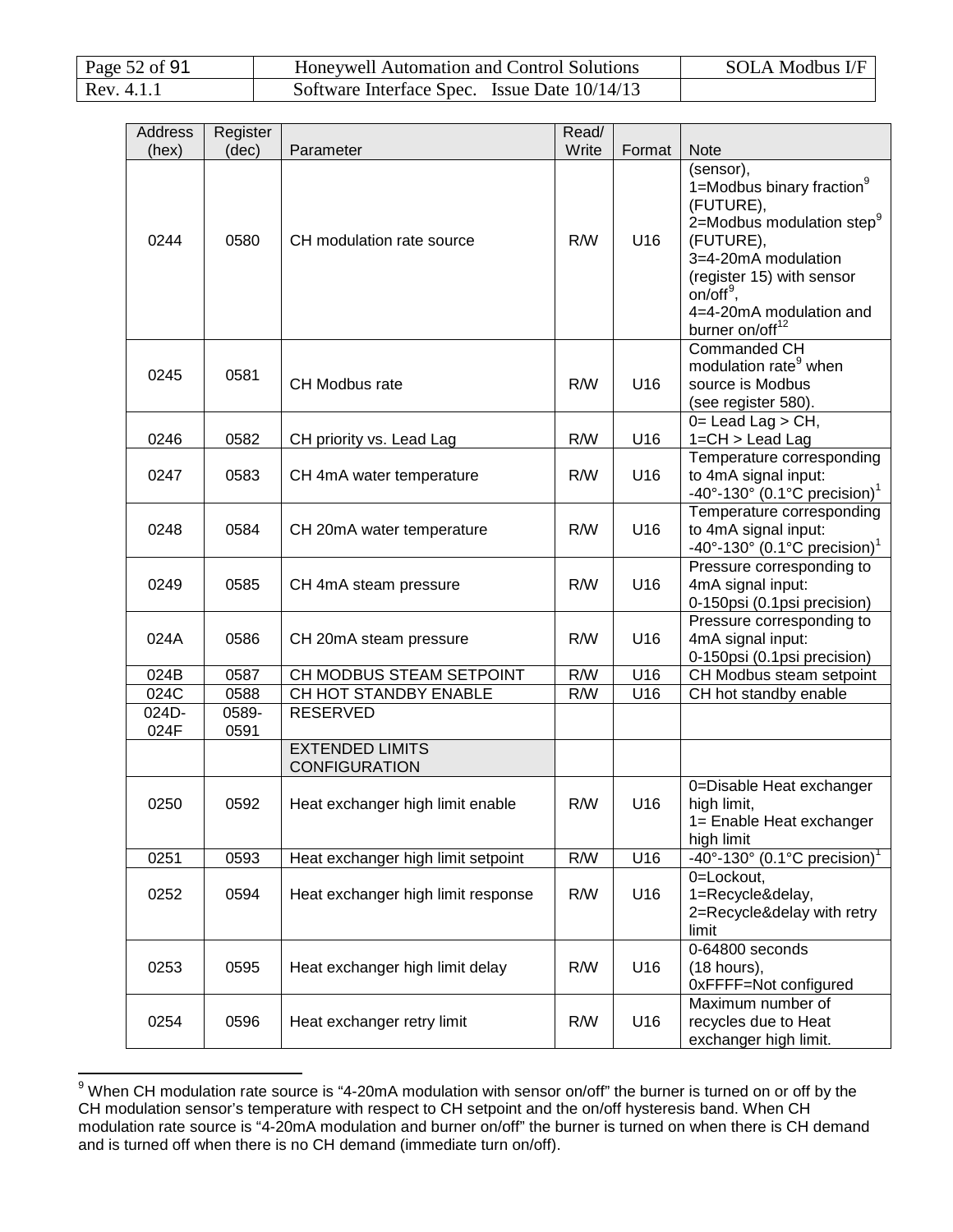| Address (hex) | Register (dec) | Parameter | Read/ Write | Format | Note |
|---|---|---|---|---|---|
| 0244 | 0580 | CH modulation rate source | R/W | U16 | (sensor), 1=Modbus binary fraction[9] (FUTURE), 2=Modbus modulation step[9] (FUTURE), 3=4-20mA modulation (register 15) with sensor on/off[9], 4=4-20mA modulation and burner on/off[12] |
| 0245 | 0581 | CH Modbus rate | R/W | U16 | Commanded CH modulation rate[9] when source is Modbus (see register 580). |
| 0246 | 0582 | CH priority vs. Lead Lag | R/W | U16 | 0= Lead Lag > CH, 1=CH > Lead Lag |
| 0247 | 0583 | CH 4mA water temperature | R/W | U16 | Temperature corresponding to 4mA signal input: -40°-130° (0.1°C precision)[1] |
| 0248 | 0584 | CH 20mA water temperature | R/W | U16 | Temperature corresponding to 4mA signal input: -40°-130° (0.1°C precision)[1] |
| 0249 | 0585 | CH 4mA steam pressure | R/W | U16 | Pressure corresponding to 4mA signal input: 0-150psi (0.1psi precision) |
| 024A | 0586 | CH 20mA steam pressure | R/W | U16 | Pressure corresponding to 4mA signal input: 0-150psi (0.1psi precision) |
| 024B | 0587 | CH MODBUS STEAM SETPOINT | R/W | U16 | CH Modbus steam setpoint |
| 024C | 0588 | CH HOT STANDBY ENABLE | R/W | U16 | CH hot standby enable |
| 024D-024F | 0589-0591 | RESERVED | | | |
| | | EXTENDED LIMITS CONFIGURATION | | | |
| 0250 | 0592 | Heat exchanger high limit enable | R/W | U16 | 0=Disable Heat exchanger high limit, 1= Enable Heat exchanger high limit |
| 0251 | 0593 | Heat exchanger high limit setpoint | R/W | U16 | -40°-130° (0.1°C precision)[1] |
| 0252 | 0594 | Heat exchanger high limit response | R/W | U16 | 0=Lockout, 1=Recycle&delay, 2=Recycle&delay with retry limit |
| 0253 | 0595 | Heat exchanger high limit delay | R/W | U16 | 0-64800 seconds (18 hours), 0xFFFF=Not configured |
| 0254 | 0596 | Heat exchanger retry limit | R/W | U16 | Maximum number of recycles due to Heat exchanger high limit. |

[9] When CH modulation rate source is "4-20mA modulation with sensor on/off" the burner is turned on or off by the CH modulation sensor's temperature with respect to CH setpoint and the on/off hysteresis band. When CH modulation rate source is "4-20mA modulation and burner on/off" the burner is turned on when there is CH demand and is turned off when there is no CH demand (immediate turn on/off).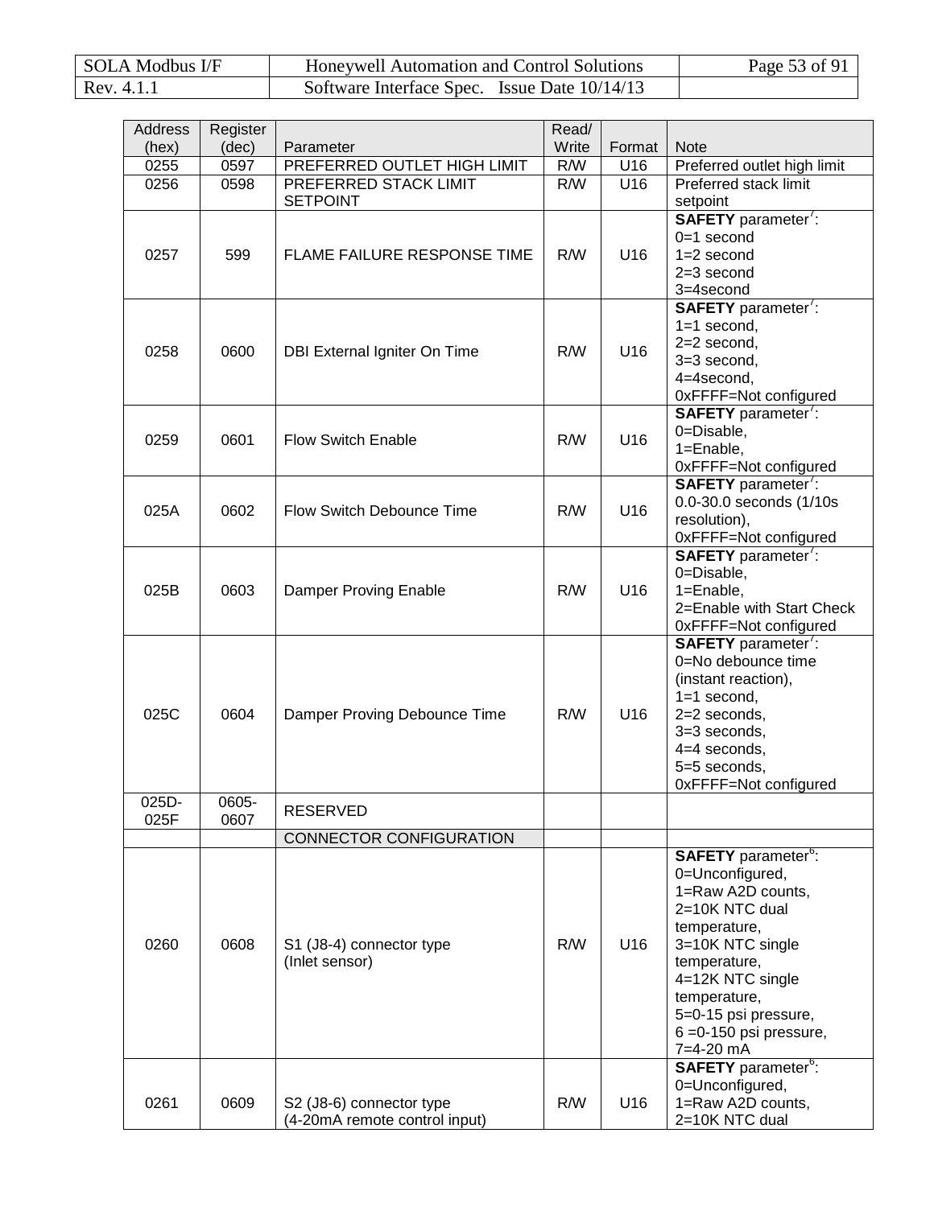| Address (hex) | Register (dec) | Parameter | Read/ Write | Format | Note |
|---|---|---|---|---|---|
| 0255 | 0597 | PREFERRED OUTLET HIGH LIMIT | R/W | U16 | Preferred outlet high limit |
| 0256 | 0598 | PREFERRED STACK LIMIT SETPOINT | R/W | U16 | Preferred stack limit setpoint |
| 0257 | 599 | FLAME FAILURE RESPONSE TIME | R/W | U16 | **SAFETY** parameter[7]: 0=1 second 1=2 second 2=3 second 3=4second |
| 0258 | 0600 | DBI External Igniter On Time | R/W | U16 | **SAFETY** parameter[7]: 1=1 second, 2=2 second, 3=3 second, 4=4second, 0xFFFF=Not configured |
| 0259 | 0601 | Flow Switch Enable | R/W | U16 | **SAFETY** parameter[7]: 0=Disable, 1=Enable, 0xFFFF=Not configured |
| 025A | 0602 | Flow Switch Debounce Time | R/W | U16 | **SAFETY** parameter[7]: 0.0-30.0 seconds (1/10s resolution), 0xFFFF=Not configured |
| 025B | 0603 | Damper Proving Enable | R/W | U16 | **SAFETY** parameter[7]: 0=Disable, 1=Enable, 2=Enable with Start Check 0xFFFF=Not configured |
| 025C | 0604 | Damper Proving Debounce Time | R/W | U16 | **SAFETY** parameter[7]: 0=No debounce time (instant reaction), 1=1 second, 2=2 seconds, 3=3 seconds, 4=4 seconds, 5=5 seconds, 0xFFFF=Not configured |
| 025D-025F | 0605-0607 | RESERVED | | | |
| | | CONNECTOR CONFIGURATION | | | |
| 0260 | 0608 | S1 (J8-4) connector type (Inlet sensor) | R/W | U16 | **SAFETY** parameter[6]: 0=Unconfigured, 1=Raw A2D counts, 2=10K NTC dual temperature, 3=10K NTC single temperature, 4=12K NTC single temperature, 5=0-15 psi pressure, 6 =0-150 psi pressure, 7=4-20 mA |
| 0261 | 0609 | S2 (J8-6) connector type (4-20mA remote control input) | R/W | U16 | **SAFETY** parameter[6]: 0=Unconfigured, 1=Raw A2D counts, 2=10K NTC dual |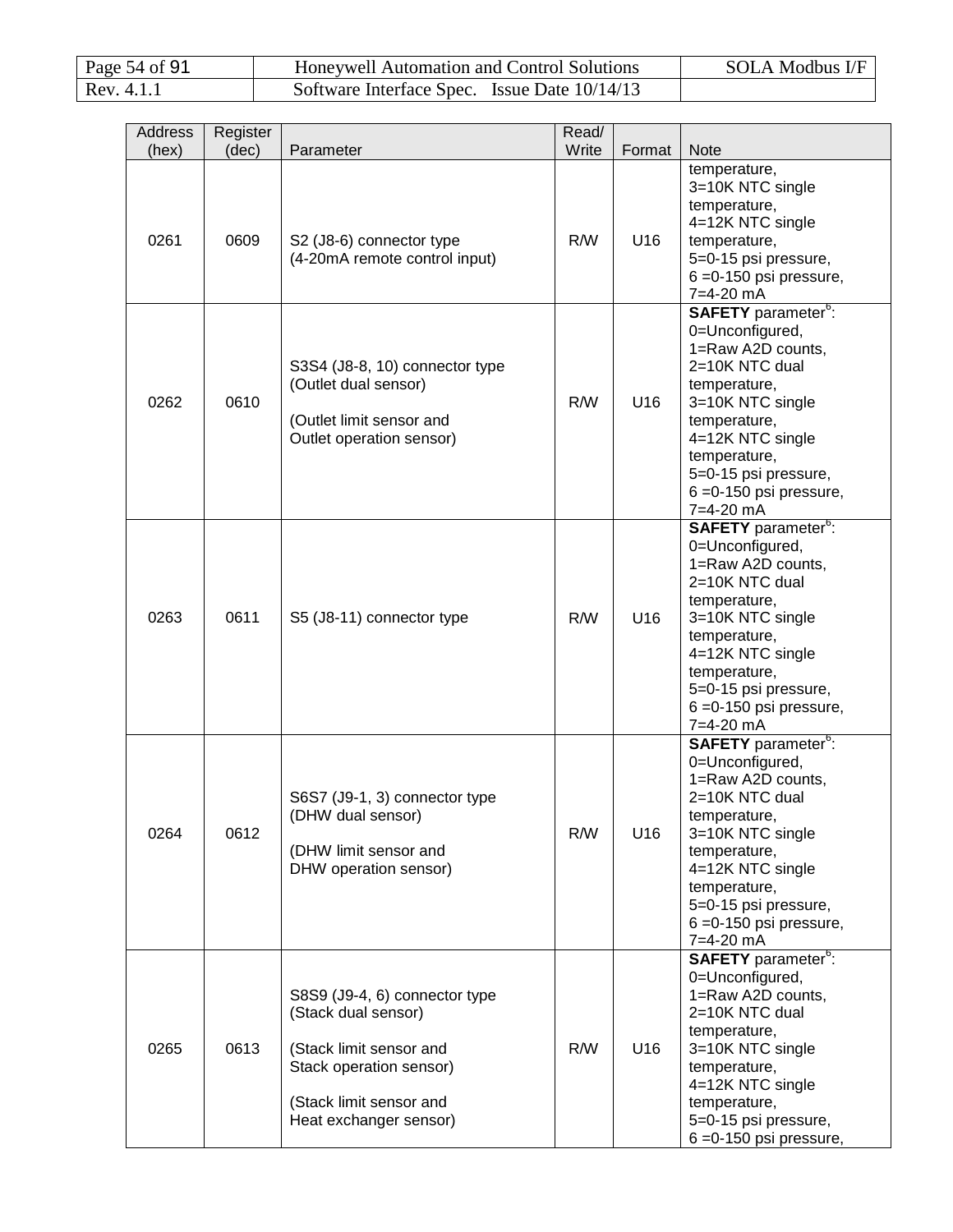| Address (hex) | Register (dec) | Parameter | Read/ Write | Format | Note |
|---|---|---|---|---|---|
| 0261 | 0609 | S2 (J8-6) connector type (4-20mA remote control input) | R/W | U16 | temperature, 3=10K NTC single temperature, 4=12K NTC single temperature, 5=0-15 psi pressure, 6 =0-150 psi pressure, 7=4-20 mA |
| 0262 | 0610 | S3S4 (J8-8, 10) connector type (Outlet dual sensor)<br><br>(Outlet limit sensor and Outlet operation sensor) | R/W | U16 | **SAFETY** parameter[6]: 0=Unconfigured, 1=Raw A2D counts, 2=10K NTC dual temperature, 3=10K NTC single temperature, 4=12K NTC single temperature, 5=0-15 psi pressure, 6 =0-150 psi pressure, 7=4-20 mA |
| 0263 | 0611 | S5 (J8-11) connector type | R/W | U16 | **SAFETY** parameter[6]: 0=Unconfigured, 1=Raw A2D counts, 2=10K NTC dual temperature, 3=10K NTC single temperature, 4=12K NTC single temperature, 5=0-15 psi pressure, 6 =0-150 psi pressure, 7=4-20 mA |
| 0264 | 0612 | S6S7 (J9-1, 3) connector type (DHW dual sensor)<br><br>(DHW limit sensor and DHW operation sensor) | R/W | U16 | **SAFETY** parameter[6]: 0=Unconfigured, 1=Raw A2D counts, 2=10K NTC dual temperature, 3=10K NTC single temperature, 4=12K NTC single temperature, 5=0-15 psi pressure, 6 =0-150 psi pressure, 7=4-20 mA |
| 0265 | 0613 | S8S9 (J9-4, 6) connector type (Stack dual sensor)<br><br>(Stack limit sensor and Stack operation sensor)<br><br>(Stack limit sensor and Heat exchanger sensor) | R/W | U16 | **SAFETY** parameter[6]: 0=Unconfigured, 1=Raw A2D counts, 2=10K NTC dual temperature, 3=10K NTC single temperature, 4=12K NTC single temperature, 5=0-15 psi pressure, 6 =0-150 psi pressure, |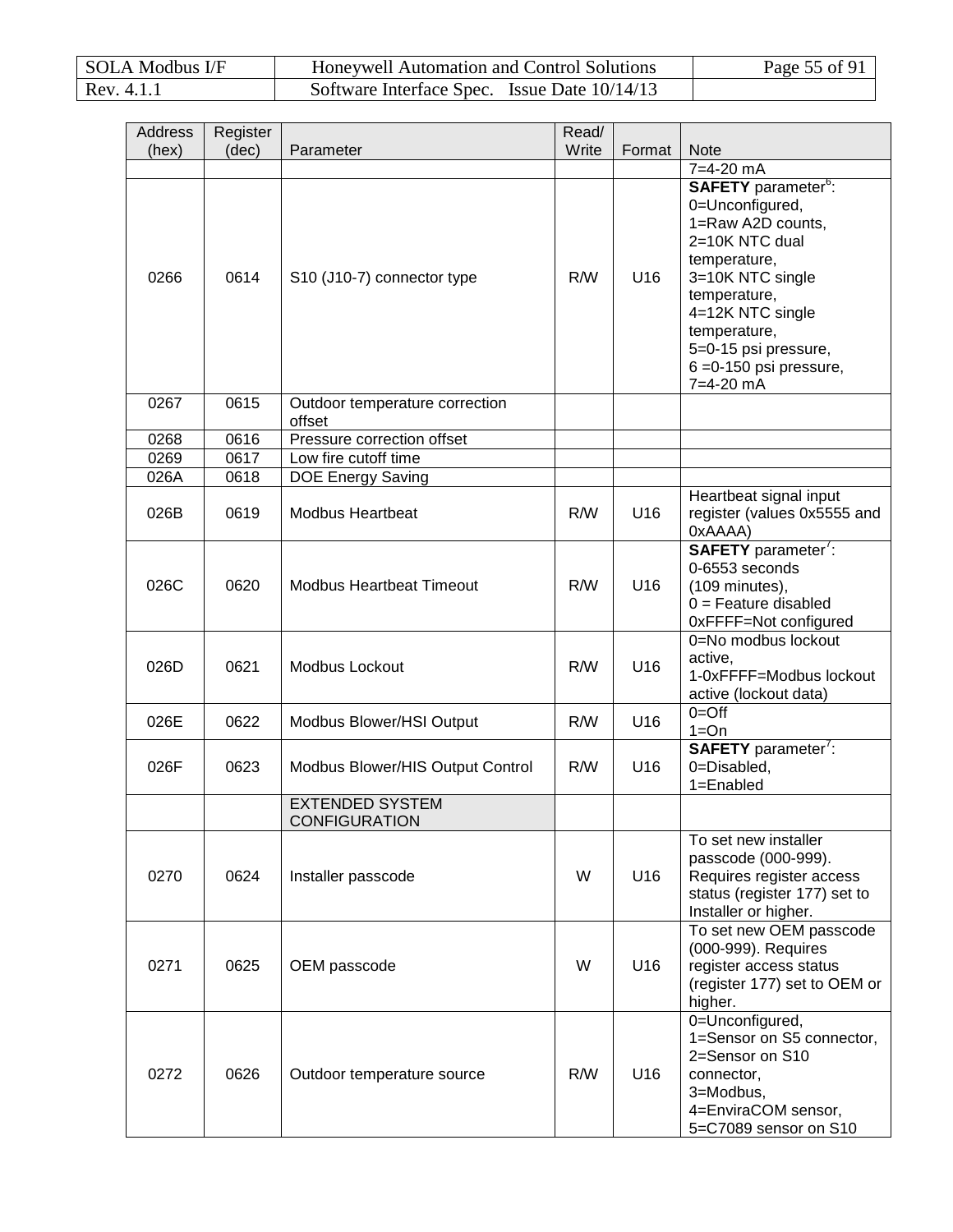| Address (hex) | Register (dec) | Parameter | Read/ Write | Format | Note |
|---|---|---|---|---|---|
| | | | | | 7=4-20 mA |
| 0266 | 0614 | S10 (J10-7) connector type | R/W | U16 | **SAFETY** parameter[6]: 0=Unconfigured, 1=Raw A2D counts, 2=10K NTC dual temperature, 3=10K NTC single temperature, 4=12K NTC single temperature, 5=0-15 psi pressure, 6 =0-150 psi pressure, 7=4-20 mA |
| 0267 | 0615 | Outdoor temperature correction offset | | | |
| 0268 | 0616 | Pressure correction offset | | | |
| 0269 | 0617 | Low fire cutoff time | | | |
| 026A | 0618 | DOE Energy Saving | | | |
| 026B | 0619 | Modbus Heartbeat | R/W | U16 | Heartbeat signal input register (values 0x5555 and 0xAAAA) |
| 026C | 0620 | Modbus Heartbeat Timeout | R/W | U16 | **SAFETY** parameter[7]: 0-6553 seconds (109 minutes), 0 = Feature disabled 0xFFFF=Not configured |
| 026D | 0621 | Modbus Lockout | R/W | U16 | 0=No modbus lockout active, 1-0xFFFF=Modbus lockout active (lockout data) |
| 026E | 0622 | Modbus Blower/HSI Output | R/W | U16 | 0=Off 1=On |
| 026F | 0623 | Modbus Blower/HIS Output Control | R/W | U16 | **SAFETY** parameter[7]: 0=Disabled, 1=Enabled |
| | | EXTENDED SYSTEM CONFIGURATION | | | |
| 0270 | 0624 | Installer passcode | W | U16 | To set new installer passcode (000-999). Requires register access status (register 177) set to Installer or higher. |
| 0271 | 0625 | OEM passcode | W | U16 | To set new OEM passcode (000-999). Requires register access status (register 177) set to OEM or higher. |
| 0272 | 0626 | Outdoor temperature source | R/W | U16 | 0=Unconfigured, 1=Sensor on S5 connector, 2=Sensor on S10 connector, 3=Modbus, 4=EnviraCOM sensor, 5=C7089 sensor on S10 |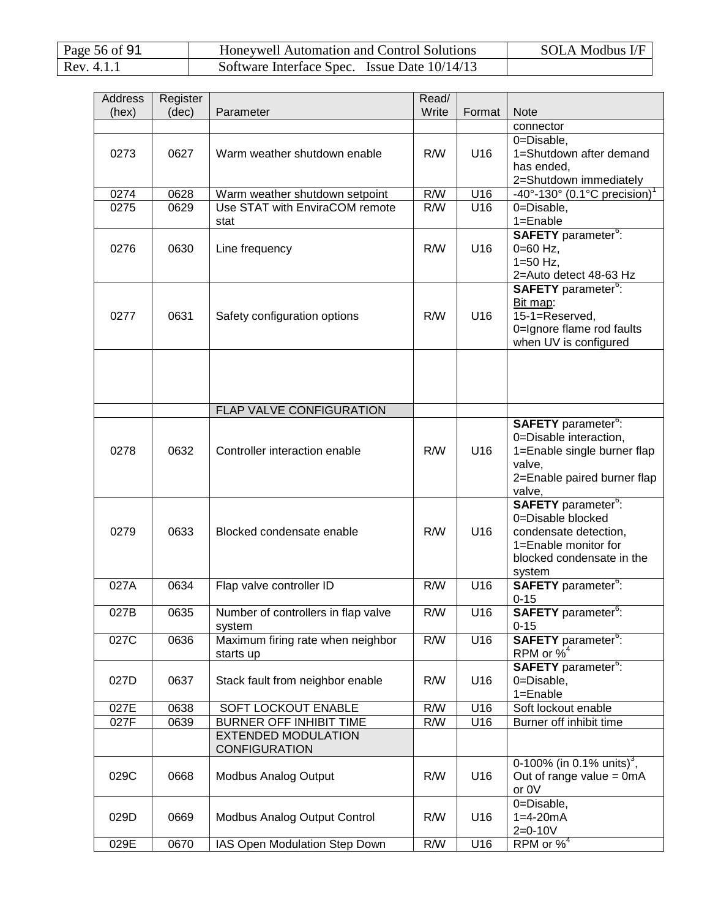| Address (hex) | Register (dec) | Parameter | Read/ Write | Format | Note |
|---|---|---|---|---|---|
| | | | | | connector |
| 0273 | 0627 | Warm weather shutdown enable | R/W | U16 | 0=Disable, 1=Shutdown after demand has ended, 2=Shutdown immediately |
| 0274 | 0628 | Warm weather shutdown setpoint | R/W | U16 | -40°-130° (0.1°C precision)[1] |
| 0275 | 0629 | Use STAT with EnviraCOM remote stat | R/W | U16 | 0=Disable, 1=Enable |
| 0276 | 0630 | Line frequency | R/W | U16 | **SAFETY** parameter[6]: 0=60 Hz, 1=50 Hz, 2=Auto detect 48-63 Hz |
| 0277 | 0631 | Safety configuration options | R/W | U16 | **SAFETY** parameter[6]: Bit map: 15-1=Reserved, 0=Ignore flame rod faults when UV is configured |
| | | | | | |
| | | FLAP VALVE CONFIGURATION | | | |
| 0278 | 0632 | Controller interaction enable | R/W | U16 | **SAFETY** parameter[6]: 0=Disable interaction, 1=Enable single burner flap valve, 2=Enable paired burner flap valve, |
| 0279 | 0633 | Blocked condensate enable | R/W | U16 | **SAFETY** parameter[6]: 0=Disable blocked condensate detection, 1=Enable monitor for blocked condensate in the system |
| 027A | 0634 | Flap valve controller ID | R/W | U16 | **SAFETY** parameter[6]: 0-15 |
| 027B | 0635 | Number of controllers in flap valve system | R/W | U16 | **SAFETY** parameter[6]: 0-15 |
| 027C | 0636 | Maximum firing rate when neighbor starts up | R/W | U16 | **SAFETY** parameter[6]: RPM or %[4] |
| 027D | 0637 | Stack fault from neighbor enable | R/W | U16 | **SAFETY** parameter[6]: 0=Disable, 1=Enable |
| 027E | 0638 | SOFT LOCKOUT ENABLE | R/W | U16 | Soft lockout enable |
| 027F | 0639 | BURNER OFF INHIBIT TIME | R/W | U16 | Burner off inhibit time |
| | | EXTENDED MODULATION CONFIGURATION | | | |
| 029C | 0668 | Modbus Analog Output | R/W | U16 | 0-100% (in 0.1% units)[3], Out of range value = 0mA or 0V |
| 029D | 0669 | Modbus Analog Output Control | R/W | U16 | 0=Disable, 1=4-20mA 2=0-10V |
| 029E | 0670 | IAS Open Modulation Step Down | R/W | U16 | RPM or %[4] |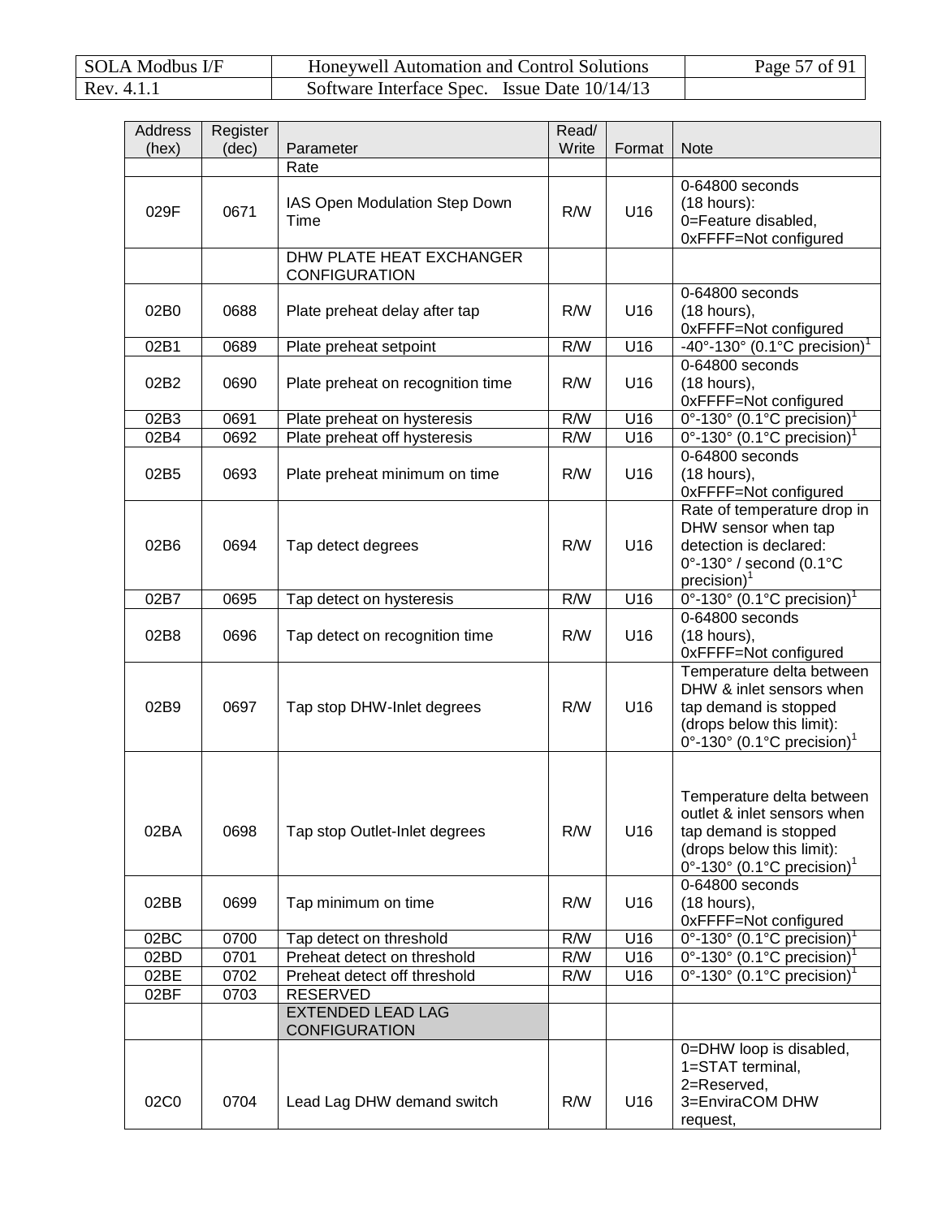| Address (hex) | Register (dec) | Parameter | Read/ Write | Format | Note |
|---|---|---|---|---|---|
| | | Rate | | | |
| 029F | 0671 | IAS Open Modulation Step Down Time | R/W | U16 | 0-64800 seconds (18 hours): 0=Feature disabled, 0xFFFF=Not configured |
| | | DHW PLATE HEAT EXCHANGER CONFIGURATION | | | |
| 02B0 | 0688 | Plate preheat delay after tap | R/W | U16 | 0-64800 seconds (18 hours), 0xFFFF=Not configured |
| 02B1 | 0689 | Plate preheat setpoint | R/W | U16 | -40°-130° (0.1°C precision)[1] |
| 02B2 | 0690 | Plate preheat on recognition time | R/W | U16 | 0-64800 seconds (18 hours), 0xFFFF=Not configured |
| 02B3 | 0691 | Plate preheat on hysteresis | R/W | U16 | 0°-130° (0.1°C precision)[1] |
| 02B4 | 0692 | Plate preheat off hysteresis | R/W | U16 | 0°-130° (0.1°C precision)[1] |
| 02B5 | 0693 | Plate preheat minimum on time | R/W | U16 | 0-64800 seconds (18 hours), 0xFFFF=Not configured |
| 02B6 | 0694 | Tap detect degrees | R/W | U16 | Rate of temperature drop in DHW sensor when tap detection is declared: 0°-130° / second (0.1°C precision)[1] |
| 02B7 | 0695 | Tap detect on hysteresis | R/W | U16 | 0°-130° (0.1°C precision)[1] |
| 02B8 | 0696 | Tap detect on recognition time | R/W | U16 | 0-64800 seconds (18 hours), 0xFFFF=Not configured |
| 02B9 | 0697 | Tap stop DHW-Inlet degrees | R/W | U16 | Temperature delta between DHW & inlet sensors when tap demand is stopped (drops below this limit): 0°-130° (0.1°C precision)[1] |
| 02BA | 0698 | Tap stop Outlet-Inlet degrees | R/W | U16 | Temperature delta between outlet & inlet sensors when tap demand is stopped (drops below this limit): 0°-130° (0.1°C precision)[1] |
| 02BB | 0699 | Tap minimum on time | R/W | U16 | 0-64800 seconds (18 hours), 0xFFFF=Not configured |
| 02BC | 0700 | Tap detect on threshold | R/W | U16 | 0°-130° (0.1°C precision)[1] |
| 02BD | 0701 | Preheat detect on threshold | R/W | U16 | 0°-130° (0.1°C precision)[1] |
| 02BE | 0702 | Preheat detect off threshold | R/W | U16 | 0°-130° (0.1°C precision)[1] |
| 02BF | 0703 | RESERVED | | | |
| | | EXTENDED LEAD LAG CONFIGURATION | | | |
| 02C0 | 0704 | Lead Lag DHW demand switch | R/W | U16 | 0=DHW loop is disabled, 1=STAT terminal, 2=Reserved, 3=EnviraCOM DHW request, |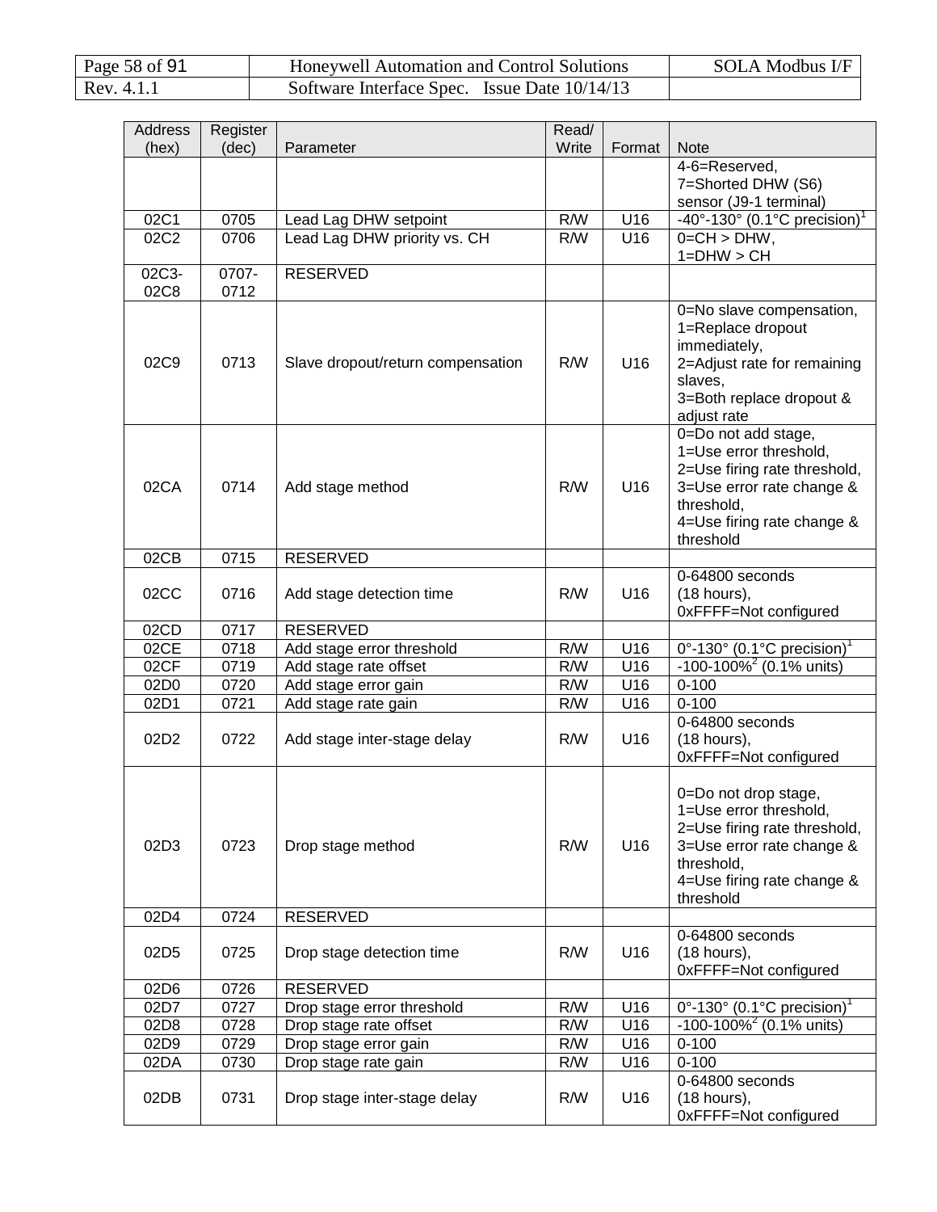| Address (hex) | Register (dec) | Parameter | Read/ Write | Format | Note |
|---|---|---|---|---|---|
| | | | | | 4-6=Reserved, 7=Shorted DHW (S6) sensor (J9-1 terminal) |
| 02C1 | 0705 | Lead Lag DHW setpoint | R/W | U16 | -40°-130° (0.1°C precision)[1] |
| 02C2 | 0706 | Lead Lag DHW priority vs. CH | R/W | U16 | 0=CH > DHW, 1=DHW > CH |
| 02C3-02C8 | 0707-0712 | RESERVED | | | |
| 02C9 | 0713 | Slave dropout/return compensation | R/W | U16 | 0=No slave compensation, 1=Replace dropout immediately, 2=Adjust rate for remaining slaves, 3=Both replace dropout & adjust rate |
| 02CA | 0714 | Add stage method | R/W | U16 | 0=Do not add stage, 1=Use error threshold, 2=Use firing rate threshold, 3=Use error rate change & threshold, 4=Use firing rate change & threshold |
| 02CB | 0715 | RESERVED | | | |
| 02CC | 0716 | Add stage detection time | R/W | U16 | 0-64800 seconds (18 hours), 0xFFFF=Not configured |
| 02CD | 0717 | RESERVED | | | |
| 02CE | 0718 | Add stage error threshold | R/W | U16 | 0°-130° (0.1°C precision)[1] |
| 02CF | 0719 | Add stage rate offset | R/W | U16 | -100-100%[2] (0.1% units) |
| 02D0 | 0720 | Add stage error gain | R/W | U16 | 0-100 |
| 02D1 | 0721 | Add stage rate gain | R/W | U16 | 0-100 |
| 02D2 | 0722 | Add stage inter-stage delay | R/W | U16 | 0-64800 seconds (18 hours), 0xFFFF=Not configured |
| 02D3 | 0723 | Drop stage method | R/W | U16 | 0=Do not drop stage, 1=Use error threshold, 2=Use firing rate threshold, 3=Use error rate change & threshold, 4=Use firing rate change & threshold |
| 02D4 | 0724 | RESERVED | | | |
| 02D5 | 0725 | Drop stage detection time | R/W | U16 | 0-64800 seconds (18 hours), 0xFFFF=Not configured |
| 02D6 | 0726 | RESERVED | | | |
| 02D7 | 0727 | Drop stage error threshold | R/W | U16 | 0°-130° (0.1°C precision)[1] |
| 02D8 | 0728 | Drop stage rate offset | R/W | U16 | -100-100%[2] (0.1% units) |
| 02D9 | 0729 | Drop stage error gain | R/W | U16 | 0-100 |
| 02DA | 0730 | Drop stage rate gain | R/W | U16 | 0-100 |
| 02DB | 0731 | Drop stage inter-stage delay | R/W | U16 | 0-64800 seconds (18 hours), 0xFFFF=Not configured |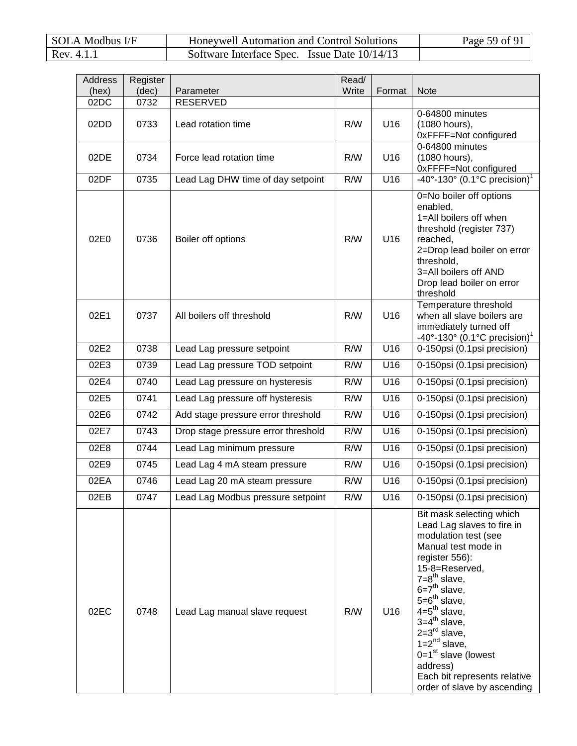| Address (hex) | Register (dec) | Parameter | Read/ Write | Format | Note |
|---|---|---|---|---|---|
| 02DC | 0732 | RESERVED | | | |
| 02DD | 0733 | Lead rotation time | R/W | U16 | 0-64800 minutes (1080 hours), 0xFFFF=Not configured |
| 02DE | 0734 | Force lead rotation time | R/W | U16 | 0-64800 minutes (1080 hours), 0xFFFF=Not configured |
| 02DF | 0735 | Lead Lag DHW time of day setpoint | R/W | U16 | -40°-130° (0.1°C precision)[1] |
| 02E0 | 0736 | Boiler off options | R/W | U16 | 0=No boiler off options enabled, 1=All boilers off when threshold (register 737) reached, 2=Drop lead boiler on error threshold, 3=All boilers off AND Drop lead boiler on error threshold |
| 02E1 | 0737 | All boilers off threshold | R/W | U16 | Temperature threshold when all slave boilers are immediately turned off -40°-130° (0.1°C precision)[1] |
| 02E2 | 0738 | Lead Lag pressure setpoint | R/W | U16 | 0-150psi (0.1psi precision) |
| 02E3 | 0739 | Lead Lag pressure TOD setpoint | R/W | U16 | 0-150psi (0.1psi precision) |
| 02E4 | 0740 | Lead Lag pressure on hysteresis | R/W | U16 | 0-150psi (0.1psi precision) |
| 02E5 | 0741 | Lead Lag pressure off hysteresis | R/W | U16 | 0-150psi (0.1psi precision) |
| 02E6 | 0742 | Add stage pressure error threshold | R/W | U16 | 0-150psi (0.1psi precision) |
| 02E7 | 0743 | Drop stage pressure error threshold | R/W | U16 | 0-150psi (0.1psi precision) |
| 02E8 | 0744 | Lead Lag minimum pressure | R/W | U16 | 0-150psi (0.1psi precision) |
| 02E9 | 0745 | Lead Lag 4 mA steam pressure | R/W | U16 | 0-150psi (0.1psi precision) |
| 02EA | 0746 | Lead Lag 20 mA steam pressure | R/W | U16 | 0-150psi (0.1psi precision) |
| 02EB | 0747 | Lead Lag Modbus pressure setpoint | R/W | U16 | 0-150psi (0.1psi precision) |
| 02EC | 0748 | Lead Lag manual slave request | R/W | U16 | Bit mask selecting which Lead Lag slaves to fire in modulation test (see Manual test mode in register 556): 15-8=Reserved, 7=8th slave, 6=7th slave, 5=6th slave, 4=5th slave, 3=4th slave, 2=3rd slave, 1=2nd slave, 0=1st slave (lowest address) Each bit represents relative order of slave by ascending |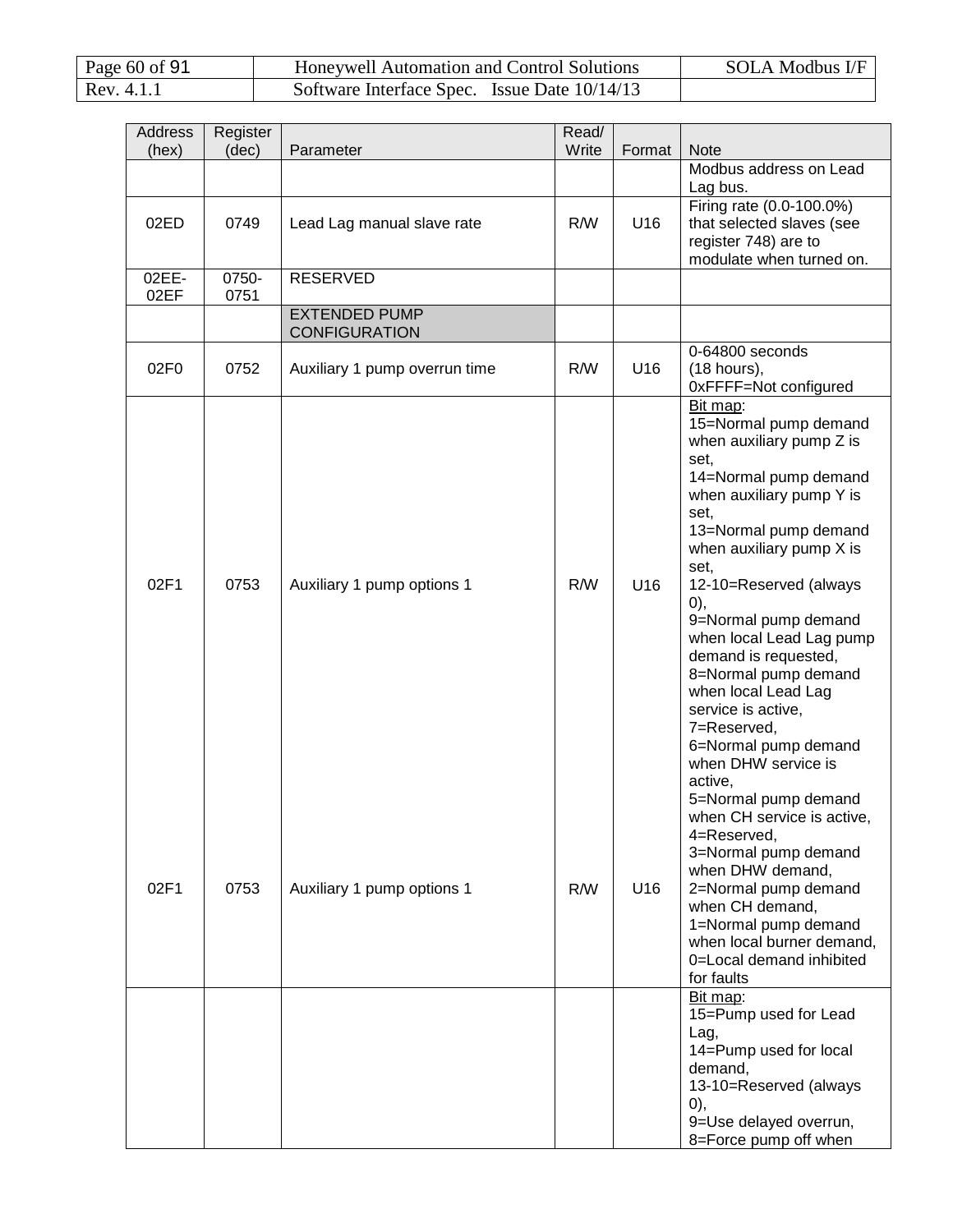| Address (hex) | Register (dec) | Parameter | Read/ Write | Format | Note |
|---|---|---|---|---|---|
| | | | | | Modbus address on Lead Lag bus. |
| 02ED | 0749 | Lead Lag manual slave rate | R/W | U16 | Firing rate (0.0-100.0%) that selected slaves (see register 748) are to modulate when turned on. |
| 02EE-02EF | 0750-0751 | RESERVED | | | |
| | | EXTENDED PUMP CONFIGURATION | | | |
| 02F0 | 0752 | Auxiliary 1 pump overrun time | R/W | U16 | 0-64800 seconds (18 hours), 0xFFFF=Not configured |
| 02F1 | 0753 | Auxiliary 1 pump options 1 | R/W | U16 | Bit map: 15=Normal pump demand when auxiliary pump Z is set, 14=Normal pump demand when auxiliary pump Y is set, 13=Normal pump demand when auxiliary pump X is set, 12-10=Reserved (always 0), 9=Normal pump demand when local Lead Lag pump demand is requested, 8=Normal pump demand when local Lead Lag service is active, 7=Reserved, 6=Normal pump demand when DHW service is active, 5=Normal pump demand when CH service is active, 4=Reserved, 3=Normal pump demand when DHW demand, 2=Normal pump demand when CH demand, 1=Normal pump demand when local burner demand, 0=Local demand inhibited for faults |
| | | | | | Bit map: 15=Pump used for Lead Lag, 14=Pump used for local demand, 13-10=Reserved (always 0), 9=Use delayed overrun, 8=Force pump off when |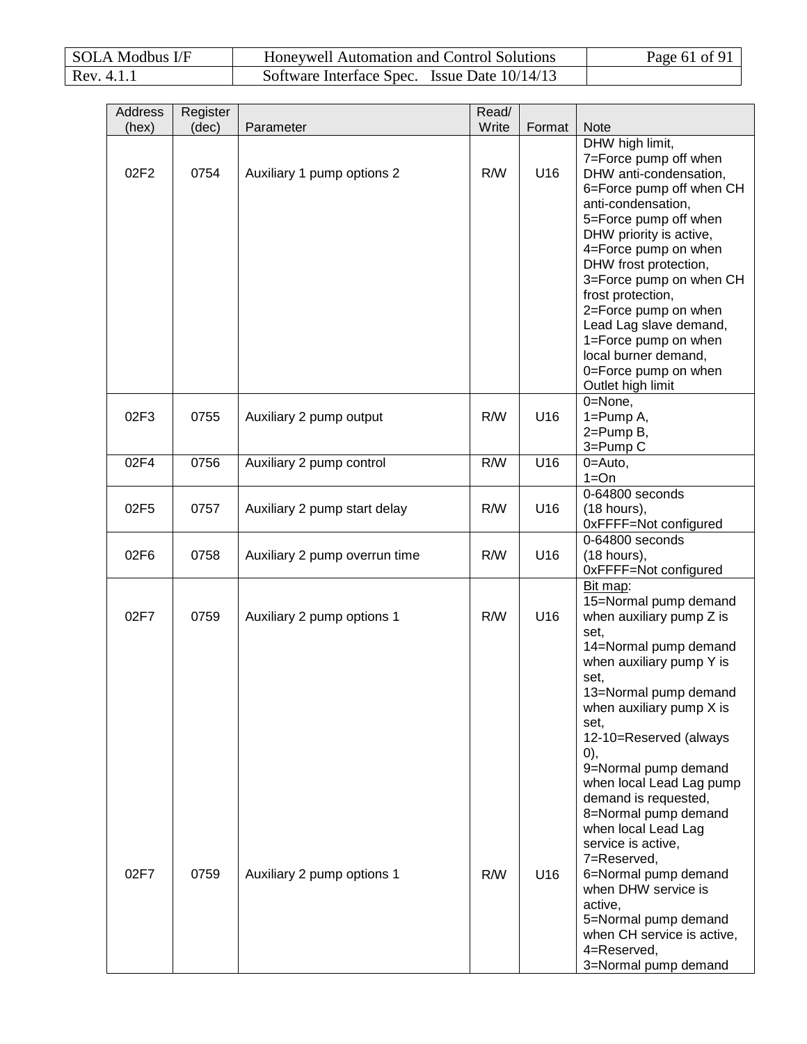| Address (hex) | Register (dec) | Parameter | Read/ Write | Format | Note |
|---|---|---|---|---|---|
| 02F2 | 0754 | Auxiliary 1 pump options 2 | R/W | U16 | DHW high limit, 7=Force pump off when DHW anti-condensation, 6=Force pump off when CH anti-condensation, 5=Force pump off when DHW priority is active, 4=Force pump on when DHW frost protection, 3=Force pump on when CH frost protection, 2=Force pump on when Lead Lag slave demand, 1=Force pump on when local burner demand, 0=Force pump on when Outlet high limit |
| 02F3 | 0755 | Auxiliary 2 pump output | R/W | U16 | 0=None, 1=Pump A, 2=Pump B, 3=Pump C |
| 02F4 | 0756 | Auxiliary 2 pump control | R/W | U16 | 0=Auto, 1=On |
| 02F5 | 0757 | Auxiliary 2 pump start delay | R/W | U16 | 0-64800 seconds (18 hours), 0xFFFF=Not configured |
| 02F6 | 0758 | Auxiliary 2 pump overrun time | R/W | U16 | 0-64800 seconds (18 hours), 0xFFFF=Not configured |
| 02F7 | 0759 | Auxiliary 2 pump options 1 | R/W | U16 | Bit map: 15=Normal pump demand when auxiliary pump Z is set, 14=Normal pump demand when auxiliary pump Y is set, 13=Normal pump demand when auxiliary pump X is set, 12-10=Reserved (always 0), 9=Normal pump demand when local Lead Lag pump demand is requested, 8=Normal pump demand when local Lead Lag service is active, 7=Reserved, 6=Normal pump demand when DHW service is active, 5=Normal pump demand when CH service is active, 4=Reserved, 3=Normal pump demand |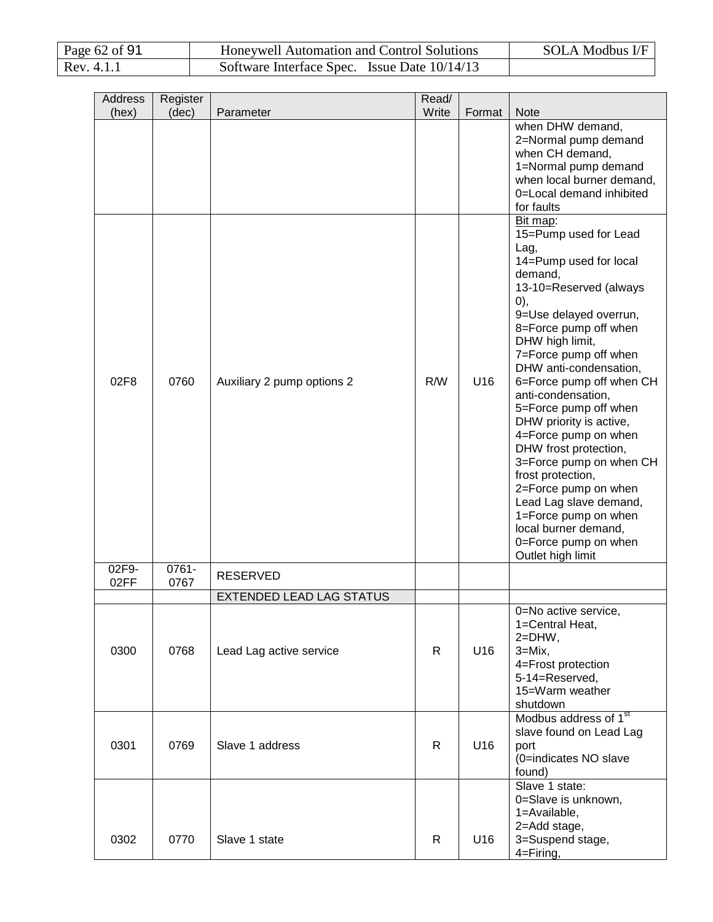| Address (hex) | Register (dec) | Parameter | Read/ Write | Format | Note |
|---|---|---|---|---|---|
| | | | | | when DHW demand, 2=Normal pump demand when CH demand, 1=Normal pump demand when local burner demand, 0=Local demand inhibited for faults |
| 02F8 | 0760 | Auxiliary 2 pump options 2 | R/W | U16 | Bit map: 15=Pump used for Lead Lag, 14=Pump used for local demand, 13-10=Reserved (always 0), 9=Use delayed overrun, 8=Force pump off when DHW high limit, 7=Force pump off when DHW anti-condensation, 6=Force pump off when CH anti-condensation, 5=Force pump off when DHW priority is active, 4=Force pump on when DHW frost protection, 3=Force pump on when CH frost protection, 2=Force pump on when Lead Lag slave demand, 1=Force pump on when local burner demand, 0=Force pump on when Outlet high limit |
| 02F9-02FF | 0761-0767 | RESERVED | | | |
| | | EXTENDED LEAD LAG STATUS | | | |
| 0300 | 0768 | Lead Lag active service | R | U16 | 0=No active service, 1=Central Heat, 2=DHW, 3=Mix, 4=Frost protection 5-14=Reserved, 15=Warm weather shutdown |
| 0301 | 0769 | Slave 1 address | R | U16 | Modbus address of 1st slave found on Lead Lag port (0=indicates NO slave found) |
| 0302 | 0770 | Slave 1 state | R | U16 | Slave 1 state: 0=Slave is unknown, 1=Available, 2=Add stage, 3=Suspend stage, 4=Firing, |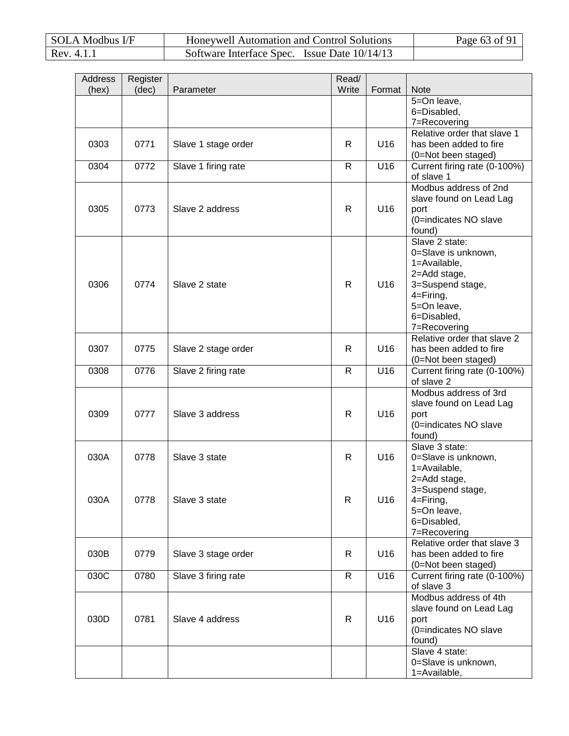| Address (hex) | Register (dec) | Parameter | Read/ Write | Format | Note |
|---|---|---|---|---|---|
| | | | | | 5=On leave,<br>6=Disabled,<br>7=Recovering |
| 0303 | 0771 | Slave 1 stage order | R | U16 | Relative order that slave 1 has been added to fire (0=Not been staged) |
| 0304 | 0772 | Slave 1 firing rate | R | U16 | Current firing rate (0-100%) of slave 1 |
| 0305 | 0773 | Slave 2 address | R | U16 | Modbus address of 2nd slave found on Lead Lag port<br>(0=indicates NO slave found) |
| 0306 | 0774 | Slave 2 state | R | U16 | Slave 2 state:<br>0=Slave is unknown,<br>1=Available,<br>2=Add stage,<br>3=Suspend stage,<br>4=Firing,<br>5=On leave,<br>6=Disabled,<br>7=Recovering |
| 0307 | 0775 | Slave 2 stage order | R | U16 | Relative order that slave 2 has been added to fire (0=Not been staged) |
| 0308 | 0776 | Slave 2 firing rate | R | U16 | Current firing rate (0-100%) of slave 2 |
| 0309 | 0777 | Slave 3 address | R | U16 | Modbus address of 3rd slave found on Lead Lag port<br>(0=indicates NO slave found) |
| 030A<br><br><br><br>030A | 0778<br><br><br><br>0778 | Slave 3 state<br><br><br><br>Slave 3 state | R<br><br><br><br>R | U16<br><br><br><br>U16 | Slave 3 state:<br>0=Slave is unknown,<br>1=Available,<br>2=Add stage,<br>3=Suspend stage,<br>4=Firing,<br>5=On leave,<br>6=Disabled,<br>7=Recovering |
| 030B | 0779 | Slave 3 stage order | R | U16 | Relative order that slave 3 has been added to fire (0=Not been staged) |
| 030C | 0780 | Slave 3 firing rate | R | U16 | Current firing rate (0-100%) of slave 3 |
| 030D | 0781 | Slave 4 address | R | U16 | Modbus address of 4th slave found on Lead Lag port<br>(0=indicates NO slave found) |
| | | | | | Slave 4 state:<br>0=Slave is unknown,<br>1=Available, |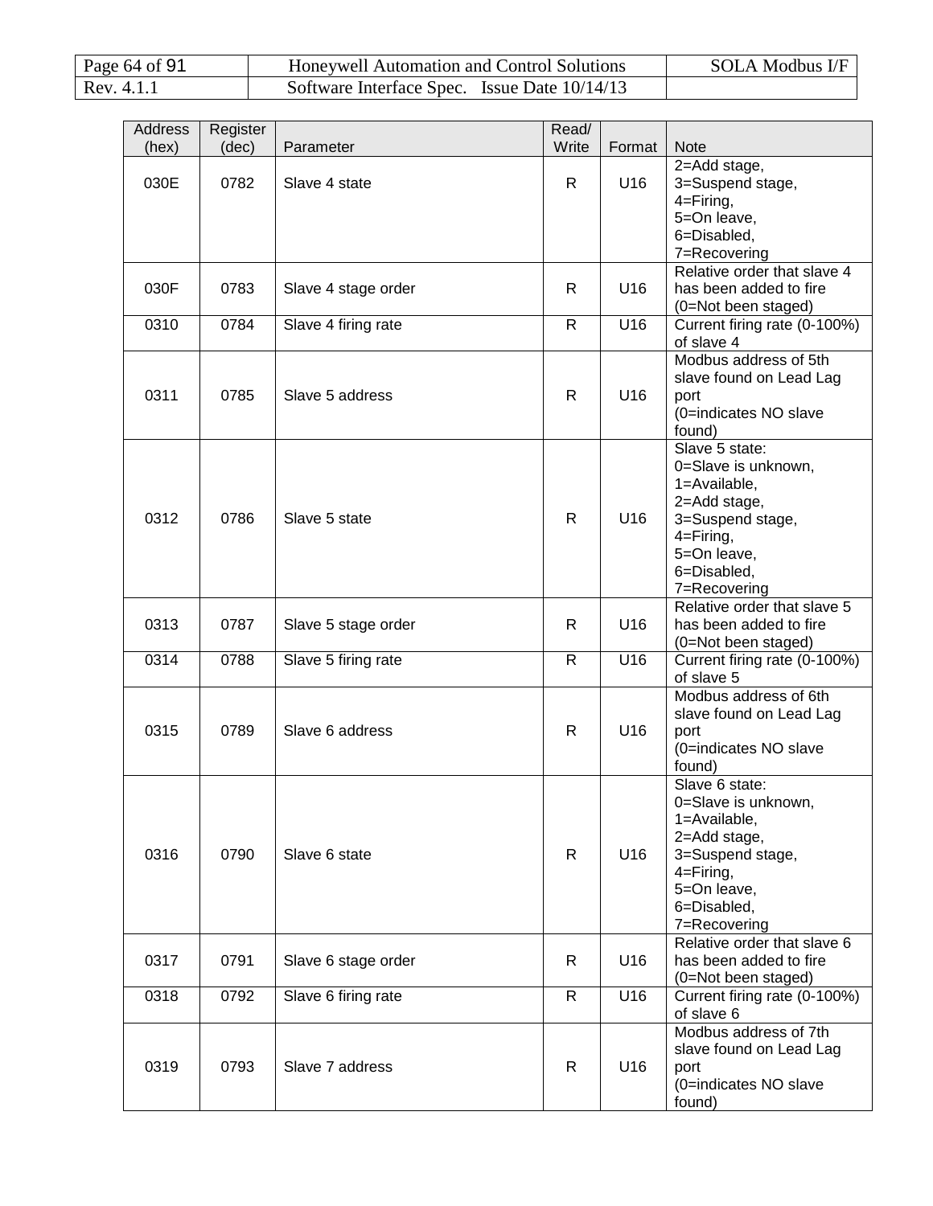| Address (hex) | Register (dec) | Parameter | Read/ Write | Format | Note |
|---|---|---|---|---|---|
| 030E | 0782 | Slave 4 state | R | U16 | 2=Add stage, 3=Suspend stage, 4=Firing, 5=On leave, 6=Disabled, 7=Recovering |
| 030F | 0783 | Slave 4 stage order | R | U16 | Relative order that slave 4 has been added to fire (0=Not been staged) |
| 0310 | 0784 | Slave 4 firing rate | R | U16 | Current firing rate (0-100%) of slave 4 |
| 0311 | 0785 | Slave 5 address | R | U16 | Modbus address of 5th slave found on Lead Lag port (0=indicates NO slave found) |
| 0312 | 0786 | Slave 5 state | R | U16 | Slave 5 state: 0=Slave is unknown, 1=Available, 2=Add stage, 3=Suspend stage, 4=Firing, 5=On leave, 6=Disabled, 7=Recovering |
| 0313 | 0787 | Slave 5 stage order | R | U16 | Relative order that slave 5 has been added to fire (0=Not been staged) |
| 0314 | 0788 | Slave 5 firing rate | R | U16 | Current firing rate (0-100%) of slave 5 |
| 0315 | 0789 | Slave 6 address | R | U16 | Modbus address of 6th slave found on Lead Lag port (0=indicates NO slave found) |
| 0316 | 0790 | Slave 6 state | R | U16 | Slave 6 state: 0=Slave is unknown, 1=Available, 2=Add stage, 3=Suspend stage, 4=Firing, 5=On leave, 6=Disabled, 7=Recovering |
| 0317 | 0791 | Slave 6 stage order | R | U16 | Relative order that slave 6 has been added to fire (0=Not been staged) |
| 0318 | 0792 | Slave 6 firing rate | R | U16 | Current firing rate (0-100%) of slave 6 |
| 0319 | 0793 | Slave 7 address | R | U16 | Modbus address of 7th slave found on Lead Lag port (0=indicates NO slave found) |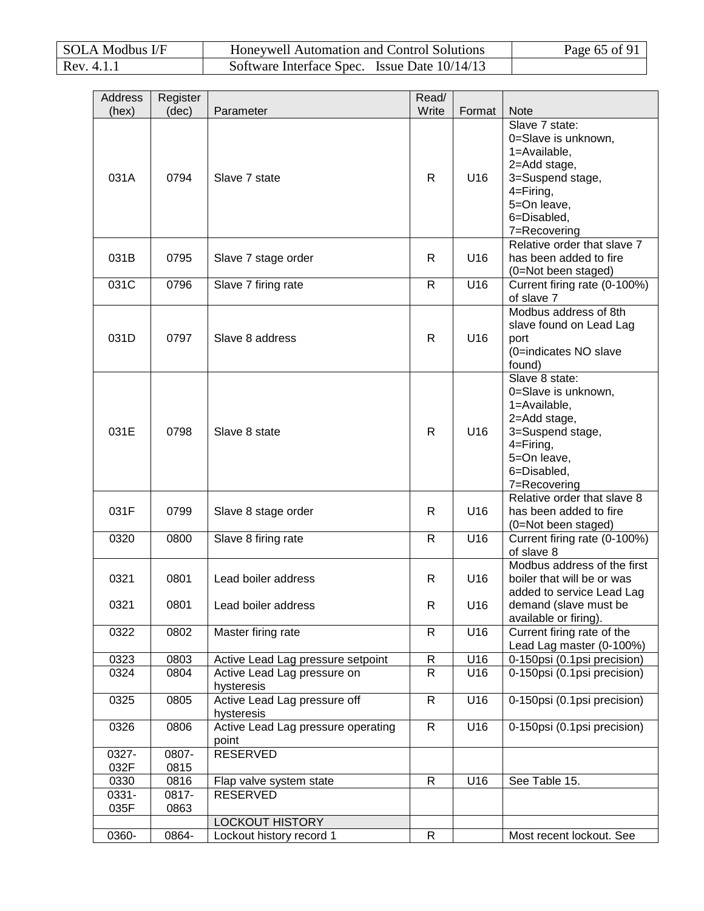| Address (hex) | Register (dec) | Parameter | Read/ Write | Format | Note |
|---|---|---|---|---|---|
| 031A | 0794 | Slave 7 state | R | U16 | Slave 7 state: 0=Slave is unknown, 1=Available, 2=Add stage, 3=Suspend stage, 4=Firing, 5=On leave, 6=Disabled, 7=Recovering |
| 031B | 0795 | Slave 7 stage order | R | U16 | Relative order that slave 7 has been added to fire (0=Not been staged) |
| 031C | 0796 | Slave 7 firing rate | R | U16 | Current firing rate (0-100%) of slave 7 |
| 031D | 0797 | Slave 8 address | R | U16 | Modbus address of 8th slave found on Lead Lag port (0=indicates NO slave found) |
| 031E | 0798 | Slave 8 state | R | U16 | Slave 8 state: 0=Slave is unknown, 1=Available, 2=Add stage, 3=Suspend stage, 4=Firing, 5=On leave, 6=Disabled, 7=Recovering |
| 031F | 0799 | Slave 8 stage order | R | U16 | Relative order that slave 8 has been added to fire (0=Not been staged) |
| 0320 | 0800 | Slave 8 firing rate | R | U16 | Current firing rate (0-100%) of slave 8 |
| 0321<br>0321 | 0801<br>0801 | Lead boiler address<br>Lead boiler address | R<br>R | U16<br>U16 | Modbus address of the first boiler that will be or was added to service Lead Lag demand (slave must be available or firing). |
| 0322 | 0802 | Master firing rate | R | U16 | Current firing rate of the Lead Lag master (0-100%) |
| 0323 | 0803 | Active Lead Lag pressure setpoint | R | U16 | 0-150psi (0.1psi precision) |
| 0324 | 0804 | Active Lead Lag pressure on hysteresis | R | U16 | 0-150psi (0.1psi precision) |
| 0325 | 0805 | Active Lead Lag pressure off hysteresis | R | U16 | 0-150psi (0.1psi precision) |
| 0326 | 0806 | Active Lead Lag pressure operating point | R | U16 | 0-150psi (0.1psi precision) |
| 0327-032F | 0807-0815 | RESERVED | | | |
| 0330 | 0816 | Flap valve system state | R | U16 | See Table 15. |
| 0331-035F | 0817-0863 | RESERVED | | | |
| | | LOCKOUT HISTORY | | | |
| 0360- | 0864- | Lockout history record 1 | R | | Most recent lockout. See |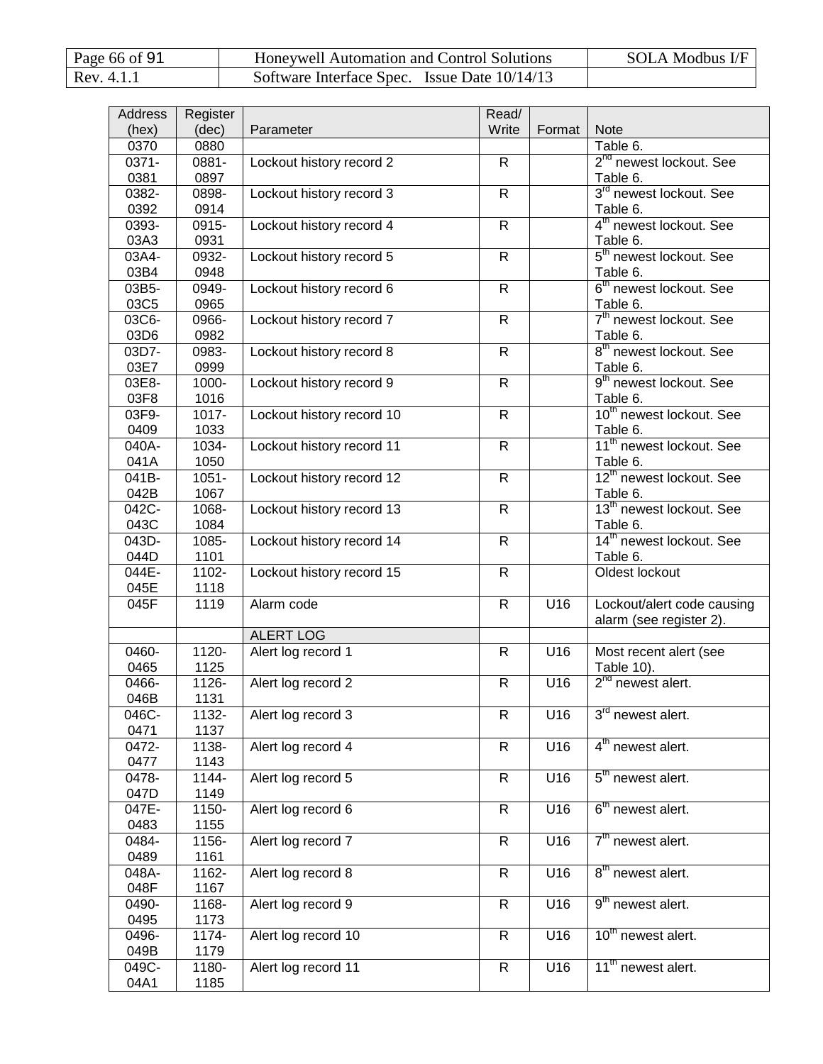| Address (hex) | Register (dec) | Parameter | Read/ Write | Format | Note |
|---|---|---|---|---|---|
| 0370 | 0880 | | | | Table 6. |
| 0371-0381 | 0881-0897 | Lockout history record 2 | R | | 2nd newest lockout. See Table 6. |
| 0382-0392 | 0898-0914 | Lockout history record 3 | R | | 3rd newest lockout. See Table 6. |
| 0393-03A3 | 0915-0931 | Lockout history record 4 | R | | 4th newest lockout. See Table 6. |
| 03A4-03B4 | 0932-0948 | Lockout history record 5 | R | | 5th newest lockout. See Table 6. |
| 03B5-03C5 | 0949-0965 | Lockout history record 6 | R | | 6th newest lockout. See Table 6. |
| 03C6-03D6 | 0966-0982 | Lockout history record 7 | R | | 7th newest lockout. See Table 6. |
| 03D7-03E7 | 0983-0999 | Lockout history record 8 | R | | 8th newest lockout. See Table 6. |
| 03E8-03F8 | 1000-1016 | Lockout history record 9 | R | | 9th newest lockout. See Table 6. |
| 03F9-0409 | 1017-1033 | Lockout history record 10 | R | | 10th newest lockout. See Table 6. |
| 040A-041A | 1034-1050 | Lockout history record 11 | R | | 11th newest lockout. See Table 6. |
| 041B-042B | 1051-1067 | Lockout history record 12 | R | | 12th newest lockout. See Table 6. |
| 042C-043C | 1068-1084 | Lockout history record 13 | R | | 13th newest lockout. See Table 6. |
| 043D-044D | 1085-1101 | Lockout history record 14 | R | | 14th newest lockout. See Table 6. |
| 044E-045E | 1102-1118 | Lockout history record 15 | R | | Oldest lockout |
| 045F | 1119 | Alarm code | R | U16 | Lockout/alert code causing alarm (see register 2). |
| | | ALERT LOG | | | |
| 0460-0465 | 1120-1125 | Alert log record 1 | R | U16 | Most recent alert (see Table 10). |
| 0466-046B | 1126-1131 | Alert log record 2 | R | U16 | 2nd newest alert. |
| 046C-0471 | 1132-1137 | Alert log record 3 | R | U16 | 3rd newest alert. |
| 0472-0477 | 1138-1143 | Alert log record 4 | R | U16 | 4th newest alert. |
| 0478-047D | 1144-1149 | Alert log record 5 | R | U16 | 5th newest alert. |
| 047E-0483 | 1150-1155 | Alert log record 6 | R | U16 | 6th newest alert. |
| 0484-0489 | 1156-1161 | Alert log record 7 | R | U16 | 7th newest alert. |
| 048A-048F | 1162-1167 | Alert log record 8 | R | U16 | 8th newest alert. |
| 0490-0495 | 1168-1173 | Alert log record 9 | R | U16 | 9th newest alert. |
| 0496-049B | 1174-1179 | Alert log record 10 | R | U16 | 10th newest alert. |
| 049C-04A1 | 1180-1185 | Alert log record 11 | R | U16 | 11th newest alert. |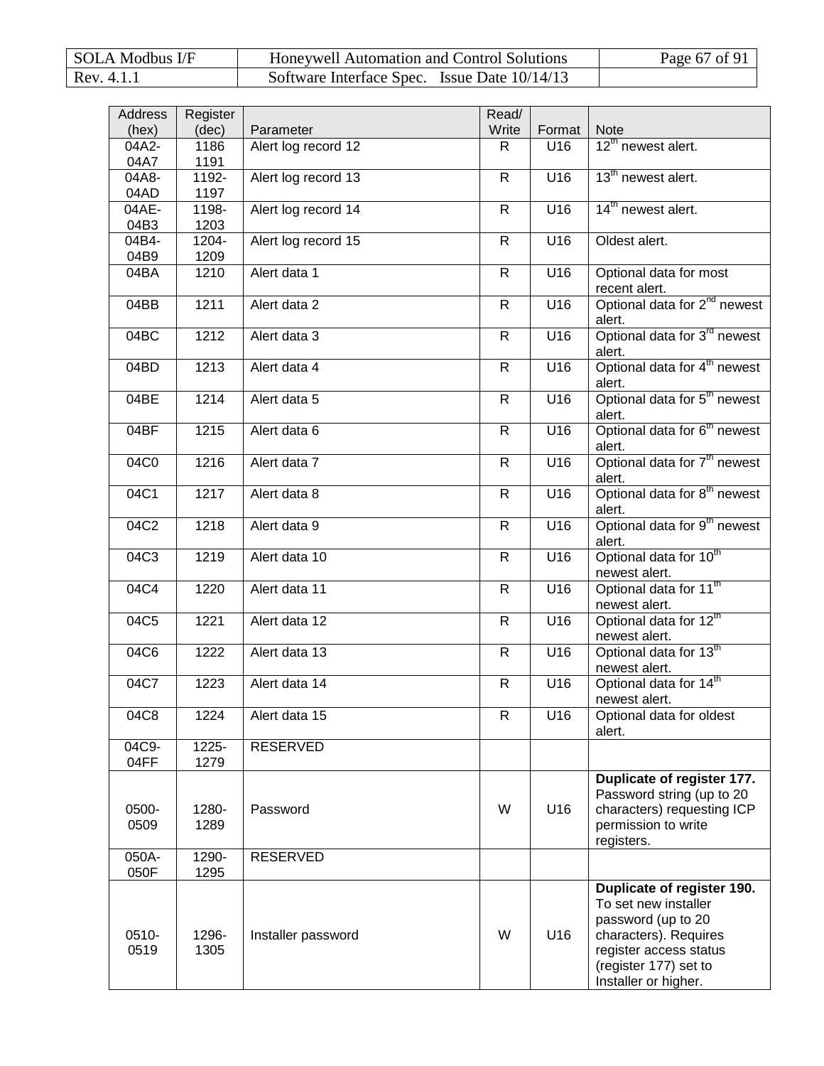| Address (hex) | Register (dec) | Parameter | Read/ Write | Format | Note |
|---|---|---|---|---|---|
| 04A2-04A7 | 1186 1191 | Alert log record 12 | R | U16 | 12th newest alert. |
| 04A8-04AD | 1192-1197 | Alert log record 13 | R | U16 | 13th newest alert. |
| 04AE-04B3 | 1198-1203 | Alert log record 14 | R | U16 | 14th newest alert. |
| 04B4-04B9 | 1204-1209 | Alert log record 15 | R | U16 | Oldest alert. |
| 04BA | 1210 | Alert data 1 | R | U16 | Optional data for most recent alert. |
| 04BB | 1211 | Alert data 2 | R | U16 | Optional data for 2nd newest alert. |
| 04BC | 1212 | Alert data 3 | R | U16 | Optional data for 3rd newest alert. |
| 04BD | 1213 | Alert data 4 | R | U16 | Optional data for 4th newest alert. |
| 04BE | 1214 | Alert data 5 | R | U16 | Optional data for 5th newest alert. |
| 04BF | 1215 | Alert data 6 | R | U16 | Optional data for 6th newest alert. |
| 04C0 | 1216 | Alert data 7 | R | U16 | Optional data for 7th newest alert. |
| 04C1 | 1217 | Alert data 8 | R | U16 | Optional data for 8th newest alert. |
| 04C2 | 1218 | Alert data 9 | R | U16 | Optional data for 9th newest alert. |
| 04C3 | 1219 | Alert data 10 | R | U16 | Optional data for 10th newest alert. |
| 04C4 | 1220 | Alert data 11 | R | U16 | Optional data for 11th newest alert. |
| 04C5 | 1221 | Alert data 12 | R | U16 | Optional data for 12th newest alert. |
| 04C6 | 1222 | Alert data 13 | R | U16 | Optional data for 13th newest alert. |
| 04C7 | 1223 | Alert data 14 | R | U16 | Optional data for 14th newest alert. |
| 04C8 | 1224 | Alert data 15 | R | U16 | Optional data for oldest alert. |
| 04C9-04FF | 1225-1279 | RESERVED | | | |
| 0500-0509 | 1280-1289 | Password | W | U16 | **Duplicate of register 177.** Password string (up to 20 characters) requesting ICP permission to write registers. |
| 050A-050F | 1290-1295 | RESERVED | | | |
| 0510-0519 | 1296-1305 | Installer password | W | U16 | **Duplicate of register 190.** To set new installer password (up to 20 characters). Requires register access status (register 177) set to Installer or higher. |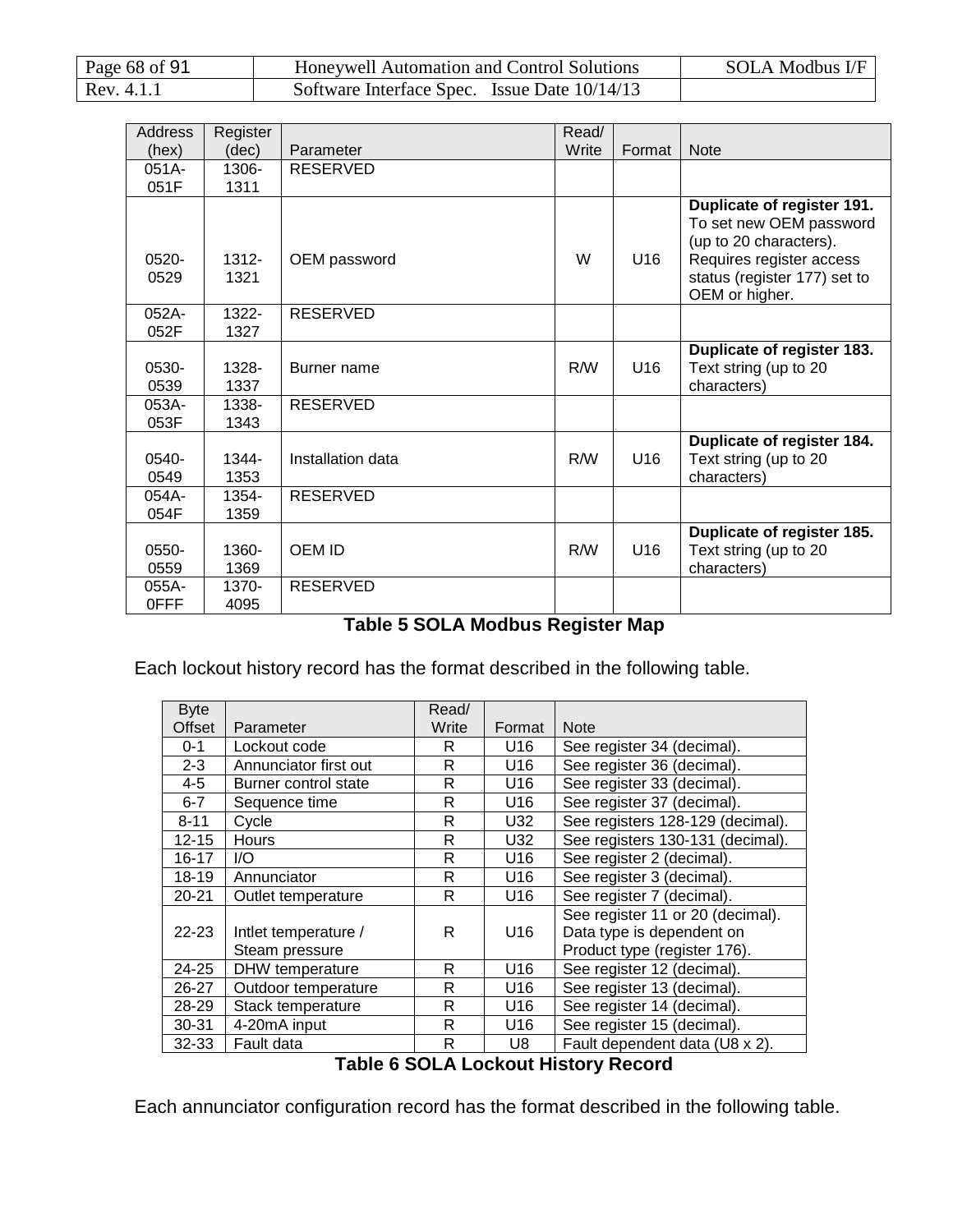| Address (hex) | Register (dec) | Parameter | Read/ Write | Format | Note |
|---|---|---|---|---|---|
| 051A-051F | 1306-1311 | RESERVED | | | |
| 0520-0529 | 1312-1321 | OEM password | W | U16 | **Duplicate of register 191.** To set new OEM password (up to 20 characters). Requires register access status (register 177) set to OEM or higher. |
| 052A-052F | 1322-1327 | RESERVED | | | |
| 0530-0539 | 1328-1337 | Burner name | R/W | U16 | **Duplicate of register 183.** Text string (up to 20 characters) |
| 053A-053F | 1338-1343 | RESERVED | | | |
| 0540-0549 | 1344-1353 | Installation data | R/W | U16 | **Duplicate of register 184.** Text string (up to 20 characters) |
| 054A-054F | 1354-1359 | RESERVED | | | |
| 0550-0559 | 1360-1369 | OEM ID | R/W | U16 | **Duplicate of register 185.** Text string (up to 20 characters) |
| 055A-0FFF | 1370-4095 | RESERVED | | | |

**Table 5 SOLA Modbus Register Map**

Each lockout history record has the format described in the following table.

| Byte Offset | Parameter | Read/ Write | Format | Note |
|---|---|---|---|---|
| 0-1 | Lockout code | R | U16 | See register 34 (decimal). |
| 2-3 | Annunciator first out | R | U16 | See register 36 (decimal). |
| 4-5 | Burner control state | R | U16 | See register 33 (decimal). |
| 6-7 | Sequence time | R | U16 | See register 37 (decimal). |
| 8-11 | Cycle | R | U32 | See registers 128-129 (decimal). |
| 12-15 | Hours | R | U32 | See registers 130-131 (decimal). |
| 16-17 | I/O | R | U16 | See register 2 (decimal). |
| 18-19 | Annunciator | R | U16 | See register 3 (decimal). |
| 20-21 | Outlet temperature | R | U16 | See register 7 (decimal). |
| 22-23 | Intlet temperature / Steam pressure | R | U16 | See register 11 or 20 (decimal). Data type is dependent on Product type (register 176). |
| 24-25 | DHW temperature | R | U16 | See register 12 (decimal). |
| 26-27 | Outdoor temperature | R | U16 | See register 13 (decimal). |
| 28-29 | Stack temperature | R | U16 | See register 14 (decimal). |
| 30-31 | 4-20mA input | R | U16 | See register 15 (decimal). |
| 32-33 | Fault data | R | U8 | Fault dependent data (U8 x 2). |

**Table 6 SOLA Lockout History Record**

Each annunciator configuration record has the format described in the following table.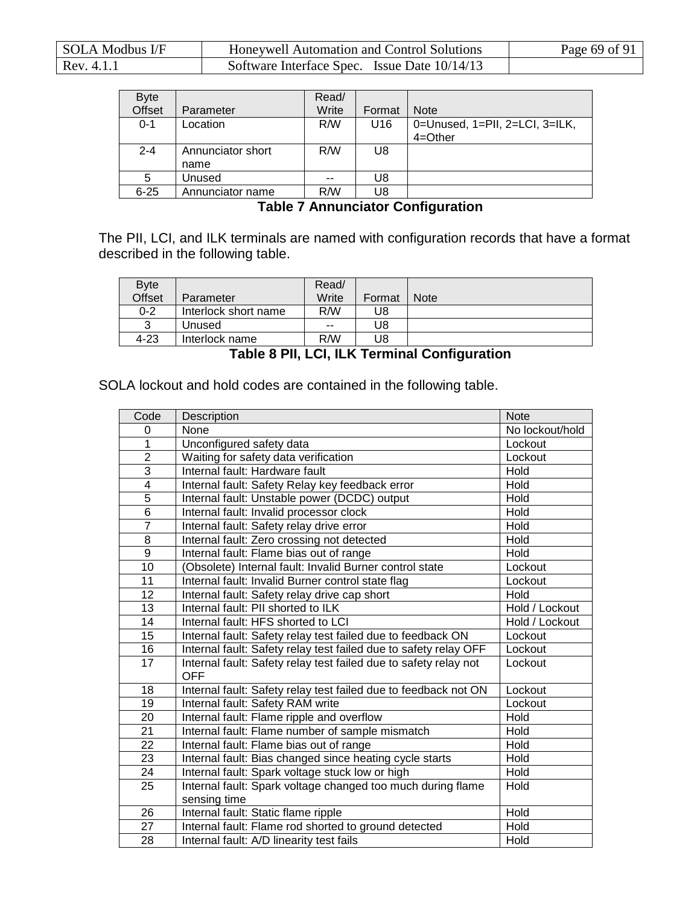| Byte Offset | Parameter | Read/ Write | Format | Note |
|---|---|---|---|---|
| 0-1 | Location | R/W | U16 | 0=Unused, 1=PII, 2=LCI, 3=ILK, 4=Other |
| 2-4 | Annunciator short name | R/W | U8 | |
| 5 | Unused | -- | U8 | |
| 6-25 | Annunciator name | R/W | U8 | |

**Table 7 Annunciator Configuration**

The PII, LCI, and ILK terminals are named with configuration records that have a format described in the following table.

| Byte Offset | Parameter | Read/ Write | Format | Note |
|---|---|---|---|---|
| 0-2 | Interlock short name | R/W | U8 | |
| 3 | Unused | -- | U8 | |
| 4-23 | Interlock name | R/W | U8 | |

**Table 8 PII, LCI, ILK Terminal Configuration**

SOLA lockout and hold codes are contained in the following table.

| Code | Description | Note |
|---|---|---|
| 0 | None | No lockout/hold |
| 1 | Unconfigured safety data | Lockout |
| 2 | Waiting for safety data verification | Lockout |
| 3 | Internal fault: Hardware fault | Hold |
| 4 | Internal fault: Safety Relay key feedback error | Hold |
| 5 | Internal fault: Unstable power (DCDC) output | Hold |
| 6 | Internal fault: Invalid processor clock | Hold |
| 7 | Internal fault: Safety relay drive error | Hold |
| 8 | Internal fault: Zero crossing not detected | Hold |
| 9 | Internal fault: Flame bias out of range | Hold |
| 10 | (Obsolete) Internal fault: Invalid Burner control state | Lockout |
| 11 | Internal fault: Invalid Burner control state flag | Lockout |
| 12 | Internal fault: Safety relay drive cap short | Hold |
| 13 | Internal fault: PII shorted to ILK | Hold / Lockout |
| 14 | Internal fault: HFS shorted to LCI | Hold / Lockout |
| 15 | Internal fault: Safety relay test failed due to feedback ON | Lockout |
| 16 | Internal fault: Safety relay test failed due to safety relay OFF | Lockout |
| 17 | Internal fault: Safety relay test failed due to safety relay not OFF | Lockout |
| 18 | Internal fault: Safety relay test failed due to feedback not ON | Lockout |
| 19 | Internal fault: Safety RAM write | Lockout |
| 20 | Internal fault: Flame ripple and overflow | Hold |
| 21 | Internal fault: Flame number of sample mismatch | Hold |
| 22 | Internal fault: Flame bias out of range | Hold |
| 23 | Internal fault: Bias changed since heating cycle starts | Hold |
| 24 | Internal fault: Spark voltage stuck low or high | Hold |
| 25 | Internal fault: Spark voltage changed too much during flame sensing time | Hold |
| 26 | Internal fault: Static flame ripple | Hold |
| 27 | Internal fault: Flame rod shorted to ground detected | Hold |
| 28 | Internal fault: A/D linearity test fails | Hold |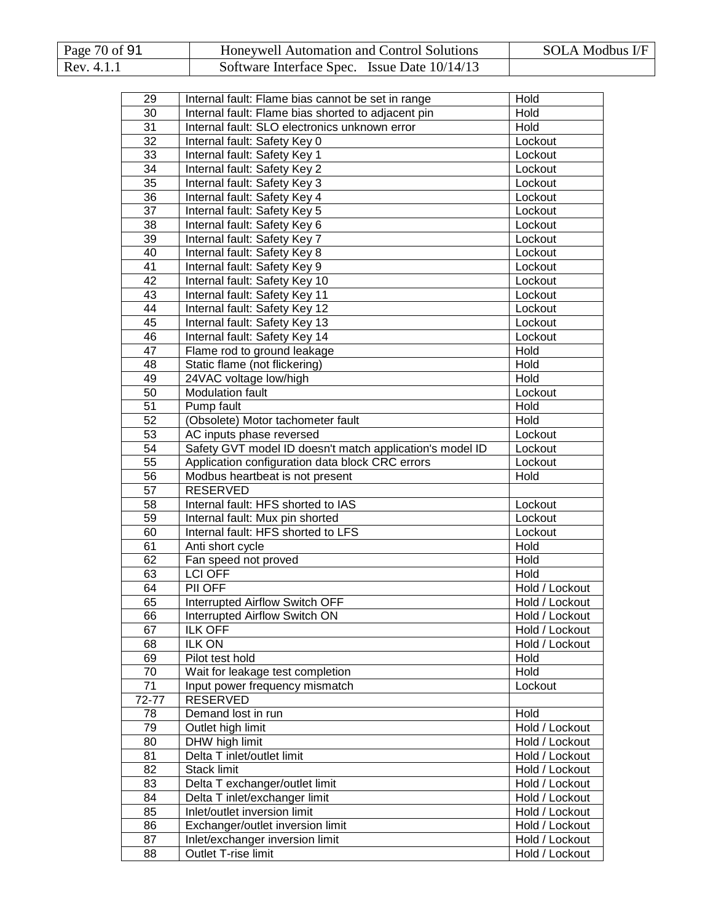| | | |
|---|---|---|
| 29 | Internal fault: Flame bias cannot be set in range | Hold |
| 30 | Internal fault: Flame bias shorted to adjacent pin | Hold |
| 31 | Internal fault: SLO electronics unknown error | Hold |
| 32 | Internal fault: Safety Key 0 | Lockout |
| 33 | Internal fault: Safety Key 1 | Lockout |
| 34 | Internal fault: Safety Key 2 | Lockout |
| 35 | Internal fault: Safety Key 3 | Lockout |
| 36 | Internal fault: Safety Key 4 | Lockout |
| 37 | Internal fault: Safety Key 5 | Lockout |
| 38 | Internal fault: Safety Key 6 | Lockout |
| 39 | Internal fault: Safety Key 7 | Lockout |
| 40 | Internal fault: Safety Key 8 | Lockout |
| 41 | Internal fault: Safety Key 9 | Lockout |
| 42 | Internal fault: Safety Key 10 | Lockout |
| 43 | Internal fault: Safety Key 11 | Lockout |
| 44 | Internal fault: Safety Key 12 | Lockout |
| 45 | Internal fault: Safety Key 13 | Lockout |
| 46 | Internal fault: Safety Key 14 | Lockout |
| 47 | Flame rod to ground leakage | Hold |
| 48 | Static flame (not flickering) | Hold |
| 49 | 24VAC voltage low/high | Hold |
| 50 | Modulation fault | Lockout |
| 51 | Pump fault | Hold |
| 52 | (Obsolete) Motor tachometer fault | Hold |
| 53 | AC inputs phase reversed | Lockout |
| 54 | Safety GVT model ID doesn't match application's model ID | Lockout |
| 55 | Application configuration data block CRC errors | Lockout |
| 56 | Modbus heartbeat is not present | Hold |
| 57 | RESERVED | |
| 58 | Internal fault: HFS shorted to IAS | Lockout |
| 59 | Internal fault: Mux pin shorted | Lockout |
| 60 | Internal fault: HFS shorted to LFS | Lockout |
| 61 | Anti short cycle | Hold |
| 62 | Fan speed not proved | Hold |
| 63 | LCI OFF | Hold |
| 64 | PII OFF | Hold / Lockout |
| 65 | Interrupted Airflow Switch OFF | Hold / Lockout |
| 66 | Interrupted Airflow Switch ON | Hold / Lockout |
| 67 | ILK OFF | Hold / Lockout |
| 68 | ILK ON | Hold / Lockout |
| 69 | Pilot test hold | Hold |
| 70 | Wait for leakage test completion | Hold |
| 71 | Input power frequency mismatch | Lockout |
| 72-77 | RESERVED | |
| 78 | Demand lost in run | Hold |
| 79 | Outlet high limit | Hold / Lockout |
| 80 | DHW high limit | Hold / Lockout |
| 81 | Delta T inlet/outlet limit | Hold / Lockout |
| 82 | Stack limit | Hold / Lockout |
| 83 | Delta T exchanger/outlet limit | Hold / Lockout |
| 84 | Delta T inlet/exchanger limit | Hold / Lockout |
| 85 | Inlet/outlet inversion limit | Hold / Lockout |
| 86 | Exchanger/outlet inversion limit | Hold / Lockout |
| 87 | Inlet/exchanger inversion limit | Hold / Lockout |
| 88 | Outlet T-rise limit | Hold / Lockout |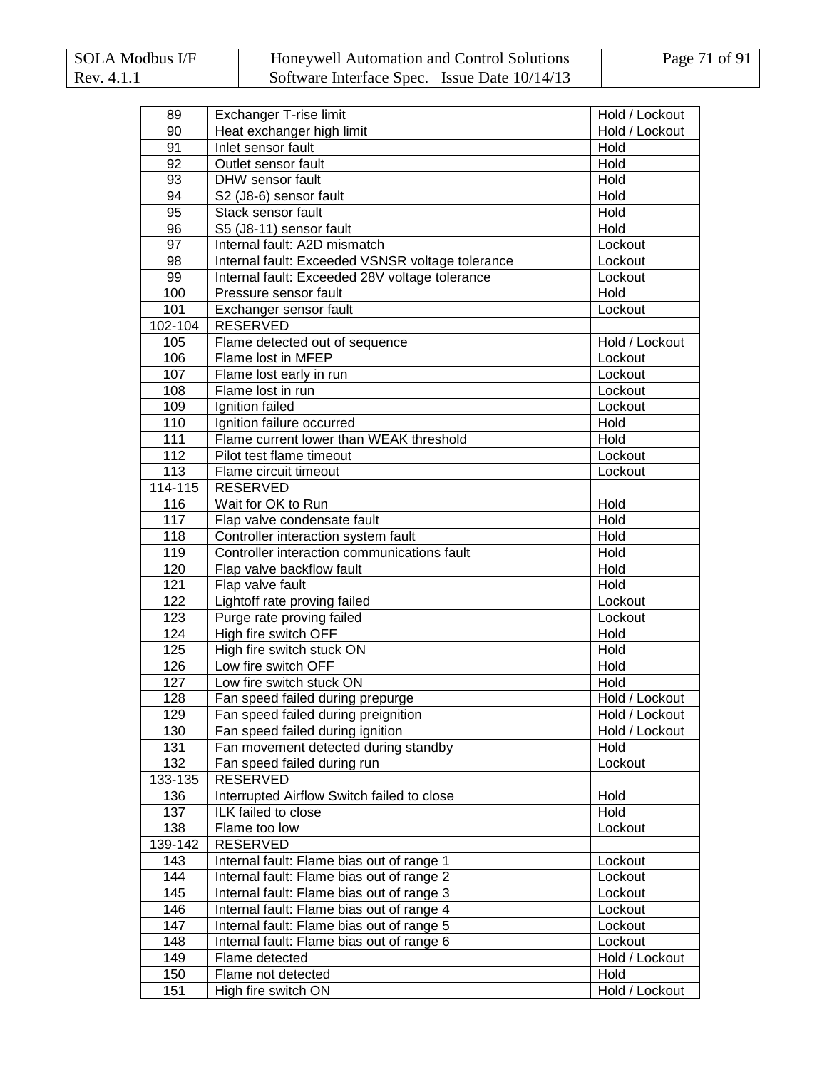| 89 | Exchanger T-rise limit | Hold / Lockout |
|---|---|---|
| 90 | Heat exchanger high limit | Hold / Lockout |
| 91 | Inlet sensor fault | Hold |
| 92 | Outlet sensor fault | Hold |
| 93 | DHW sensor fault | Hold |
| 94 | S2 (J8-6) sensor fault | Hold |
| 95 | Stack sensor fault | Hold |
| 96 | S5 (J8-11) sensor fault | Hold |
| 97 | Internal fault: A2D mismatch | Lockout |
| 98 | Internal fault: Exceeded VSNSR voltage tolerance | Lockout |
| 99 | Internal fault: Exceeded 28V voltage tolerance | Lockout |
| 100 | Pressure sensor fault | Hold |
| 101 | Exchanger sensor fault | Lockout |
| 102-104 | RESERVED | |
| 105 | Flame detected out of sequence | Hold / Lockout |
| 106 | Flame lost in MFEP | Lockout |
| 107 | Flame lost early in run | Lockout |
| 108 | Flame lost in run | Lockout |
| 109 | Ignition failed | Lockout |
| 110 | Ignition failure occurred | Hold |
| 111 | Flame current lower than WEAK threshold | Hold |
| 112 | Pilot test flame timeout | Lockout |
| 113 | Flame circuit timeout | Lockout |
| 114-115 | RESERVED | |
| 116 | Wait for OK to Run | Hold |
| 117 | Flap valve condensate fault | Hold |
| 118 | Controller interaction system fault | Hold |
| 119 | Controller interaction communications fault | Hold |
| 120 | Flap valve backflow fault | Hold |
| 121 | Flap valve fault | Hold |
| 122 | Lightoff rate proving failed | Lockout |
| 123 | Purge rate proving failed | Lockout |
| 124 | High fire switch OFF | Hold |
| 125 | High fire switch stuck ON | Hold |
| 126 | Low fire switch OFF | Hold |
| 127 | Low fire switch stuck ON | Hold |
| 128 | Fan speed failed during prepurge | Hold / Lockout |
| 129 | Fan speed failed during preignition | Hold / Lockout |
| 130 | Fan speed failed during ignition | Hold / Lockout |
| 131 | Fan movement detected during standby | Hold |
| 132 | Fan speed failed during run | Lockout |
| 133-135 | RESERVED | |
| 136 | Interrupted Airflow Switch failed to close | Hold |
| 137 | ILK failed to close | Hold |
| 138 | Flame too low | Lockout |
| 139-142 | RESERVED | |
| 143 | Internal fault: Flame bias out of range 1 | Lockout |
| 144 | Internal fault: Flame bias out of range 2 | Lockout |
| 145 | Internal fault: Flame bias out of range 3 | Lockout |
| 146 | Internal fault: Flame bias out of range 4 | Lockout |
| 147 | Internal fault: Flame bias out of range 5 | Lockout |
| 148 | Internal fault: Flame bias out of range 6 | Lockout |
| 149 | Flame detected | Hold / Lockout |
| 150 | Flame not detected | Hold |
| 151 | High fire switch ON | Hold / Lockout |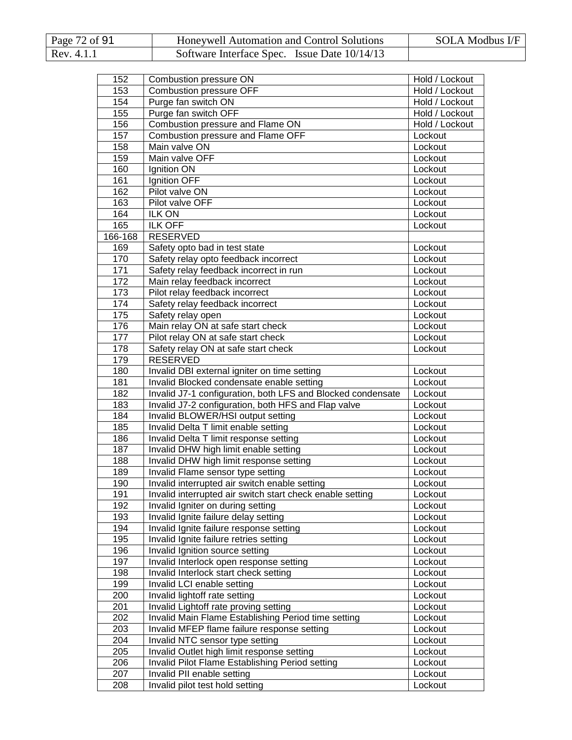| 152 | Combustion pressure ON | Hold / Lockout |
|---|---|---|
| 153 | Combustion pressure OFF | Hold / Lockout |
| 154 | Purge fan switch ON | Hold / Lockout |
| 155 | Purge fan switch OFF | Hold / Lockout |
| 156 | Combustion pressure and Flame ON | Hold / Lockout |
| 157 | Combustion pressure and Flame OFF | Lockout |
| 158 | Main valve ON | Lockout |
| 159 | Main valve OFF | Lockout |
| 160 | Ignition ON | Lockout |
| 161 | Ignition OFF | Lockout |
| 162 | Pilot valve ON | Lockout |
| 163 | Pilot valve OFF | Lockout |
| 164 | ILK ON | Lockout |
| 165 | ILK OFF | Lockout |
| 166-168 | RESERVED | |
| 169 | Safety opto bad in test state | Lockout |
| 170 | Safety relay opto feedback incorrect | Lockout |
| 171 | Safety relay feedback incorrect in run | Lockout |
| 172 | Main relay feedback incorrect | Lockout |
| 173 | Pilot relay feedback incorrect | Lockout |
| 174 | Safety relay feedback incorrect | Lockout |
| 175 | Safety relay open | Lockout |
| 176 | Main relay ON at safe start check | Lockout |
| 177 | Pilot relay ON at safe start check | Lockout |
| 178 | Safety relay ON at safe start check | Lockout |
| 179 | RESERVED | |
| 180 | Invalid DBI external igniter on time setting | Lockout |
| 181 | Invalid Blocked condensate enable setting | Lockout |
| 182 | Invalid J7-1 configuration, both LFS and Blocked condensate | Lockout |
| 183 | Invalid J7-2 configuration, both HFS and Flap valve | Lockout |
| 184 | Invalid BLOWER/HSI output setting | Lockout |
| 185 | Invalid Delta T limit enable setting | Lockout |
| 186 | Invalid Delta T limit response setting | Lockout |
| 187 | Invalid DHW high limit enable setting | Lockout |
| 188 | Invalid DHW high limit response setting | Lockout |
| 189 | Invalid Flame sensor type setting | Lockout |
| 190 | Invalid interrupted air switch enable setting | Lockout |
| 191 | Invalid interrupted air switch start check enable setting | Lockout |
| 192 | Invalid Igniter on during setting | Lockout |
| 193 | Invalid Ignite failure delay setting | Lockout |
| 194 | Invalid Ignite failure response setting | Lockout |
| 195 | Invalid Ignite failure retries setting | Lockout |
| 196 | Invalid Ignition source setting | Lockout |
| 197 | Invalid Interlock open response setting | Lockout |
| 198 | Invalid Interlock start check setting | Lockout |
| 199 | Invalid LCI enable setting | Lockout |
| 200 | Invalid lightoff rate setting | Lockout |
| 201 | Invalid Lightoff rate proving setting | Lockout |
| 202 | Invalid Main Flame Establishing Period time setting | Lockout |
| 203 | Invalid MFEP flame failure response setting | Lockout |
| 204 | Invalid NTC sensor type setting | Lockout |
| 205 | Invalid Outlet high limit response setting | Lockout |
| 206 | Invalid Pilot Flame Establishing Period setting | Lockout |
| 207 | Invalid PII enable setting | Lockout |
| 208 | Invalid pilot test hold setting | Lockout |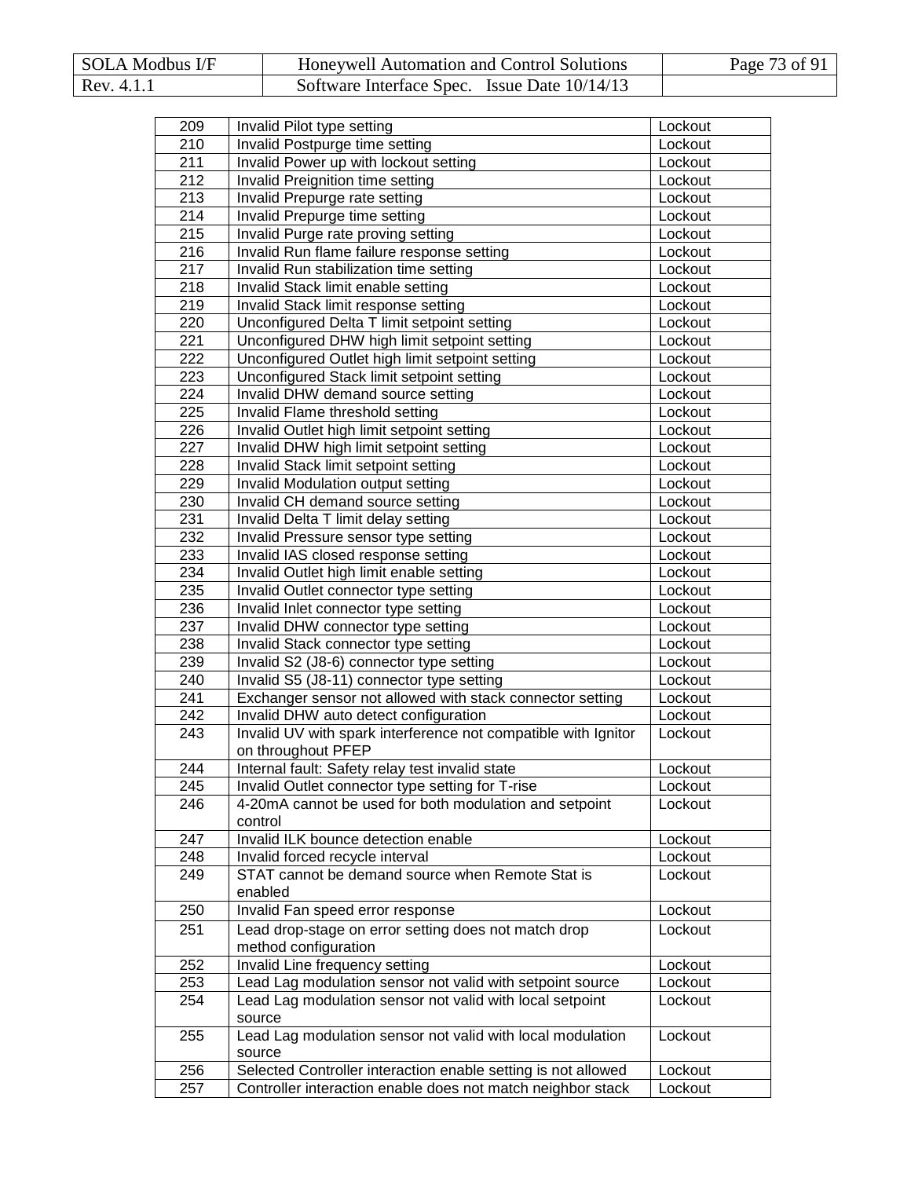| | | |
|---|---|---|
| 209 | Invalid Pilot type setting | Lockout |
| 210 | Invalid Postpurge time setting | Lockout |
| 211 | Invalid Power up with lockout setting | Lockout |
| 212 | Invalid Preignition time setting | Lockout |
| 213 | Invalid Prepurge rate setting | Lockout |
| 214 | Invalid Prepurge time setting | Lockout |
| 215 | Invalid Purge rate proving setting | Lockout |
| 216 | Invalid Run flame failure response setting | Lockout |
| 217 | Invalid Run stabilization time setting | Lockout |
| 218 | Invalid Stack limit enable setting | Lockout |
| 219 | Invalid Stack limit response setting | Lockout |
| 220 | Unconfigured Delta T limit setpoint setting | Lockout |
| 221 | Unconfigured DHW high limit setpoint setting | Lockout |
| 222 | Unconfigured Outlet high limit setpoint setting | Lockout |
| 223 | Unconfigured Stack limit setpoint setting | Lockout |
| 224 | Invalid DHW demand source setting | Lockout |
| 225 | Invalid Flame threshold setting | Lockout |
| 226 | Invalid Outlet high limit setpoint setting | Lockout |
| 227 | Invalid DHW high limit setpoint setting | Lockout |
| 228 | Invalid Stack limit setpoint setting | Lockout |
| 229 | Invalid Modulation output setting | Lockout |
| 230 | Invalid CH demand source setting | Lockout |
| 231 | Invalid Delta T limit delay setting | Lockout |
| 232 | Invalid Pressure sensor type setting | Lockout |
| 233 | Invalid IAS closed response setting | Lockout |
| 234 | Invalid Outlet high limit enable setting | Lockout |
| 235 | Invalid Outlet connector type setting | Lockout |
| 236 | Invalid Inlet connector type setting | Lockout |
| 237 | Invalid DHW connector type setting | Lockout |
| 238 | Invalid Stack connector type setting | Lockout |
| 239 | Invalid S2 (J8-6) connector type setting | Lockout |
| 240 | Invalid S5 (J8-11) connector type setting | Lockout |
| 241 | Exchanger sensor not allowed with stack connector setting | Lockout |
| 242 | Invalid DHW auto detect configuration | Lockout |
| 243 | Invalid UV with spark interference not compatible with Ignitor on throughout PFEP | Lockout |
| 244 | Internal fault: Safety relay test invalid state | Lockout |
| 245 | Invalid Outlet connector type setting for T-rise | Lockout |
| 246 | 4-20mA cannot be used for both modulation and setpoint control | Lockout |
| 247 | Invalid ILK bounce detection enable | Lockout |
| 248 | Invalid forced recycle interval | Lockout |
| 249 | STAT cannot be demand source when Remote Stat is enabled | Lockout |
| 250 | Invalid Fan speed error response | Lockout |
| 251 | Lead drop-stage on error setting does not match drop method configuration | Lockout |
| 252 | Invalid Line frequency setting | Lockout |
| 253 | Lead Lag modulation sensor not valid with setpoint source | Lockout |
| 254 | Lead Lag modulation sensor not valid with local setpoint source | Lockout |
| 255 | Lead Lag modulation sensor not valid with local modulation source | Lockout |
| 256 | Selected Controller interaction enable setting is not allowed | Lockout |
| 257 | Controller interaction enable does not match neighbor stack | Lockout |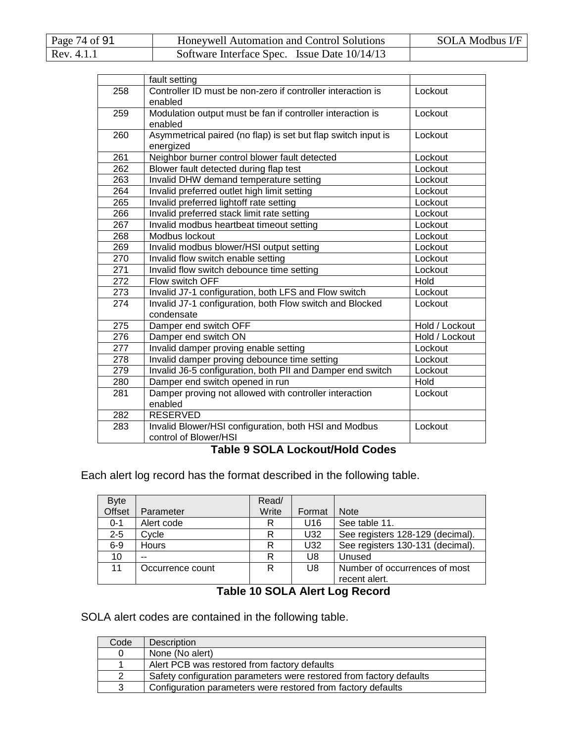| | | |
|---|---|---|
| | fault setting | |
| 258 | Controller ID must be non-zero if controller interaction is enabled | Lockout |
| 259 | Modulation output must be fan if controller interaction is enabled | Lockout |
| 260 | Asymmetrical paired (no flap) is set but flap switch input is energized | Lockout |
| 261 | Neighbor burner control blower fault detected | Lockout |
| 262 | Blower fault detected during flap test | Lockout |
| 263 | Invalid DHW demand temperature setting | Lockout |
| 264 | Invalid preferred outlet high limit setting | Lockout |
| 265 | Invalid preferred lightoff rate setting | Lockout |
| 266 | Invalid preferred stack limit rate setting | Lockout |
| 267 | Invalid modbus heartbeat timeout setting | Lockout |
| 268 | Modbus lockout | Lockout |
| 269 | Invalid modbus blower/HSI output setting | Lockout |
| 270 | Invalid flow switch enable setting | Lockout |
| 271 | Invalid flow switch debounce time setting | Lockout |
| 272 | Flow switch OFF | Hold |
| 273 | Invalid J7-1 configuration, both LFS and Flow switch | Lockout |
| 274 | Invalid J7-1 configuration, both Flow switch and Blocked condensate | Lockout |
| 275 | Damper end switch OFF | Hold / Lockout |
| 276 | Damper end switch ON | Hold / Lockout |
| 277 | Invalid damper proving enable setting | Lockout |
| 278 | Invalid damper proving debounce time setting | Lockout |
| 279 | Invalid J6-5 configuration, both PII and Damper end switch | Lockout |
| 280 | Damper end switch opened in run | Hold |
| 281 | Damper proving not allowed with controller interaction enabled | Lockout |
| 282 | RESERVED | |
| 283 | Invalid Blower/HSI configuration, both HSI and Modbus control of Blower/HSI | Lockout |

**Table 9 SOLA Lockout/Hold Codes**

Each alert log record has the format described in the following table.

| Byte Offset | Parameter | Read/ Write | Format | Note |
|---|---|---|---|---|
| 0-1 | Alert code | R | U16 | See table 11. |
| 2-5 | Cycle | R | U32 | See registers 128-129 (decimal). |
| 6-9 | Hours | R | U32 | See registers 130-131 (decimal). |
| 10 | -- | R | U8 | Unused |
| 11 | Occurrence count | R | U8 | Number of occurrences of most recent alert. |

**Table 10 SOLA Alert Log Record**

SOLA alert codes are contained in the following table.

| Code | Description |
|---|---|
| 0 | None (No alert) |
| 1 | Alert PCB was restored from factory defaults |
| 2 | Safety configuration parameters were restored from factory defaults |
| 3 | Configuration parameters were restored from factory defaults |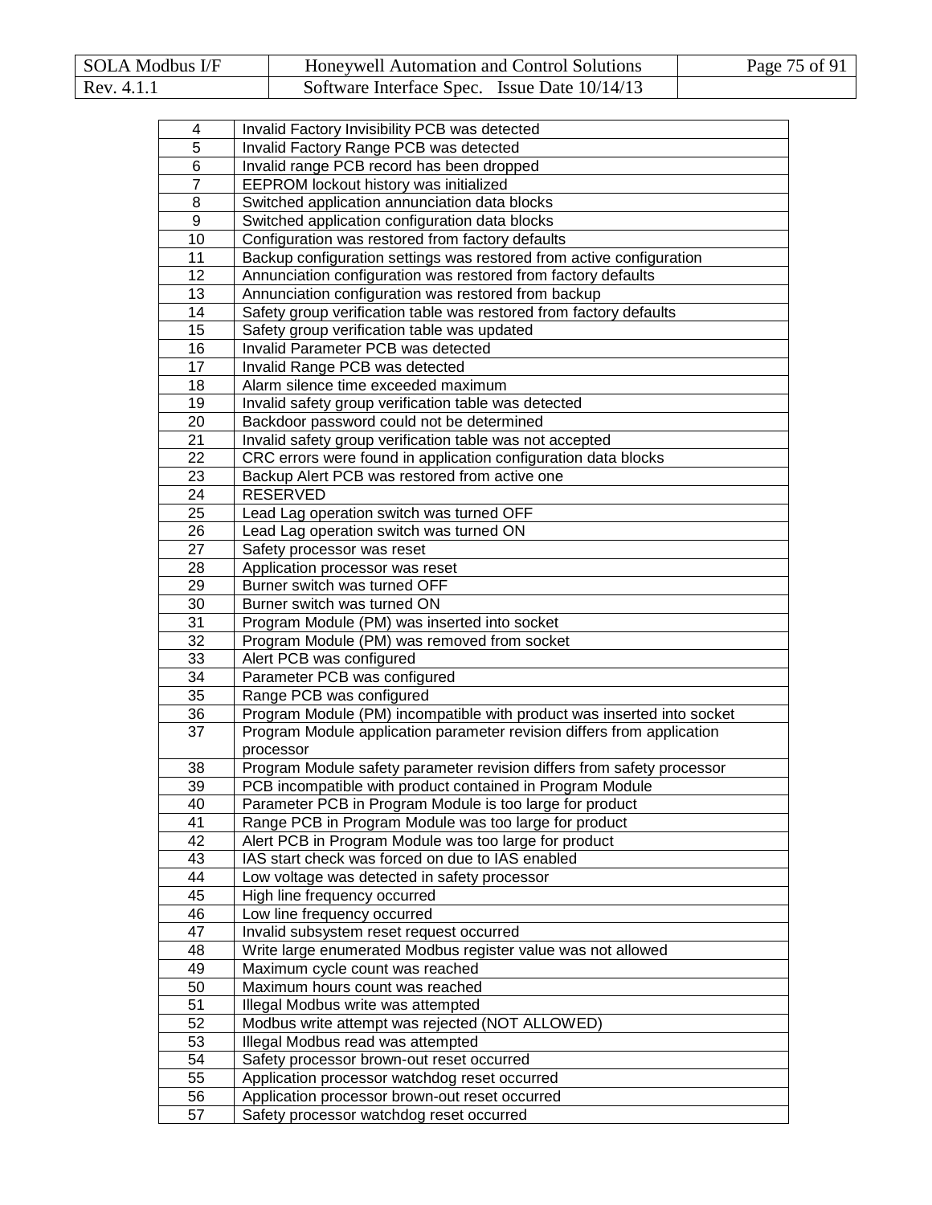| | |
|---|---|
| 4 | Invalid Factory Invisibility PCB was detected |
| 5 | Invalid Factory Range PCB was detected |
| 6 | Invalid range PCB record has been dropped |
| 7 | EEPROM lockout history was initialized |
| 8 | Switched application annunciation data blocks |
| 9 | Switched application configuration data blocks |
| 10 | Configuration was restored from factory defaults |
| 11 | Backup configuration settings was restored from active configuration |
| 12 | Annunciation configuration was restored from factory defaults |
| 13 | Annunciation configuration was restored from backup |
| 14 | Safety group verification table was restored from factory defaults |
| 15 | Safety group verification table was updated |
| 16 | Invalid Parameter PCB was detected |
| 17 | Invalid Range PCB was detected |
| 18 | Alarm silence time exceeded maximum |
| 19 | Invalid safety group verification table was detected |
| 20 | Backdoor password could not be determined |
| 21 | Invalid safety group verification table was not accepted |
| 22 | CRC errors were found in application configuration data blocks |
| 23 | Backup Alert PCB was restored from active one |
| 24 | RESERVED |
| 25 | Lead Lag operation switch was turned OFF |
| 26 | Lead Lag operation switch was turned ON |
| 27 | Safety processor was reset |
| 28 | Application processor was reset |
| 29 | Burner switch was turned OFF |
| 30 | Burner switch was turned ON |
| 31 | Program Module (PM) was inserted into socket |
| 32 | Program Module (PM) was removed from socket |
| 33 | Alert PCB was configured |
| 34 | Parameter PCB was configured |
| 35 | Range PCB was configured |
| 36 | Program Module (PM) incompatible with product was inserted into socket |
| 37 | Program Module application parameter revision differs from application processor |
| 38 | Program Module safety parameter revision differs from safety processor |
| 39 | PCB incompatible with product contained in Program Module |
| 40 | Parameter PCB in Program Module is too large for product |
| 41 | Range PCB in Program Module was too large for product |
| 42 | Alert PCB in Program Module was too large for product |
| 43 | IAS start check was forced on due to IAS enabled |
| 44 | Low voltage was detected in safety processor |
| 45 | High line frequency occurred |
| 46 | Low line frequency occurred |
| 47 | Invalid subsystem reset request occurred |
| 48 | Write large enumerated Modbus register value was not allowed |
| 49 | Maximum cycle count was reached |
| 50 | Maximum hours count was reached |
| 51 | Illegal Modbus write was attempted |
| 52 | Modbus write attempt was rejected (NOT ALLOWED) |
| 53 | Illegal Modbus read was attempted |
| 54 | Safety processor brown-out reset occurred |
| 55 | Application processor watchdog reset occurred |
| 56 | Application processor brown-out reset occurred |
| 57 | Safety processor watchdog reset occurred |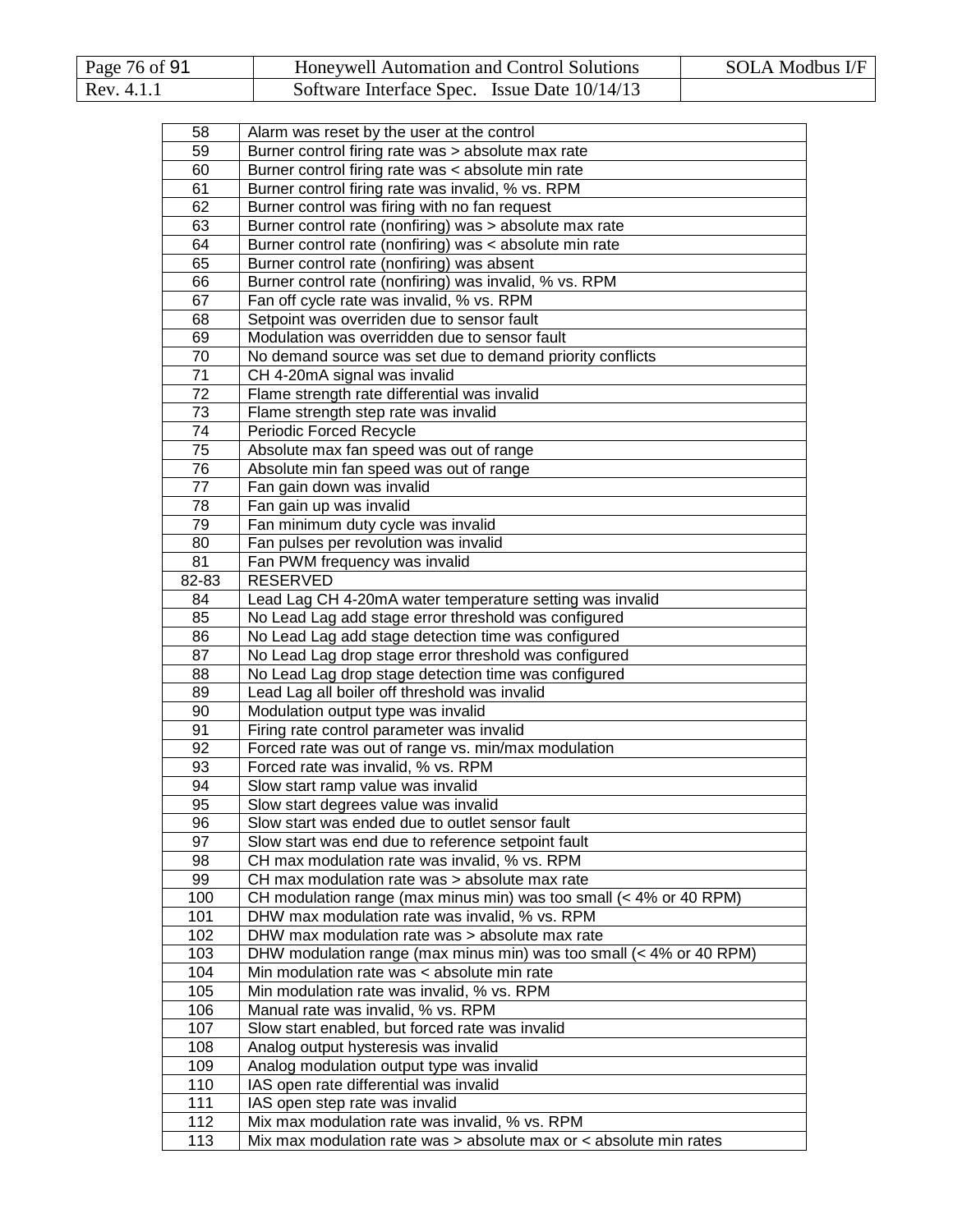| | |
|---|---|
| 58 | Alarm was reset by the user at the control |
| 59 | Burner control firing rate was > absolute max rate |
| 60 | Burner control firing rate was < absolute min rate |
| 61 | Burner control firing rate was invalid, % vs. RPM |
| 62 | Burner control was firing with no fan request |
| 63 | Burner control rate (nonfiring) was > absolute max rate |
| 64 | Burner control rate (nonfiring) was < absolute min rate |
| 65 | Burner control rate (nonfiring) was absent |
| 66 | Burner control rate (nonfiring) was invalid, % vs. RPM |
| 67 | Fan off cycle rate was invalid, % vs. RPM |
| 68 | Setpoint was overriden due to sensor fault |
| 69 | Modulation was overridden due to sensor fault |
| 70 | No demand source was set due to demand priority conflicts |
| 71 | CH 4-20mA signal was invalid |
| 72 | Flame strength rate differential was invalid |
| 73 | Flame strength step rate was invalid |
| 74 | Periodic Forced Recycle |
| 75 | Absolute max fan speed was out of range |
| 76 | Absolute min fan speed was out of range |
| 77 | Fan gain down was invalid |
| 78 | Fan gain up was invalid |
| 79 | Fan minimum duty cycle was invalid |
| 80 | Fan pulses per revolution was invalid |
| 81 | Fan PWM frequency was invalid |
| 82-83 | RESERVED |
| 84 | Lead Lag CH 4-20mA water temperature setting was invalid |
| 85 | No Lead Lag add stage error threshold was configured |
| 86 | No Lead Lag add stage detection time was configured |
| 87 | No Lead Lag drop stage error threshold was configured |
| 88 | No Lead Lag drop stage detection time was configured |
| 89 | Lead Lag all boiler off threshold was invalid |
| 90 | Modulation output type was invalid |
| 91 | Firing rate control parameter was invalid |
| 92 | Forced rate was out of range vs. min/max modulation |
| 93 | Forced rate was invalid, % vs. RPM |
| 94 | Slow start ramp value was invalid |
| 95 | Slow start degrees value was invalid |
| 96 | Slow start was ended due to outlet sensor fault |
| 97 | Slow start was end due to reference setpoint fault |
| 98 | CH max modulation rate was invalid, % vs. RPM |
| 99 | CH max modulation rate was > absolute max rate |
| 100 | CH modulation range (max minus min) was too small (< 4% or 40 RPM) |
| 101 | DHW max modulation rate was invalid, % vs. RPM |
| 102 | DHW max modulation rate was > absolute max rate |
| 103 | DHW modulation range (max minus min) was too small (< 4% or 40 RPM) |
| 104 | Min modulation rate was < absolute min rate |
| 105 | Min modulation rate was invalid, % vs. RPM |
| 106 | Manual rate was invalid, % vs. RPM |
| 107 | Slow start enabled, but forced rate was invalid |
| 108 | Analog output hysteresis was invalid |
| 109 | Analog modulation output type was invalid |
| 110 | IAS open rate differential was invalid |
| 111 | IAS open step rate was invalid |
| 112 | Mix max modulation rate was invalid, % vs. RPM |
| 113 | Mix max modulation rate was > absolute max or < absolute min rates |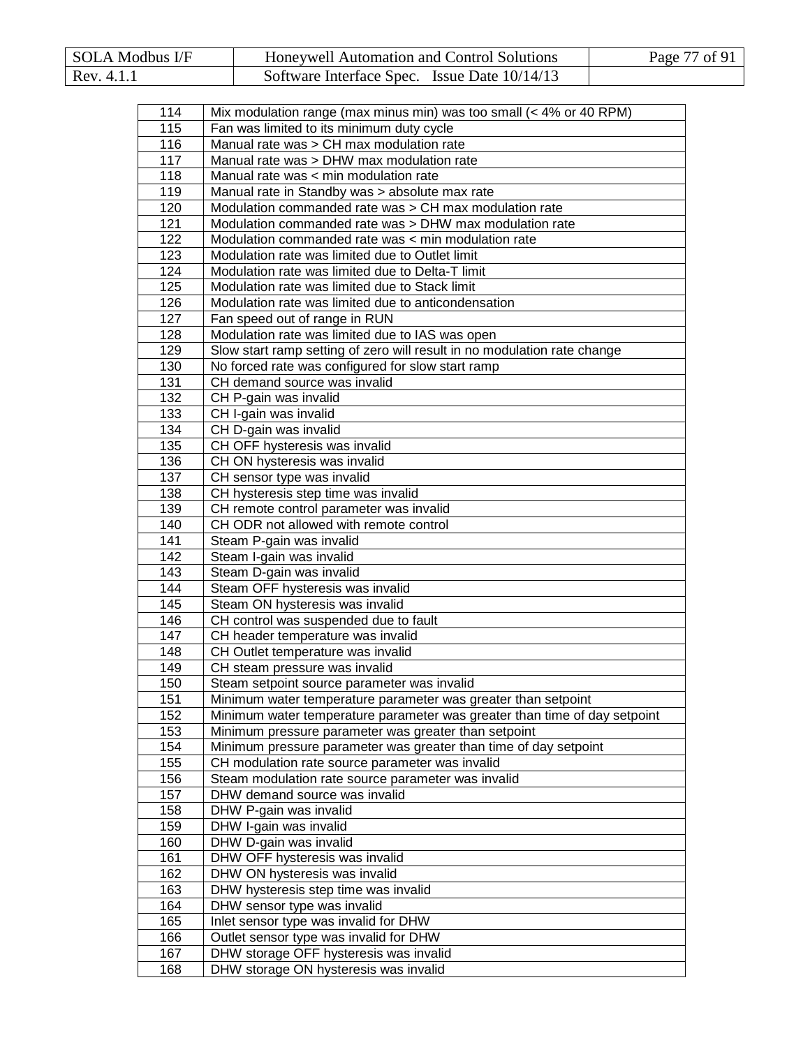| 114 | Mix modulation range (max minus min) was too small (< 4% or 40 RPM) |
|---|---|
| 115 | Fan was limited to its minimum duty cycle |
| 116 | Manual rate was > CH max modulation rate |
| 117 | Manual rate was > DHW max modulation rate |
| 118 | Manual rate was < min modulation rate |
| 119 | Manual rate in Standby was > absolute max rate |
| 120 | Modulation commanded rate was > CH max modulation rate |
| 121 | Modulation commanded rate was > DHW max modulation rate |
| 122 | Modulation commanded rate was < min modulation rate |
| 123 | Modulation rate was limited due to Outlet limit |
| 124 | Modulation rate was limited due to Delta-T limit |
| 125 | Modulation rate was limited due to Stack limit |
| 126 | Modulation rate was limited due to anticondensation |
| 127 | Fan speed out of range in RUN |
| 128 | Modulation rate was limited due to IAS was open |
| 129 | Slow start ramp setting of zero will result in no modulation rate change |
| 130 | No forced rate was configured for slow start ramp |
| 131 | CH demand source was invalid |
| 132 | CH P-gain was invalid |
| 133 | CH I-gain was invalid |
| 134 | CH D-gain was invalid |
| 135 | CH OFF hysteresis was invalid |
| 136 | CH ON hysteresis was invalid |
| 137 | CH sensor type was invalid |
| 138 | CH hysteresis step time was invalid |
| 139 | CH remote control parameter was invalid |
| 140 | CH ODR not allowed with remote control |
| 141 | Steam P-gain was invalid |
| 142 | Steam I-gain was invalid |
| 143 | Steam D-gain was invalid |
| 144 | Steam OFF hysteresis was invalid |
| 145 | Steam ON hysteresis was invalid |
| 146 | CH control was suspended due to fault |
| 147 | CH header temperature was invalid |
| 148 | CH Outlet temperature was invalid |
| 149 | CH steam pressure was invalid |
| 150 | Steam setpoint source parameter was invalid |
| 151 | Minimum water temperature parameter was greater than setpoint |
| 152 | Minimum water temperature parameter was greater than time of day setpoint |
| 153 | Minimum pressure parameter was greater than setpoint |
| 154 | Minimum pressure parameter was greater than time of day setpoint |
| 155 | CH modulation rate source parameter was invalid |
| 156 | Steam modulation rate source parameter was invalid |
| 157 | DHW demand source was invalid |
| 158 | DHW P-gain was invalid |
| 159 | DHW I-gain was invalid |
| 160 | DHW D-gain was invalid |
| 161 | DHW OFF hysteresis was invalid |
| 162 | DHW ON hysteresis was invalid |
| 163 | DHW hysteresis step time was invalid |
| 164 | DHW sensor type was invalid |
| 165 | Inlet sensor type was invalid for DHW |
| 166 | Outlet sensor type was invalid for DHW |
| 167 | DHW storage OFF hysteresis was invalid |
| 168 | DHW storage ON hysteresis was invalid |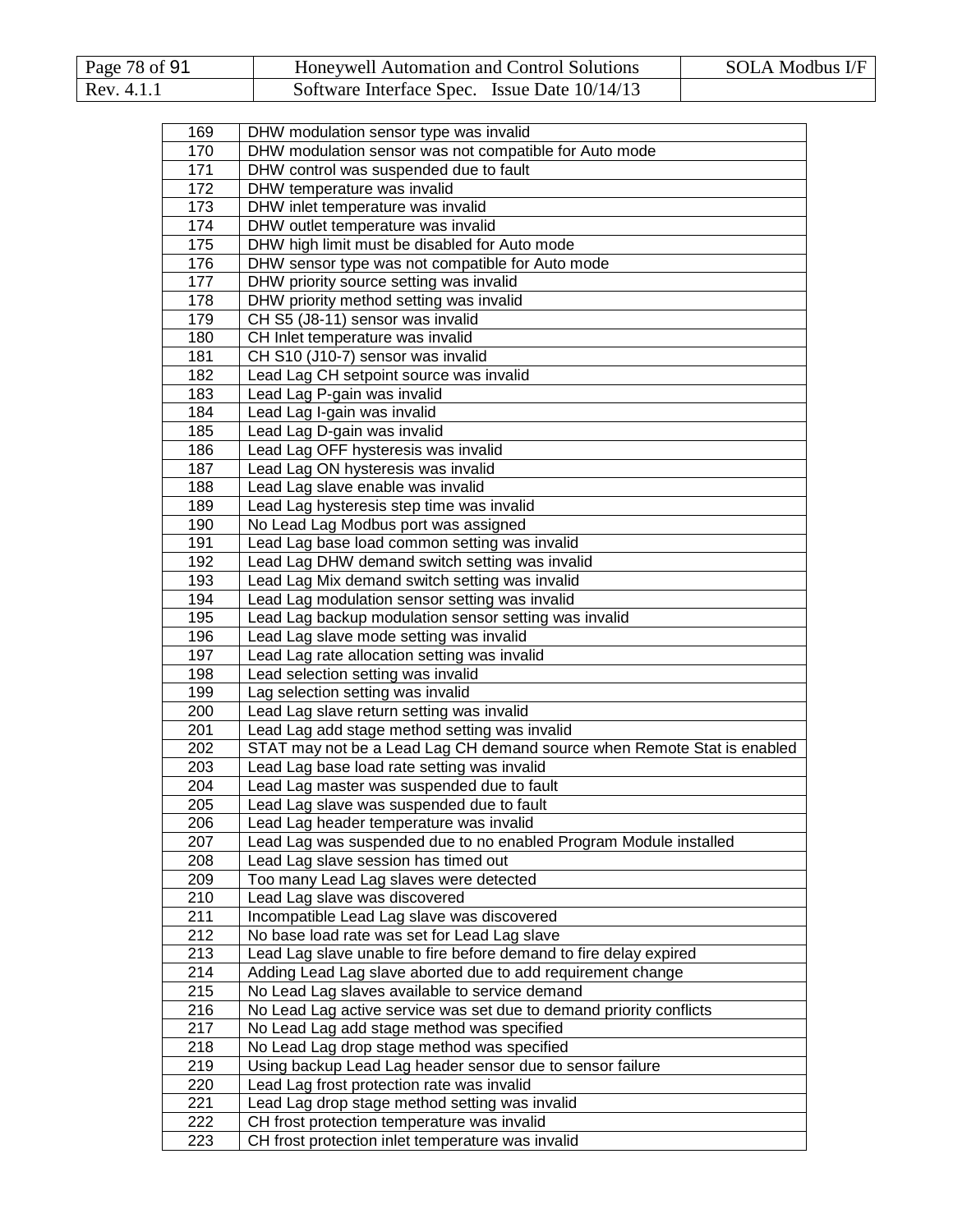| 169 | DHW modulation sensor type was invalid |
|---|---|
| 170 | DHW modulation sensor was not compatible for Auto mode |
| 171 | DHW control was suspended due to fault |
| 172 | DHW temperature was invalid |
| 173 | DHW inlet temperature was invalid |
| 174 | DHW outlet temperature was invalid |
| 175 | DHW high limit must be disabled for Auto mode |
| 176 | DHW sensor type was not compatible for Auto mode |
| 177 | DHW priority source setting was invalid |
| 178 | DHW priority method setting was invalid |
| 179 | CH S5 (J8-11) sensor was invalid |
| 180 | CH Inlet temperature was invalid |
| 181 | CH S10 (J10-7) sensor was invalid |
| 182 | Lead Lag CH setpoint source was invalid |
| 183 | Lead Lag P-gain was invalid |
| 184 | Lead Lag I-gain was invalid |
| 185 | Lead Lag D-gain was invalid |
| 186 | Lead Lag OFF hysteresis was invalid |
| 187 | Lead Lag ON hysteresis was invalid |
| 188 | Lead Lag slave enable was invalid |
| 189 | Lead Lag hysteresis step time was invalid |
| 190 | No Lead Lag Modbus port was assigned |
| 191 | Lead Lag base load common setting was invalid |
| 192 | Lead Lag DHW demand switch setting was invalid |
| 193 | Lead Lag Mix demand switch setting was invalid |
| 194 | Lead Lag modulation sensor setting was invalid |
| 195 | Lead Lag backup modulation sensor setting was invalid |
| 196 | Lead Lag slave mode setting was invalid |
| 197 | Lead Lag rate allocation setting was invalid |
| 198 | Lead selection setting was invalid |
| 199 | Lag selection setting was invalid |
| 200 | Lead Lag slave return setting was invalid |
| 201 | Lead Lag add stage method setting was invalid |
| 202 | STAT may not be a Lead Lag CH demand source when Remote Stat is enabled |
| 203 | Lead Lag base load rate setting was invalid |
| 204 | Lead Lag master was suspended due to fault |
| 205 | Lead Lag slave was suspended due to fault |
| 206 | Lead Lag header temperature was invalid |
| 207 | Lead Lag was suspended due to no enabled Program Module installed |
| 208 | Lead Lag slave session has timed out |
| 209 | Too many Lead Lag slaves were detected |
| 210 | Lead Lag slave was discovered |
| 211 | Incompatible Lead Lag slave was discovered |
| 212 | No base load rate was set for Lead Lag slave |
| 213 | Lead Lag slave unable to fire before demand to fire delay expired |
| 214 | Adding Lead Lag slave aborted due to add requirement change |
| 215 | No Lead Lag slaves available to service demand |
| 216 | No Lead Lag active service was set due to demand priority conflicts |
| 217 | No Lead Lag add stage method was specified |
| 218 | No Lead Lag drop stage method was specified |
| 219 | Using backup Lead Lag header sensor due to sensor failure |
| 220 | Lead Lag frost protection rate was invalid |
| 221 | Lead Lag drop stage method setting was invalid |
| 222 | CH frost protection temperature was invalid |
| 223 | CH frost protection inlet temperature was invalid |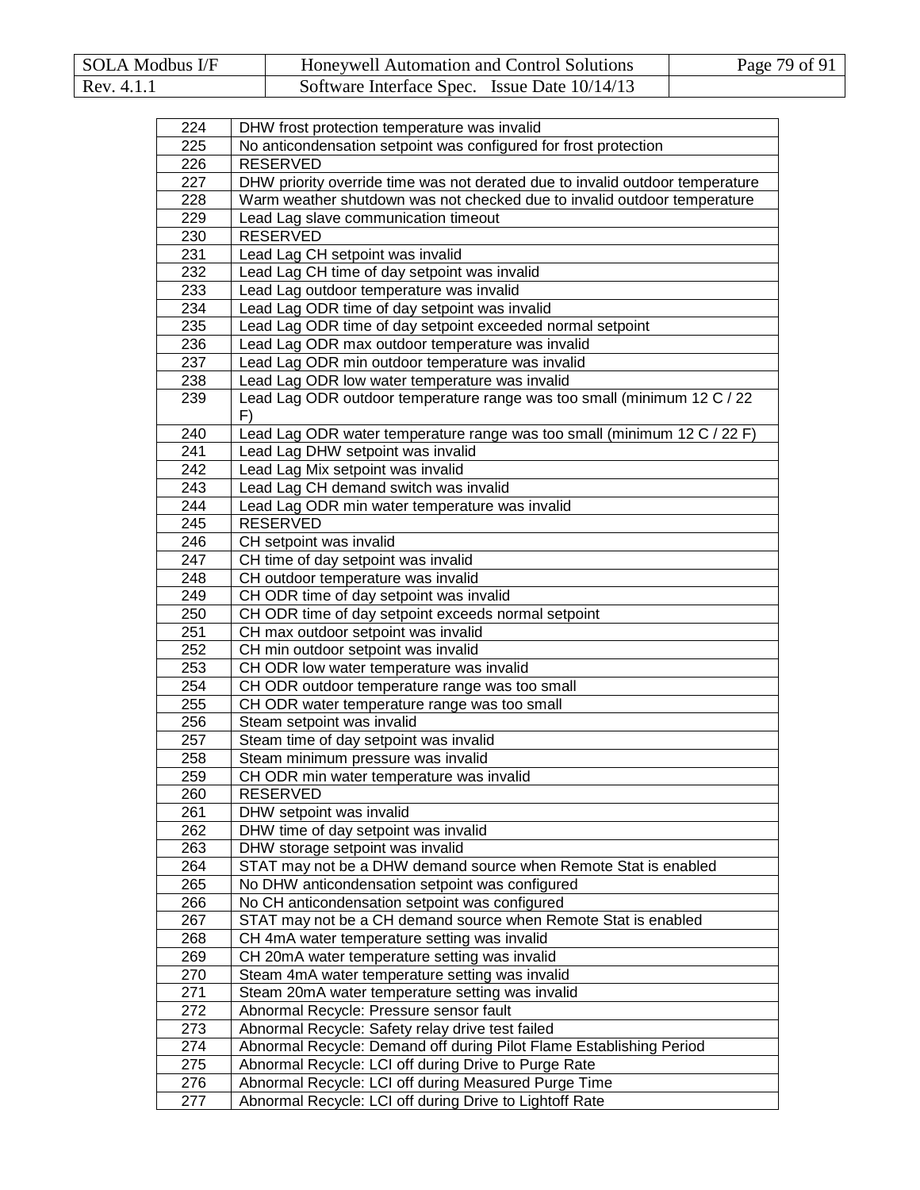| 224 | DHW frost protection temperature was invalid |
|---|---|
| 225 | No anticondensation setpoint was configured for frost protection |
| 226 | RESERVED |
| 227 | DHW priority override time was not derated due to invalid outdoor temperature |
| 228 | Warm weather shutdown was not checked due to invalid outdoor temperature |
| 229 | Lead Lag slave communication timeout |
| 230 | RESERVED |
| 231 | Lead Lag CH setpoint was invalid |
| 232 | Lead Lag CH time of day setpoint was invalid |
| 233 | Lead Lag outdoor temperature was invalid |
| 234 | Lead Lag ODR time of day setpoint was invalid |
| 235 | Lead Lag ODR time of day setpoint exceeded normal setpoint |
| 236 | Lead Lag ODR max outdoor temperature was invalid |
| 237 | Lead Lag ODR min outdoor temperature was invalid |
| 238 | Lead Lag ODR low water temperature was invalid |
| 239 | Lead Lag ODR outdoor temperature range was too small (minimum 12 C / 22 F) |
| 240 | Lead Lag ODR water temperature range was too small (minimum 12 C / 22 F) |
| 241 | Lead Lag DHW setpoint was invalid |
| 242 | Lead Lag Mix setpoint was invalid |
| 243 | Lead Lag CH demand switch was invalid |
| 244 | Lead Lag ODR min water temperature was invalid |
| 245 | RESERVED |
| 246 | CH setpoint was invalid |
| 247 | CH time of day setpoint was invalid |
| 248 | CH outdoor temperature was invalid |
| 249 | CH ODR time of day setpoint was invalid |
| 250 | CH ODR time of day setpoint exceeds normal setpoint |
| 251 | CH max outdoor setpoint was invalid |
| 252 | CH min outdoor setpoint was invalid |
| 253 | CH ODR low water temperature was invalid |
| 254 | CH ODR outdoor temperature range was too small |
| 255 | CH ODR water temperature range was too small |
| 256 | Steam setpoint was invalid |
| 257 | Steam time of day setpoint was invalid |
| 258 | Steam minimum pressure was invalid |
| 259 | CH ODR min water temperature was invalid |
| 260 | RESERVED |
| 261 | DHW setpoint was invalid |
| 262 | DHW time of day setpoint was invalid |
| 263 | DHW storage setpoint was invalid |
| 264 | STAT may not be a DHW demand source when Remote Stat is enabled |
| 265 | No DHW anticondensation setpoint was configured |
| 266 | No CH anticondensation setpoint was configured |
| 267 | STAT may not be a CH demand source when Remote Stat is enabled |
| 268 | CH 4mA water temperature setting was invalid |
| 269 | CH 20mA water temperature setting was invalid |
| 270 | Steam 4mA water temperature setting was invalid |
| 271 | Steam 20mA water temperature setting was invalid |
| 272 | Abnormal Recycle: Pressure sensor fault |
| 273 | Abnormal Recycle: Safety relay drive test failed |
| 274 | Abnormal Recycle: Demand off during Pilot Flame Establishing Period |
| 275 | Abnormal Recycle: LCI off during Drive to Purge Rate |
| 276 | Abnormal Recycle: LCI off during Measured Purge Time |
| 277 | Abnormal Recycle: LCI off during Drive to Lightoff Rate |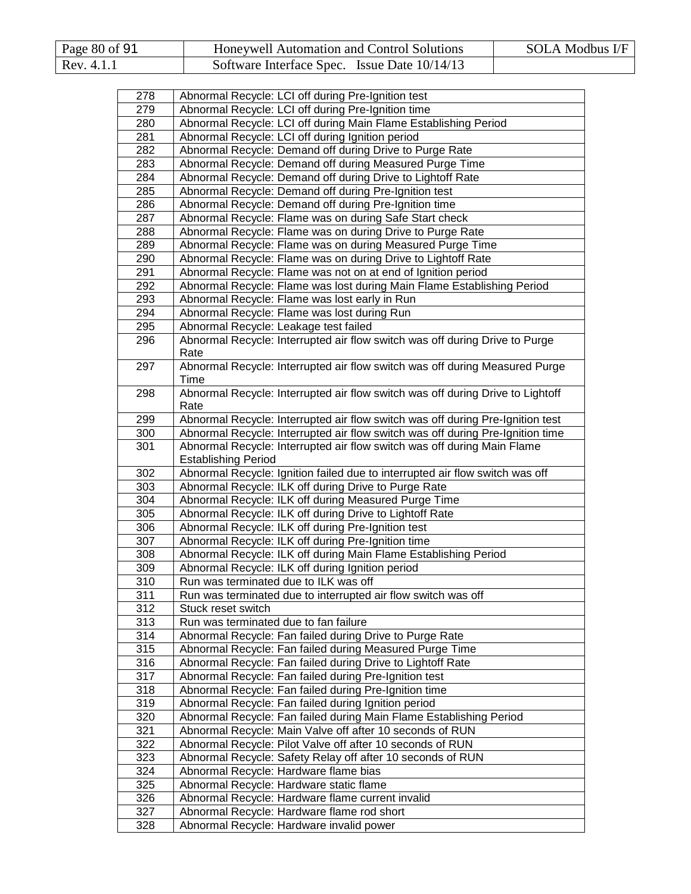| 278 | Abnormal Recycle: LCI off during Pre-Ignition test |
|---|---|
| 279 | Abnormal Recycle: LCI off during Pre-Ignition time |
| 280 | Abnormal Recycle: LCI off during Main Flame Establishing Period |
| 281 | Abnormal Recycle: LCI off during Ignition period |
| 282 | Abnormal Recycle: Demand off during Drive to Purge Rate |
| 283 | Abnormal Recycle: Demand off during Measured Purge Time |
| 284 | Abnormal Recycle: Demand off during Drive to Lightoff Rate |
| 285 | Abnormal Recycle: Demand off during Pre-Ignition test |
| 286 | Abnormal Recycle: Demand off during Pre-Ignition time |
| 287 | Abnormal Recycle: Flame was on during Safe Start check |
| 288 | Abnormal Recycle: Flame was on during Drive to Purge Rate |
| 289 | Abnormal Recycle: Flame was on during Measured Purge Time |
| 290 | Abnormal Recycle: Flame was on during Drive to Lightoff Rate |
| 291 | Abnormal Recycle: Flame was not on at end of Ignition period |
| 292 | Abnormal Recycle: Flame was lost during Main Flame Establishing Period |
| 293 | Abnormal Recycle: Flame was lost early in Run |
| 294 | Abnormal Recycle: Flame was lost during Run |
| 295 | Abnormal Recycle: Leakage test failed |
| 296 | Abnormal Recycle: Interrupted air flow switch was off during Drive to Purge Rate |
| 297 | Abnormal Recycle: Interrupted air flow switch was off during Measured Purge Time |
| 298 | Abnormal Recycle: Interrupted air flow switch was off during Drive to Lightoff Rate |
| 299 | Abnormal Recycle: Interrupted air flow switch was off during Pre-Ignition test |
| 300 | Abnormal Recycle: Interrupted air flow switch was off during Pre-Ignition time |
| 301 | Abnormal Recycle: Interrupted air flow switch was off during Main Flame Establishing Period |
| 302 | Abnormal Recycle: Ignition failed due to interrupted air flow switch was off |
| 303 | Abnormal Recycle: ILK off during Drive to Purge Rate |
| 304 | Abnormal Recycle: ILK off during Measured Purge Time |
| 305 | Abnormal Recycle: ILK off during Drive to Lightoff Rate |
| 306 | Abnormal Recycle: ILK off during Pre-Ignition test |
| 307 | Abnormal Recycle: ILK off during Pre-Ignition time |
| 308 | Abnormal Recycle: ILK off during Main Flame Establishing Period |
| 309 | Abnormal Recycle: ILK off during Ignition period |
| 310 | Run was terminated due to ILK was off |
| 311 | Run was terminated due to interrupted air flow switch was off |
| 312 | Stuck reset switch |
| 313 | Run was terminated due to fan failure |
| 314 | Abnormal Recycle: Fan failed during Drive to Purge Rate |
| 315 | Abnormal Recycle: Fan failed during Measured Purge Time |
| 316 | Abnormal Recycle: Fan failed during Drive to Lightoff Rate |
| 317 | Abnormal Recycle: Fan failed during Pre-Ignition test |
| 318 | Abnormal Recycle: Fan failed during Pre-Ignition time |
| 319 | Abnormal Recycle: Fan failed during Ignition period |
| 320 | Abnormal Recycle: Fan failed during Main Flame Establishing Period |
| 321 | Abnormal Recycle: Main Valve off after 10 seconds of RUN |
| 322 | Abnormal Recycle: Pilot Valve off after 10 seconds of RUN |
| 323 | Abnormal Recycle: Safety Relay off after 10 seconds of RUN |
| 324 | Abnormal Recycle: Hardware flame bias |
| 325 | Abnormal Recycle: Hardware static flame |
| 326 | Abnormal Recycle: Hardware flame current invalid |
| 327 | Abnormal Recycle: Hardware flame rod short |
| 328 | Abnormal Recycle: Hardware invalid power |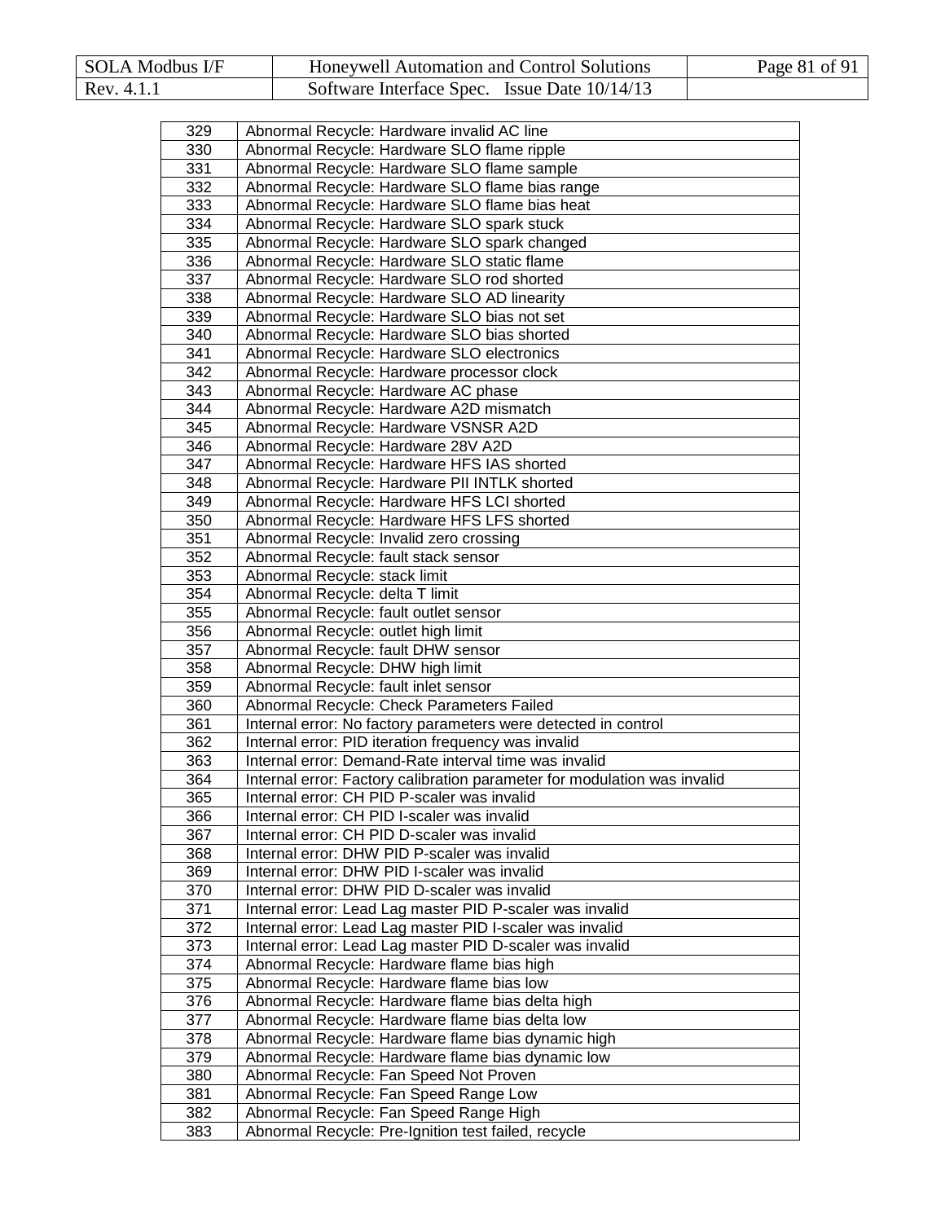| 329 | Abnormal Recycle: Hardware invalid AC line |
|---|---|
| 330 | Abnormal Recycle: Hardware SLO flame ripple |
| 331 | Abnormal Recycle: Hardware SLO flame sample |
| 332 | Abnormal Recycle: Hardware SLO flame bias range |
| 333 | Abnormal Recycle: Hardware SLO flame bias heat |
| 334 | Abnormal Recycle: Hardware SLO spark stuck |
| 335 | Abnormal Recycle: Hardware SLO spark changed |
| 336 | Abnormal Recycle: Hardware SLO static flame |
| 337 | Abnormal Recycle: Hardware SLO rod shorted |
| 338 | Abnormal Recycle: Hardware SLO AD linearity |
| 339 | Abnormal Recycle: Hardware SLO bias not set |
| 340 | Abnormal Recycle: Hardware SLO bias shorted |
| 341 | Abnormal Recycle: Hardware SLO electronics |
| 342 | Abnormal Recycle: Hardware processor clock |
| 343 | Abnormal Recycle: Hardware AC phase |
| 344 | Abnormal Recycle: Hardware A2D mismatch |
| 345 | Abnormal Recycle: Hardware VSNSR A2D |
| 346 | Abnormal Recycle: Hardware 28V A2D |
| 347 | Abnormal Recycle: Hardware HFS IAS shorted |
| 348 | Abnormal Recycle: Hardware PII INTLK shorted |
| 349 | Abnormal Recycle: Hardware HFS LCI shorted |
| 350 | Abnormal Recycle: Hardware HFS LFS shorted |
| 351 | Abnormal Recycle: Invalid zero crossing |
| 352 | Abnormal Recycle: fault stack sensor |
| 353 | Abnormal Recycle: stack limit |
| 354 | Abnormal Recycle: delta T limit |
| 355 | Abnormal Recycle: fault outlet sensor |
| 356 | Abnormal Recycle: outlet high limit |
| 357 | Abnormal Recycle: fault DHW sensor |
| 358 | Abnormal Recycle: DHW high limit |
| 359 | Abnormal Recycle: fault inlet sensor |
| 360 | Abnormal Recycle: Check Parameters Failed |
| 361 | Internal error: No factory parameters were detected in control |
| 362 | Internal error: PID iteration frequency was invalid |
| 363 | Internal error: Demand-Rate interval time was invalid |
| 364 | Internal error: Factory calibration parameter for modulation was invalid |
| 365 | Internal error: CH PID P-scaler was invalid |
| 366 | Internal error: CH PID I-scaler was invalid |
| 367 | Internal error: CH PID D-scaler was invalid |
| 368 | Internal error: DHW PID P-scaler was invalid |
| 369 | Internal error: DHW PID I-scaler was invalid |
| 370 | Internal error: DHW PID D-scaler was invalid |
| 371 | Internal error: Lead Lag master PID P-scaler was invalid |
| 372 | Internal error: Lead Lag master PID I-scaler was invalid |
| 373 | Internal error: Lead Lag master PID D-scaler was invalid |
| 374 | Abnormal Recycle: Hardware flame bias high |
| 375 | Abnormal Recycle: Hardware flame bias low |
| 376 | Abnormal Recycle: Hardware flame bias delta high |
| 377 | Abnormal Recycle: Hardware flame bias delta low |
| 378 | Abnormal Recycle: Hardware flame bias dynamic high |
| 379 | Abnormal Recycle: Hardware flame bias dynamic low |
| 380 | Abnormal Recycle: Fan Speed Not Proven |
| 381 | Abnormal Recycle: Fan Speed Range Low |
| 382 | Abnormal Recycle: Fan Speed Range High |
| 383 | Abnormal Recycle: Pre-Ignition test failed, recycle |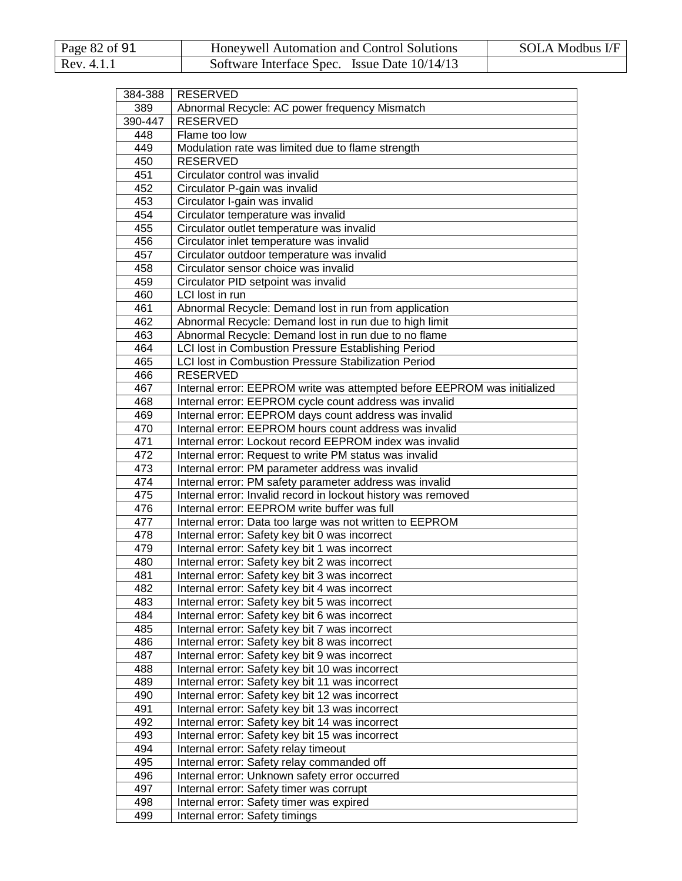| 384-388 | RESERVED |
|---|---|
| 389 | Abnormal Recycle: AC power frequency Mismatch |
| 390-447 | RESERVED |
| 448 | Flame too low |
| 449 | Modulation rate was limited due to flame strength |
| 450 | RESERVED |
| 451 | Circulator control was invalid |
| 452 | Circulator P-gain was invalid |
| 453 | Circulator I-gain was invalid |
| 454 | Circulator temperature was invalid |
| 455 | Circulator outlet temperature was invalid |
| 456 | Circulator inlet temperature was invalid |
| 457 | Circulator outdoor temperature was invalid |
| 458 | Circulator sensor choice was invalid |
| 459 | Circulator PID setpoint was invalid |
| 460 | LCI lost in run |
| 461 | Abnormal Recycle: Demand lost in run from application |
| 462 | Abnormal Recycle: Demand lost in run due to high limit |
| 463 | Abnormal Recycle: Demand lost in run due to no flame |
| 464 | LCI lost in Combustion Pressure Establishing Period |
| 465 | LCI lost in Combustion Pressure Stabilization Period |
| 466 | RESERVED |
| 467 | Internal error: EEPROM write was attempted before EEPROM was initialized |
| 468 | Internal error: EEPROM cycle count address was invalid |
| 469 | Internal error: EEPROM days count address was invalid |
| 470 | Internal error: EEPROM hours count address was invalid |
| 471 | Internal error: Lockout record EEPROM index was invalid |
| 472 | Internal error: Request to write PM status was invalid |
| 473 | Internal error: PM parameter address was invalid |
| 474 | Internal error: PM safety parameter address was invalid |
| 475 | Internal error: Invalid record in lockout history was removed |
| 476 | Internal error: EEPROM write buffer was full |
| 477 | Internal error: Data too large was not written to EEPROM |
| 478 | Internal error: Safety key bit 0 was incorrect |
| 479 | Internal error: Safety key bit 1 was incorrect |
| 480 | Internal error: Safety key bit 2 was incorrect |
| 481 | Internal error: Safety key bit 3 was incorrect |
| 482 | Internal error: Safety key bit 4 was incorrect |
| 483 | Internal error: Safety key bit 5 was incorrect |
| 484 | Internal error: Safety key bit 6 was incorrect |
| 485 | Internal error: Safety key bit 7 was incorrect |
| 486 | Internal error: Safety key bit 8 was incorrect |
| 487 | Internal error: Safety key bit 9 was incorrect |
| 488 | Internal error: Safety key bit 10 was incorrect |
| 489 | Internal error: Safety key bit 11 was incorrect |
| 490 | Internal error: Safety key bit 12 was incorrect |
| 491 | Internal error: Safety key bit 13 was incorrect |
| 492 | Internal error: Safety key bit 14 was incorrect |
| 493 | Internal error: Safety key bit 15 was incorrect |
| 494 | Internal error: Safety relay timeout |
| 495 | Internal error: Safety relay commanded off |
| 496 | Internal error: Unknown safety error occurred |
| 497 | Internal error: Safety timer was corrupt |
| 498 | Internal error: Safety timer was expired |
| 499 | Internal error: Safety timings |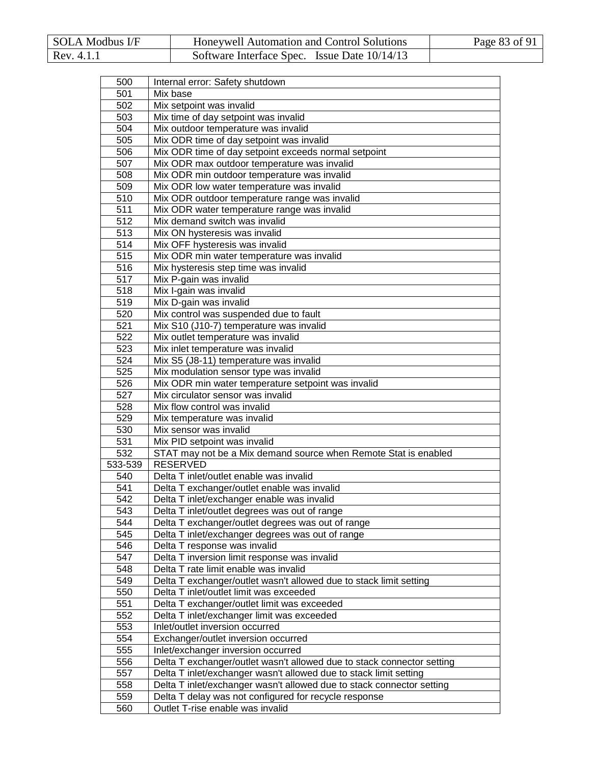| | |
|---|---|
| 500 | Internal error: Safety shutdown |
| 501 | Mix base |
| 502 | Mix setpoint was invalid |
| 503 | Mix time of day setpoint was invalid |
| 504 | Mix outdoor temperature was invalid |
| 505 | Mix ODR time of day setpoint was invalid |
| 506 | Mix ODR time of day setpoint exceeds normal setpoint |
| 507 | Mix ODR max outdoor temperature was invalid |
| 508 | Mix ODR min outdoor temperature was invalid |
| 509 | Mix ODR low water temperature was invalid |
| 510 | Mix ODR outdoor temperature range was invalid |
| 511 | Mix ODR water temperature range was invalid |
| 512 | Mix demand switch was invalid |
| 513 | Mix ON hysteresis was invalid |
| 514 | Mix OFF hysteresis was invalid |
| 515 | Mix ODR min water temperature was invalid |
| 516 | Mix hysteresis step time was invalid |
| 517 | Mix P-gain was invalid |
| 518 | Mix I-gain was invalid |
| 519 | Mix D-gain was invalid |
| 520 | Mix control was suspended due to fault |
| 521 | Mix S10 (J10-7) temperature was invalid |
| 522 | Mix outlet temperature was invalid |
| 523 | Mix inlet temperature was invalid |
| 524 | Mix S5 (J8-11) temperature was invalid |
| 525 | Mix modulation sensor type was invalid |
| 526 | Mix ODR min water temperature setpoint was invalid |
| 527 | Mix circulator sensor was invalid |
| 528 | Mix flow control was invalid |
| 529 | Mix temperature was invalid |
| 530 | Mix sensor was invalid |
| 531 | Mix PID setpoint was invalid |
| 532 | STAT may not be a Mix demand source when Remote Stat is enabled |
| 533-539 | RESERVED |
| 540 | Delta T inlet/outlet enable was invalid |
| 541 | Delta T exchanger/outlet enable was invalid |
| 542 | Delta T inlet/exchanger enable was invalid |
| 543 | Delta T inlet/outlet degrees was out of range |
| 544 | Delta T exchanger/outlet degrees was out of range |
| 545 | Delta T inlet/exchanger degrees was out of range |
| 546 | Delta T response was invalid |
| 547 | Delta T inversion limit response was invalid |
| 548 | Delta T rate limit enable was invalid |
| 549 | Delta T exchanger/outlet wasn't allowed due to stack limit setting |
| 550 | Delta T inlet/outlet limit was exceeded |
| 551 | Delta T exchanger/outlet limit was exceeded |
| 552 | Delta T inlet/exchanger limit was exceeded |
| 553 | Inlet/outlet inversion occurred |
| 554 | Exchanger/outlet inversion occurred |
| 555 | Inlet/exchanger inversion occurred |
| 556 | Delta T exchanger/outlet wasn't allowed due to stack connector setting |
| 557 | Delta T inlet/exchanger wasn't allowed due to stack limit setting |
| 558 | Delta T inlet/exchanger wasn't allowed due to stack connector setting |
| 559 | Delta T delay was not configured for recycle response |
| 560 | Outlet T-rise enable was invalid |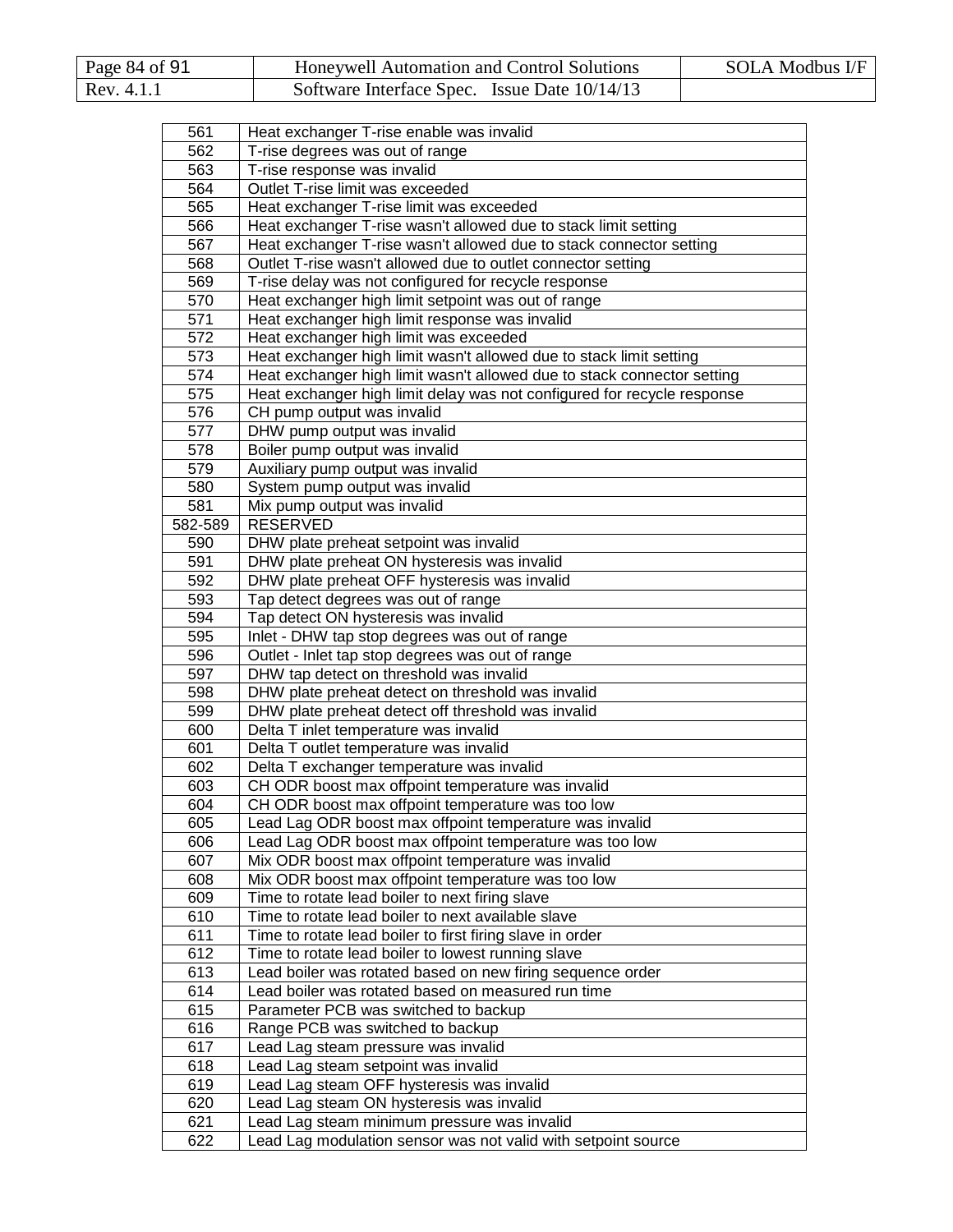| | |
|---|---|
| 561 | Heat exchanger T-rise enable was invalid |
| 562 | T-rise degrees was out of range |
| 563 | T-rise response was invalid |
| 564 | Outlet T-rise limit was exceeded |
| 565 | Heat exchanger T-rise limit was exceeded |
| 566 | Heat exchanger T-rise wasn't allowed due to stack limit setting |
| 567 | Heat exchanger T-rise wasn't allowed due to stack connector setting |
| 568 | Outlet T-rise wasn't allowed due to outlet connector setting |
| 569 | T-rise delay was not configured for recycle response |
| 570 | Heat exchanger high limit setpoint was out of range |
| 571 | Heat exchanger high limit response was invalid |
| 572 | Heat exchanger high limit was exceeded |
| 573 | Heat exchanger high limit wasn't allowed due to stack limit setting |
| 574 | Heat exchanger high limit wasn't allowed due to stack connector setting |
| 575 | Heat exchanger high limit delay was not configured for recycle response |
| 576 | CH pump output was invalid |
| 577 | DHW pump output was invalid |
| 578 | Boiler pump output was invalid |
| 579 | Auxiliary pump output was invalid |
| 580 | System pump output was invalid |
| 581 | Mix pump output was invalid |
| 582-589 | RESERVED |
| 590 | DHW plate preheat setpoint was invalid |
| 591 | DHW plate preheat ON hysteresis was invalid |
| 592 | DHW plate preheat OFF hysteresis was invalid |
| 593 | Tap detect degrees was out of range |
| 594 | Tap detect ON hysteresis was invalid |
| 595 | Inlet - DHW tap stop degrees was out of range |
| 596 | Outlet - Inlet tap stop degrees was out of range |
| 597 | DHW tap detect on threshold was invalid |
| 598 | DHW plate preheat detect on threshold was invalid |
| 599 | DHW plate preheat detect off threshold was invalid |
| 600 | Delta T inlet temperature was invalid |
| 601 | Delta T outlet temperature was invalid |
| 602 | Delta T exchanger temperature was invalid |
| 603 | CH ODR boost max offpoint temperature was invalid |
| 604 | CH ODR boost max offpoint temperature was too low |
| 605 | Lead Lag ODR boost max offpoint temperature was invalid |
| 606 | Lead Lag ODR boost max offpoint temperature was too low |
| 607 | Mix ODR boost max offpoint temperature was invalid |
| 608 | Mix ODR boost max offpoint temperature was too low |
| 609 | Time to rotate lead boiler to next firing slave |
| 610 | Time to rotate lead boiler to next available slave |
| 611 | Time to rotate lead boiler to first firing slave in order |
| 612 | Time to rotate lead boiler to lowest running slave |
| 613 | Lead boiler was rotated based on new firing sequence order |
| 614 | Lead boiler was rotated based on measured run time |
| 615 | Parameter PCB was switched to backup |
| 616 | Range PCB was switched to backup |
| 617 | Lead Lag steam pressure was invalid |
| 618 | Lead Lag steam setpoint was invalid |
| 619 | Lead Lag steam OFF hysteresis was invalid |
| 620 | Lead Lag steam ON hysteresis was invalid |
| 621 | Lead Lag steam minimum pressure was invalid |
| 622 | Lead Lag modulation sensor was not valid with setpoint source |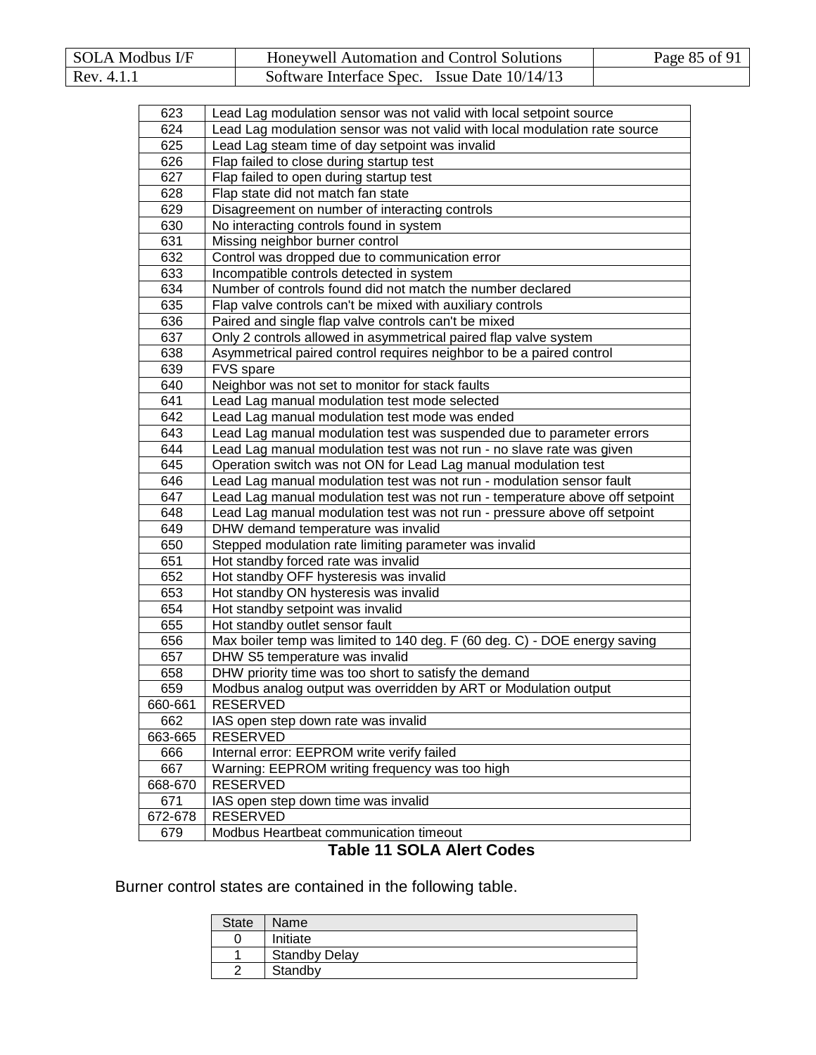| | |
|---|---|
| 623 | Lead Lag modulation sensor was not valid with local setpoint source |
| 624 | Lead Lag modulation sensor was not valid with local modulation rate source |
| 625 | Lead Lag steam time of day setpoint was invalid |
| 626 | Flap failed to close during startup test |
| 627 | Flap failed to open during startup test |
| 628 | Flap state did not match fan state |
| 629 | Disagreement on number of interacting controls |
| 630 | No interacting controls found in system |
| 631 | Missing neighbor burner control |
| 632 | Control was dropped due to communication error |
| 633 | Incompatible controls detected in system |
| 634 | Number of controls found did not match the number declared |
| 635 | Flap valve controls can't be mixed with auxiliary controls |
| 636 | Paired and single flap valve controls can't be mixed |
| 637 | Only 2 controls allowed in asymmetrical paired flap valve system |
| 638 | Asymmetrical paired control requires neighbor to be a paired control |
| 639 | FVS spare |
| 640 | Neighbor was not set to monitor for stack faults |
| 641 | Lead Lag manual modulation test mode selected |
| 642 | Lead Lag manual modulation test mode was ended |
| 643 | Lead Lag manual modulation test was suspended due to parameter errors |
| 644 | Lead Lag manual modulation test was not run - no slave rate was given |
| 645 | Operation switch was not ON for Lead Lag manual modulation test |
| 646 | Lead Lag manual modulation test was not run - modulation sensor fault |
| 647 | Lead Lag manual modulation test was not run - temperature above off setpoint |
| 648 | Lead Lag manual modulation test was not run - pressure above off setpoint |
| 649 | DHW demand temperature was invalid |
| 650 | Stepped modulation rate limiting parameter was invalid |
| 651 | Hot standby forced rate was invalid |
| 652 | Hot standby OFF hysteresis was invalid |
| 653 | Hot standby ON hysteresis was invalid |
| 654 | Hot standby setpoint was invalid |
| 655 | Hot standby outlet sensor fault |
| 656 | Max boiler temp was limited to 140 deg. F (60 deg. C) - DOE energy saving |
| 657 | DHW S5 temperature was invalid |
| 658 | DHW priority time was too short to satisfy the demand |
| 659 | Modbus analog output was overridden by ART or Modulation output |
| 660-661 | RESERVED |
| 662 | IAS open step down rate was invalid |
| 663-665 | RESERVED |
| 666 | Internal error: EEPROM write verify failed |
| 667 | Warning: EEPROM writing frequency was too high |
| 668-670 | RESERVED |
| 671 | IAS open step down time was invalid |
| 672-678 | RESERVED |
| 679 | Modbus Heartbeat communication timeout |

**Table 11 SOLA Alert Codes**

Burner control states are contained in the following table.

| State | Name |
|---|---|
| 0 | Initiate |
| 1 | Standby Delay |
| 2 | Standby |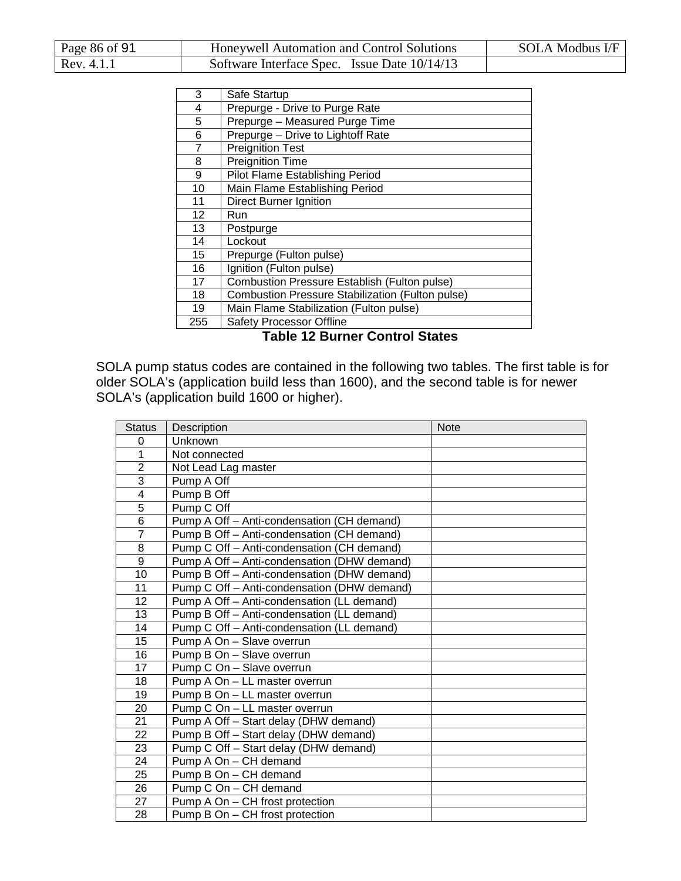| | |
|---|---|
| 3 | Safe Startup |
| 4 | Prepurge - Drive to Purge Rate |
| 5 | Prepurge – Measured Purge Time |
| 6 | Prepurge – Drive to Lightoff Rate |
| 7 | Preignition Test |
| 8 | Preignition Time |
| 9 | Pilot Flame Establishing Period |
| 10 | Main Flame Establishing Period |
| 11 | Direct Burner Ignition |
| 12 | Run |
| 13 | Postpurge |
| 14 | Lockout |
| 15 | Prepurge (Fulton pulse) |
| 16 | Ignition (Fulton pulse) |
| 17 | Combustion Pressure Establish (Fulton pulse) |
| 18 | Combustion Pressure Stabilization (Fulton pulse) |
| 19 | Main Flame Stabilization (Fulton pulse) |
| 255 | Safety Processor Offline |

**Table 12 Burner Control States**

SOLA pump status codes are contained in the following two tables. The first table is for older SOLA's (application build less than 1600), and the second table is for newer SOLA's (application build 1600 or higher).

| Status | Description | Note |
|---|---|---|
| 0 | Unknown | |
| 1 | Not connected | |
| 2 | Not Lead Lag master | |
| 3 | Pump A Off | |
| 4 | Pump B Off | |
| 5 | Pump C Off | |
| 6 | Pump A Off – Anti-condensation (CH demand) | |
| 7 | Pump B Off – Anti-condensation (CH demand) | |
| 8 | Pump C Off – Anti-condensation (CH demand) | |
| 9 | Pump A Off – Anti-condensation (DHW demand) | |
| 10 | Pump B Off – Anti-condensation (DHW demand) | |
| 11 | Pump C Off – Anti-condensation (DHW demand) | |
| 12 | Pump A Off – Anti-condensation (LL demand) | |
| 13 | Pump B Off – Anti-condensation (LL demand) | |
| 14 | Pump C Off – Anti-condensation (LL demand) | |
| 15 | Pump A On – Slave overrun | |
| 16 | Pump B On – Slave overrun | |
| 17 | Pump C On – Slave overrun | |
| 18 | Pump A On – LL master overrun | |
| 19 | Pump B On – LL master overrun | |
| 20 | Pump C On – LL master overrun | |
| 21 | Pump A Off – Start delay (DHW demand) | |
| 22 | Pump B Off – Start delay (DHW demand) | |
| 23 | Pump C Off – Start delay (DHW demand) | |
| 24 | Pump A On – CH demand | |
| 25 | Pump B On – CH demand | |
| 26 | Pump C On – CH demand | |
| 27 | Pump A On – CH frost protection | |
| 28 | Pump B On – CH frost protection | |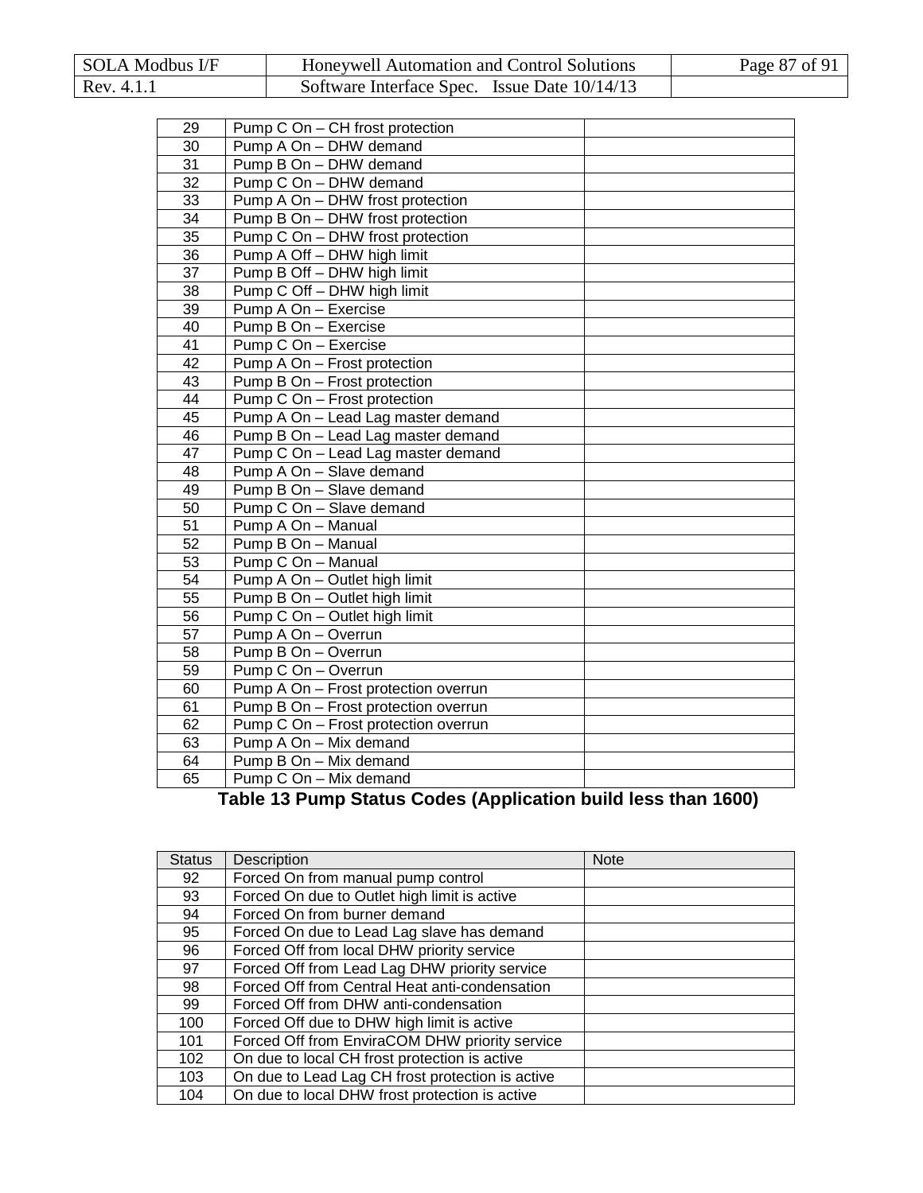| | | |
|---|---|---|
| 29 | Pump C On – CH frost protection | |
| 30 | Pump A On – DHW demand | |
| 31 | Pump B On – DHW demand | |
| 32 | Pump C On – DHW demand | |
| 33 | Pump A On – DHW frost protection | |
| 34 | Pump B On – DHW frost protection | |
| 35 | Pump C On – DHW frost protection | |
| 36 | Pump A Off – DHW high limit | |
| 37 | Pump B Off – DHW high limit | |
| 38 | Pump C Off – DHW high limit | |
| 39 | Pump A On – Exercise | |
| 40 | Pump B On – Exercise | |
| 41 | Pump C On – Exercise | |
| 42 | Pump A On – Frost protection | |
| 43 | Pump B On – Frost protection | |
| 44 | Pump C On – Frost protection | |
| 45 | Pump A On – Lead Lag master demand | |
| 46 | Pump B On – Lead Lag master demand | |
| 47 | Pump C On – Lead Lag master demand | |
| 48 | Pump A On – Slave demand | |
| 49 | Pump B On – Slave demand | |
| 50 | Pump C On – Slave demand | |
| 51 | Pump A On – Manual | |
| 52 | Pump B On – Manual | |
| 53 | Pump C On – Manual | |
| 54 | Pump A On – Outlet high limit | |
| 55 | Pump B On – Outlet high limit | |
| 56 | Pump C On – Outlet high limit | |
| 57 | Pump A On – Overrun | |
| 58 | Pump B On – Overrun | |
| 59 | Pump C On – Overrun | |
| 60 | Pump A On – Frost protection overrun | |
| 61 | Pump B On – Frost protection overrun | |
| 62 | Pump C On – Frost protection overrun | |
| 63 | Pump A On – Mix demand | |
| 64 | Pump B On – Mix demand | |
| 65 | Pump C On – Mix demand | |

**Table 13 Pump Status Codes (Application build less than 1600)**

| Status | Description | Note |
|---|---|---|
| 92 | Forced On from manual pump control | |
| 93 | Forced On due to Outlet high limit is active | |
| 94 | Forced On from burner demand | |
| 95 | Forced On due to Lead Lag slave has demand | |
| 96 | Forced Off from local DHW priority service | |
| 97 | Forced Off from Lead Lag DHW priority service | |
| 98 | Forced Off from Central Heat anti-condensation | |
| 99 | Forced Off from DHW anti-condensation | |
| 100 | Forced Off due to DHW high limit is active | |
| 101 | Forced Off from EnviraCOM DHW priority service | |
| 102 | On due to local CH frost protection is active | |
| 103 | On due to Lead Lag CH frost protection is active | |
| 104 | On due to local DHW frost protection is active | |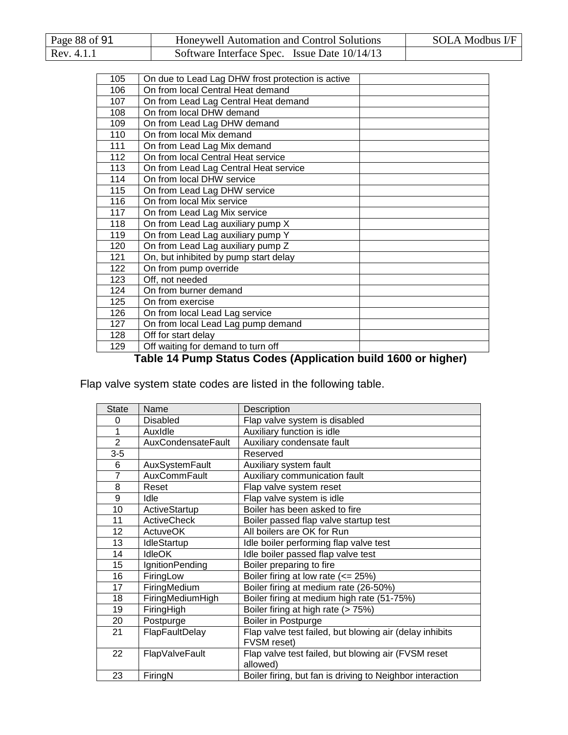| | | |
|---|---|---|
| 105 | On due to Lead Lag DHW frost protection is active | |
| 106 | On from local Central Heat demand | |
| 107 | On from Lead Lag Central Heat demand | |
| 108 | On from local DHW demand | |
| 109 | On from Lead Lag DHW demand | |
| 110 | On from local Mix demand | |
| 111 | On from Lead Lag Mix demand | |
| 112 | On from local Central Heat service | |
| 113 | On from Lead Lag Central Heat service | |
| 114 | On from local DHW service | |
| 115 | On from Lead Lag DHW service | |
| 116 | On from local Mix service | |
| 117 | On from Lead Lag Mix service | |
| 118 | On from Lead Lag auxiliary pump X | |
| 119 | On from Lead Lag auxiliary pump Y | |
| 120 | On from Lead Lag auxiliary pump Z | |
| 121 | On, but inhibited by pump start delay | |
| 122 | On from pump override | |
| 123 | Off, not needed | |
| 124 | On from burner demand | |
| 125 | On from exercise | |
| 126 | On from local Lead Lag service | |
| 127 | On from local Lead Lag pump demand | |
| 128 | Off for start delay | |
| 129 | Off waiting for demand to turn off | |

**Table 14 Pump Status Codes (Application build 1600 or higher)**

Flap valve system state codes are listed in the following table.

| State | Name | Description |
|---|---|---|
| 0 | Disabled | Flap valve system is disabled |
| 1 | AuxIdle | Auxiliary function is idle |
| 2 | AuxCondensateFault | Auxiliary condensate fault |
| 3-5 | | Reserved |
| 6 | AuxSystemFault | Auxiliary system fault |
| 7 | AuxCommFault | Auxiliary communication fault |
| 8 | Reset | Flap valve system reset |
| 9 | Idle | Flap valve system is idle |
| 10 | ActiveStartup | Boiler has been asked to fire |
| 11 | ActiveCheck | Boiler passed flap valve startup test |
| 12 | ActuveOK | All boilers are OK for Run |
| 13 | IdleStartup | Idle boiler performing flap valve test |
| 14 | IdleOK | Idle boiler passed flap valve test |
| 15 | IgnitionPending | Boiler preparing to fire |
| 16 | FiringLow | Boiler firing at low rate (<= 25%) |
| 17 | FiringMedium | Boiler firing at medium rate (26-50%) |
| 18 | FiringMediumHigh | Boiler firing at medium high rate (51-75%) |
| 19 | FiringHigh | Boiler firing at high rate (> 75%) |
| 20 | Postpurge | Boiler in Postpurge |
| 21 | FlapFaultDelay | Flap valve test failed, but blowing air (delay inhibits FVSM reset) |
| 22 | FlapValveFault | Flap valve test failed, but blowing air (FVSM reset allowed) |
| 23 | FiringN | Boiler firing, but fan is driving to Neighbor interaction |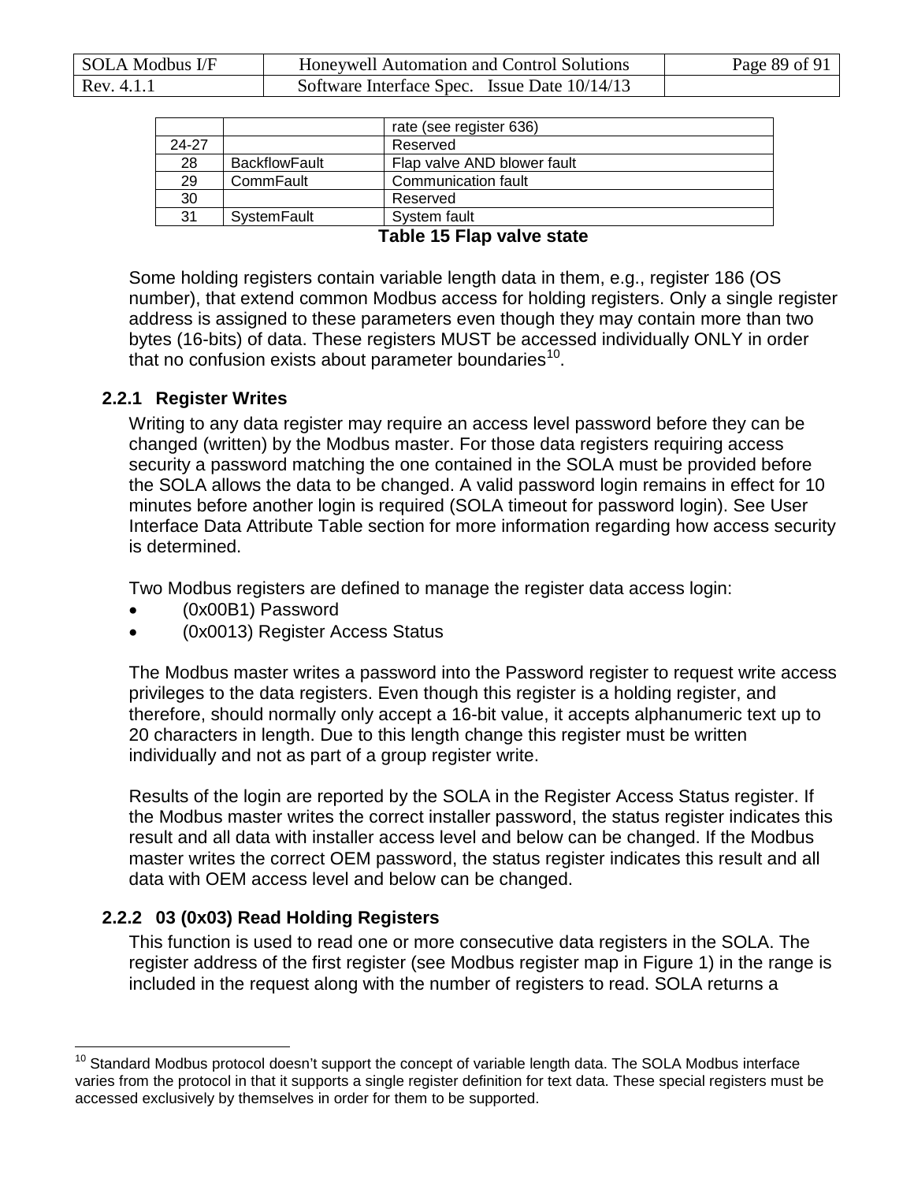| | | rate (see register 636) |
|---|---|---|
| 24-27 | | Reserved |
| 28 | BackflowFault | Flap valve AND blower fault |
| 29 | CommFault | Communication fault |
| 30 | | Reserved |
| 31 | SystemFault | System fault |

**Table 15 Flap valve state**

Some holding registers contain variable length data in them, e.g., register 186 (OS number), that extend common Modbus access for holding registers. Only a single register address is assigned to these parameters even though they may contain more than two bytes (16-bits) of data. These registers MUST be accessed individually ONLY in order that no confusion exists about parameter boundaries[10].

### 2.2.1 Register Writes

Writing to any data register may require an access level password before they can be changed (written) by the Modbus master. For those data registers requiring access security a password matching the one contained in the SOLA must be provided before the SOLA allows the data to be changed. A valid password login remains in effect for 10 minutes before another login is required (SOLA timeout for password login). See User Interface Data Attribute Table section for more information regarding how access security is determined.

Two Modbus registers are defined to manage the register data access login:

- (0x00B1) Password
- (0x0013) Register Access Status

The Modbus master writes a password into the Password register to request write access privileges to the data registers. Even though this register is a holding register, and therefore, should normally only accept a 16-bit value, it accepts alphanumeric text up to 20 characters in length. Due to this length change this register must be written individually and not as part of a group register write.

Results of the login are reported by the SOLA in the Register Access Status register. If the Modbus master writes the correct installer password, the status register indicates this result and all data with installer access level and below can be changed. If the Modbus master writes the correct OEM password, the status register indicates this result and all data with OEM access level and below can be changed.

### 2.2.2 03 (0x03) Read Holding Registers

This function is used to read one or more consecutive data registers in the SOLA. The register address of the first register (see Modbus register map in Figure 1) in the range is included in the request along with the number of registers to read. SOLA returns a

[10] Standard Modbus protocol doesn't support the concept of variable length data. The SOLA Modbus interface varies from the protocol in that it supports a single register definition for text data. These special registers must be accessed exclusively by themselves in order for them to be supported.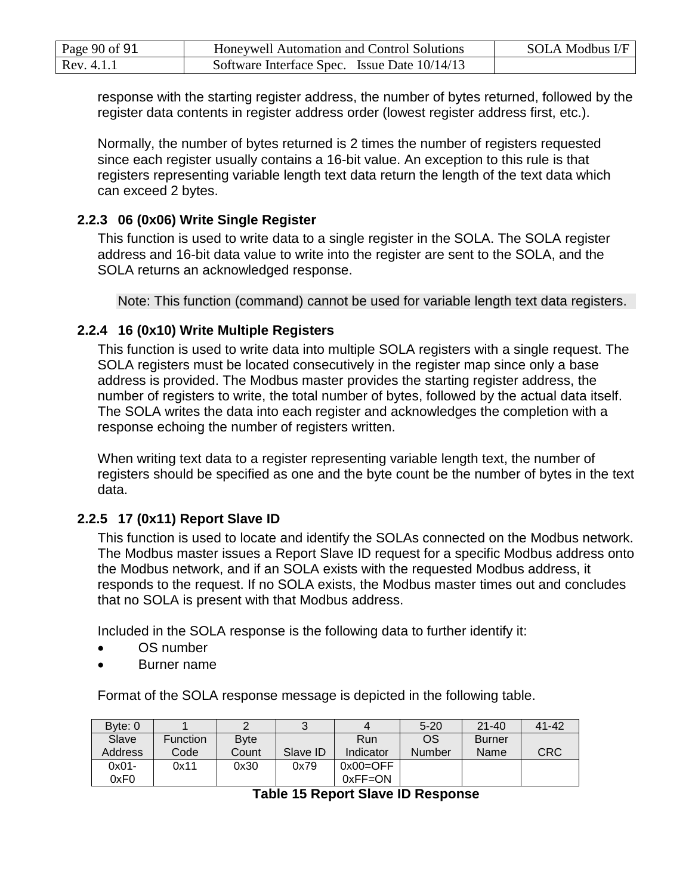response with the starting register address, the number of bytes returned, followed by the register data contents in register address order (lowest register address first, etc.).

Normally, the number of bytes returned is 2 times the number of registers requested since each register usually contains a 16-bit value. An exception to this rule is that registers representing variable length text data return the length of the text data which can exceed 2 bytes.

### 2.2.3 06 (0x06) Write Single Register

This function is used to write data to a single register in the SOLA. The SOLA register address and 16-bit data value to write into the register are sent to the SOLA, and the SOLA returns an acknowledged response.

> Note: This function (command) cannot be used for variable length text data registers.

### 2.2.4 16 (0x10) Write Multiple Registers

This function is used to write data into multiple SOLA registers with a single request. The SOLA registers must be located consecutively in the register map since only a base address is provided. The Modbus master provides the starting register address, the number of registers to write, the total number of bytes, followed by the actual data itself. The SOLA writes the data into each register and acknowledges the completion with a response echoing the number of registers written.

When writing text data to a register representing variable length text, the number of registers should be specified as one and the byte count be the number of bytes in the text data.

### 2.2.5 17 (0x11) Report Slave ID

This function is used to locate and identify the SOLAs connected on the Modbus network. The Modbus master issues a Report Slave ID request for a specific Modbus address onto the Modbus network, and if an SOLA exists with the requested Modbus address, it responds to the request. If no SOLA exists, the Modbus master times out and concludes that no SOLA is present with that Modbus address.

Included in the SOLA response is the following data to further identify it:

- OS number
- Burner name

Format of the SOLA response message is depicted in the following table.

| Byte: 0 | 1 | 2 | 3 | 4 | 5-20 | 21-40 | 41-42 |
|---|---|---|---|---|---|---|---|
| Slave Address | Function Code | Byte Count | Slave ID | Run Indicator | OS Number | Burner Name | CRC |
| 0x01-0xF0 | 0x11 | 0x30 | 0x79 | 0x00=OFF 0xFF=ON | | | |

**Table 15 Report Slave ID Response**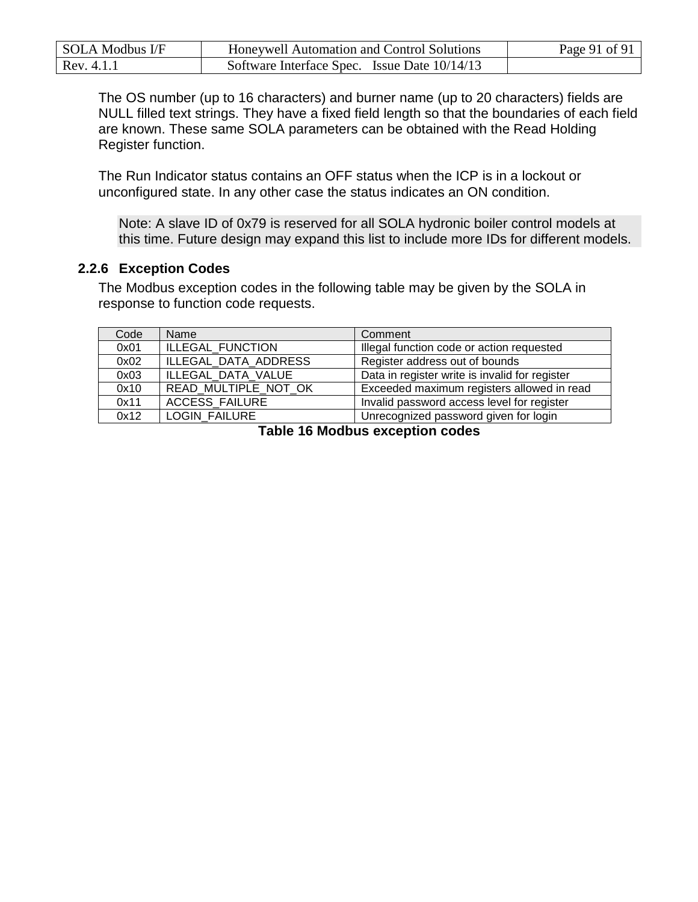The OS number (up to 16 characters) and burner name (up to 20 characters) fields are NULL filled text strings. They have a fixed field length so that the boundaries of each field are known. These same SOLA parameters can be obtained with the Read Holding Register function.

The Run Indicator status contains an OFF status when the ICP is in a lockout or unconfigured state. In any other case the status indicates an ON condition.

> Note: A slave ID of 0x79 is reserved for all SOLA hydronic boiler control models at this time. Future design may expand this list to include more IDs for different models.

### 2.2.6 Exception Codes

The Modbus exception codes in the following table may be given by the SOLA in response to function code requests.

| Code | Name | Comment |
|---|---|---|
| 0x01 | ILLEGAL_FUNCTION | Illegal function code or action requested |
| 0x02 | ILLEGAL_DATA_ADDRESS | Register address out of bounds |
| 0x03 | ILLEGAL_DATA_VALUE | Data in register write is invalid for register |
| 0x10 | READ_MULTIPLE_NOT_OK | Exceeded maximum registers allowed in read |
| 0x11 | ACCESS_FAILURE | Invalid password access level for register |
| 0x12 | LOGIN_FAILURE | Unrecognized password given for login |

**Table 16 Modbus exception codes**